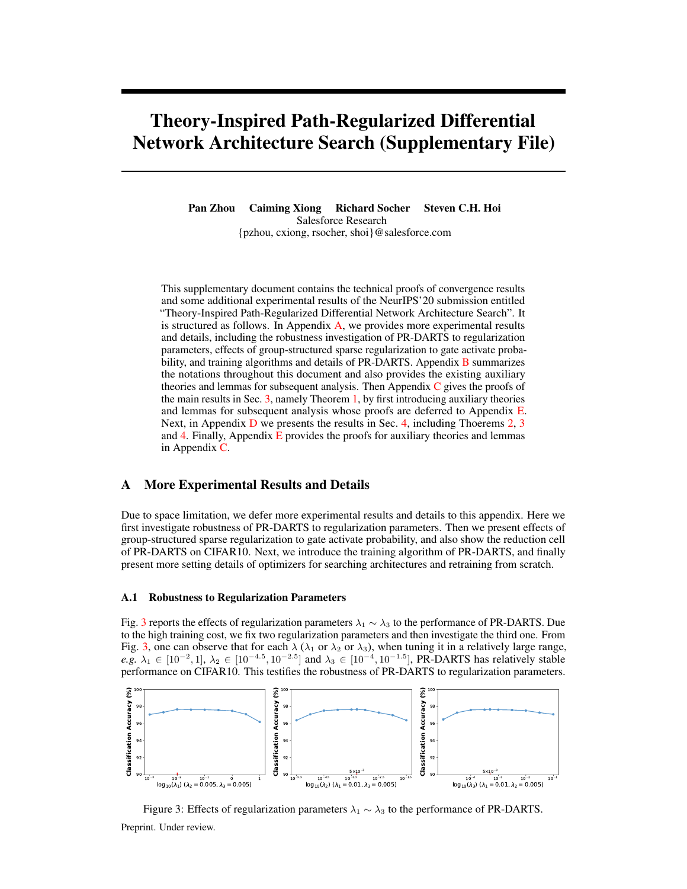# Theory-Inspired Path-Regularized Differential Network Architecture Search (Supplementary File)

**Pan Zhou  Caiming Xiong  Richard Socher  Steven C.H. Hoi**
Salesforce Research
{pzhou, cxiong, rsocher, shoi}@salesforce.com

This supplementary document contains the technical proofs of convergence results and some additional experimental results of the NeurIPS'20 submission entitled "Theory-Inspired Path-Regularized Differential Network Architecture Search". It is structured as follows. In Appendix A, we provides more experimental results and details, including the robustness investigation of PR-DARTS to regularization parameters, effects of group-structured sparse regularization to gate activate probability, and training algorithms and details of PR-DARTS. Appendix B summarizes the notations throughout this document and also provides the existing auxiliary theories and lemmas for subsequent analysis. Then Appendix C gives the proofs of the main results in Sec. 3, namely Theorem 1, by first introducing auxiliary theories and lemmas for subsequent analysis whose proofs are deferred to Appendix E. Next, in Appendix D we presents the results in Sec. 4, including Thoerems 2, 3 and 4. Finally, Appendix E provides the proofs for auxiliary theories and lemmas in Appendix C.

## A More Experimental Results and Details

Due to space limitation, we defer more experimental results and details to this appendix. Here we first investigate robustness of PR-DARTS to regularization parameters. Then we present effects of group-structured sparse regularization to gate activate probability, and also show the reduction cell of PR-DARTS on CIFAR10. Next, we introduce the training algorithm of PR-DARTS, and finally present more setting details of optimizers for searching architectures and retraining from scratch.

### A.1 Robustness to Regularization Parameters

Fig. 3 reports the effects of regularization parameters $\lambda_1 \sim \lambda_3$ to the performance of PR-DARTS. Due to the high training cost, we fix two regularization parameters and then investigate the third one. From Fig. 3, one can observe that for each $\lambda$ ($\lambda_1$ or $\lambda_2$ or $\lambda_3$), when tuning it in a relatively large range, *e.g.* $\lambda_1 \in [10^{-2}, 1]$, $\lambda_2 \in [10^{-4.5}, 10^{-2.5}]$ and $\lambda_3 \in [10^{-4}, 10^{-1.5}]$, PR-DARTS has relatively stable performance on CIFAR10. This testifies the robustness of PR-DARTS to regularization parameters.

Figure 3: Effects of regularization parameters $\lambda_1 \sim \lambda_3$ to the performance of PR-DARTS.

Preprint. Under review.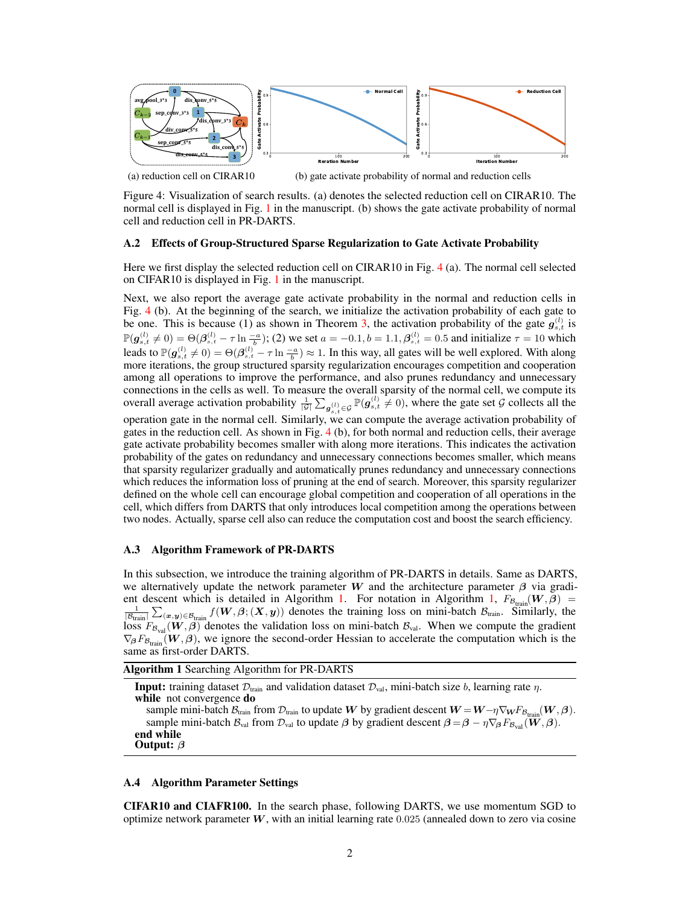(a) reduction cell on CIRAR10 (b) gate activate probability of normal and reduction cells

Figure 4: Visualization of search results. (a) denotes the selected reduction cell on CIRAR10. The normal cell is displayed in Fig. 1 in the manuscript. (b) shows the gate activate probability of normal cell and reduction cell in PR-DARTS.

### A.2 Effects of Group-Structured Sparse Regularization to Gate Activate Probability

Here we first display the selected reduction cell on CIRAR10 in Fig. 4 (a). The normal cell selected on CIFAR10 is displayed in Fig. 1 in the manuscript.

Next, we also report the average gate activate probability in the normal and reduction cells in Fig. 4 (b). At the beginning of the search, we initialize the activation probability of each gate to be one. This is because (1) as shown in Theorem 3, the activation probability of the gate $\boldsymbol{g}_{s,t}^{(l)}$ is $\mathbb{P}(\boldsymbol{g}_{s,t}^{(l)} \neq 0) = \Theta(\boldsymbol{\beta}_{s,t}^{(l)} - \tau \ln \frac{-a}{b})$; (2) we set $a = -0.1, b = 1.1, \boldsymbol{\beta}_{s,t}^{(l)} = 0.5$ and initialize $\tau = 10$ which leads to $\mathbb{P}(\boldsymbol{g}_{s,t}^{(l)} \neq 0) = \Theta(\boldsymbol{\beta}_{s,t}^{(l)} - \tau \ln \frac{-a}{b}) \approx 1$. In this way, all gates will be well explored. With along more iterations, the group structured sparsity regularization encourages competition and cooperation among all operations to improve the performance, and also prunes redundancy and unnecessary connections in the cells as well. To measure the overall sparsity of the normal cell, we compute its overall average activation probability $\frac{1}{|\mathcal{G}|}\sum_{\boldsymbol{g}_{s,t}^{(l)} \in \mathcal{G}} \mathbb{P}(\boldsymbol{g}_{s,t}^{(l)} \neq 0)$, where the gate set $\mathcal{G}$ collects all the operation gate in the normal cell. Similarly, we can compute the average activation probability of gates in the reduction cell. As shown in Fig. 4 (b), for both normal and reduction cells, their average gate activate probability becomes smaller with along more iterations. This indicates the activation probability of the gates on redundancy and unnecessary connections becomes smaller, which means that sparsity regularizer gradually and automatically prunes redundancy and unnecessary connections which reduces the information loss of pruning at the end of search. Moreover, this sparsity regularizer defined on the whole cell can encourage global competition and cooperation of all operations in the cell, which differs from DARTS that only introduces local competition among the operations between two nodes. Actually, sparse cell also can reduce the computation cost and boost the search efficiency.

### A.3 Algorithm Framework of PR-DARTS

In this subsection, we introduce the training algorithm of PR-DARTS in details. Same as DARTS, we alternatively update the network parameter $\boldsymbol{W}$ and the architecture parameter $\boldsymbol{\beta}$ via gradient descent which is detailed in Algorithm 1. For notation in Algorithm 1, $F_{\mathcal{B}_{\text{train}}}(\boldsymbol{W}, \boldsymbol{\beta}) = \frac{1}{|\mathcal{B}_{\text{train}}|}\sum_{(\boldsymbol{x},\boldsymbol{y})\in\mathcal{B}_{\text{train}}} f(\boldsymbol{W}, \boldsymbol{\beta}; (\boldsymbol{X}, \boldsymbol{y}))$ denotes the training loss on mini-batch $\mathcal{B}_{\text{train}}$. Similarly, the loss $F_{\mathcal{B}_{\text{val}}}(\boldsymbol{W}, \boldsymbol{\beta})$ denotes the validation loss on mini-batch $\mathcal{B}_{\text{val}}$. When we compute the gradient $\nabla_{\boldsymbol{\beta}} F_{\mathcal{B}_{\text{train}}}(\boldsymbol{W}, \boldsymbol{\beta})$, we ignore the second-order Hessian to accelerate the computation which is the same as first-order DARTS.

**Algorithm 1** Searching Algorithm for PR-DARTS

**Input:** training dataset $\mathcal{D}_{\text{train}}$ and validation dataset $\mathcal{D}_{\text{val}}$, mini-batch size $b$, learning rate $\eta$.
**while** not convergence **do**
  sample mini-batch $\mathcal{B}_{\text{train}}$ from $\mathcal{D}_{\text{train}}$ to update $\boldsymbol{W}$ by gradient descent $\boldsymbol{W} = \boldsymbol{W} - \eta\nabla_{\boldsymbol{W}} F_{\mathcal{B}_{\text{train}}}(\boldsymbol{W}, \boldsymbol{\beta})$.
  sample mini-batch $\mathcal{B}_{\text{val}}$ from $\mathcal{D}_{\text{val}}$ to update $\boldsymbol{\beta}$ by gradient descent $\boldsymbol{\beta} = \boldsymbol{\beta} - \eta\nabla_{\boldsymbol{\beta}} F_{\mathcal{B}_{\text{val}}}(\boldsymbol{W}, \boldsymbol{\beta})$.
**end while**
**Output:** $\boldsymbol{\beta}$

### A.4 Algorithm Parameter Settings

**CIFAR10 and CIAFR100.** In the search phase, following DARTS, we use momentum SGD to optimize network parameter $\boldsymbol{W}$, with an initial learning rate $0.025$ (annealed down to zero via cosine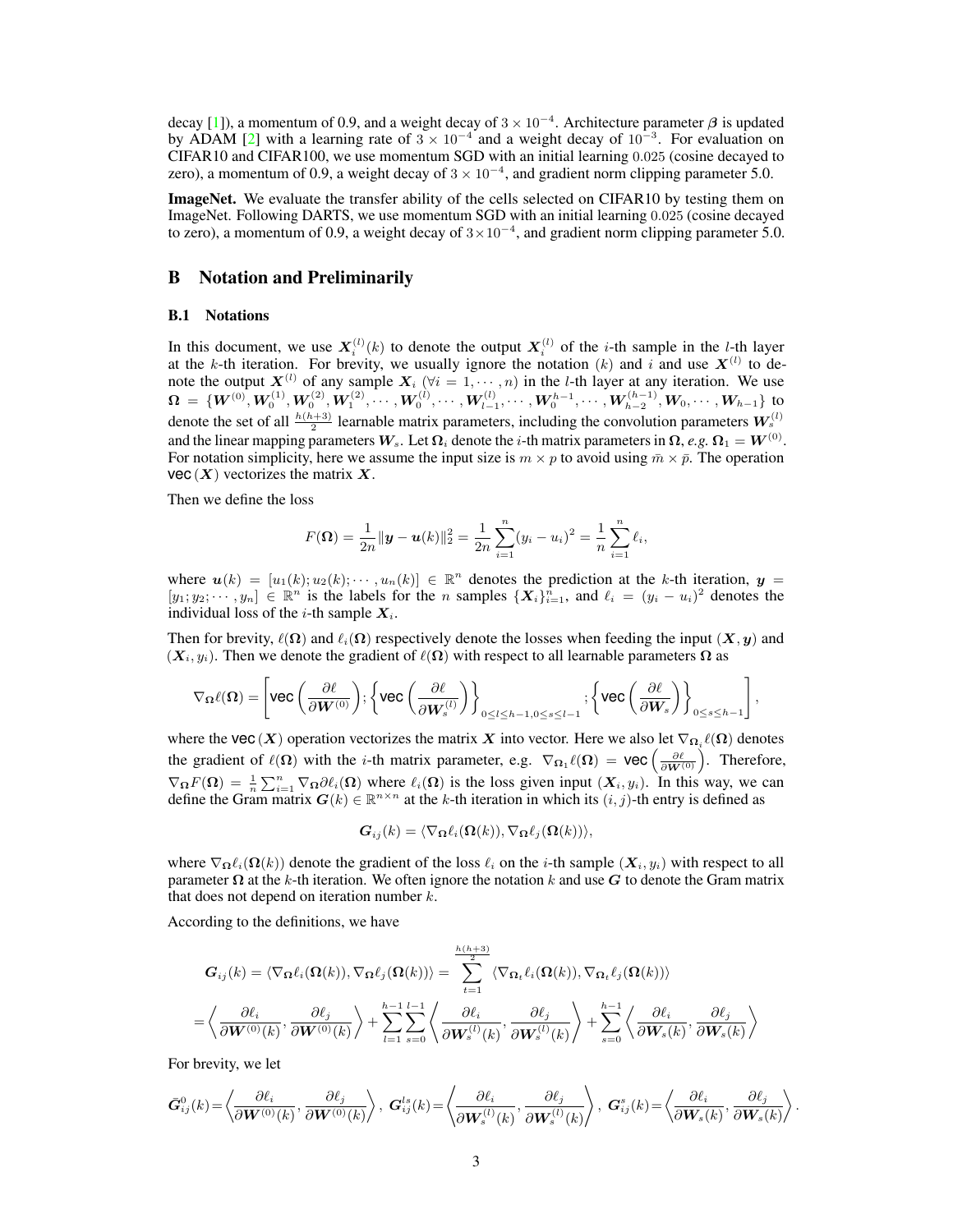decay [1]), a momentum of 0.9, and a weight decay of $3 \times 10^{-4}$. Architecture parameter $\boldsymbol{\beta}$ is updated by ADAM [2] with a learning rate of $3 \times 10^{-4}$ and a weight decay of $10^{-3}$. For evaluation on CIFAR10 and CIFAR100, we use momentum SGD with an initial learning $0.025$ (cosine decayed to zero), a momentum of 0.9, a weight decay of $3 \times 10^{-4}$, and gradient norm clipping parameter 5.0.

**ImageNet.** We evaluate the transfer ability of the cells selected on CIFAR10 by testing them on ImageNet. Following DARTS, we use momentum SGD with an initial learning $0.025$ (cosine decayed to zero), a momentum of 0.9, a weight decay of $3 \times 10^{-4}$, and gradient norm clipping parameter 5.0.

## B Notation and Preliminarily

### B.1 Notations

In this document, we use $\boldsymbol{X}_i^{(l)}(k)$ to denote the output $\boldsymbol{X}_i^{(l)}$ of the $i$-th sample in the $l$-th layer at the $k$-th iteration. For brevity, we usually ignore the notation $(k)$ and $i$ and use $\boldsymbol{X}^{(l)}$ to denote the output $\boldsymbol{X}^{(l)}$ of any sample $\boldsymbol{X}_i$ ($\forall i = 1, \cdots, n$) in the $l$-th layer at any iteration. We use $\boldsymbol{\Omega} = \{\boldsymbol{W}^{(0)}, \boldsymbol{W}_0^{(1)}, \boldsymbol{W}_0^{(2)}, \boldsymbol{W}_1^{(2)}, \cdots, \boldsymbol{W}_0^{(l)}, \cdots, \boldsymbol{W}_{l-1}^{(l)}, \cdots, \boldsymbol{W}_0^{h-1}, \cdots, \boldsymbol{W}_{h-2}^{(h-1)}, \boldsymbol{W}_0, \cdots, \boldsymbol{W}_{h-1}\}$ to denote the set of all $\frac{h(h+3)}{2}$ learnable matrix parameters, including the convolution parameters $\boldsymbol{W}_s^{(l)}$ and the linear mapping parameters $\boldsymbol{W}_s$. Let $\boldsymbol{\Omega}_i$ denote the $i$-th matrix parameters in $\boldsymbol{\Omega}$, *e.g.* $\boldsymbol{\Omega}_1 = \boldsymbol{W}^{(0)}$. For notation simplicity, here we assume the input size is $m \times p$ to avoid using $\bar{m} \times \bar{p}$. The operation $\mathsf{vec}(\boldsymbol{X})$ vectorizes the matrix $\boldsymbol{X}$.

Then we define the loss

$$F(\boldsymbol{\Omega}) = \frac{1}{2n}\|\boldsymbol{y} - \boldsymbol{u}(k)\|_2^2 = \frac{1}{2n}\sum_{i=1}^{n}(y_i - u_i)^2 = \frac{1}{n}\sum_{i=1}^{n}\ell_i,$$

where $\boldsymbol{u}(k) = [u_1(k); u_2(k); \cdots, u_n(k)] \in \mathbb{R}^n$ denotes the prediction at the $k$-th iteration, $\boldsymbol{y} = [y_1; y_2; \cdots, y_n] \in \mathbb{R}^n$ is the labels for the $n$ samples $\{\boldsymbol{X}_i\}_{i=1}^n$, and $\ell_i = (y_i - u_i)^2$ denotes the individual loss of the $i$-th sample $\boldsymbol{X}_i$.

Then for brevity, $\ell(\boldsymbol{\Omega})$ and $\ell_i(\boldsymbol{\Omega})$ respectively denote the losses when feeding the input $(\boldsymbol{X}, \boldsymbol{y})$ and $(\boldsymbol{X}_i, y_i)$. Then we denote the gradient of $\ell(\boldsymbol{\Omega})$ with respect to all learnable parameters $\boldsymbol{\Omega}$ as

$$\nabla_{\boldsymbol{\Omega}}\ell(\boldsymbol{\Omega}) = \left[\mathsf{vec}\left(\frac{\partial \ell}{\partial \boldsymbol{W}^{(0)}}\right); \left\{\mathsf{vec}\left(\frac{\partial \ell}{\partial \boldsymbol{W}_s^{(l)}}\right)\right\}_{0 \le l \le h-1, 0 \le s \le l-1}; \left\{\mathsf{vec}\left(\frac{\partial \ell}{\partial \boldsymbol{W}_s}\right)\right\}_{0 \le s \le h-1}\right],$$

where the $\mathsf{vec}(\boldsymbol{X})$ operation vectorizes the matrix $\boldsymbol{X}$ into vector. Here we also let $\nabla_{\boldsymbol{\Omega}_i}\ell(\boldsymbol{\Omega})$ denotes the gradient of $\ell(\boldsymbol{\Omega})$ with the $i$-th matrix parameter, e.g. $\nabla_{\boldsymbol{\Omega}_1}\ell(\boldsymbol{\Omega}) = \mathsf{vec}\left(\frac{\partial \ell}{\partial \boldsymbol{W}^{(0)}}\right)$. Therefore, $\nabla_{\boldsymbol{\Omega}}F(\boldsymbol{\Omega}) = \frac{1}{n}\sum_{i=1}^{n}\nabla_{\boldsymbol{\Omega}}\partial\ell_i(\boldsymbol{\Omega})$ where $\ell_i(\boldsymbol{\Omega})$ is the loss given input $(\boldsymbol{X}_i, y_i)$. In this way, we can define the Gram matrix $\boldsymbol{G}(k) \in \mathbb{R}^{n \times n}$ at the $k$-th iteration in which its $(i,j)$-th entry is defined as

$$\boldsymbol{G}_{ij}(k) = \langle \nabla_{\boldsymbol{\Omega}}\ell_i(\boldsymbol{\Omega}(k)), \nabla_{\boldsymbol{\Omega}}\ell_j(\boldsymbol{\Omega}(k))\rangle,$$

where $\nabla_{\boldsymbol{\Omega}}\ell_i(\boldsymbol{\Omega}(k))$ denote the gradient of the loss $\ell_i$ on the $i$-th sample $(\boldsymbol{X}_i, y_i)$ with respect to all parameter $\boldsymbol{\Omega}$ at the $k$-th iteration. We often ignore the notation $k$ and use $\boldsymbol{G}$ to denote the Gram matrix that does not depend on iteration number $k$.

According to the definitions, we have

$$\begin{aligned}
\boldsymbol{G}_{ij}(k) &= \langle \nabla_{\boldsymbol{\Omega}}\ell_i(\boldsymbol{\Omega}(k)), \nabla_{\boldsymbol{\Omega}}\ell_j(\boldsymbol{\Omega}(k))\rangle = \sum_{t=1}^{\frac{h(h+3)}{2}}\langle \nabla_{\boldsymbol{\Omega}_t}\ell_i(\boldsymbol{\Omega}(k)), \nabla_{\boldsymbol{\Omega}_t}\ell_j(\boldsymbol{\Omega}(k))\rangle \\
&= \left\langle \frac{\partial \ell_i}{\partial \boldsymbol{W}^{(0)}(k)}, \frac{\partial \ell_j}{\partial \boldsymbol{W}^{(0)}(k)}\right\rangle + \sum_{l=1}^{h-1}\sum_{s=0}^{l-1}\left\langle \frac{\partial \ell_i}{\partial \boldsymbol{W}_s^{(l)}(k)}, \frac{\partial \ell_j}{\partial \boldsymbol{W}_s^{(l)}(k)}\right\rangle + \sum_{s=0}^{h-1}\left\langle \frac{\partial \ell_i}{\partial \boldsymbol{W}_s(k)}, \frac{\partial \ell_j}{\partial \boldsymbol{W}_s(k)}\right\rangle
\end{aligned}$$

For brevity, we let

$$\bar{\boldsymbol{G}}_{ij}^{0}(k) = \left\langle \frac{\partial \ell_i}{\partial \boldsymbol{W}^{(0)}(k)}, \frac{\partial \ell_j}{\partial \boldsymbol{W}^{(0)}(k)}\right\rangle,\ \boldsymbol{G}_{ij}^{ls}(k) = \left\langle \frac{\partial \ell_i}{\partial \boldsymbol{W}_s^{(l)}(k)}, \frac{\partial \ell_j}{\partial \boldsymbol{W}_s^{(l)}(k)}\right\rangle,\ \boldsymbol{G}_{ij}^{s}(k) = \left\langle \frac{\partial \ell_i}{\partial \boldsymbol{W}_s(k)}, \frac{\partial \ell_j}{\partial \boldsymbol{W}_s(k)}\right\rangle.$$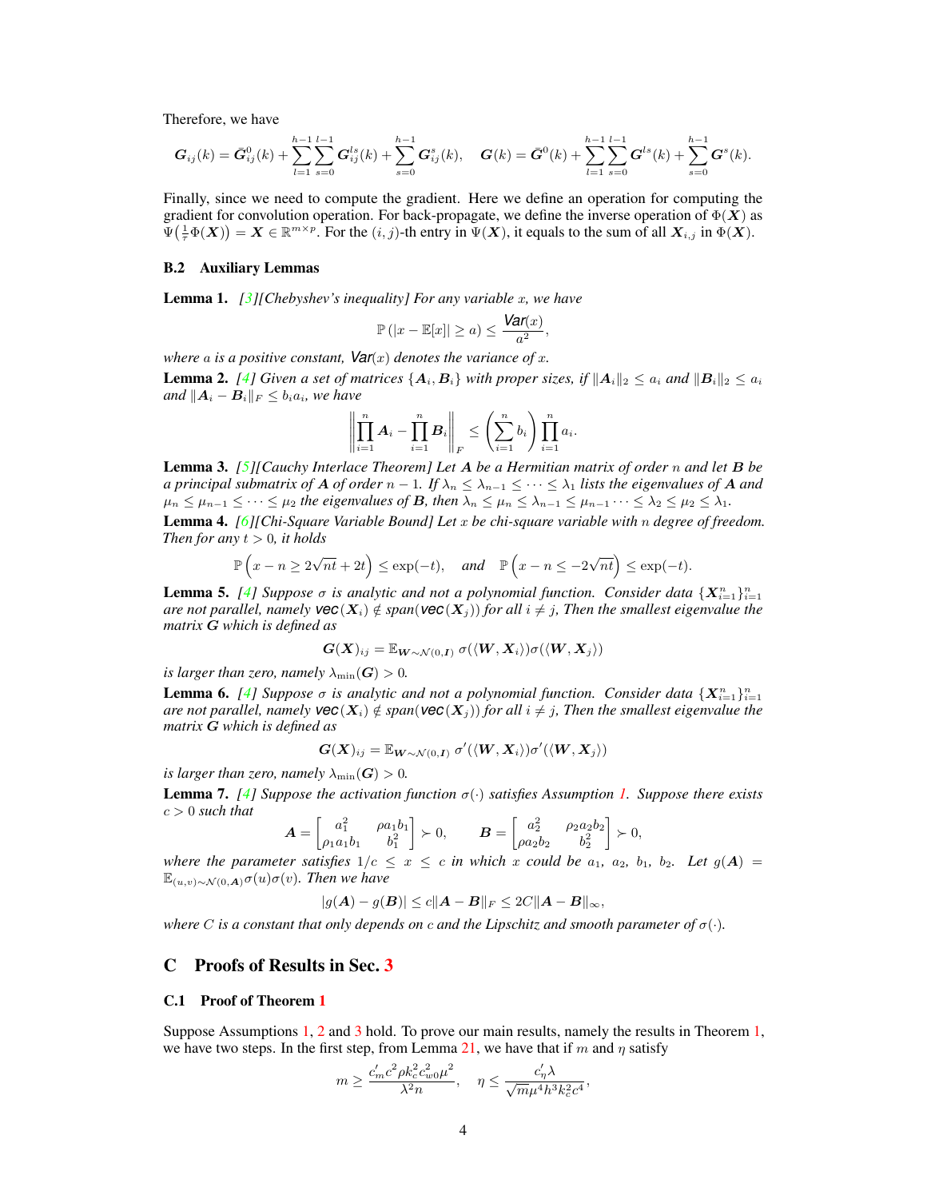Therefore, we have

$$
\boldsymbol{G}_{ij}(k) = \bar{\boldsymbol{G}}^0_{ij}(k) + \sum_{l=1}^{h-1}\sum_{s=0}^{l-1} \boldsymbol{G}^{ls}_{ij}(k) + \sum_{s=0}^{h-1} \boldsymbol{G}^{s}_{ij}(k), \quad \boldsymbol{G}(k) = \bar{\boldsymbol{G}}^0(k) + \sum_{l=1}^{h-1}\sum_{s=0}^{l-1} \boldsymbol{G}^{ls}(k) + \sum_{s=0}^{h-1} \boldsymbol{G}^{s}(k).
$$

Finally, since we need to compute the gradient. Here we define an operation for computing the gradient for convolution operation. For back-propagate, we define the inverse operation of $\Phi(\boldsymbol{X})$ as $\Psi\big(\frac{1}{\tau}\Phi(\boldsymbol{X})\big) = \boldsymbol{X} \in \mathbb{R}^{m\times p}$. For the $(i,j)$-th entry in $\Psi(\boldsymbol{X})$, it equals to the sum of all $\boldsymbol{X}_{i,j}$ in $\Phi(\boldsymbol{X})$.

### B.2 Auxiliary Lemmas

**Lemma 1.** *[3][Chebyshev's inequality] For any variable $x$, we have*

$$
\mathbb{P}\left(|x - \mathbb{E}[x]| \geq a\right) \leq \frac{\mathrm{Var}(x)}{a^2},
$$

*where $a$ is a positive constant, $\mathrm{Var}(x)$ denotes the variance of $x$.*

**Lemma 2.** *[4] Given a set of matrices $\{\boldsymbol{A}_i, \boldsymbol{B}_i\}$ with proper sizes, if $\|\boldsymbol{A}_i\|_2 \leq a_i$ and $\|\boldsymbol{B}_i\|_2 \leq a_i$ and $\|\boldsymbol{A}_i - \boldsymbol{B}_i\|_F \leq b_i a_i$, we have*

$$
\left\| \prod_{i=1}^{n} \boldsymbol{A}_i - \prod_{i=1}^{n} \boldsymbol{B}_i \right\|_F \leq \left(\sum_{i=1}^{n} b_i\right) \prod_{i=1}^{n} a_i.
$$

**Lemma 3.** *[5][Cauchy Interlace Theorem] Let $\boldsymbol{A}$ be a Hermitian matrix of order $n$ and let $\boldsymbol{B}$ be a principal submatrix of $\boldsymbol{A}$ of order $n-1$. If $\lambda_n \leq \lambda_{n-1} \leq \cdots \leq \lambda_1$ lists the eigenvalues of $\boldsymbol{A}$ and $\mu_n \leq \mu_{n-1} \leq \cdots \leq \mu_2$ the eigenvalues of $\boldsymbol{B}$, then $\lambda_n \leq \mu_n \leq \lambda_{n-1} \leq \mu_{n-1} \cdots \leq \lambda_2 \leq \mu_2 \leq \lambda_1$.*

**Lemma 4.** *[6][Chi-Square Variable Bound] Let $x$ be chi-square variable with $n$ degree of freedom. Then for any $t > 0$, it holds*

$$
\mathbb{P}\left(x - n \geq 2\sqrt{nt} + 2t\right) \leq \exp(-t), \quad \text{and} \quad \mathbb{P}\left(x - n \leq -2\sqrt{nt}\right) \leq \exp(-t).
$$

**Lemma 5.** *[4] Suppose $\sigma$ is analytic and not a polynomial function. Consider data $\{\boldsymbol{X}^n_{i=1}\}_{i=1}^n$ are not parallel, namely $\mathrm{vec}(\boldsymbol{X}_i) \notin \mathrm{span}(\mathrm{vec}(\boldsymbol{X}_j))$ for all $i \neq j$, Then the smallest eigenvalue the matrix $\boldsymbol{G}$ which is defined as*

$$
\boldsymbol{G}(\boldsymbol{X})_{ij} = \mathbb{E}_{\boldsymbol{W}\sim\mathcal{N}(0,\boldsymbol{I})}\ \sigma(\langle \boldsymbol{W}, \boldsymbol{X}_i\rangle)\sigma(\langle \boldsymbol{W}, \boldsymbol{X}_j\rangle)
$$

*is larger than zero, namely $\lambda_{\min}(\boldsymbol{G}) > 0$.*

**Lemma 6.** *[4] Suppose $\sigma$ is analytic and not a polynomial function. Consider data $\{\boldsymbol{X}^n_{i=1}\}_{i=1}^n$ are not parallel, namely $\mathrm{vec}(\boldsymbol{X}_i) \notin \mathrm{span}(\mathrm{vec}(\boldsymbol{X}_j))$ for all $i \neq j$, Then the smallest eigenvalue the matrix $\boldsymbol{G}$ which is defined as*

$$
\boldsymbol{G}(\boldsymbol{X})_{ij} = \mathbb{E}_{\boldsymbol{W}\sim\mathcal{N}(0,\boldsymbol{I})}\ \sigma'(\langle \boldsymbol{W}, \boldsymbol{X}_i\rangle)\sigma'(\langle \boldsymbol{W}, \boldsymbol{X}_j\rangle)
$$

*is larger than zero, namely $\lambda_{\min}(\boldsymbol{G}) > 0$.*

**Lemma 7.** *[4] Suppose the activation function $\sigma(\cdot)$ satisfies Assumption 1. Suppose there exists $c > 0$ such that*

$$
\boldsymbol{A} = \begin{bmatrix} a_1^2 & \rho a_1 b_1 \\ \rho_1 a_1 b_1 & b_1^2 \end{bmatrix} \succ 0, \qquad \boldsymbol{B} = \begin{bmatrix} a_2^2 & \rho_2 a_2 b_2 \\ \rho a_2 b_2 & b_2^2 \end{bmatrix} \succ 0,
$$

*where the parameter satisfies $1/c \leq x \leq c$ in which $x$ could be $a_1$, $a_2$, $b_1$, $b_2$. Let $g(\boldsymbol{A}) = \mathbb{E}_{(u,v)\sim\mathcal{N}(0,\boldsymbol{A})}\sigma(u)\sigma(v)$. Then we have*

$$
|g(\boldsymbol{A}) - g(\boldsymbol{B})| \leq c\|\boldsymbol{A} - \boldsymbol{B}\|_F \leq 2C\|\boldsymbol{A} - \boldsymbol{B}\|_\infty,
$$

*where $C$ is a constant that only depends on $c$ and the Lipschitz and smooth parameter of $\sigma(\cdot)$.*

## C Proofs of Results in Sec. 3

### C.1 Proof of Theorem 1

Suppose Assumptions 1, 2 and 3 hold. To prove our main results, namely the results in Theorem 1, we have two steps. In the first step, from Lemma 21, we have that if $m$ and $\eta$ satisfy

$$
m \geq \frac{c_m' c^2 \rho k_c^2 c_{w0}^2 \mu^2}{\lambda^2 n}, \quad \eta \leq \frac{c_\eta' \lambda}{\sqrt{m}\mu^4 h^3 k_c^2 c^4},
$$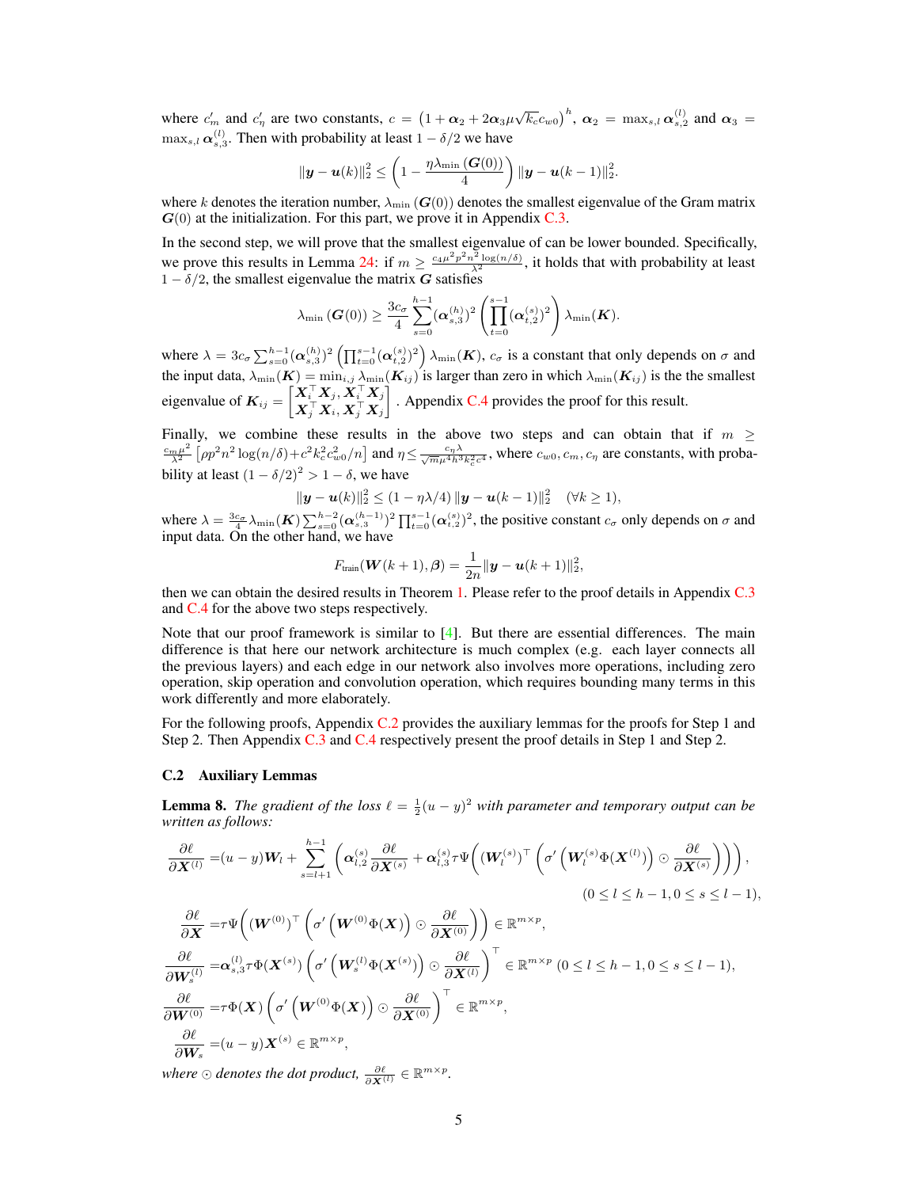where $c'_m$ and $c'_\eta$ are two constants, $c = \left(1 + \boldsymbol{\alpha}_2 + 2\boldsymbol{\alpha}_3 \mu \sqrt{k_c} c_{w0}\right)^h$, $\boldsymbol{\alpha}_2 = \max_{s,l} \boldsymbol{\alpha}_{s,2}^{(l)}$ and $\boldsymbol{\alpha}_3 = \max_{s,l} \boldsymbol{\alpha}_{s,3}^{(l)}$. Then with probability at least $1 - \delta/2$ we have

$$\|\boldsymbol{y} - \boldsymbol{u}(k)\|_2^2 \leq \left(1 - \frac{\eta \lambda_{\min}(\boldsymbol{G}(0))}{4}\right) \|\boldsymbol{y} - \boldsymbol{u}(k-1)\|_2^2.$$

where $k$ denotes the iteration number, $\lambda_{\min}(\boldsymbol{G}(0))$ denotes the smallest eigenvalue of the Gram matrix $\boldsymbol{G}(0)$ at the initialization. For this part, we prove it in Appendix C.3.

In the second step, we will prove that the smallest eigenvalue of can be lower bounded. Specifically, we prove this results in Lemma 24: if $m \geq \frac{c_4 \mu^2 p^2 n^2 \log(n/\delta)}{\lambda^2}$, it holds that with probability at least $1 - \delta/2$, the smallest eigenvalue the matrix $\boldsymbol{G}$ satisfies

$$\lambda_{\min}(\boldsymbol{G}(0)) \geq \frac{3c_\sigma}{4} \sum_{s=0}^{h-1} (\boldsymbol{\alpha}_{s,3}^{(h)})^2 \left(\prod_{t=0}^{s-1} (\boldsymbol{\alpha}_{t,2}^{(s)})^2\right) \lambda_{\min}(\boldsymbol{K}).$$

where $\lambda = 3c_\sigma \sum_{s=0}^{h-1} (\boldsymbol{\alpha}_{s,3}^{(h)})^2 \left(\prod_{t=0}^{s-1} (\boldsymbol{\alpha}_{t,2}^{(s)})^2\right) \lambda_{\min}(\boldsymbol{K})$, $c_\sigma$ is a constant that only depends on $\sigma$ and the input data, $\lambda_{\min}(\boldsymbol{K}) = \min_{i,j} \lambda_{\min}(\boldsymbol{K}_{ij})$ is larger than zero in which $\lambda_{\min}(\boldsymbol{K}_{ij})$ is the the smallest eigenvalue of $\boldsymbol{K}_{ij} = \begin{bmatrix} \boldsymbol{X}_i^\top \boldsymbol{X}_j, \boldsymbol{X}_i^\top \boldsymbol{X}_j \\ \boldsymbol{X}_j^\top \boldsymbol{X}_i, \boldsymbol{X}_j^\top \boldsymbol{X}_j \end{bmatrix}$. Appendix C.4 provides the proof for this result.

Finally, we combine these results in the above two steps and can obtain that if $m \geq \frac{c_m \mu^2}{\lambda^2}\left[\rho p^2 n^2 \log(n/\delta) + c^2 k_c^2 c_{w0}^2/n\right]$ and $\eta \leq \frac{c_\eta \lambda}{\sqrt{m} \mu^4 h^3 k_c^2 c^4}$, where $c_{w0}, c_m, c_\eta$ are constants, with probability at least $(1 - \delta/2)^2 > 1 - \delta$, we have

$$\|\boldsymbol{y} - \boldsymbol{u}(k)\|_2^2 \leq (1 - \eta\lambda/4) \|\boldsymbol{y} - \boldsymbol{u}(k-1)\|_2^2 \quad (\forall k \geq 1),$$

where $\lambda = \frac{3c_\sigma}{4} \lambda_{\min}(\boldsymbol{K}) \sum_{s=0}^{h-2} (\boldsymbol{\alpha}_{s,3}^{(h-1)})^2 \prod_{t=0}^{s-1} (\boldsymbol{\alpha}_{t,2}^{(s)})^2$, the positive constant $c_\sigma$ only depends on $\sigma$ and input data. On the other hand, we have

$$F_{\text{train}}(\boldsymbol{W}(k+1), \boldsymbol{\beta}) = \frac{1}{2n} \|\boldsymbol{y} - \boldsymbol{u}(k+1)\|_2^2,$$

then we can obtain the desired results in Theorem 1. Please refer to the proof details in Appendix C.3 and C.4 for the above two steps respectively.

Note that our proof framework is similar to [4]. But there are essential differences. The main difference is that here our network architecture is much complex (e.g. each layer connects all the previous layers) and each edge in our network also involves more operations, including zero operation, skip operation and convolution operation, which requires bounding many terms in this work differently and more elaborately.

For the following proofs, Appendix C.2 provides the auxiliary lemmas for the proofs for Step 1 and Step 2. Then Appendix C.3 and C.4 respectively present the proof details in Step 1 and Step 2.

### C.2 Auxiliary Lemmas

**Lemma 8.** *The gradient of the loss $\ell = \frac{1}{2}(u - y)^2$ with parameter and temporary output can be written as follows:*

$$\begin{aligned}
\frac{\partial \ell}{\partial \boldsymbol{X}^{(l)}} &= (u - y)\boldsymbol{W}_l + \sum_{s=l+1}^{h-1} \left(\boldsymbol{\alpha}_{l,2}^{(s)} \frac{\partial \ell}{\partial \boldsymbol{X}^{(s)}} + \boldsymbol{\alpha}_{l,3}^{(s)} \tau \Psi\left((\boldsymbol{W}_l^{(s)})^\top \left(\sigma'\left(\boldsymbol{W}_l^{(s)} \Phi(\boldsymbol{X}^{(l)})\right) \odot \frac{\partial \ell}{\partial \boldsymbol{X}^{(s)}}\right)\right)\right), \\
&\qquad\qquad\qquad\qquad\qquad\qquad\qquad\qquad\qquad\qquad\qquad\qquad (0 \leq l \leq h-1, 0 \leq s \leq l-1), \\
\frac{\partial \ell}{\partial \boldsymbol{X}} &= \tau \Psi\left((\boldsymbol{W}^{(0)})^\top \left(\sigma'\left(\boldsymbol{W}^{(0)} \Phi(\boldsymbol{X})\right) \odot \frac{\partial \ell}{\partial \boldsymbol{X}^{(0)}}\right)\right) \in \mathbb{R}^{m \times p}, \\
\frac{\partial \ell}{\partial \boldsymbol{W}_s^{(l)}} &= \boldsymbol{\alpha}_{s,3}^{(l)} \tau \Phi(\boldsymbol{X}^{(s)}) \left(\sigma'\left(\boldsymbol{W}_s^{(l)} \Phi(\boldsymbol{X}^{(s)})\right) \odot \frac{\partial \ell}{\partial \boldsymbol{X}^{(l)}}\right)^\top \in \mathbb{R}^{m \times p} \ (0 \leq l \leq h-1, 0 \leq s \leq l-1), \\
\frac{\partial \ell}{\partial \boldsymbol{W}^{(0)}} &= \tau \Phi(\boldsymbol{X}) \left(\sigma'\left(\boldsymbol{W}^{(0)} \Phi(\boldsymbol{X})\right) \odot \frac{\partial \ell}{\partial \boldsymbol{X}^{(0)}}\right)^\top \in \mathbb{R}^{m \times p}, \\
\frac{\partial \ell}{\partial \boldsymbol{W}_s} &= (u - y)\boldsymbol{X}^{(s)} \in \mathbb{R}^{m \times p},
\end{aligned}$$

*where $\odot$ denotes the dot product, $\frac{\partial \ell}{\partial \boldsymbol{X}^{(l)}} \in \mathbb{R}^{m \times p}$.*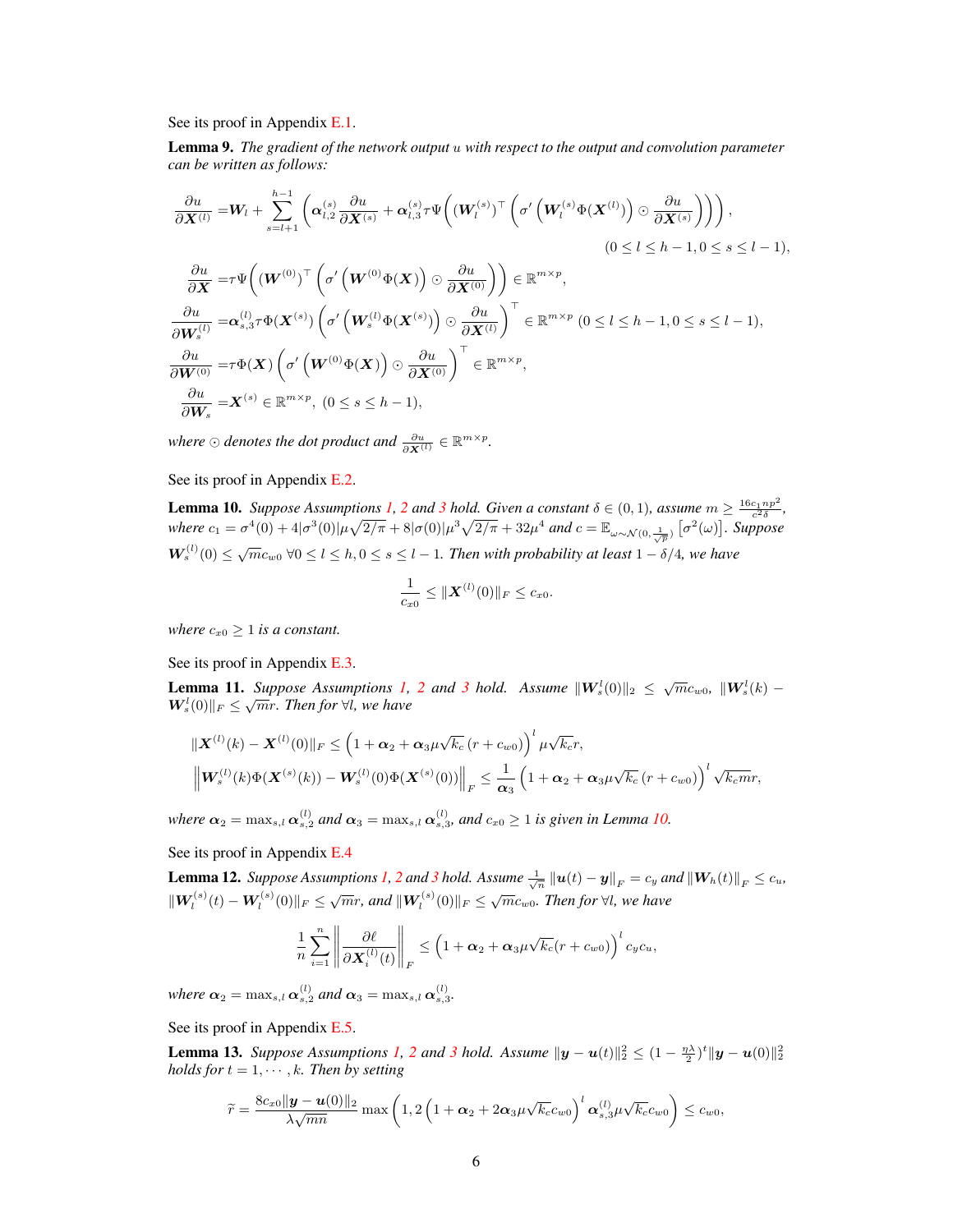See its proof in Appendix E.1.

**Lemma 9.** *The gradient of the network output $u$ with respect to the output and convolution parameter can be written as follows:*

$$
\begin{aligned}
\frac{\partial u}{\partial \boldsymbol{X}^{(l)}} =& \boldsymbol{W}_l + \sum_{s=l+1}^{h-1} \left( \boldsymbol{\alpha}_{l,2}^{(s)} \frac{\partial u}{\partial \boldsymbol{X}^{(s)}} + \boldsymbol{\alpha}_{l,3}^{(s)} \tau \Psi \Big( (\boldsymbol{W}_l^{(s)})^\top \Big( \sigma' \Big( \boldsymbol{W}_l^{(s)} \Phi(\boldsymbol{X}^{(l)}) \Big) \odot \frac{\partial u}{\partial \boldsymbol{X}^{(s)}} \Big) \Big) \right), \\
& \hspace{20em} (0 \leq l \leq h-1, 0 \leq s \leq l-1), \\
\frac{\partial u}{\partial \boldsymbol{X}} =& \tau \Psi \Big( (\boldsymbol{W}^{(0)})^\top \Big( \sigma' \Big( \boldsymbol{W}^{(0)} \Phi(\boldsymbol{X}) \Big) \odot \frac{\partial u}{\partial \boldsymbol{X}^{(0)}} \Big) \Big) \in \mathbb{R}^{m \times p}, \\
\frac{\partial u}{\partial \boldsymbol{W}_s^{(l)}} =& \boldsymbol{\alpha}_{s,3}^{(l)} \tau \Phi(\boldsymbol{X}^{(s)}) \Big( \sigma' \Big( \boldsymbol{W}_s^{(l)} \Phi(\boldsymbol{X}^{(s)}) \Big) \odot \frac{\partial u}{\partial \boldsymbol{X}^{(l)}} \Big)^\top \in \mathbb{R}^{m \times p} \ (0 \leq l \leq h-1, 0 \leq s \leq l-1), \\
\frac{\partial u}{\partial \boldsymbol{W}^{(0)}} =& \tau \Phi(\boldsymbol{X}) \Big( \sigma' \Big( \boldsymbol{W}^{(0)} \Phi(\boldsymbol{X}) \Big) \odot \frac{\partial u}{\partial \boldsymbol{X}^{(0)}} \Big)^\top \in \mathbb{R}^{m \times p}, \\
\frac{\partial u}{\partial \boldsymbol{W}_s} =& \boldsymbol{X}^{(s)} \in \mathbb{R}^{m \times p}, \ (0 \leq s \leq h-1),
\end{aligned}
$$

*where $\odot$ denotes the dot product and $\frac{\partial u}{\partial \boldsymbol{X}^{(l)}} \in \mathbb{R}^{m \times p}$.*

See its proof in Appendix E.2.

**Lemma 10.** *Suppose Assumptions 1, 2 and 3 hold. Given a constant $\delta \in (0,1)$, assume $m \geq \frac{16 c_1 n p^2}{c^2 \delta}$, where $c_1 = \sigma^4(0) + 4|\sigma^3(0)|\mu\sqrt{2/\pi} + 8|\sigma(0)|\mu^3\sqrt{2/\pi} + 32\mu^4$ and $c = \mathbb{E}_{\omega \sim \mathcal{N}(0, \frac{1}{\sqrt{p}})} \left[ \sigma^2(\omega) \right]$. Suppose $\boldsymbol{W}_s^{(l)}(0) \leq \sqrt{m} c_{w0}$ $\forall 0 \leq l \leq h, 0 \leq s \leq l-1$. Then with probability at least $1 - \delta/4$, we have*

$$
\frac{1}{c_{x0}} \leq \|\boldsymbol{X}^{(l)}(0)\|_F \leq c_{x0}.
$$

*where $c_{x0} \geq 1$ is a constant.*

See its proof in Appendix E.3.

**Lemma 11.** *Suppose Assumptions 1, 2 and 3 hold. Assume $\|\boldsymbol{W}_s^l(0)\|_2 \leq \sqrt{m} c_{w0}$, $\|\boldsymbol{W}_s^l(k) - \boldsymbol{W}_s^l(0)\|_F \leq \sqrt{m} r$. Then for $\forall l$, we have*

$$
\begin{aligned}
&\|\boldsymbol{X}^{(l)}(k) - \boldsymbol{X}^{(l)}(0)\|_F \leq \Big(1 + \boldsymbol{\alpha}_2 + \boldsymbol{\alpha}_3 \mu \sqrt{k_c} \left( r + c_{w0} \right) \Big)^l \mu \sqrt{k_c} r, \\
&\left\| \boldsymbol{W}_s^{(l)}(k) \Phi(\boldsymbol{X}^{(s)}(k)) - \boldsymbol{W}_s^{(l)}(0) \Phi(\boldsymbol{X}^{(s)}(0)) \right\|_F \leq \frac{1}{\boldsymbol{\alpha}_3} \Big(1 + \boldsymbol{\alpha}_2 + \boldsymbol{\alpha}_3 \mu \sqrt{k_c} \left( r + c_{w0} \right) \Big)^l \sqrt{k_c m} r,
\end{aligned}
$$

*where $\boldsymbol{\alpha}_2 = \max_{s,l} \boldsymbol{\alpha}_{s,2}^{(l)}$ and $\boldsymbol{\alpha}_3 = \max_{s,l} \boldsymbol{\alpha}_{s,3}^{(l)}$, and $c_{x0} \geq 1$ is given in Lemma 10.*

See its proof in Appendix E.4

**Lemma 12.** *Suppose Assumptions 1, 2 and 3 hold. Assume $\frac{1}{\sqrt{n}} \|\boldsymbol{u}(t) - \boldsymbol{y}\|_F = c_y$ and $\|\boldsymbol{W}_h(t)\|_F \leq c_u$, $\|\boldsymbol{W}_l^{(s)}(t) - \boldsymbol{W}_l^{(s)}(0)\|_F \leq \sqrt{m} r$, and $\|\boldsymbol{W}_l^{(s)}(0)\|_F \leq \sqrt{m} c_{w0}$. Then for $\forall l$, we have*

$$
\frac{1}{n} \sum_{i=1}^n \left\| \frac{\partial \ell}{\partial \boldsymbol{X}_i^{(l)}(t)} \right\|_F \leq \Big(1 + \boldsymbol{\alpha}_2 + \boldsymbol{\alpha}_3 \mu \sqrt{k_c} (r + c_{w0}) \Big)^l c_y c_u,
$$

*where $\boldsymbol{\alpha}_2 = \max_{s,l} \boldsymbol{\alpha}_{s,2}^{(l)}$ and $\boldsymbol{\alpha}_3 = \max_{s,l} \boldsymbol{\alpha}_{s,3}^{(l)}$.*

See its proof in Appendix E.5.

**Lemma 13.** *Suppose Assumptions 1, 2 and 3 hold. Assume $\|\boldsymbol{y} - \boldsymbol{u}(t)\|_2^2 \leq (1 - \frac{\eta \lambda}{2})^t \|\boldsymbol{y} - \boldsymbol{u}(0)\|_2^2$ holds for $t = 1, \cdots, k$. Then by setting*

$$
\widetilde{r} = \frac{8 c_{x0} \|\boldsymbol{y} - \boldsymbol{u}(0)\|_2}{\lambda \sqrt{mn}} \max\left(1, 2\Big(1 + \boldsymbol{\alpha}_2 + 2\boldsymbol{\alpha}_3 \mu \sqrt{k_c} c_{w0}\Big)^l \boldsymbol{\alpha}_{s,3}^{(l)} \mu \sqrt{k_c} c_{w0} \right) \leq c_{w0},
$$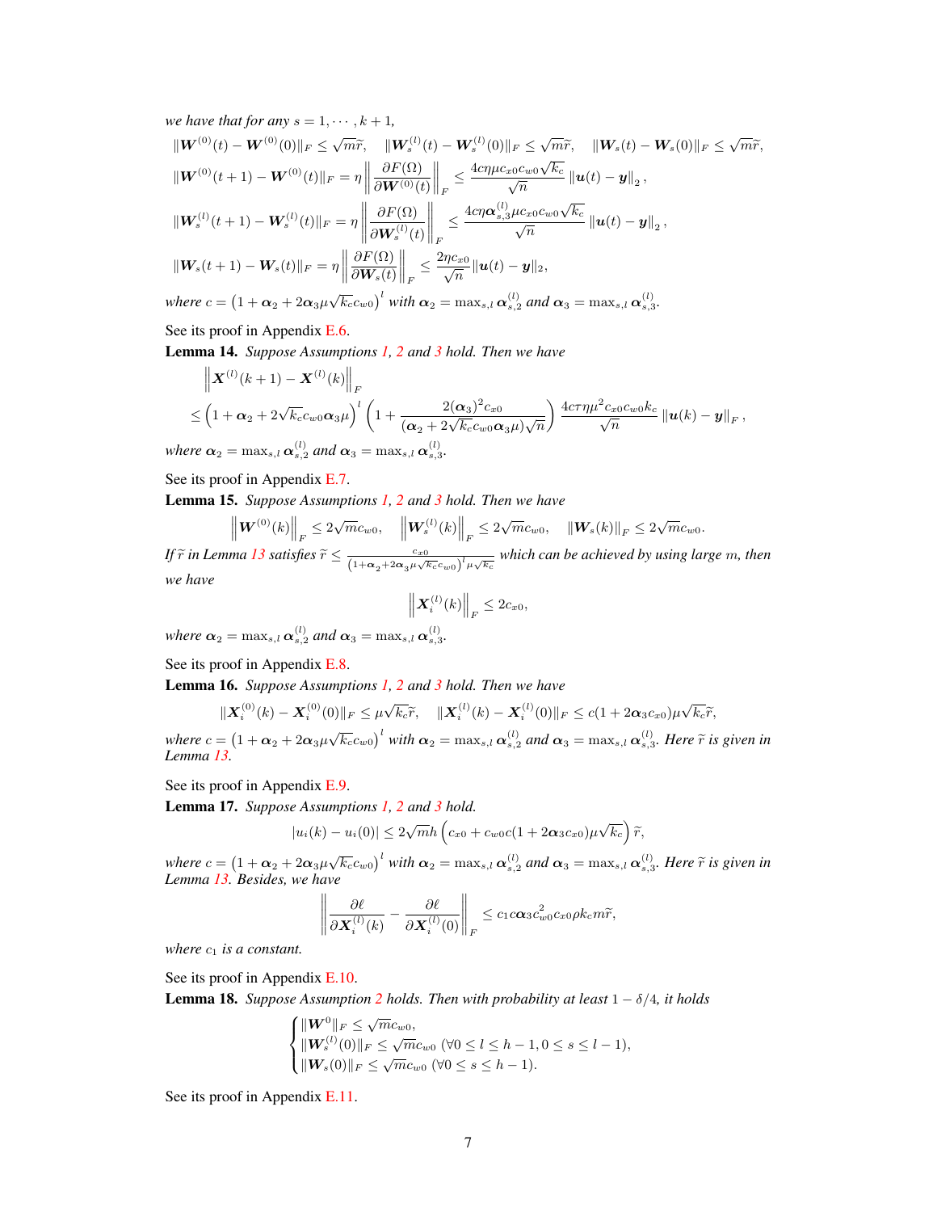*we have that for any $s = 1, \cdots, k+1$,*

$$
\|\boldsymbol{W}^{(0)}(t) - \boldsymbol{W}^{(0)}(0)\|_F \le \sqrt{m}\widetilde{r}, \quad \|\boldsymbol{W}_s^{(l)}(t) - \boldsymbol{W}_s^{(l)}(0)\|_F \le \sqrt{m}\widetilde{r}, \quad \|\boldsymbol{W}_s(t) - \boldsymbol{W}_s(0)\|_F \le \sqrt{m}\widetilde{r},
$$

$$
\|\boldsymbol{W}^{(0)}(t+1) - \boldsymbol{W}^{(0)}(t)\|_F = \eta \left\| \frac{\partial F(\Omega)}{\partial \boldsymbol{W}^{(0)}(t)} \right\|_F \le \frac{4c\eta\mu c_{x0} c_{w0}\sqrt{k_c}}{\sqrt{n}} \|\boldsymbol{u}(t) - \boldsymbol{y}\|_2,
$$

$$
\|\boldsymbol{W}_s^{(l)}(t+1) - \boldsymbol{W}_s^{(l)}(t)\|_F = \eta \left\| \frac{\partial F(\Omega)}{\partial \boldsymbol{W}_s^{(l)}(t)} \right\|_F \le \frac{4c\eta\boldsymbol{\alpha}_{s,3}^{(l)}\mu c_{x0} c_{w0}\sqrt{k_c}}{\sqrt{n}} \|\boldsymbol{u}(t) - \boldsymbol{y}\|_2,
$$

$$
\|\boldsymbol{W}_s(t+1) - \boldsymbol{W}_s(t)\|_F = \eta \left\| \frac{\partial F(\Omega)}{\partial \boldsymbol{W}_s(t)} \right\|_F \le \frac{2\eta c_{x0}}{\sqrt{n}} \|\boldsymbol{u}(t) - \boldsymbol{y}\|_2,
$$

*where $c = \left(1 + \boldsymbol{\alpha}_2 + 2\boldsymbol{\alpha}_3\mu\sqrt{k_c}c_{w0}\right)^l$ with $\boldsymbol{\alpha}_2 = \max_{s,l} \boldsymbol{\alpha}_{s,2}^{(l)}$ and $\boldsymbol{\alpha}_3 = \max_{s,l} \boldsymbol{\alpha}_{s,3}^{(l)}$.*

See its proof in Appendix E.6.

**Lemma 14.** *Suppose Assumptions 1, 2 and 3 hold. Then we have*

$$
\begin{aligned}
&\left\| \boldsymbol{X}^{(l)}(k+1) - \boldsymbol{X}^{(l)}(k) \right\|_F \\
&\le \left(1 + \boldsymbol{\alpha}_2 + 2\sqrt{k_c}c_{w0}\boldsymbol{\alpha}_3\mu\right)^l \left(1 + \frac{2(\boldsymbol{\alpha}_3)^2 c_{x0}}{(\boldsymbol{\alpha}_2 + 2\sqrt{k_c}c_{w0}\boldsymbol{\alpha}_3\mu)\sqrt{n}}\right) \frac{4c\tau\eta\mu^2 c_{x0} c_{w0} k_c}{\sqrt{n}} \|\boldsymbol{u}(k) - \boldsymbol{y}\|_F,
\end{aligned}
$$

*where $\boldsymbol{\alpha}_2 = \max_{s,l} \boldsymbol{\alpha}_{s,2}^{(l)}$ and $\boldsymbol{\alpha}_3 = \max_{s,l} \boldsymbol{\alpha}_{s,3}^{(l)}$.*

See its proof in Appendix E.7.

**Lemma 15.** *Suppose Assumptions 1, 2 and 3 hold. Then we have*

$$
\left\| \boldsymbol{W}^{(0)}(k) \right\|_F \le 2\sqrt{m}c_{w0}, \quad \left\| \boldsymbol{W}_s^{(l)}(k) \right\|_F \le 2\sqrt{m}c_{w0}, \quad \|\boldsymbol{W}_s(k)\|_F \le 2\sqrt{m}c_{w0}.
$$

*If $\widetilde{r}$ in Lemma 13 satisfies $\widetilde{r} \le \frac{c_{x0}}{\left(1 + \boldsymbol{\alpha}_2 + 2\boldsymbol{\alpha}_3\mu\sqrt{k_c}c_{w0}\right)^l \mu\sqrt{k_c}}$ which can be achieved by using large $m$, then we have*

$$
\left\| \boldsymbol{X}_i^{(l)}(k) \right\|_F \le 2c_{x0},
$$

*where $\boldsymbol{\alpha}_2 = \max_{s,l} \boldsymbol{\alpha}_{s,2}^{(l)}$ and $\boldsymbol{\alpha}_3 = \max_{s,l} \boldsymbol{\alpha}_{s,3}^{(l)}$.*

See its proof in Appendix E.8.

**Lemma 16.** *Suppose Assumptions 1, 2 and 3 hold. Then we have*

$$
\|\boldsymbol{X}_i^{(0)}(k) - \boldsymbol{X}_i^{(0)}(0)\|_F \le \mu\sqrt{k_c}\widetilde{r}, \quad \|\boldsymbol{X}_i^{(l)}(k) - \boldsymbol{X}_i^{(l)}(0)\|_F \le c(1 + 2\boldsymbol{\alpha}_3 c_{x0})\mu\sqrt{k_c}\widetilde{r},
$$

*where $c = \left(1 + \boldsymbol{\alpha}_2 + 2\boldsymbol{\alpha}_3\mu\sqrt{k_c}c_{w0}\right)^l$ with $\boldsymbol{\alpha}_2 = \max_{s,l} \boldsymbol{\alpha}_{s,2}^{(l)}$ and $\boldsymbol{\alpha}_3 = \max_{s,l} \boldsymbol{\alpha}_{s,3}^{(l)}$. Here $\widetilde{r}$ is given in Lemma 13.*

See its proof in Appendix E.9.

**Lemma 17.** *Suppose Assumptions 1, 2 and 3 hold.*

$$
|u_i(k) - u_i(0)| \le 2\sqrt{m}h\left(c_{x0} + c_{w0}c(1 + 2\boldsymbol{\alpha}_3 c_{x0})\mu\sqrt{k_c}\right)\widetilde{r},
$$

*where $c = \left(1 + \boldsymbol{\alpha}_2 + 2\boldsymbol{\alpha}_3\mu\sqrt{k_c}c_{w0}\right)^l$ with $\boldsymbol{\alpha}_2 = \max_{s,l} \boldsymbol{\alpha}_{s,2}^{(l)}$ and $\boldsymbol{\alpha}_3 = \max_{s,l} \boldsymbol{\alpha}_{s,3}^{(l)}$. Here $\widetilde{r}$ is given in Lemma 13. Besides, we have*

$$
\left\| \frac{\partial \ell}{\partial \boldsymbol{X}_i^{(l)}(k)} - \frac{\partial \ell}{\partial \boldsymbol{X}_i^{(l)}(0)} \right\|_F \le c_1 c\boldsymbol{\alpha}_3 c_{w0}^2 c_{x0}\rho k_c m\widetilde{r},
$$

*where $c_1$ is a constant.*

See its proof in Appendix E.10.

**Lemma 18.** *Suppose Assumption 2 holds. Then with probability at least $1 - \delta/4$, it holds*

$$
\begin{cases}
\|\boldsymbol{W}^0\|_F \le \sqrt{m}c_{w0}, \\
\|\boldsymbol{W}_s^{(l)}(0)\|_F \le \sqrt{m}c_{w0} \ (\forall 0 \le l \le h-1, 0 \le s \le l-1), \\
\|\boldsymbol{W}_s(0)\|_F \le \sqrt{m}c_{w0} \ (\forall 0 \le s \le h-1).
\end{cases}
$$

See its proof in Appendix E.11.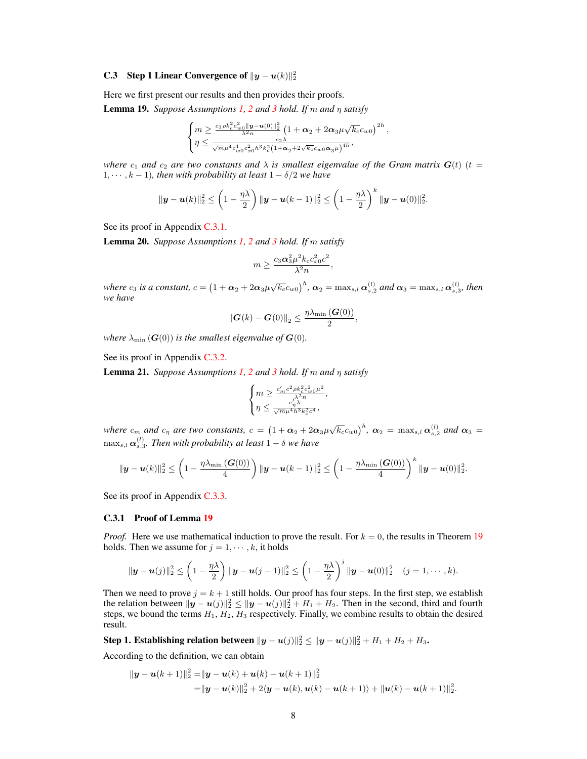### C.3 Step 1 Linear Convergence of $\|\boldsymbol{y}-\boldsymbol{u}(k)\|_2^2$

Here we first present our results and then provides their proofs.

**Lemma 19.** *Suppose Assumptions 1, 2 and 3 hold. If $m$ and $\eta$ satisfy*

$$\begin{cases} m \geq \frac{c_1 \rho k_c^2 c_{w0}^2 \|\boldsymbol{y}-\boldsymbol{u}(0)\|_2^2}{\lambda^2 n}\left(1+\boldsymbol{\alpha}_2+2\boldsymbol{\alpha}_3\mu\sqrt{k_c}c_{w0}\right)^{2h}, \\ \eta \leq \frac{c_2\lambda}{\sqrt{m}\mu^4 c_{w0}^4 c_{x0}^2 h^3 k_c^2 \left(1+\boldsymbol{\alpha}_2+2\sqrt{k_c}c_{w0}\boldsymbol{\alpha}_3\mu\right)^{4h}}, \end{cases}$$

*where $c_1$ and $c_2$ are two constants and $\lambda$ is smallest eigenvalue of the Gram matrix $\boldsymbol{G}(t)$ ($t = 1,\cdots,k-1$), then with probability at least $1-\delta/2$ we have*

$$\|\boldsymbol{y}-\boldsymbol{u}(k)\|_2^2 \leq \left(1-\frac{\eta\lambda}{2}\right)\|\boldsymbol{y}-\boldsymbol{u}(k-1)\|_2^2 \leq \left(1-\frac{\eta\lambda}{2}\right)^k \|\boldsymbol{y}-\boldsymbol{u}(0)\|_2^2.$$

See its proof in Appendix C.3.1.

**Lemma 20.** *Suppose Assumptions 1, 2 and 3 hold. If $m$ satisfy*

$$m \geq \frac{c_3\boldsymbol{\alpha}_3^2\mu^2 k_c c_{x0}^2 c^2}{\lambda^2 n},$$

*where $c_3$ is a constant, $c = \left(1+\boldsymbol{\alpha}_2+2\boldsymbol{\alpha}_3\mu\sqrt{k_c}c_{w0}\right)^h$, $\boldsymbol{\alpha}_2 = \max_{s,l}\boldsymbol{\alpha}_{s,2}^{(l)}$ and $\boldsymbol{\alpha}_3 = \max_{s,l}\boldsymbol{\alpha}_{s,3}^{(l)}$, then we have*

$$\|\boldsymbol{G}(k)-\boldsymbol{G}(0)\|_2 \leq \frac{\eta\lambda_{\min}\left(\boldsymbol{G}(0)\right)}{2},$$

*where $\lambda_{\min}\left(\boldsymbol{G}(0)\right)$ is the smallest eigenvalue of $\boldsymbol{G}(0)$.*

See its proof in Appendix C.3.2.

**Lemma 21.** *Suppose Assumptions 1, 2 and 3 hold. If $m$ and $\eta$ satisfy*

$$\begin{cases} m \geq \frac{c_m' c^2 \rho k_c^2 c_{w0}^2 \mu^2}{\lambda^2 n}, \\ \eta \leq \frac{c_\eta'\lambda}{\sqrt{m}\mu^4 h^3 k_c^2 c^4}, \end{cases}$$

*where $c_m$ and $c_\eta$ are two constants, $c = \left(1+\boldsymbol{\alpha}_2+2\boldsymbol{\alpha}_3\mu\sqrt{k_c}c_{w0}\right)^h$, $\boldsymbol{\alpha}_2 = \max_{s,l}\boldsymbol{\alpha}_{s,2}^{(l)}$ and $\boldsymbol{\alpha}_3 = \max_{s,l}\boldsymbol{\alpha}_{s,3}^{(l)}$. Then with probability at least $1-\delta$ we have*

$$\|\boldsymbol{y}-\boldsymbol{u}(k)\|_2^2 \leq \left(1-\frac{\eta\lambda_{\min}\left(\boldsymbol{G}(0)\right)}{4}\right)\|\boldsymbol{y}-\boldsymbol{u}(k-1)\|_2^2 \leq \left(1-\frac{\eta\lambda_{\min}\left(\boldsymbol{G}(0)\right)}{4}\right)^k \|\boldsymbol{y}-\boldsymbol{u}(0)\|_2^2.$$

See its proof in Appendix C.3.3.

#### C.3.1 Proof of Lemma 19

*Proof.* Here we use mathematical induction to prove the result. For $k=0$, the results in Theorem 19 holds. Then we assume for $j=1,\cdots,k$, it holds

$$\|\boldsymbol{y}-\boldsymbol{u}(j)\|_2^2 \leq \left(1-\frac{\eta\lambda}{2}\right)\|\boldsymbol{y}-\boldsymbol{u}(j-1)\|_2^2 \leq \left(1-\frac{\eta\lambda}{2}\right)^j \|\boldsymbol{y}-\boldsymbol{u}(0)\|_2^2 \quad (j=1,\cdots,k).$$

Then we need to prove $j=k+1$ still holds. Our proof has four steps. In the first step, we establish the relation between $\|\boldsymbol{y}-\boldsymbol{u}(j)\|_2^2 \leq \|\boldsymbol{y}-\boldsymbol{u}(j)\|_2^2 + H_1 + H_2$. Then in the second, third and fourth steps, we bound the terms $H_1$, $H_2$, $H_3$ respectively. Finally, we combine results to obtain the desired result.

**Step 1. Establishing relation between $\|\boldsymbol{y}-\boldsymbol{u}(j)\|_2^2 \leq \|\boldsymbol{y}-\boldsymbol{u}(j)\|_2^2 + H_1 + H_2 + H_3$.**

According to the definition, we can obtain

$$\begin{aligned}
\|\boldsymbol{y}-\boldsymbol{u}(k+1)\|_2^2 =& \|\boldsymbol{y}-\boldsymbol{u}(k)+\boldsymbol{u}(k)-\boldsymbol{u}(k+1)\|_2^2 \\
=& \|\boldsymbol{y}-\boldsymbol{u}(k)\|_2^2 + 2\langle \boldsymbol{y}-\boldsymbol{u}(k), \boldsymbol{u}(k)-\boldsymbol{u}(k+1)\rangle + \|\boldsymbol{u}(k)-\boldsymbol{u}(k+1)\|_2^2.
\end{aligned}$$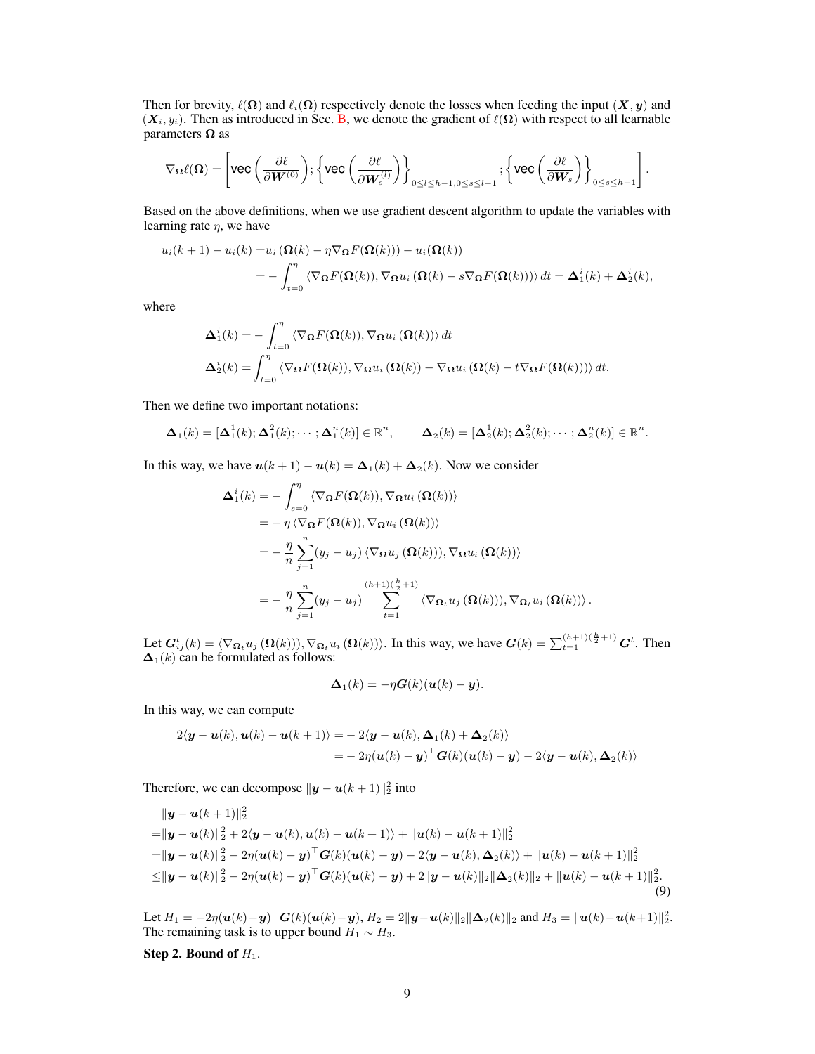Then for brevity, $\ell(\boldsymbol{\Omega})$ and $\ell_i(\boldsymbol{\Omega})$ respectively denote the losses when feeding the input $(\boldsymbol{X}, \boldsymbol{y})$ and $(\boldsymbol{X}_i, y_i)$. Then as introduced in Sec. B, we denote the gradient of $\ell(\boldsymbol{\Omega})$ with respect to all learnable parameters $\boldsymbol{\Omega}$ as

$$
\nabla_{\boldsymbol{\Omega}}\ell(\boldsymbol{\Omega}) = \left[\mathsf{vec}\left(\frac{\partial \ell}{\partial \boldsymbol{W}^{(0)}}\right); \left\{\mathsf{vec}\left(\frac{\partial \ell}{\partial \boldsymbol{W}_s^{(l)}}\right)\right\}_{0\leq l\leq h-1, 0\leq s\leq l-1}; \left\{\mathsf{vec}\left(\frac{\partial \ell}{\partial \boldsymbol{W}_s}\right)\right\}_{0\leq s\leq h-1}\right].
$$

Based on the above definitions, when we use gradient descent algorithm to update the variables with learning rate $\eta$, we have

$$
\begin{aligned}
u_i(k+1) - u_i(k) =& u_i\left(\boldsymbol{\Omega}(k) - \eta\nabla_{\boldsymbol{\Omega}}F(\boldsymbol{\Omega}(k))\right) - u_i(\boldsymbol{\Omega}(k)) \\
=& -\int_{t=0}^{\eta}\left\langle \nabla_{\boldsymbol{\Omega}}F(\boldsymbol{\Omega}(k)), \nabla_{\boldsymbol{\Omega}}u_i\left(\boldsymbol{\Omega}(k) - s\nabla_{\boldsymbol{\Omega}}F(\boldsymbol{\Omega}(k))\right)\right\rangle dt = \boldsymbol{\Delta}_1^i(k) + \boldsymbol{\Delta}_2^i(k),
\end{aligned}
$$

where

$$
\begin{aligned}
\boldsymbol{\Delta}_1^i(k) =& -\int_{t=0}^{\eta}\left\langle \nabla_{\boldsymbol{\Omega}}F(\boldsymbol{\Omega}(k)), \nabla_{\boldsymbol{\Omega}}u_i\left(\boldsymbol{\Omega}(k)\right)\right\rangle dt \\
\boldsymbol{\Delta}_2^i(k) =& \int_{t=0}^{\eta}\left\langle \nabla_{\boldsymbol{\Omega}}F(\boldsymbol{\Omega}(k)), \nabla_{\boldsymbol{\Omega}}u_i\left(\boldsymbol{\Omega}(k)\right) - \nabla_{\boldsymbol{\Omega}}u_i\left(\boldsymbol{\Omega}(k) - t\nabla_{\boldsymbol{\Omega}}F(\boldsymbol{\Omega}(k))\right)\right\rangle dt.
\end{aligned}
$$

Then we define two important notations:

$$
\boldsymbol{\Delta}_1(k) = [\boldsymbol{\Delta}_1^1(k); \boldsymbol{\Delta}_1^2(k); \cdots; \boldsymbol{\Delta}_1^n(k)] \in \mathbb{R}^n, \qquad \boldsymbol{\Delta}_2(k) = [\boldsymbol{\Delta}_2^1(k); \boldsymbol{\Delta}_2^2(k); \cdots; \boldsymbol{\Delta}_2^n(k)] \in \mathbb{R}^n.
$$

In this way, we have $\boldsymbol{u}(k+1) - \boldsymbol{u}(k) = \boldsymbol{\Delta}_1(k) + \boldsymbol{\Delta}_2(k)$. Now we consider

$$
\begin{aligned}
\boldsymbol{\Delta}_1^i(k) =& -\int_{s=0}^{\eta}\left\langle \nabla_{\boldsymbol{\Omega}}F(\boldsymbol{\Omega}(k)), \nabla_{\boldsymbol{\Omega}}u_i\left(\boldsymbol{\Omega}(k)\right)\right\rangle \\
=& -\eta\left\langle \nabla_{\boldsymbol{\Omega}}F(\boldsymbol{\Omega}(k)), \nabla_{\boldsymbol{\Omega}}u_i\left(\boldsymbol{\Omega}(k)\right)\right\rangle \\
=& -\frac{\eta}{n}\sum_{j=1}^{n}(y_j - u_j)\left\langle \nabla_{\boldsymbol{\Omega}}u_j\left(\boldsymbol{\Omega}(k)\right)), \nabla_{\boldsymbol{\Omega}}u_i\left(\boldsymbol{\Omega}(k)\right)\right\rangle \\
=& -\frac{\eta}{n}\sum_{j=1}^{n}(y_j - u_j)\sum_{t=1}^{(h+1)(\frac{h}{2}+1)}\left\langle \nabla_{\boldsymbol{\Omega}_t}u_j\left(\boldsymbol{\Omega}(k)\right)), \nabla_{\boldsymbol{\Omega}_t}u_i\left(\boldsymbol{\Omega}(k)\right)\right\rangle.
\end{aligned}
$$

Let $\boldsymbol{G}_{ij}^t(k) = \langle \nabla_{\boldsymbol{\Omega}_t}u_j\left(\boldsymbol{\Omega}(k)\right)), \nabla_{\boldsymbol{\Omega}_t}u_i\left(\boldsymbol{\Omega}(k)\right)\rangle$. In this way, we have $\boldsymbol{G}(k) = \sum_{t=1}^{(h+1)(\frac{h}{2}+1)}\boldsymbol{G}^t$. Then $\boldsymbol{\Delta}_1(k)$ can be formulated as follows:

$$
\boldsymbol{\Delta}_1(k) = -\eta\boldsymbol{G}(k)(\boldsymbol{u}(k) - \boldsymbol{y}).
$$

In this way, we can compute

$$
\begin{aligned}
2\langle \boldsymbol{y} - \boldsymbol{u}(k), \boldsymbol{u}(k) - \boldsymbol{u}(k+1)\rangle =& -2\langle \boldsymbol{y} - \boldsymbol{u}(k), \boldsymbol{\Delta}_1(k) + \boldsymbol{\Delta}_2(k)\rangle \\
=& -2\eta(\boldsymbol{u}(k) - \boldsymbol{y})^\top\boldsymbol{G}(k)(\boldsymbol{u}(k) - \boldsymbol{y}) - 2\langle \boldsymbol{y} - \boldsymbol{u}(k), \boldsymbol{\Delta}_2(k)\rangle
\end{aligned}
$$

Therefore, we can decompose $\|\boldsymbol{y} - \boldsymbol{u}(k+1)\|_2^2$ into

$$
\begin{aligned}
&\|\boldsymbol{y} - \boldsymbol{u}(k+1)\|_2^2 \\
=&\|\boldsymbol{y} - \boldsymbol{u}(k)\|_2^2 + 2\langle \boldsymbol{y} - \boldsymbol{u}(k), \boldsymbol{u}(k) - \boldsymbol{u}(k+1)\rangle + \|\boldsymbol{u}(k) - \boldsymbol{u}(k+1)\|_2^2 \\
=&\|\boldsymbol{y} - \boldsymbol{u}(k)\|_2^2 - 2\eta(\boldsymbol{u}(k) - \boldsymbol{y})^\top\boldsymbol{G}(k)(\boldsymbol{u}(k) - \boldsymbol{y}) - 2\langle \boldsymbol{y} - \boldsymbol{u}(k), \boldsymbol{\Delta}_2(k)\rangle + \|\boldsymbol{u}(k) - \boldsymbol{u}(k+1)\|_2^2 \\
\leq&\|\boldsymbol{y} - \boldsymbol{u}(k)\|_2^2 - 2\eta(\boldsymbol{u}(k) - \boldsymbol{y})^\top\boldsymbol{G}(k)(\boldsymbol{u}(k) - \boldsymbol{y}) + 2\|\boldsymbol{y} - \boldsymbol{u}(k)\|_2\|\boldsymbol{\Delta}_2(k)\|_2 + \|\boldsymbol{u}(k) - \boldsymbol{u}(k+1)\|_2^2.
\end{aligned} \tag{9}
$$

Let $H_1 = -2\eta(\boldsymbol{u}(k) - \boldsymbol{y})^\top\boldsymbol{G}(k)(\boldsymbol{u}(k) - \boldsymbol{y})$, $H_2 = 2\|\boldsymbol{y} - \boldsymbol{u}(k)\|_2\|\boldsymbol{\Delta}_2(k)\|_2$ and $H_3 = \|\boldsymbol{u}(k) - \boldsymbol{u}(k+1)\|_2^2$. The remaining task is to upper bound $H_1 \sim H_3$.

**Step 2. Bound of** $H_1$.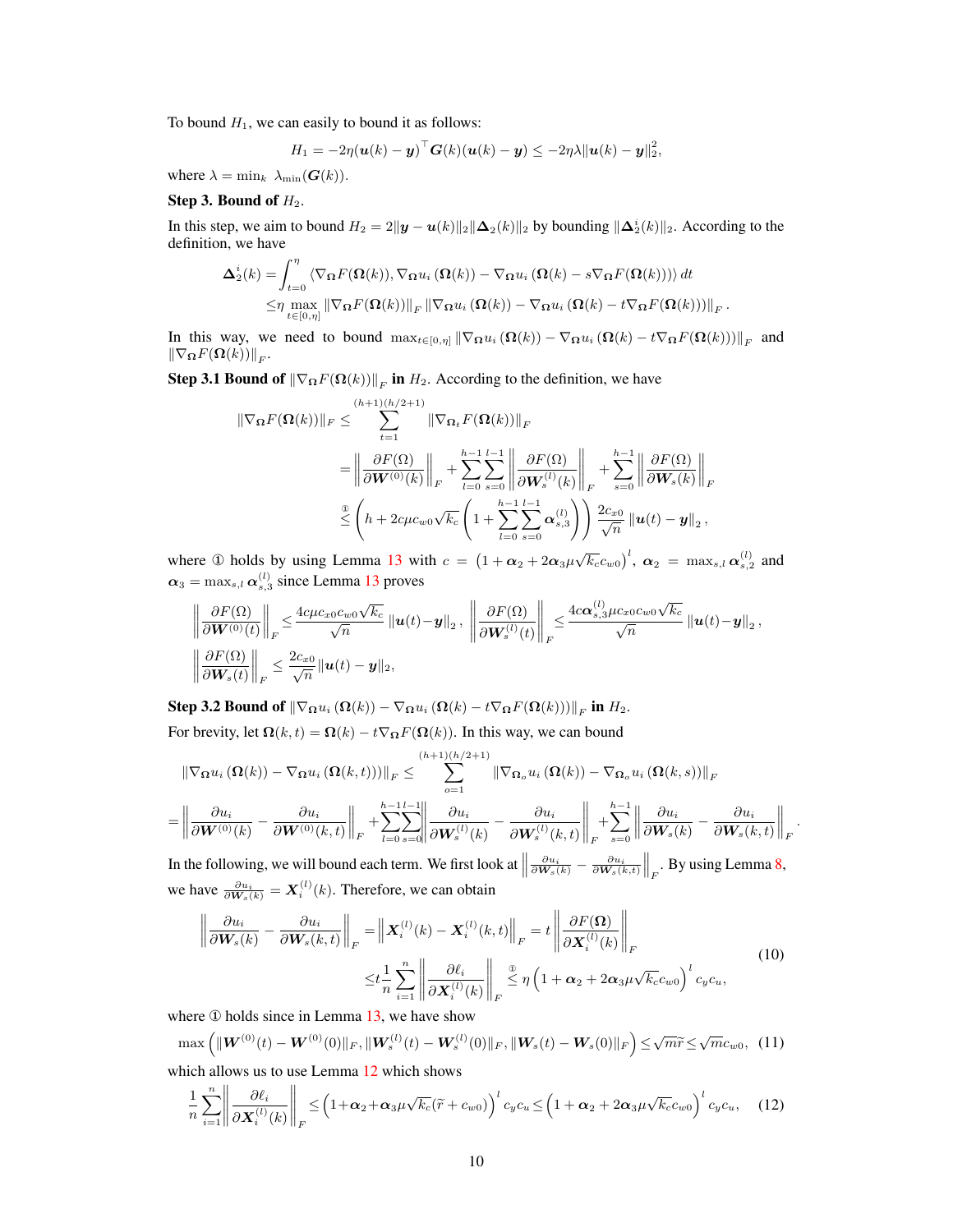To bound $H_1$, we can easily to bound it as follows:

$$H_1 = -2\eta(\boldsymbol{u}(k) - \boldsymbol{y})^\top \boldsymbol{G}(k)(\boldsymbol{u}(k) - \boldsymbol{y}) \leq -2\eta\lambda\|\boldsymbol{u}(k) - \boldsymbol{y}\|_2^2,$$

where $\lambda = \min_k \ \lambda_{\min}(\boldsymbol{G}(k))$.

**Step 3. Bound of $H_2$.**

In this step, we aim to bound $H_2 = 2\|\boldsymbol{y} - \boldsymbol{u}(k)\|_2\|\boldsymbol{\Delta}_2(k)\|_2$ by bounding $\|\boldsymbol{\Delta}_2^i(k)\|_2$. According to the definition, we have

$$\begin{aligned}
\boldsymbol{\Delta}_2^i(k) =& \int_{t=0}^{\eta} \langle \nabla_{\boldsymbol{\Omega}} F(\boldsymbol{\Omega}(k)), \nabla_{\boldsymbol{\Omega}} u_i\left(\boldsymbol{\Omega}(k)\right) - \nabla_{\boldsymbol{\Omega}} u_i\left(\boldsymbol{\Omega}(k) - s\nabla_{\boldsymbol{\Omega}} F(\boldsymbol{\Omega}(k))\right)\rangle \, dt \\
\leq& \eta \max_{t\in[0,\eta]} \|\nabla_{\boldsymbol{\Omega}} F(\boldsymbol{\Omega}(k))\|_F \left\|\nabla_{\boldsymbol{\Omega}} u_i\left(\boldsymbol{\Omega}(k)\right) - \nabla_{\boldsymbol{\Omega}} u_i\left(\boldsymbol{\Omega}(k) - t\nabla_{\boldsymbol{\Omega}} F(\boldsymbol{\Omega}(k))\right)\right\|_F .
\end{aligned}$$

In this way, we need to bound $\max_{t\in[0,\eta]} \left\|\nabla_{\boldsymbol{\Omega}} u_i\left(\boldsymbol{\Omega}(k)\right) - \nabla_{\boldsymbol{\Omega}} u_i\left(\boldsymbol{\Omega}(k) - t\nabla_{\boldsymbol{\Omega}} F(\boldsymbol{\Omega}(k))\right)\right\|_F$ and $\left\|\nabla_{\boldsymbol{\Omega}} F(\boldsymbol{\Omega}(k))\right\|_F$.

**Step 3.1 Bound of $\left\|\nabla_{\boldsymbol{\Omega}} F(\boldsymbol{\Omega}(k))\right\|_F$ in $H_2$.** According to the definition, we have

$$\begin{aligned}
\|\nabla_{\boldsymbol{\Omega}} F(\boldsymbol{\Omega}(k))\|_F \leq& \sum_{t=1}^{(h+1)(h/2+1)} \|\nabla_{\boldsymbol{\Omega}_t} F(\boldsymbol{\Omega}(k))\|_F \\
=& \left\|\frac{\partial F(\Omega)}{\partial \boldsymbol{W}^{(0)}(k)}\right\|_F + \sum_{l=0}^{h-1}\sum_{s=0}^{l-1} \left\|\frac{\partial F(\Omega)}{\partial \boldsymbol{W}_s^{(l)}(k)}\right\|_F + \sum_{s=0}^{h-1} \left\|\frac{\partial F(\Omega)}{\partial \boldsymbol{W}_s(k)}\right\|_F \\
\overset{①}{\leq}& \left(h + 2c\mu c_{w0}\sqrt{k_c}\left(1 + \sum_{l=0}^{h-1}\sum_{s=0}^{l-1} \boldsymbol{\alpha}_{s,3}^{(l)}\right)\right) \frac{2c_{x0}}{\sqrt{n}} \left\|\boldsymbol{u}(t) - \boldsymbol{y}\right\|_2 ,
\end{aligned}$$

where ① holds by using Lemma 13 with $c = \left(1 + \boldsymbol{\alpha}_2 + 2\boldsymbol{\alpha}_3\mu\sqrt{k_c}c_{w0}\right)^l$, $\boldsymbol{\alpha}_2 = \max_{s,l} \boldsymbol{\alpha}_{s,2}^{(l)}$ and $\boldsymbol{\alpha}_3 = \max_{s,l} \boldsymbol{\alpha}_{s,3}^{(l)}$ since Lemma 13 proves

$$\left\|\frac{\partial F(\Omega)}{\partial \boldsymbol{W}^{(0)}(t)}\right\|_F \leq \frac{4c\mu c_{x0}c_{w0}\sqrt{k_c}}{\sqrt{n}} \left\|\boldsymbol{u}(t) - \boldsymbol{y}\right\|_2 , \quad \left\|\frac{\partial F(\Omega)}{\partial \boldsymbol{W}_s^{(l)}(t)}\right\|_F \leq \frac{4c\boldsymbol{\alpha}_{s,3}^{(l)}\mu c_{x0}c_{w0}\sqrt{k_c}}{\sqrt{n}} \left\|\boldsymbol{u}(t) - \boldsymbol{y}\right\|_2 ,$$

$$\left\|\frac{\partial F(\Omega)}{\partial \boldsymbol{W}_s(t)}\right\|_F \leq \frac{2c_{x0}}{\sqrt{n}} \|\boldsymbol{u}(t) - \boldsymbol{y}\|_2,$$

**Step 3.2 Bound of $\left\|\nabla_{\boldsymbol{\Omega}} u_i\left(\boldsymbol{\Omega}(k)\right) - \nabla_{\boldsymbol{\Omega}} u_i\left(\boldsymbol{\Omega}(k) - t\nabla_{\boldsymbol{\Omega}} F(\boldsymbol{\Omega}(k))\right)\right\|_F$ in $H_2$.**

For brevity, let $\boldsymbol{\Omega}(k,t) = \boldsymbol{\Omega}(k) - t\nabla_{\boldsymbol{\Omega}} F(\boldsymbol{\Omega}(k))$. In this way, we can bound

$$\begin{aligned}
&\left\|\nabla_{\boldsymbol{\Omega}} u_i\left(\boldsymbol{\Omega}(k)\right) - \nabla_{\boldsymbol{\Omega}} u_i\left(\boldsymbol{\Omega}(k,t)\right)\right\|_F \leq \sum_{o=1}^{(h+1)(h/2+1)} \left\|\nabla_{\boldsymbol{\Omega}_o} u_i\left(\boldsymbol{\Omega}(k)\right) - \nabla_{\boldsymbol{\Omega}_o} u_i\left(\boldsymbol{\Omega}(k,s)\right)\right\|_F \\
=& \left\|\frac{\partial u_i}{\partial \boldsymbol{W}^{(0)}(k)} - \frac{\partial u_i}{\partial \boldsymbol{W}^{(0)}(k,t)}\right\|_F + \sum_{l=0}^{h-1}\sum_{s=0}^{l-1} \left\|\frac{\partial u_i}{\partial \boldsymbol{W}_s^{(l)}(k)} - \frac{\partial u_i}{\partial \boldsymbol{W}_s^{(l)}(k,t)}\right\|_F + \sum_{s=0}^{h-1} \left\|\frac{\partial u_i}{\partial \boldsymbol{W}_s(k)} - \frac{\partial u_i}{\partial \boldsymbol{W}_s(k,t)}\right\|_F .
\end{aligned}$$

In the following, we will bound each term. We first look at $\left\|\frac{\partial u_i}{\partial \boldsymbol{W}_s(k)} - \frac{\partial u_i}{\partial \boldsymbol{W}_s(k,t)}\right\|_F$. By using Lemma 8, we have $\frac{\partial u_i}{\partial \boldsymbol{W}_s(k)} = \boldsymbol{X}_i^{(l)}(k)$. Therefore, we can obtain

$$\begin{aligned}
\left\|\frac{\partial u_i}{\partial \boldsymbol{W}_s(k)} - \frac{\partial u_i}{\partial \boldsymbol{W}_s(k,t)}\right\|_F =& \left\|\boldsymbol{X}_i^{(l)}(k) - \boldsymbol{X}_i^{(l)}(k,t)\right\|_F = t\left\|\frac{\partial F(\boldsymbol{\Omega})}{\partial \boldsymbol{X}_i^{(l)}(k)}\right\|_F \\
\leq& t\frac{1}{n}\sum_{i=1}^{n} \left\|\frac{\partial \ell_i}{\partial \boldsymbol{X}_i^{(l)}(k)}\right\|_F \overset{①}{\leq} \eta\left(1 + \boldsymbol{\alpha}_2 + 2\boldsymbol{\alpha}_3\mu\sqrt{k_c}c_{w0}\right)^l c_y c_u,
\end{aligned} \tag{10}$$

where ① holds since in Lemma 13, we have show

$$\max\left(\|\boldsymbol{W}^{(0)}(t) - \boldsymbol{W}^{(0)}(0)\|_F, \|\boldsymbol{W}_s^{(l)}(t) - \boldsymbol{W}_s^{(l)}(0)\|_F, \|\boldsymbol{W}_s(t) - \boldsymbol{W}_s(0)\|_F\right) \leq \sqrt{m}\widetilde{r} \leq \sqrt{m}c_{w0}, \tag{11}$$

which allows us to use Lemma 12 which shows

$$\frac{1}{n}\sum_{i=1}^{n}\left\|\frac{\partial \ell_i}{\partial \boldsymbol{X}_i^{(l)}(k)}\right\|_F \leq \left(1 + \boldsymbol{\alpha}_2 + \boldsymbol{\alpha}_3\mu\sqrt{k_c}(\widetilde{r} + c_{w0})\right)^l c_y c_u \leq \left(1 + \boldsymbol{\alpha}_2 + 2\boldsymbol{\alpha}_3\mu\sqrt{k_c}c_{w0}\right)^l c_y c_u, \tag{12}$$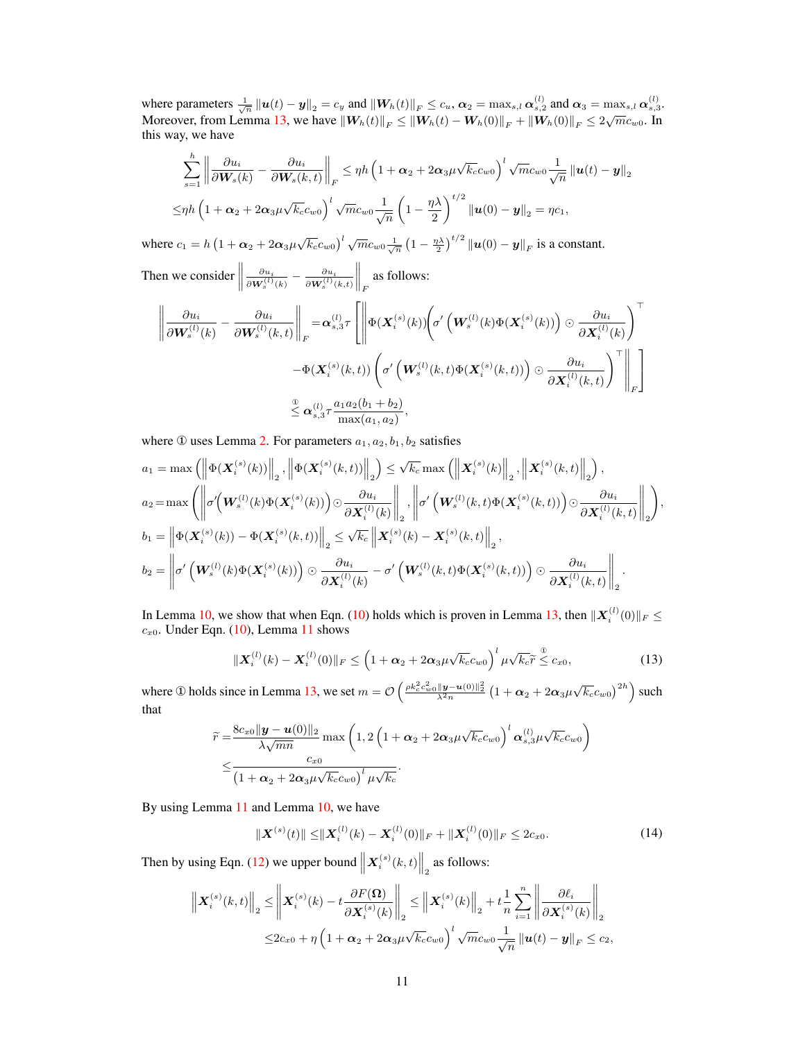where parameters $\frac{1}{\sqrt{n}}\|\boldsymbol{u}(t)-\boldsymbol{y}\|_2 = c_y$ and $\|\boldsymbol{W}_h(t)\|_F \leq c_u$, $\boldsymbol{\alpha}_2 = \max_{s,l}\boldsymbol{\alpha}_{s,2}^{(l)}$ and $\boldsymbol{\alpha}_3 = \max_{s,l}\boldsymbol{\alpha}_{s,3}^{(l)}$. Moreover, from Lemma 13, we have $\|\boldsymbol{W}_h(t)\|_F \leq \|\boldsymbol{W}_h(t) - \boldsymbol{W}_h(0)\|_F + \|\boldsymbol{W}_h(0)\|_F \leq 2\sqrt{m}c_{w0}$. In this way, we have

$$
\begin{aligned}
&\sum_{s=1}^{h}\left\|\frac{\partial u_i}{\partial \boldsymbol{W}_s(k)} - \frac{\partial u_i}{\partial \boldsymbol{W}_s(k,t)}\right\|_F \leq \eta h\left(1+\boldsymbol{\alpha}_2 + 2\boldsymbol{\alpha}_3\mu\sqrt{k_c}c_{w0}\right)^l \sqrt{m}c_{w0}\frac{1}{\sqrt{n}}\|\boldsymbol{u}(t)-\boldsymbol{y}\|_2 \\
\leq & \eta h\left(1+\boldsymbol{\alpha}_2 + 2\boldsymbol{\alpha}_3\mu\sqrt{k_c}c_{w0}\right)^l \sqrt{m}c_{w0}\frac{1}{\sqrt{n}}\left(1-\frac{\eta\lambda}{2}\right)^{t/2}\|\boldsymbol{u}(0)-\boldsymbol{y}\|_2 = \eta c_1,
\end{aligned}
$$

where $c_1 = h\left(1+\boldsymbol{\alpha}_2 + 2\boldsymbol{\alpha}_3\mu\sqrt{k_c}c_{w0}\right)^l\sqrt{m}c_{w0}\frac{1}{\sqrt{n}}\left(1-\frac{\eta\lambda}{2}\right)^{t/2}\|\boldsymbol{u}(0)-\boldsymbol{y}\|_F$ is a constant.

Then we consider $\left\|\frac{\partial u_i}{\partial \boldsymbol{W}_s^{(l)}(k)} - \frac{\partial u_i}{\partial \boldsymbol{W}_s^{(l)}(k,t)}\right\|_F$ as follows:

$$
\begin{aligned}
\left\|\frac{\partial u_i}{\partial \boldsymbol{W}_s^{(l)}(k)} - \frac{\partial u_i}{\partial \boldsymbol{W}_s^{(l)}(k,t)}\right\|_F =& \boldsymbol{\alpha}_{s,3}^{(l)}\tau\Bigg[\Bigg\|\Phi(\boldsymbol{X}_i^{(s)}(k))\left(\sigma'\left(\boldsymbol{W}_s^{(l)}(k)\Phi(\boldsymbol{X}_i^{(s)}(k))\right)\odot\frac{\partial u_i}{\partial \boldsymbol{X}_i^{(l)}(k)}\right)^\top \\
&-\Phi(\boldsymbol{X}_i^{(s)}(k,t))\left(\sigma'\left(\boldsymbol{W}_s^{(l)}(k,t)\Phi(\boldsymbol{X}_i^{(s)}(k,t))\right)\odot\frac{\partial u_i}{\partial \boldsymbol{X}_i^{(l)}(k,t)}\right)^\top\Bigg\|_F\Bigg] \\
\overset{①}{\leq}& \boldsymbol{\alpha}_{s,3}^{(l)}\tau\frac{a_1a_2(b_1+b_2)}{\max(a_1,a_2)},
\end{aligned}
$$

where ① uses Lemma 2. For parameters $a_1, a_2, b_1, b_2$ satisfies

$$
\begin{aligned}
a_1 =& \max\left(\left\|\Phi(\boldsymbol{X}_i^{(s)}(k))\right\|_2, \left\|\Phi(\boldsymbol{X}_i^{(s)}(k,t))\right\|_2\right) \leq \sqrt{k_c}\max\left(\left\|\boldsymbol{X}_i^{(s)}(k)\right\|_2, \left\|\boldsymbol{X}_i^{(s)}(k,t)\right\|_2\right), \\
a_2 =& \max\left(\left\|\sigma'\!\left(\boldsymbol{W}_s^{(l)}(k)\Phi(\boldsymbol{X}_i^{(s)}(k))\right)\odot\frac{\partial u_i}{\partial \boldsymbol{X}_i^{(l)}(k)}\right\|_2, \left\|\sigma'\left(\boldsymbol{W}_s^{(l)}(k,t)\Phi(\boldsymbol{X}_i^{(s)}(k,t))\right)\odot\frac{\partial u_i}{\partial \boldsymbol{X}_i^{(l)}(k,t)}\right\|_2\right), \\
b_1 =& \left\|\Phi(\boldsymbol{X}_i^{(s)}(k)) - \Phi(\boldsymbol{X}_i^{(s)}(k,t))\right\|_2 \leq \sqrt{k_c}\left\|\boldsymbol{X}_i^{(s)}(k) - \boldsymbol{X}_i^{(s)}(k,t)\right\|_2, \\
b_2 =& \left\|\sigma'\left(\boldsymbol{W}_s^{(l)}(k)\Phi(\boldsymbol{X}_i^{(s)}(k))\right)\odot\frac{\partial u_i}{\partial \boldsymbol{X}_i^{(l)}(k)} - \sigma'\left(\boldsymbol{W}_s^{(l)}(k,t)\Phi(\boldsymbol{X}_i^{(s)}(k,t))\right)\odot\frac{\partial u_i}{\partial \boldsymbol{X}_i^{(l)}(k,t)}\right\|_2.
\end{aligned}
$$

In Lemma 10, we show that when Eqn. (10) holds which is proven in Lemma 13, then $\|\boldsymbol{X}_i^{(l)}(0)\|_F \leq c_{x0}$. Under Eqn. (10), Lemma 11 shows

$$
\|\boldsymbol{X}_i^{(l)}(k) - \boldsymbol{X}_i^{(l)}(0)\|_F \leq \left(1+\boldsymbol{\alpha}_2+2\boldsymbol{\alpha}_3\mu\sqrt{k_c}c_{w0}\right)^l\mu\sqrt{k_c}\widetilde{r} \overset{①}{\leq} c_{x0}, \tag{13}
$$

where ① holds since in Lemma 13, we set $m = \mathcal{O}\left(\frac{\rho k_c^2 c_{w0}^2\|\boldsymbol{y}-\boldsymbol{u}(0)\|_2^2}{\lambda^2 n}\left(1+\boldsymbol{\alpha}_2+2\boldsymbol{\alpha}_3\mu\sqrt{k_c}c_{w0}\right)^{2h}\right)$ such that

$$
\begin{aligned}
\widetilde{r} =& \frac{8c_{x0}\|\boldsymbol{y}-\boldsymbol{u}(0)\|_2}{\lambda\sqrt{mn}}\max\left(1, 2\left(1+\boldsymbol{\alpha}_2+2\boldsymbol{\alpha}_3\mu\sqrt{k_c}c_{w0}\right)^l\boldsymbol{\alpha}_{s,3}^{(l)}\mu\sqrt{k_c}c_{w0}\right) \\
\leq & \frac{c_{x0}}{\left(1+\boldsymbol{\alpha}_2+2\boldsymbol{\alpha}_3\mu\sqrt{k_c}c_{w0}\right)^l\mu\sqrt{k_c}}.
\end{aligned}
$$

By using Lemma 11 and Lemma 10, we have

$$
\|\boldsymbol{X}^{(s)}(t)\| \leq \|\boldsymbol{X}_i^{(l)}(k) - \boldsymbol{X}_i^{(l)}(0)\|_F + \|\boldsymbol{X}_i^{(l)}(0)\|_F \leq 2c_{x0}. \tag{14}
$$

Then by using Eqn. (12) we upper bound $\left\|\boldsymbol{X}_i^{(s)}(k,t)\right\|_2$ as follows:

$$
\begin{aligned}
\left\|\boldsymbol{X}_i^{(s)}(k,t)\right\|_2 \leq& \left\|\boldsymbol{X}_i^{(s)}(k) - t\frac{\partial F(\boldsymbol{\Omega})}{\partial \boldsymbol{X}_i^{(s)}(k)}\right\|_2 \leq \left\|\boldsymbol{X}_i^{(s)}(k)\right\|_2 + t\frac{1}{n}\sum_{i=1}^{n}\left\|\frac{\partial \ell_i}{\partial \boldsymbol{X}_i^{(s)}(k)}\right\|_2 \\
\leq & 2c_{x0} + \eta\left(1+\boldsymbol{\alpha}_2+2\boldsymbol{\alpha}_3\mu\sqrt{k_c}c_{w0}\right)^l\sqrt{m}c_{w0}\frac{1}{\sqrt{n}}\|\boldsymbol{u}(t)-\boldsymbol{y}\|_F \leq c_2,
\end{aligned}
$$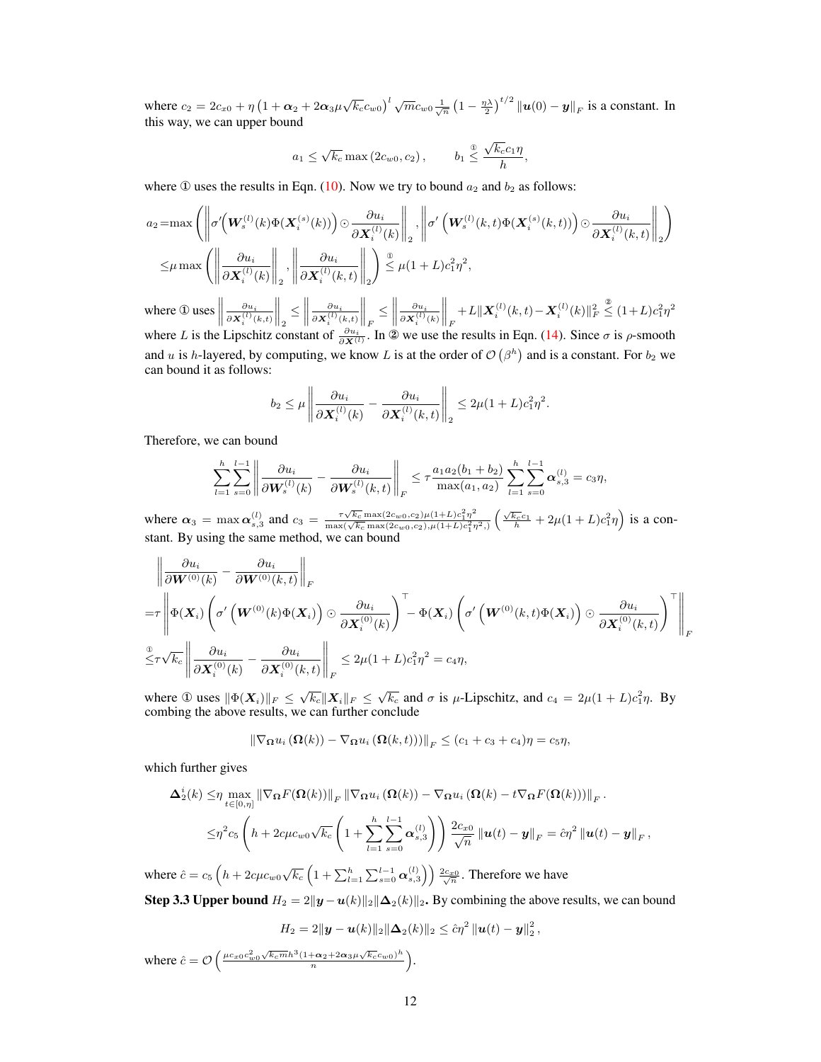where $c_2 = 2c_{x0} + \eta\left(1+\boldsymbol{\alpha}_2 + 2\boldsymbol{\alpha}_3\mu\sqrt{k_c}c_{w0}\right)^l \sqrt{m}c_{w0}\frac{1}{\sqrt{n}}\left(1-\frac{\eta\lambda}{2}\right)^{t/2}\|\boldsymbol{u}(0)-\boldsymbol{y}\|_F$ is a constant. In this way, we can upper bound

$$a_1 \leq \sqrt{k_c}\max\left(2c_{w0}, c_2\right), \qquad b_1 \overset{①}{\leq} \frac{\sqrt{k_c}c_1\eta}{h},$$

where ① uses the results in Eqn. (10). Now we try to bound $a_2$ and $b_2$ as follows:

$$\begin{aligned}
a_2 =& \max\left(\left\|\sigma'\!\left(\boldsymbol{W}_s^{(l)}(k)\Phi(\boldsymbol{X}_i^{(s)}(k))\right)\odot\frac{\partial u_i}{\partial \boldsymbol{X}_i^{(l)}(k)}\right\|_2, \left\|\sigma'\left(\boldsymbol{W}_s^{(l)}(k,t)\Phi(\boldsymbol{X}_i^{(s)}(k,t))\right)\odot\frac{\partial u_i}{\partial \boldsymbol{X}_i^{(l)}(k,t)}\right\|_2\right)\\
\leq& \mu\max\left(\left\|\frac{\partial u_i}{\partial \boldsymbol{X}_i^{(l)}(k)}\right\|_2, \left\|\frac{\partial u_i}{\partial \boldsymbol{X}_i^{(l)}(k,t)}\right\|_2\right) \overset{①}{\leq} \mu(1+L)c_1^2\eta^2,
\end{aligned}$$

where ① uses $\left\|\frac{\partial u_i}{\partial \boldsymbol{X}_i^{(l)}(k,t)}\right\|_2 \leq \left\|\frac{\partial u_i}{\partial \boldsymbol{X}_i^{(l)}(k,t)}\right\|_F \leq \left\|\frac{\partial u_i}{\partial \boldsymbol{X}_i^{(l)}(k)}\right\|_F + L\|\boldsymbol{X}_i^{(l)}(k,t)-\boldsymbol{X}_i^{(l)}(k)\|_F^2 \overset{②}{\leq} (1+L)c_1^2\eta^2$ where $L$ is the Lipschitz constant of $\frac{\partial u_i}{\partial \boldsymbol{X}^{(l)}}$. In ② we use the results in Eqn. (14). Since $\sigma$ is $\rho$-smooth and $u$ is $h$-layered, by computing, we know $L$ is at the order of $\mathcal{O}\left(\beta^h\right)$ and is a constant. For $b_2$ we can bound it as follows:

$$b_2 \leq \mu\left\|\frac{\partial u_i}{\partial \boldsymbol{X}_i^{(l)}(k)} - \frac{\partial u_i}{\partial \boldsymbol{X}_i^{(l)}(k,t)}\right\|_2 \leq 2\mu(1+L)c_1^2\eta^2.$$

Therefore, we can bound

$$\sum_{l=1}^{h}\sum_{s=0}^{l-1}\left\|\frac{\partial u_i}{\partial \boldsymbol{W}_s^{(l)}(k)} - \frac{\partial u_i}{\partial \boldsymbol{W}_s^{(l)}(k,t)}\right\|_F \leq \tau\frac{a_1 a_2(b_1+b_2)}{\max(a_1,a_2)}\sum_{l=1}^{h}\sum_{s=0}^{l-1}\boldsymbol{\alpha}_{s,3}^{(l)} = c_3\eta,$$

where $\boldsymbol{\alpha}_3 = \max\boldsymbol{\alpha}_{s,3}^{(l)}$ and $c_3 = \frac{\tau\sqrt{k_c}\max(2c_{w0},c_2)\mu(1+L)c_1^2\eta^2}{\max(\sqrt{k_c}\max(2c_{w0},c_2),\mu(1+L)c_1^2\eta^2,)}\left(\frac{\sqrt{k_c}c_1}{h} + 2\mu(1+L)c_1^2\eta\right)$ is a constant. By using the same method, we can bound

$$\begin{aligned}
&\left\|\frac{\partial u_i}{\partial \boldsymbol{W}^{(0)}(k)} - \frac{\partial u_i}{\partial \boldsymbol{W}^{(0)}(k,t)}\right\|_F\\
=&\tau\left\|\Phi(\boldsymbol{X}_i)\left(\sigma'\left(\boldsymbol{W}^{(0)}(k)\Phi(\boldsymbol{X}_i)\right)\odot\frac{\partial u_i}{\partial \boldsymbol{X}_i^{(0)}(k)}\right)^\top - \Phi(\boldsymbol{X}_i)\left(\sigma'\left(\boldsymbol{W}^{(0)}(k,t)\Phi(\boldsymbol{X}_i)\right)\odot\frac{\partial u_i}{\partial \boldsymbol{X}_i^{(0)}(k,t)}\right)^\top\right\|_F\\
\overset{①}{\leq}&\tau\sqrt{k_c}\left\|\frac{\partial u_i}{\partial \boldsymbol{X}_i^{(0)}(k)} - \frac{\partial u_i}{\partial \boldsymbol{X}_i^{(0)}(k,t)}\right\|_F \leq 2\mu(1+L)c_1^2\eta^2 = c_4\eta,
\end{aligned}$$

where ① uses $\|\Phi(\boldsymbol{X}_i)\|_F \leq \sqrt{k_c}\|\boldsymbol{X}_i\|_F \leq \sqrt{k_c}$ and $\sigma$ is $\mu$-Lipschitz, and $c_4 = 2\mu(1+L)c_1^2\eta$. By combing the above results, we can further conclude

$$\|\nabla_{\boldsymbol{\Omega}}u_i\left(\boldsymbol{\Omega}(k)\right) - \nabla_{\boldsymbol{\Omega}}u_i\left(\boldsymbol{\Omega}(k,t)\right)\|_F \leq (c_1+c_3+c_4)\eta = c_5\eta,$$

which further gives

$$\begin{aligned}
\boldsymbol{\Delta}_2^i(k) \leq& \eta\max_{t\in[0,\eta]}\|\nabla_{\boldsymbol{\Omega}}F(\boldsymbol{\Omega}(k))\|_F\|\nabla_{\boldsymbol{\Omega}}u_i\left(\boldsymbol{\Omega}(k)\right) - \nabla_{\boldsymbol{\Omega}}u_i\left(\boldsymbol{\Omega}(k) - t\nabla_{\boldsymbol{\Omega}}F(\boldsymbol{\Omega}(k))\right)\|_F.\\
\leq& \eta^2 c_5\left(h + 2c\mu c_{w0}\sqrt{k_c}\left(1+\sum_{l=1}^{h}\sum_{s=0}^{l-1}\boldsymbol{\alpha}_{s,3}^{(l)}\right)\right)\frac{2c_{x0}}{\sqrt{n}}\|\boldsymbol{u}(t)-\boldsymbol{y}\|_F = \hat{c}\eta^2\|\boldsymbol{u}(t)-\boldsymbol{y}\|_F,
\end{aligned}$$

where $\hat{c} = c_5\left(h + 2c\mu c_{w0}\sqrt{k_c}\left(1+\sum_{l=1}^{h}\sum_{s=0}^{l-1}\boldsymbol{\alpha}_{s,3}^{(l)}\right)\right)\frac{2c_{x0}}{\sqrt{n}}$. Therefore we have

**Step 3.3 Upper bound $H_2 = 2\|\boldsymbol{y}-\boldsymbol{u}(k)\|_2\|\boldsymbol{\Delta}_2(k)\|_2$.** By combining the above results, we can bound

$$H_2 = 2\|\boldsymbol{y}-\boldsymbol{u}(k)\|_2\|\boldsymbol{\Delta}_2(k)\|_2 \leq \hat{c}\eta^2\|\boldsymbol{u}(t)-\boldsymbol{y}\|_2^2,$$

where $\hat{c} = \mathcal{O}\left(\frac{\mu c_{x0}c_{w0}^2\sqrt{k_c m}h^3(1+\boldsymbol{\alpha}_2+2\boldsymbol{\alpha}_3\mu\sqrt{k_c}c_{w0})^h}{n}\right)$.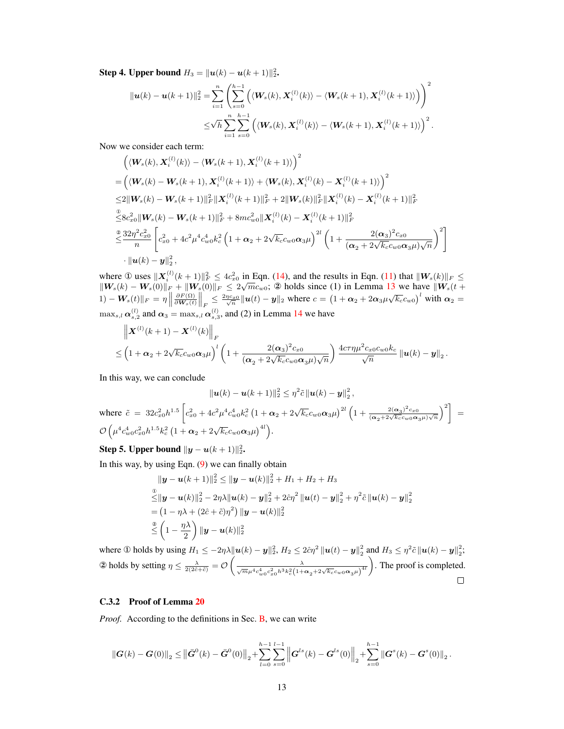**Step 4. Upper bound $H_3 = \|\boldsymbol{u}(k) - \boldsymbol{u}(k+1)\|_2^2$.**

$$
\begin{aligned}
\|\boldsymbol{u}(k) - \boldsymbol{u}(k+1)\|_2^2 =& \sum_{i=1}^{n}\left(\sum_{s=0}^{h-1}\left(\langle \boldsymbol{W}_s(k), \boldsymbol{X}_i^{(l)}(k)\rangle - \langle \boldsymbol{W}_s(k+1), \boldsymbol{X}_i^{(l)}(k+1)\rangle\right)\right)^2 \\
\leq& \sqrt{h}\sum_{i=1}^{n}\sum_{s=0}^{h-1}\left(\langle \boldsymbol{W}_s(k), \boldsymbol{X}_i^{(l)}(k)\rangle - \langle \boldsymbol{W}_s(k+1), \boldsymbol{X}_i^{(l)}(k+1)\rangle\right)^2.
\end{aligned}
$$

Now we consider each term:

$$
\begin{aligned}
&\left(\langle \boldsymbol{W}_s(k), \boldsymbol{X}_i^{(l)}(k)\rangle - \langle \boldsymbol{W}_s(k+1), \boldsymbol{X}_i^{(l)}(k+1)\rangle\right)^2 \\
=& \left(\langle \boldsymbol{W}_s(k) - \boldsymbol{W}_s(k+1), \boldsymbol{X}_i^{(l)}(k+1)\rangle + \langle \boldsymbol{W}_s(k), \boldsymbol{X}_i^{(l)}(k) - \boldsymbol{X}_i^{(l)}(k+1)\rangle\right)^2 \\
\leq& 2\|\boldsymbol{W}_s(k) - \boldsymbol{W}_s(k+1)\|_F^2\|\boldsymbol{X}_i^{(l)}(k+1)\|_F^2 + 2\|\boldsymbol{W}_s(k)\|_F^2\|\boldsymbol{X}_i^{(l)}(k) - \boldsymbol{X}_i^{(l)}(k+1)\|_F^2 \\
\overset{①}{\leq}& 8c_{x0}^2\|\boldsymbol{W}_s(k) - \boldsymbol{W}_s(k+1)\|_F^2 + 8mc_{w0}^2\|\boldsymbol{X}_i^{(l)}(k) - \boldsymbol{X}_i^{(l)}(k+1)\|_F^2 \\
\overset{②}{\leq}& \frac{32\eta^2 c_{x0}^2}{n}\left[c_{x0}^2 + 4c^2\mu^4 c_{w0}^4 k_c^2\left(1+\boldsymbol{\alpha}_2 + 2\sqrt{k_c}c_{w0}\boldsymbol{\alpha}_3\mu\right)^{2l}\left(1+\frac{2(\boldsymbol{\alpha}_3)^2 c_{x0}}{(\boldsymbol{\alpha}_2 + 2\sqrt{k_c}c_{w0}\boldsymbol{\alpha}_3\mu)\sqrt{n}}\right)^2\right] \\
&\cdot \|\boldsymbol{u}(k) - \boldsymbol{y}\|_2^2,
\end{aligned}
$$

where ① uses $\|\boldsymbol{X}_i^{(l)}(k+1)\|_F^2 \leq 4c_{x0}^2$ in Eqn. (14), and the results in Eqn. (11) that $\|\boldsymbol{W}_s(k)\|_F \leq \|\boldsymbol{W}_s(k) - \boldsymbol{W}_s(0)\|_F + \|\boldsymbol{W}_s(0)\|_F \leq 2\sqrt{m}c_{w0}$; ② holds since (1) in Lemma 13 we have $\|\boldsymbol{W}_s(t+1) - \boldsymbol{W}_s(t)\|_F = \eta\left\|\frac{\partial F(\Omega)}{\partial \boldsymbol{W}_s(t)}\right\|_F \leq \frac{2\eta c_{x0}}{\sqrt{n}}\|\boldsymbol{u}(t) - \boldsymbol{y}\|_2$ where $c = \left(1+\boldsymbol{\alpha}_2 + 2\boldsymbol{\alpha}_3\mu\sqrt{k_c}c_{w0}\right)^l$ with $\boldsymbol{\alpha}_2 = \max_{s,l}\boldsymbol{\alpha}_{s,2}^{(l)}$ and $\boldsymbol{\alpha}_3 = \max_{s,l}\boldsymbol{\alpha}_{s,3}^{(l)}$, and (2) in Lemma 14 we have

$$
\begin{aligned}
&\left\|\boldsymbol{X}^{(l)}(k+1) - \boldsymbol{X}^{(l)}(k)\right\|_F \\
\leq& \left(1+\boldsymbol{\alpha}_2 + 2\sqrt{k_c}c_{w0}\boldsymbol{\alpha}_3\mu\right)^l\left(1+\frac{2(\boldsymbol{\alpha}_3)^2 c_{x0}}{(\boldsymbol{\alpha}_2 + 2\sqrt{k_c}c_{w0}\boldsymbol{\alpha}_3\mu)\sqrt{n}}\right)\frac{4c\tau\eta\mu^2 c_{x0}c_{w0}k_c}{\sqrt{n}}\|\boldsymbol{u}(k) - \boldsymbol{y}\|_2.
\end{aligned}
$$

In this way, we can conclude

$$
\|\boldsymbol{u}(k) - \boldsymbol{u}(k+1)\|_2^2 \leq \eta^2\tilde{c}\,\|\boldsymbol{u}(k) - \boldsymbol{y}\|_2^2,
$$

where $\tilde{c} = 32c_{x0}^2 h^{1.5}\left[c_{x0}^2 + 4c^2\mu^4 c_{w0}^4 k_c^2\left(1+\boldsymbol{\alpha}_2 + 2\sqrt{k_c}c_{w0}\boldsymbol{\alpha}_3\mu\right)^{2l}\left(1+\frac{2(\boldsymbol{\alpha}_3)^2 c_{x0}}{(\boldsymbol{\alpha}_2 + 2\sqrt{k_c}c_{w0}\boldsymbol{\alpha}_3\mu)\sqrt{n}}\right)^2\right] = \mathcal{O}\left(\mu^4 c_{w0}^4 c_{x0}^2 h^{1.5}k_c^2\left(1+\boldsymbol{\alpha}_2 + 2\sqrt{k_c}c_{w0}\boldsymbol{\alpha}_3\mu\right)^{4l}\right)$.

**Step 5. Upper bound $\|\boldsymbol{y} - \boldsymbol{u}(k+1)\|_2^2$.**

In this way, by using Eqn. (9) we can finally obtain

$$
\begin{aligned}
&\|\boldsymbol{y} - \boldsymbol{u}(k+1)\|_2^2 \leq \|\boldsymbol{y} - \boldsymbol{u}(k)\|_2^2 + H_1 + H_2 + H_3 \\
\overset{①}{\leq}& \|\boldsymbol{y} - \boldsymbol{u}(k)\|_2^2 - 2\eta\lambda\|\boldsymbol{u}(k) - \boldsymbol{y}\|_2^2 + 2\hat{c}\eta^2\|\boldsymbol{u}(t) - \boldsymbol{y}\|_2^2 + \eta^2\tilde{c}\,\|\boldsymbol{u}(k) - \boldsymbol{y}\|_2^2 \\
=& \left(1 - \eta\lambda + (2\hat{c} + \tilde{c})\eta^2\right)\|\boldsymbol{y} - \boldsymbol{u}(k)\|_2^2 \\
\overset{②}{\leq}& \left(1 - \frac{\eta\lambda}{2}\right)\|\boldsymbol{y} - \boldsymbol{u}(k)\|_2^2
\end{aligned}
$$

where ① holds by using $H_1 \leq -2\eta\lambda\|\boldsymbol{u}(k) - \boldsymbol{y}\|_2^2$, $H_2 \leq 2\hat{c}\eta^2\|\boldsymbol{u}(t) - \boldsymbol{y}\|_2^2$ and $H_3 \leq \eta^2\tilde{c}\,\|\boldsymbol{u}(k) - \boldsymbol{y}\|_2^2$; ② holds by setting $\eta \leq \frac{\lambda}{2(2\hat{c} + \tilde{c})} = \mathcal{O}\left(\frac{\lambda}{\sqrt{m}\mu^4 c_{w0}^4 c_{x0}^2 h^3 k_c^2\left(1+\boldsymbol{\alpha}_2 + 2\sqrt{k_c}c_{w0}\boldsymbol{\alpha}_3\mu\right)^{4l}}\right)$. The proof is completed. □

### C.3.2 Proof of Lemma 20

*Proof.* According to the definitions in Sec. B, we can write

$$
\|\boldsymbol{G}(k) - \boldsymbol{G}(0)\|_2 \leq \left\|\bar{\boldsymbol{G}}^0(k) - \bar{\boldsymbol{G}}^0(0)\right\|_2 + \sum_{l=0}^{h-1}\sum_{s=0}^{l-1}\left\|\boldsymbol{G}^{ls}(k) - \boldsymbol{G}^{ls}(0)\right\|_2 + \sum_{s=0}^{h-1}\|\boldsymbol{G}^s(k) - \boldsymbol{G}^s(0)\|_2.
$$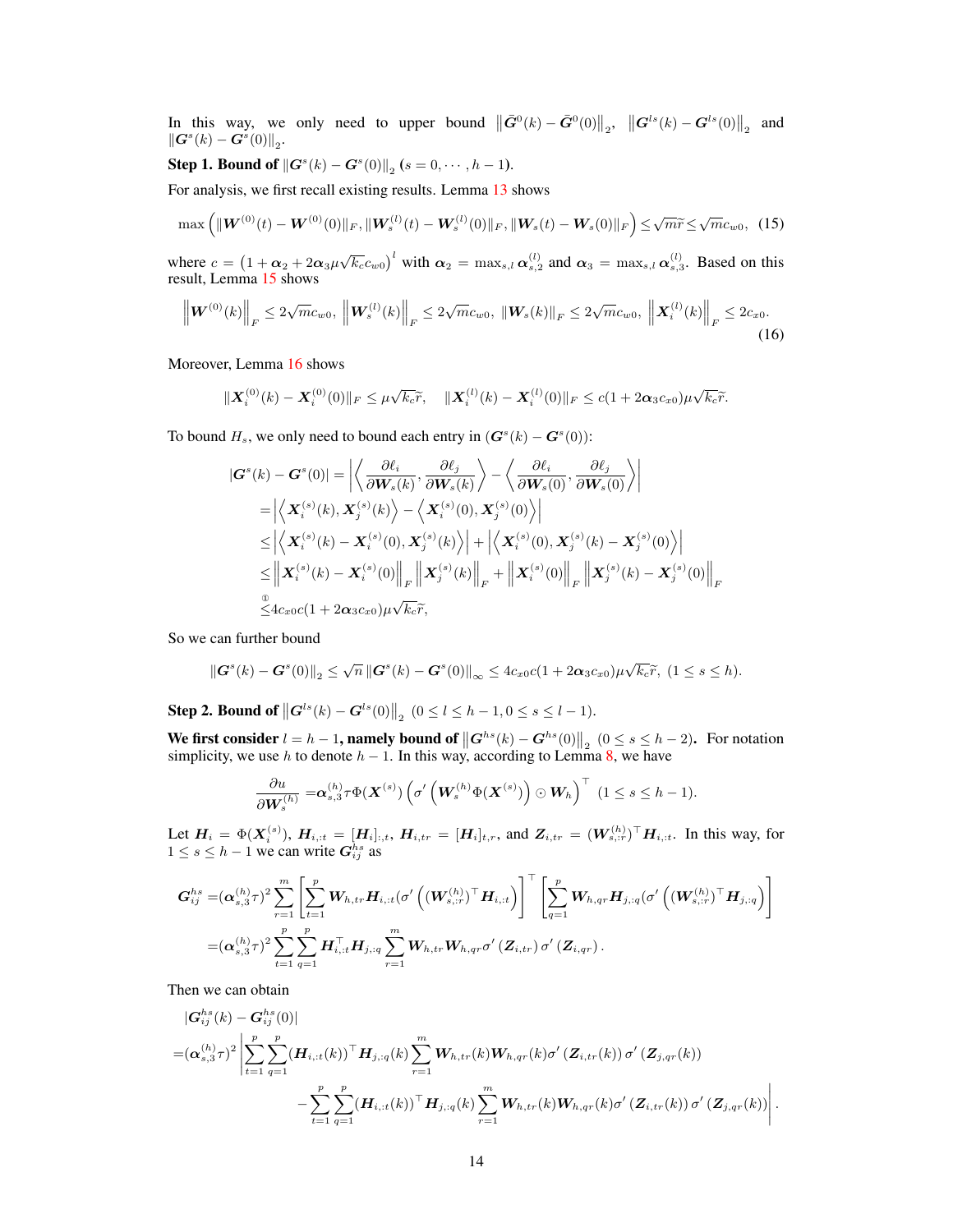In this way, we only need to upper bound $\left\|\bar{\boldsymbol{G}}^{0}(k)-\bar{\boldsymbol{G}}^{0}(0)\right\|_2$, $\left\|\boldsymbol{G}^{ls}(k)-\boldsymbol{G}^{ls}(0)\right\|_2$ and $\|\boldsymbol{G}^{s}(k)-\boldsymbol{G}^{s}(0)\|_2$.

**Step 1. Bound of $\|\boldsymbol{G}^{s}(k)-\boldsymbol{G}^{s}(0)\|_2$ ($s=0,\cdots,h-1$).**

For analysis, we first recall existing results. Lemma 13 shows

$$
\max\left(\|\boldsymbol{W}^{(0)}(t)-\boldsymbol{W}^{(0)}(0)\|_F,\|\boldsymbol{W}_s^{(l)}(t)-\boldsymbol{W}_s^{(l)}(0)\|_F,\|\boldsymbol{W}_s(t)-\boldsymbol{W}_s(0)\|_F\right)\leq\sqrt{m}\widetilde{r}\leq\sqrt{m}c_{w0}, \quad (15)
$$

where $c=\left(1+\boldsymbol{\alpha}_2+2\boldsymbol{\alpha}_3\mu\sqrt{k_c}c_{w0}\right)^l$ with $\boldsymbol{\alpha}_2=\max_{s,l}\boldsymbol{\alpha}_{s,2}^{(l)}$ and $\boldsymbol{\alpha}_3=\max_{s,l}\boldsymbol{\alpha}_{s,3}^{(l)}$. Based on this result, Lemma 15 shows

$$
\left\|\boldsymbol{W}^{(0)}(k)\right\|_F\leq 2\sqrt{m}c_{w0},\ \left\|\boldsymbol{W}_s^{(l)}(k)\right\|_F\leq 2\sqrt{m}c_{w0},\ \|\boldsymbol{W}_s(k)\|_F\leq 2\sqrt{m}c_{w0},\ \left\|\boldsymbol{X}_i^{(l)}(k)\right\|_F\leq 2c_{x0}. \quad (16)
$$

Moreover, Lemma 16 shows

$$
\|\boldsymbol{X}_i^{(0)}(k)-\boldsymbol{X}_i^{(0)}(0)\|_F\leq\mu\sqrt{k_c}\widetilde{r},\quad \|\boldsymbol{X}_i^{(l)}(k)-\boldsymbol{X}_i^{(l)}(0)\|_F\leq c(1+2\boldsymbol{\alpha}_3c_{x0})\mu\sqrt{k_c}\widetilde{r}.
$$

To bound $H_s$, we only need to bound each entry in $(\boldsymbol{G}^{s}(k)-\boldsymbol{G}^{s}(0))$:

$$
\begin{aligned}
|\boldsymbol{G}^{s}(k)-\boldsymbol{G}^{s}(0)|&=\left|\left\langle\frac{\partial\ell_i}{\partial\boldsymbol{W}_s(k)},\frac{\partial\ell_j}{\partial\boldsymbol{W}_s(k)}\right\rangle-\left\langle\frac{\partial\ell_i}{\partial\boldsymbol{W}_s(0)},\frac{\partial\ell_j}{\partial\boldsymbol{W}_s(0)}\right\rangle\right|\\
&=\left|\left\langle\boldsymbol{X}_i^{(s)}(k),\boldsymbol{X}_j^{(s)}(k)\right\rangle-\left\langle\boldsymbol{X}_i^{(s)}(0),\boldsymbol{X}_j^{(s)}(0)\right\rangle\right|\\
&\leq\left|\left\langle\boldsymbol{X}_i^{(s)}(k)-\boldsymbol{X}_i^{(s)}(0),\boldsymbol{X}_j^{(s)}(k)\right\rangle\right|+\left|\left\langle\boldsymbol{X}_i^{(s)}(0),\boldsymbol{X}_j^{(s)}(k)-\boldsymbol{X}_j^{(s)}(0)\right\rangle\right|\\
&\leq\left\|\boldsymbol{X}_i^{(s)}(k)-\boldsymbol{X}_i^{(s)}(0)\right\|_F\left\|\boldsymbol{X}_j^{(s)}(k)\right\|_F+\left\|\boldsymbol{X}_i^{(s)}(0)\right\|_F\left\|\boldsymbol{X}_j^{(s)}(k)-\boldsymbol{X}_j^{(s)}(0)\right\|_F\\
&\overset{①}{\leq}4c_{x0}c(1+2\boldsymbol{\alpha}_3c_{x0})\mu\sqrt{k_c}\widetilde{r},
\end{aligned}
$$

So we can further bound

$$
\|\boldsymbol{G}^{s}(k)-\boldsymbol{G}^{s}(0)\|_2\leq\sqrt{n}\,\|\boldsymbol{G}^{s}(k)-\boldsymbol{G}^{s}(0)\|_\infty\leq 4c_{x0}c(1+2\boldsymbol{\alpha}_3c_{x0})\mu\sqrt{k_c}\widetilde{r},\ (1\leq s\leq h).
$$

**Step 2. Bound of $\left\|\boldsymbol{G}^{ls}(k)-\boldsymbol{G}^{ls}(0)\right\|_2$ ($0\leq l\leq h-1, 0\leq s\leq l-1$).**

**We first consider $l=h-1$, namely bound of $\left\|\boldsymbol{G}^{hs}(k)-\boldsymbol{G}^{hs}(0)\right\|_2$ ($0\leq s\leq h-2$).** For notation simplicity, we use $h$ to denote $h-1$. In this way, according to Lemma 8, we have

$$
\frac{\partial u}{\partial\boldsymbol{W}_s^{(h)}}=\boldsymbol{\alpha}_{s,3}^{(h)}\tau\Phi(\boldsymbol{X}^{(s)})\left(\sigma'\left(\boldsymbol{W}_s^{(h)}\Phi(\boldsymbol{X}^{(s)})\right)\odot\boldsymbol{W}_h\right)^\top\quad(1\leq s\leq h-1).
$$

Let $\boldsymbol{H}_i=\Phi(\boldsymbol{X}_i^{(s)})$, $\boldsymbol{H}_{i,:t}=[\boldsymbol{H}_i]_{:,t}$, $\boldsymbol{H}_{i,tr}=[\boldsymbol{H}_i]_{t,r}$, and $\boldsymbol{Z}_{i,tr}=(\boldsymbol{W}_{s,:r}^{(h)})^\top\boldsymbol{H}_{i,:t}$. In this way, for $1\leq s\leq h-1$ we can write $\boldsymbol{G}_{ij}^{hs}$ as

$$
\begin{aligned}
\boldsymbol{G}_{ij}^{hs}=&(\boldsymbol{\alpha}_{s,3}^{(h)}\tau)^2\sum_{r=1}^{m}\left[\sum_{t=1}^{p}\boldsymbol{W}_{h,tr}\boldsymbol{H}_{i,:t}(\sigma'\left((\boldsymbol{W}_{s,:r}^{(h)})^\top\boldsymbol{H}_{i,:t}\right)\right]^\top\left[\sum_{q=1}^{p}\boldsymbol{W}_{h,qr}\boldsymbol{H}_{j,:q}(\sigma'\left((\boldsymbol{W}_{s,:r}^{(h)})^\top\boldsymbol{H}_{j,:q}\right)\right]\\
=&(\boldsymbol{\alpha}_{s,3}^{(h)}\tau)^2\sum_{t=1}^{p}\sum_{q=1}^{p}\boldsymbol{H}_{i,:t}^\top\boldsymbol{H}_{j,:q}\sum_{r=1}^{m}\boldsymbol{W}_{h,tr}\boldsymbol{W}_{h,qr}\sigma'\left(\boldsymbol{Z}_{i,tr}\right)\sigma'\left(\boldsymbol{Z}_{i,qr}\right).
\end{aligned}
$$

Then we can obtain

$$
\begin{aligned}
&|\boldsymbol{G}_{ij}^{hs}(k)-\boldsymbol{G}_{ij}^{hs}(0)|\\
=&(\boldsymbol{\alpha}_{s,3}^{(h)}\tau)^2\left|\sum_{t=1}^{p}\sum_{q=1}^{p}(\boldsymbol{H}_{i,:t}(k))^\top\boldsymbol{H}_{j,:q}(k)\sum_{r=1}^{m}\boldsymbol{W}_{h,tr}(k)\boldsymbol{W}_{h,qr}(k)\sigma'\left(\boldsymbol{Z}_{i,tr}(k)\right)\sigma'\left(\boldsymbol{Z}_{j,qr}(k)\right)\right.\\
&\left.-\sum_{t=1}^{p}\sum_{q=1}^{p}(\boldsymbol{H}_{i,:t}(k))^\top\boldsymbol{H}_{j,:q}(k)\sum_{r=1}^{m}\boldsymbol{W}_{h,tr}(k)\boldsymbol{W}_{h,qr}(k)\sigma'\left(\boldsymbol{Z}_{i,tr}(k)\right)\sigma'\left(\boldsymbol{Z}_{j,qr}(k)\right)\right|.
\end{aligned}
$$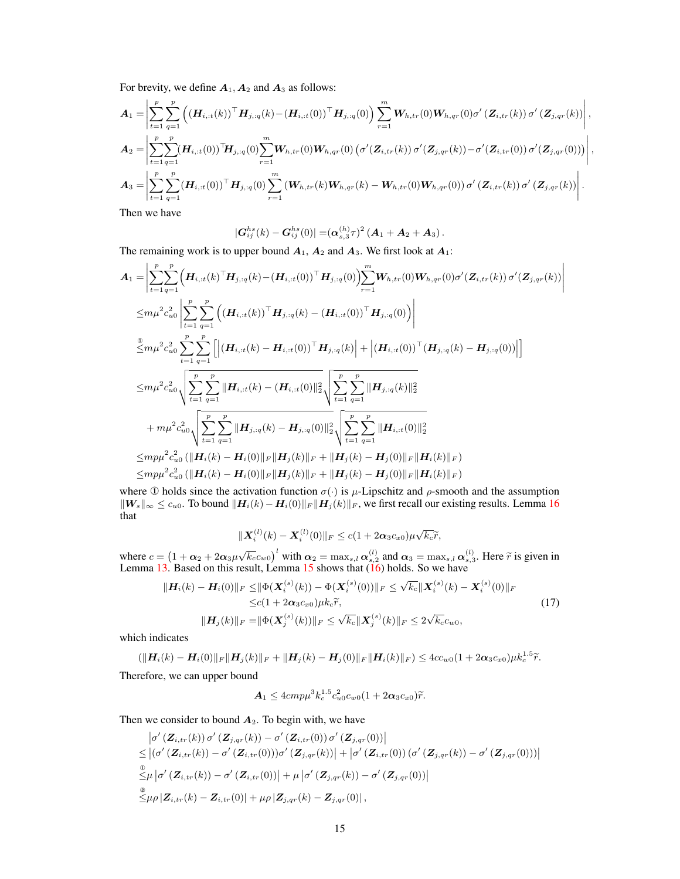For brevity, we define $\boldsymbol{A}_1$, $\boldsymbol{A}_2$ and $\boldsymbol{A}_3$ as follows:

$$\boldsymbol{A}_1 = \left| \sum_{t=1}^{p} \sum_{q=1}^{p} \left( (\boldsymbol{H}_{i,:t}(k))^\top \boldsymbol{H}_{j,:q}(k) - (\boldsymbol{H}_{i,:t}(0))^\top \boldsymbol{H}_{j,:q}(0) \right) \sum_{r=1}^{m} \boldsymbol{W}_{h,tr}(0) \boldsymbol{W}_{h,qr}(0) \sigma'(\boldsymbol{Z}_{i,tr}(k)) \sigma'(\boldsymbol{Z}_{j,qr}(k)) \right|,$$

$$\boldsymbol{A}_2 = \left| \sum_{t=1}^{p} \sum_{q=1}^{p} (\boldsymbol{H}_{i,:t}(0))^\top \boldsymbol{H}_{j,:q}(0) \sum_{r=1}^{m} \boldsymbol{W}_{h,tr}(0) \boldsymbol{W}_{h,qr}(0) \left( \sigma'(\boldsymbol{Z}_{i,tr}(k)) \sigma'(\boldsymbol{Z}_{j,qr}(k)) - \sigma'(\boldsymbol{Z}_{i,tr}(0)) \sigma'(\boldsymbol{Z}_{j,qr}(0)) \right) \right|,$$

$$\boldsymbol{A}_3 = \left| \sum_{t=1}^{p} \sum_{q=1}^{p} (\boldsymbol{H}_{i,:t}(0))^\top \boldsymbol{H}_{j,:q}(0) \sum_{r=1}^{m} \left( \boldsymbol{W}_{h,tr}(k) \boldsymbol{W}_{h,qr}(k) - \boldsymbol{W}_{h,tr}(0) \boldsymbol{W}_{h,qr}(0) \right) \sigma'(\boldsymbol{Z}_{i,tr}(k)) \sigma'(\boldsymbol{Z}_{j,qr}(k)) \right|.$$

Then we have

$$|\boldsymbol{G}_{ij}^{hs}(k) - \boldsymbol{G}_{ij}^{hs}(0)| = (\boldsymbol{\alpha}_{s,3}^{(h)} \tau)^2 (\boldsymbol{A}_1 + \boldsymbol{A}_2 + \boldsymbol{A}_3).$$

The remaining work is to upper bound $\boldsymbol{A}_1$, $\boldsymbol{A}_2$ and $\boldsymbol{A}_3$. We first look at $\boldsymbol{A}_1$:

$$\begin{aligned}
\boldsymbol{A}_1 =& \left| \sum_{t=1}^{p} \sum_{q=1}^{p} \left( \boldsymbol{H}_{i,:t}(k)^\top \boldsymbol{H}_{j,:q}(k) - (\boldsymbol{H}_{i,:t}(0))^\top \boldsymbol{H}_{j,:q}(0) \right) \sum_{r=1}^{m} \boldsymbol{W}_{h,tr}(0) \boldsymbol{W}_{h,qr}(0) \sigma'(\boldsymbol{Z}_{i,tr}(k)) \sigma'(\boldsymbol{Z}_{j,qr}(k)) \right| \\
\leq& m\mu^2 c_{u0}^2 \left| \sum_{t=1}^{p} \sum_{q=1}^{p} \left( (\boldsymbol{H}_{i,:t}(k))^\top \boldsymbol{H}_{j,:q}(k) - (\boldsymbol{H}_{i,:t}(0))^\top \boldsymbol{H}_{j,:q}(0) \right) \right| \\
\overset{①}{\leq}& m\mu^2 c_{u0}^2 \sum_{t=1}^{p} \sum_{q=1}^{p} \left[ \left| (\boldsymbol{H}_{i,:t}(k) - \boldsymbol{H}_{i,:t}(0))^\top \boldsymbol{H}_{j,:q}(k) \right| + \left| (\boldsymbol{H}_{i,:t}(0))^\top (\boldsymbol{H}_{j,:q}(k) - \boldsymbol{H}_{j,:q}(0)) \right| \right] \\
\leq& m\mu^2 c_{u0}^2 \sqrt{\sum_{t=1}^{p} \sum_{q=1}^{p} \|\boldsymbol{H}_{i,:t}(k) - (\boldsymbol{H}_{i,:t}(0)\|_2^2} \sqrt{\sum_{t=1}^{p} \sum_{q=1}^{p} \|\boldsymbol{H}_{j,:q}(k)\|_2^2} \\
&+ m\mu^2 c_{u0}^2 \sqrt{\sum_{t=1}^{p} \sum_{q=1}^{p} \|\boldsymbol{H}_{j,:q}(k) - \boldsymbol{H}_{j,:q}(0)\|_2^2} \sqrt{\sum_{t=1}^{p} \sum_{q=1}^{p} \|\boldsymbol{H}_{i,:t}(0)\|_2^2} \\
\leq& mp\mu^2 c_{u0}^2 \left( \|\boldsymbol{H}_i(k) - \boldsymbol{H}_i(0)\|_F \|\boldsymbol{H}_j(k)\|_F + \|\boldsymbol{H}_j(k) - \boldsymbol{H}_j(0)\|_F \|\boldsymbol{H}_i(k)\|_F \right) \\
\leq& mp\mu^2 c_{u0}^2 \left( \|\boldsymbol{H}_i(k) - \boldsymbol{H}_i(0)\|_F \|\boldsymbol{H}_j(k)\|_F + \|\boldsymbol{H}_j(k) - \boldsymbol{H}_j(0)\|_F \|\boldsymbol{H}_i(k)\|_F \right)
\end{aligned}$$

where ① holds since the activation function $\sigma(\cdot)$ is $\mu$-Lipschitz and $\rho$-smooth and the assumption $\|\boldsymbol{W}_s\|_\infty \leq c_{u0}$. To bound $\|\boldsymbol{H}_i(k) - \boldsymbol{H}_i(0)\|_F \|\boldsymbol{H}_j(k)\|_F$, we first recall our existing results. Lemma 16 that

$$\|\boldsymbol{X}_i^{(l)}(k) - \boldsymbol{X}_i^{(l)}(0)\|_F \leq c(1 + 2\boldsymbol{\alpha}_3 c_{x0}) \mu \sqrt{k_c} \widetilde{r},$$

where $c = \left(1 + \boldsymbol{\alpha}_2 + 2\boldsymbol{\alpha}_3 \mu \sqrt{k_c} c_{w0}\right)^l$ with $\boldsymbol{\alpha}_2 = \max_{s,l} \boldsymbol{\alpha}_{s,2}^{(l)}$ and $\boldsymbol{\alpha}_3 = \max_{s,l} \boldsymbol{\alpha}_{s,3}^{(l)}$. Here $\widetilde{r}$ is given in Lemma 13. Based on this result, Lemma 15 shows that (16) holds. So we have

$$\begin{aligned}
\|\boldsymbol{H}_i(k) - \boldsymbol{H}_i(0)\|_F \leq& \|\Phi(\boldsymbol{X}_i^{(s)}(k)) - \Phi(\boldsymbol{X}_i^{(s)}(0))\|_F \leq \sqrt{k_c} \|\boldsymbol{X}_i^{(s)}(k) - \boldsymbol{X}_i^{(s)}(0)\|_F \\
\leq& c(1 + 2\boldsymbol{\alpha}_3 c_{x0}) \mu k_c \widetilde{r}, \qquad (17) \\
\|\boldsymbol{H}_j(k)\|_F =& \|\Phi(\boldsymbol{X}_j^{(s)}(k))\|_F \leq \sqrt{k_c} \|\boldsymbol{X}_j^{(s)}(k)\|_F \leq 2\sqrt{k_c} c_{w0},
\end{aligned}$$

which indicates

$$\left( \|\boldsymbol{H}_i(k) - \boldsymbol{H}_i(0)\|_F \|\boldsymbol{H}_j(k)\|_F + \|\boldsymbol{H}_j(k) - \boldsymbol{H}_j(0)\|_F \|\boldsymbol{H}_i(k)\|_F \right) \leq 4cc_{w0}(1 + 2\boldsymbol{\alpha}_3 c_{x0}) \mu k_c^{1.5} \widetilde{r}.$$

Therefore, we can upper bound

$$\boldsymbol{A}_1 \leq 4cmp\mu^3 k_c^{1.5} c_{u0}^2 c_{w0} (1 + 2\boldsymbol{\alpha}_3 c_{x0}) \widetilde{r}.$$

Then we consider to bound $\boldsymbol{A}_2$. To begin with, we have

$$\begin{aligned}
& \left| \sigma'(\boldsymbol{Z}_{i,tr}(k)) \sigma'(\boldsymbol{Z}_{j,qr}(k)) - \sigma'(\boldsymbol{Z}_{i,tr}(0)) \sigma'(\boldsymbol{Z}_{j,qr}(0)) \right| \\
\leq& \left| (\sigma'(\boldsymbol{Z}_{i,tr}(k)) - \sigma'(\boldsymbol{Z}_{i,tr}(0))) \sigma'(\boldsymbol{Z}_{j,qr}(k)) \right| + \left| \sigma'(\boldsymbol{Z}_{i,tr}(0)) (\sigma'(\boldsymbol{Z}_{j,qr}(k)) - \sigma'(\boldsymbol{Z}_{j,qr}(0))) \right| \\
\overset{①}{\leq}& \mu \left| \sigma'(\boldsymbol{Z}_{i,tr}(k)) - \sigma'(\boldsymbol{Z}_{i,tr}(0)) \right| + \mu \left| \sigma'(\boldsymbol{Z}_{j,qr}(k)) - \sigma'(\boldsymbol{Z}_{j,qr}(0)) \right| \\
\overset{②}{\leq}& \mu\rho \left| \boldsymbol{Z}_{i,tr}(k) - \boldsymbol{Z}_{i,tr}(0) \right| + \mu\rho \left| \boldsymbol{Z}_{j,qr}(k) - \boldsymbol{Z}_{j,qr}(0) \right|,
\end{aligned}$$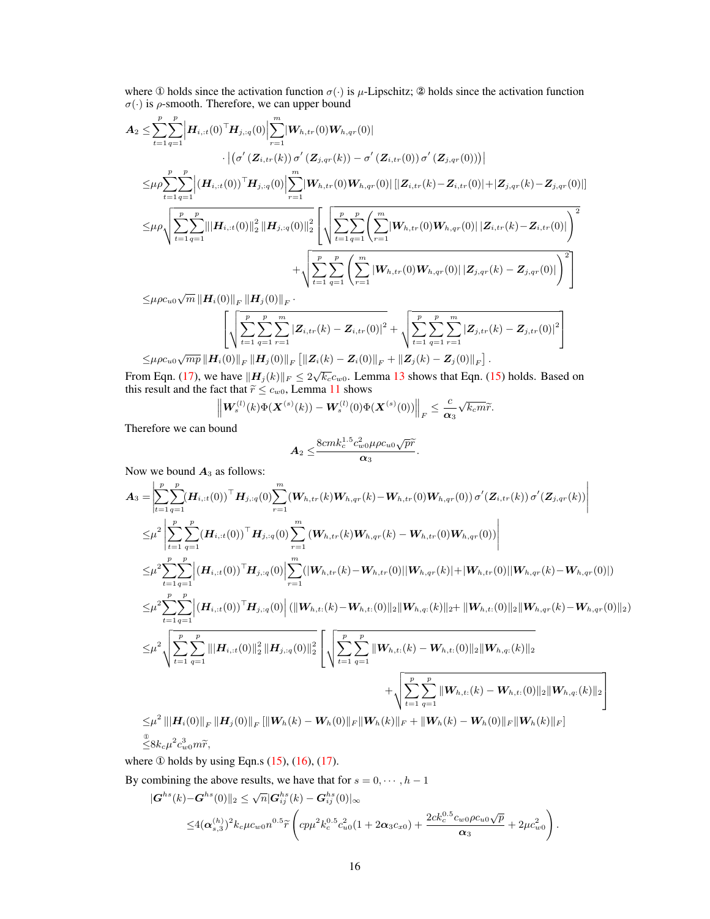where ① holds since the activation function $\sigma(\cdot)$ is $\mu$-Lipschitz; ② holds since the activation function $\sigma(\cdot)$ is $\rho$-smooth. Therefore, we can upper bound

$$
\begin{aligned}
\boldsymbol{A}_2 \leq & \sum_{t=1}^{p}\sum_{q=1}^{p}\left|\boldsymbol{H}_{i,:t}(0)^\top \boldsymbol{H}_{j,:q}(0)\right|\sum_{r=1}^{m}|\boldsymbol{W}_{h,tr}(0)\boldsymbol{W}_{h,qr}(0)| \\
& \cdot\left|\left(\sigma'\left(\boldsymbol{Z}_{i,tr}(k)\right)\sigma'\left(\boldsymbol{Z}_{j,qr}(k)\right)-\sigma'\left(\boldsymbol{Z}_{i,tr}(0)\right)\sigma'\left(\boldsymbol{Z}_{j,qr}(0)\right)\right)\right| \\
\leq & \mu\rho\sum_{t=1}^{p}\sum_{q=1}^{p}\left|(\boldsymbol{H}_{i,:t}(0))^\top \boldsymbol{H}_{j,:q}(0)\right|\sum_{r=1}^{m}|\boldsymbol{W}_{h,tr}(0)\boldsymbol{W}_{h,qr}(0)|\left[|\boldsymbol{Z}_{i,tr}(k)-\boldsymbol{Z}_{i,tr}(0)|+|\boldsymbol{Z}_{j,qr}(k)-\boldsymbol{Z}_{j,qr}(0)|\right] \\
\leq & \mu\rho\sqrt{\sum_{t=1}^{p}\sum_{q=1}^{p}\||\boldsymbol{H}_{i,:t}(0)\|_2^2\,\|\boldsymbol{H}_{j,:q}(0)\|_2^2}\left[\sqrt{\sum_{t=1}^{p}\sum_{q=1}^{p}\left(\sum_{r=1}^{m}|\boldsymbol{W}_{h,tr}(0)\boldsymbol{W}_{h,qr}(0)|\,|\boldsymbol{Z}_{i,tr}(k)-\boldsymbol{Z}_{i,tr}(0)|\right)^2}\right. \\
& \left.+\sqrt{\sum_{t=1}^{p}\sum_{q=1}^{p}\left(\sum_{r=1}^{m}|\boldsymbol{W}_{h,tr}(0)\boldsymbol{W}_{h,qr}(0)|\,|\boldsymbol{Z}_{j,qr}(k)-\boldsymbol{Z}_{j,qr}(0)|\right)^2}\right] \\
\leq & \mu\rho c_{u0}\sqrt{m}\,\|\boldsymbol{H}_i(0)\|_F\,\|\boldsymbol{H}_j(0)\|_F\cdot \\
& \left[\sqrt{\sum_{t=1}^{p}\sum_{q=1}^{p}\sum_{r=1}^{m}|\boldsymbol{Z}_{i,tr}(k)-\boldsymbol{Z}_{i,tr}(0)|^2}+\sqrt{\sum_{t=1}^{p}\sum_{q=1}^{p}\sum_{r=1}^{m}|\boldsymbol{Z}_{j,tr}(k)-\boldsymbol{Z}_{j,tr}(0)|^2}\right] \\
\leq & \mu\rho c_{u0}\sqrt{mp}\,\|\boldsymbol{H}_i(0)\|_F\,\|\boldsymbol{H}_j(0)\|_F\left[\|\boldsymbol{Z}_i(k)-\boldsymbol{Z}_i(0)\|_F+\|\boldsymbol{Z}_j(k)-\boldsymbol{Z}_j(0)\|_F\right].
\end{aligned}
$$

From Eqn. (17), we have $\|\boldsymbol{H}_j(k)\|_F \leq 2\sqrt{k_c}c_{w0}$. Lemma 13 shows that Eqn. (15) holds. Based on this result and the fact that $\widetilde{r} \leq c_{w0}$, Lemma 11 shows

$$
\left\|\boldsymbol{W}_s^{(l)}(k)\Phi(\boldsymbol{X}^{(s)}(k))-\boldsymbol{W}_s^{(l)}(0)\Phi(\boldsymbol{X}^{(s)}(0))\right\|_F \leq \frac{c}{\boldsymbol{\alpha}_3}\sqrt{k_c m}\widetilde{r}.
$$

Therefore we can bound

$$
\boldsymbol{A}_2 \leq \frac{8cmk_c^{1.5}c_{w0}^2\mu\rho c_{u0}\sqrt{p}\widetilde{r}}{\boldsymbol{\alpha}_3}.
$$

Now we bound $\boldsymbol{A}_3$ as follows:

$$
\begin{aligned}
\boldsymbol{A}_3 = & \left|\sum_{t=1}^{p}\sum_{q=1}^{p}(\boldsymbol{H}_{i,:t}(0))^\top \boldsymbol{H}_{j,:q}(0)\sum_{r=1}^{m}(\boldsymbol{W}_{h,tr}(k)\boldsymbol{W}_{h,qr}(k)-\boldsymbol{W}_{h,tr}(0)\boldsymbol{W}_{h,qr}(0))\,\sigma'(\boldsymbol{Z}_{i,tr}(k))\,\sigma'(\boldsymbol{Z}_{j,qr}(k))\right| \\
\leq & \mu^2\left|\sum_{t=1}^{p}\sum_{q=1}^{p}(\boldsymbol{H}_{i,:t}(0))^\top \boldsymbol{H}_{j,:q}(0)\sum_{r=1}^{m}\left(\boldsymbol{W}_{h,tr}(k)\boldsymbol{W}_{h,qr}(k)-\boldsymbol{W}_{h,tr}(0)\boldsymbol{W}_{h,qr}(0)\right)\right| \\
\leq & \mu^2\sum_{t=1}^{p}\sum_{q=1}^{p}\left|(\boldsymbol{H}_{i,:t}(0))^\top \boldsymbol{H}_{j,:q}(0)\right|\sum_{r=1}^{m}(|\boldsymbol{W}_{h,tr}(k)-\boldsymbol{W}_{h,tr}(0)||\boldsymbol{W}_{h,qr}(k)|+|\boldsymbol{W}_{h,tr}(0)||\boldsymbol{W}_{h,qr}(k)-\boldsymbol{W}_{h,qr}(0)|) \\
\leq & \mu^2\sum_{t=1}^{p}\sum_{q=1}^{p}\left|(\boldsymbol{H}_{i,:t}(0))^\top \boldsymbol{H}_{j,:q}(0)\right|(\|\boldsymbol{W}_{h,t:}(k)-\boldsymbol{W}_{h,t:}(0)\|_2\|\boldsymbol{W}_{h,q:}(k)\|_2+\|\boldsymbol{W}_{h,t:}(0)\|_2\|\boldsymbol{W}_{h,qr}(k)-\boldsymbol{W}_{h,qr}(0)\|_2) \\
\leq & \mu^2\sqrt{\sum_{t=1}^{p}\sum_{q=1}^{p}\||\boldsymbol{H}_{i,:t}(0)\|_2^2\,\|\boldsymbol{H}_{j,:q}(0)\|_2^2}\left[\sqrt{\sum_{t=1}^{p}\sum_{q=1}^{p}\|\boldsymbol{W}_{h,t:}(k)-\boldsymbol{W}_{h,t:}(0)\|_2\|\boldsymbol{W}_{h,q:}(k)\|_2}\right. \\
& \left.+\sqrt{\sum_{t=1}^{p}\sum_{q=1}^{p}\|\boldsymbol{W}_{h,t:}(k)-\boldsymbol{W}_{h,t:}(0)\|_2\|\boldsymbol{W}_{h,q:}(k)\|_2}\right] \\
\leq & \mu^2\,\||\boldsymbol{H}_i(0)\|_F\,\|\boldsymbol{H}_j(0)\|_F\left[\|\boldsymbol{W}_h(k)-\boldsymbol{W}_h(0)\|_F\|\boldsymbol{W}_h(k)\|_F+\|\boldsymbol{W}_h(k)-\boldsymbol{W}_h(0)\|_F\|\boldsymbol{W}_h(k)\|_F\right] \\
\overset{①}{\leq} & 8k_c\mu^2c_{w0}^3m\widetilde{r},
\end{aligned}
$$

where ① holds by using Eqn.s (15), (16), (17).

By combining the above results, we have that for $s = 0, \cdots, h-1$

$$
\begin{aligned}
|\boldsymbol{G}^{hs}(k)-&\boldsymbol{G}^{hs}(0)\|_2 \leq \sqrt{n}|\boldsymbol{G}_{ij}^{hs}(k)-\boldsymbol{G}_{ij}^{hs}(0)|_\infty \\
&\leq 4(\boldsymbol{\alpha}_{s,3}^{(h)})^2k_c\mu c_{w0}n^{0.5}\widetilde{r}\left(cp\mu^2k_c^{0.5}c_{u0}^2(1+2\boldsymbol{\alpha}_3c_{x0})+\frac{2ck_c^{0.5}c_{w0}\rho c_{u0}\sqrt{p}}{\boldsymbol{\alpha}_3}+2\mu c_{w0}^2\right).
\end{aligned}
$$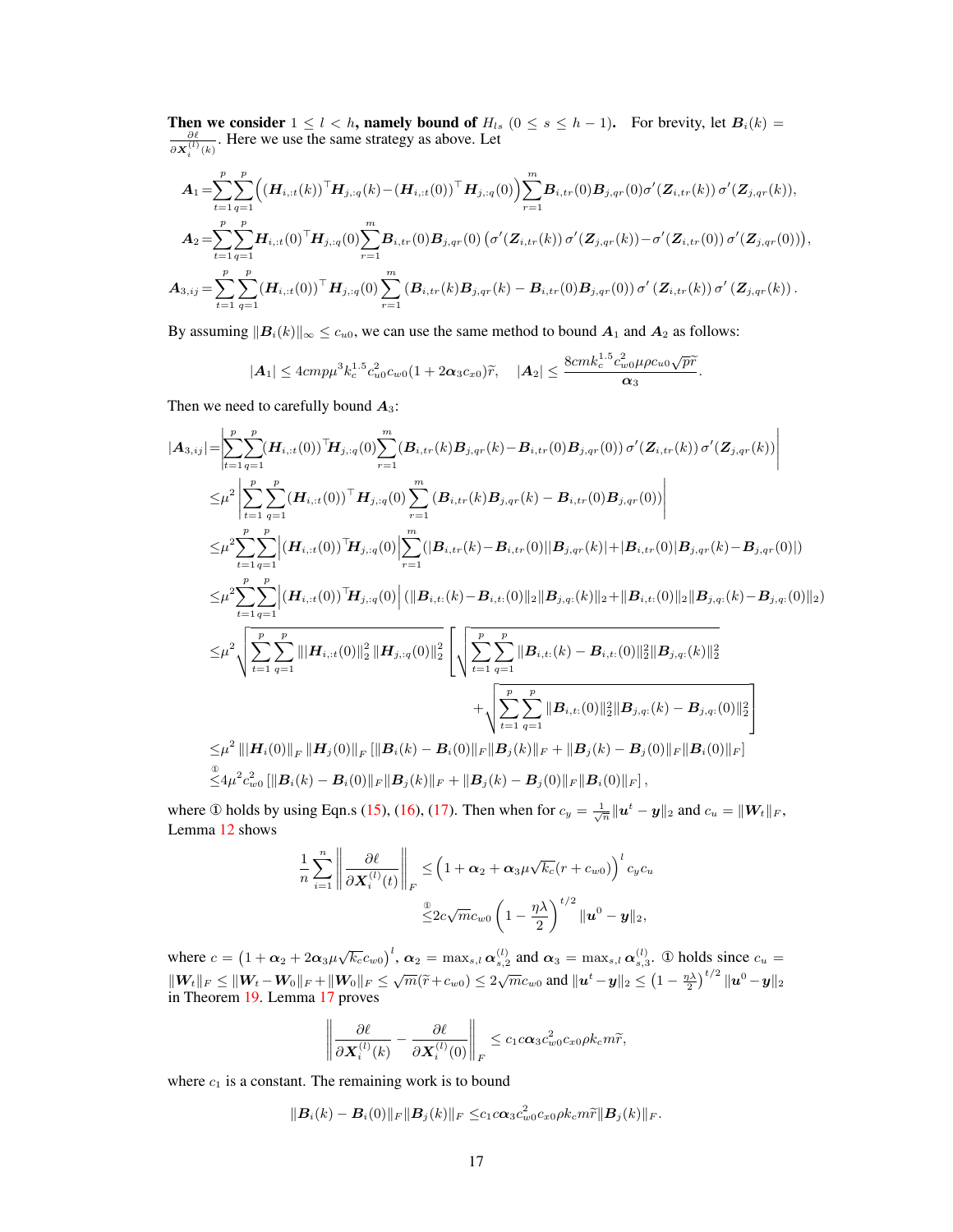**Then we consider $1 \le l < h$, namely bound of $H_{ls}$ $(0 \le s \le h-1)$.** For brevity, let $\boldsymbol{B}_i(k) = \frac{\partial \ell}{\partial \boldsymbol{X}_i^{(l)}(k)}$. Here we use the same strategy as above. Let

$$
\begin{aligned}
\boldsymbol{A}_1 =& \sum_{t=1}^{p}\sum_{q=1}^{p}\Big((\boldsymbol{H}_{i,:t}(k))^\top \boldsymbol{H}_{j,:q}(k) - (\boldsymbol{H}_{i,:t}(0))^\top \boldsymbol{H}_{j,:q}(0)\Big)\sum_{r=1}^{m}\boldsymbol{B}_{i,tr}(0)\boldsymbol{B}_{j,qr}(0)\sigma'(\boldsymbol{Z}_{i,tr}(k))\,\sigma'(\boldsymbol{Z}_{j,qr}(k)),\\
\boldsymbol{A}_2 =& \sum_{t=1}^{p}\sum_{q=1}^{p}\boldsymbol{H}_{i,:t}(0)^\top \boldsymbol{H}_{j,:q}(0)\sum_{r=1}^{m}\boldsymbol{B}_{i,tr}(0)\boldsymbol{B}_{j,qr}(0)\left(\sigma'(\boldsymbol{Z}_{i,tr}(k))\,\sigma'(\boldsymbol{Z}_{j,qr}(k)) - \sigma'(\boldsymbol{Z}_{i,tr}(0))\,\sigma'(\boldsymbol{Z}_{j,qr}(0))\right),\\
\boldsymbol{A}_{3,ij} =& \sum_{t=1}^{p}\sum_{q=1}^{p}(\boldsymbol{H}_{i,:t}(0))^\top \boldsymbol{H}_{j,:q}(0)\sum_{r=1}^{m}\left(\boldsymbol{B}_{i,tr}(k)\boldsymbol{B}_{j,qr}(k) - \boldsymbol{B}_{i,tr}(0)\boldsymbol{B}_{j,qr}(0)\right)\sigma'\left(\boldsymbol{Z}_{i,tr}(k)\right)\sigma'\left(\boldsymbol{Z}_{j,qr}(k)\right).
\end{aligned}
$$

By assuming $\|\boldsymbol{B}_i(k)\|_\infty \le c_{u0}$, we can use the same method to bound $\boldsymbol{A}_1$ and $\boldsymbol{A}_2$ as follows:

$$
|\boldsymbol{A}_1| \le 4cmp\mu^3 k_c^{1.5} c_{u0}^2 c_{w0}(1+2\boldsymbol{\alpha}_3 c_{x0})\widetilde{r}, \quad |\boldsymbol{A}_2| \le \frac{8cmk_c^{1.5}c_{w0}^2\mu\rho c_{u0}\sqrt{p\widetilde{r}}}{\boldsymbol{\alpha}_3}.
$$

Then we need to carefully bound $\boldsymbol{A}_3$:

$$
\begin{aligned}
|\boldsymbol{A}_{3,ij}| =& \left|\sum_{t=1}^{p}\sum_{q=1}^{p}(\boldsymbol{H}_{i,:t}(0))^\top \boldsymbol{H}_{j,:q}(0)\sum_{r=1}^{m}(\boldsymbol{B}_{i,tr}(k)\boldsymbol{B}_{j,qr}(k) - \boldsymbol{B}_{i,tr}(0)\boldsymbol{B}_{j,qr}(0))\,\sigma'(\boldsymbol{Z}_{i,tr}(k))\,\sigma'(\boldsymbol{Z}_{j,qr}(k))\right|\\
\le& \mu^2\left|\sum_{t=1}^{p}\sum_{q=1}^{p}(\boldsymbol{H}_{i,:t}(0))^\top \boldsymbol{H}_{j,:q}(0)\sum_{r=1}^{m}\left(\boldsymbol{B}_{i,tr}(k)\boldsymbol{B}_{j,qr}(k) - \boldsymbol{B}_{i,tr}(0)\boldsymbol{B}_{j,qr}(0)\right)\right|\\
\le& \mu^2\sum_{t=1}^{p}\sum_{q=1}^{p}\left|(\boldsymbol{H}_{i,:t}(0))^\top \boldsymbol{H}_{j,:q}(0)\right|\sum_{r=1}^{m}(|\boldsymbol{B}_{i,tr}(k) - \boldsymbol{B}_{i,tr}(0)||\boldsymbol{B}_{j,qr}(k)| + |\boldsymbol{B}_{i,tr}(0)||\boldsymbol{B}_{j,qr}(k) - \boldsymbol{B}_{j,qr}(0)|)\\
\le& \mu^2\sum_{t=1}^{p}\sum_{q=1}^{p}\left|(\boldsymbol{H}_{i,:t}(0))^\top \boldsymbol{H}_{j,:q}(0)\right|(\|\boldsymbol{B}_{i,t:}(k) - \boldsymbol{B}_{i,t:}(0)\|_2\|\boldsymbol{B}_{j,q:}(k)\|_2 + \|\boldsymbol{B}_{i,t:}(0)\|_2\|\boldsymbol{B}_{j,q:}(k) - \boldsymbol{B}_{j,q:}(0)\|_2)\\
\le& \mu^2\sqrt{\sum_{t=1}^{p}\sum_{q=1}^{p}\||\boldsymbol{H}_{i,:t}(0)\|_2^2\,\|\boldsymbol{H}_{j,:q}(0)\|_2^2}\left[\sqrt{\sum_{t=1}^{p}\sum_{q=1}^{p}\|\boldsymbol{B}_{i,t:}(k) - \boldsymbol{B}_{i,t:}(0)\|_2^2\|\boldsymbol{B}_{j,q:}(k)\|_2^2}\right.\\
&\left.+\sqrt{\sum_{t=1}^{p}\sum_{q=1}^{p}\|\boldsymbol{B}_{i,t:}(0)\|_2^2\|\boldsymbol{B}_{j,q:}(k) - \boldsymbol{B}_{j,q:}(0)\|_2^2}\right]\\
\le& \mu^2\,\||\boldsymbol{H}_i(0)\|_F\,\|\boldsymbol{H}_j(0)\|_F\left[\|\boldsymbol{B}_i(k) - \boldsymbol{B}_i(0)\|_F\|\boldsymbol{B}_j(k)\|_F + \|\boldsymbol{B}_j(k) - \boldsymbol{B}_j(0)\|_F\|\boldsymbol{B}_i(0)\|_F\right]\\
\overset{①}{\le}& 4\mu^2 c_{w0}^2\left[\|\boldsymbol{B}_i(k) - \boldsymbol{B}_i(0)\|_F\|\boldsymbol{B}_j(k)\|_F + \|\boldsymbol{B}_j(k) - \boldsymbol{B}_j(0)\|_F\|\boldsymbol{B}_i(0)\|_F\right],
\end{aligned}
$$

where ① holds by using Eqn.s (15), (16), (17). Then when for $c_y = \frac{1}{\sqrt{n}}\|\boldsymbol{u}^t - \boldsymbol{y}\|_2$ and $c_u = \|\boldsymbol{W}_t\|_F$, Lemma 12 shows

$$
\begin{aligned}
\frac{1}{n}\sum_{i=1}^{n}\left\|\frac{\partial \ell}{\partial \boldsymbol{X}_i^{(l)}(t)}\right\|_F \le& \left(1 + \boldsymbol{\alpha}_2 + \boldsymbol{\alpha}_3\mu\sqrt{k_c}(r + c_{w0})\right)^l c_y c_u\\
\overset{①}{\le}& 2c\sqrt{m}c_{w0}\left(1 - \frac{\eta\lambda}{2}\right)^{t/2}\|\boldsymbol{u}^0 - \boldsymbol{y}\|_2,
\end{aligned}
$$

where $c = \left(1 + \boldsymbol{\alpha}_2 + 2\boldsymbol{\alpha}_3\mu\sqrt{k_c}c_{w0}\right)^l$, $\boldsymbol{\alpha}_2 = \max_{s,l}\boldsymbol{\alpha}_{s,2}^{(l)}$ and $\boldsymbol{\alpha}_3 = \max_{s,l}\boldsymbol{\alpha}_{s,3}^{(l)}$. ① holds since $c_u = \|\boldsymbol{W}_t\|_F \le \|\boldsymbol{W}_t - \boldsymbol{W}_0\|_F + \|\boldsymbol{W}_0\|_F \le \sqrt{m}(\widetilde{r} + c_{w0}) \le 2\sqrt{m}c_{w0}$ and $\|\boldsymbol{u}^t - \boldsymbol{y}\|_2 \le \left(1 - \frac{\eta\lambda}{2}\right)^{t/2}\|\boldsymbol{u}^0 - \boldsymbol{y}\|_2$ in Theorem 19. Lemma 17 proves

$$
\left\|\frac{\partial \ell}{\partial \boldsymbol{X}_i^{(l)}(k)} - \frac{\partial \ell}{\partial \boldsymbol{X}_i^{(l)}(0)}\right\|_F \le c_1 c\boldsymbol{\alpha}_3 c_{w0}^2 c_{x0}\rho k_c m\widetilde{r},
$$

where $c_1$ is a constant. The remaining work is to bound

$$
\|\boldsymbol{B}_i(k) - \boldsymbol{B}_i(0)\|_F\|\boldsymbol{B}_j(k)\|_F \le c_1 c\boldsymbol{\alpha}_3 c_{w0}^2 c_{x0}\rho k_c m\widetilde{r}\|\boldsymbol{B}_j(k)\|_F.
$$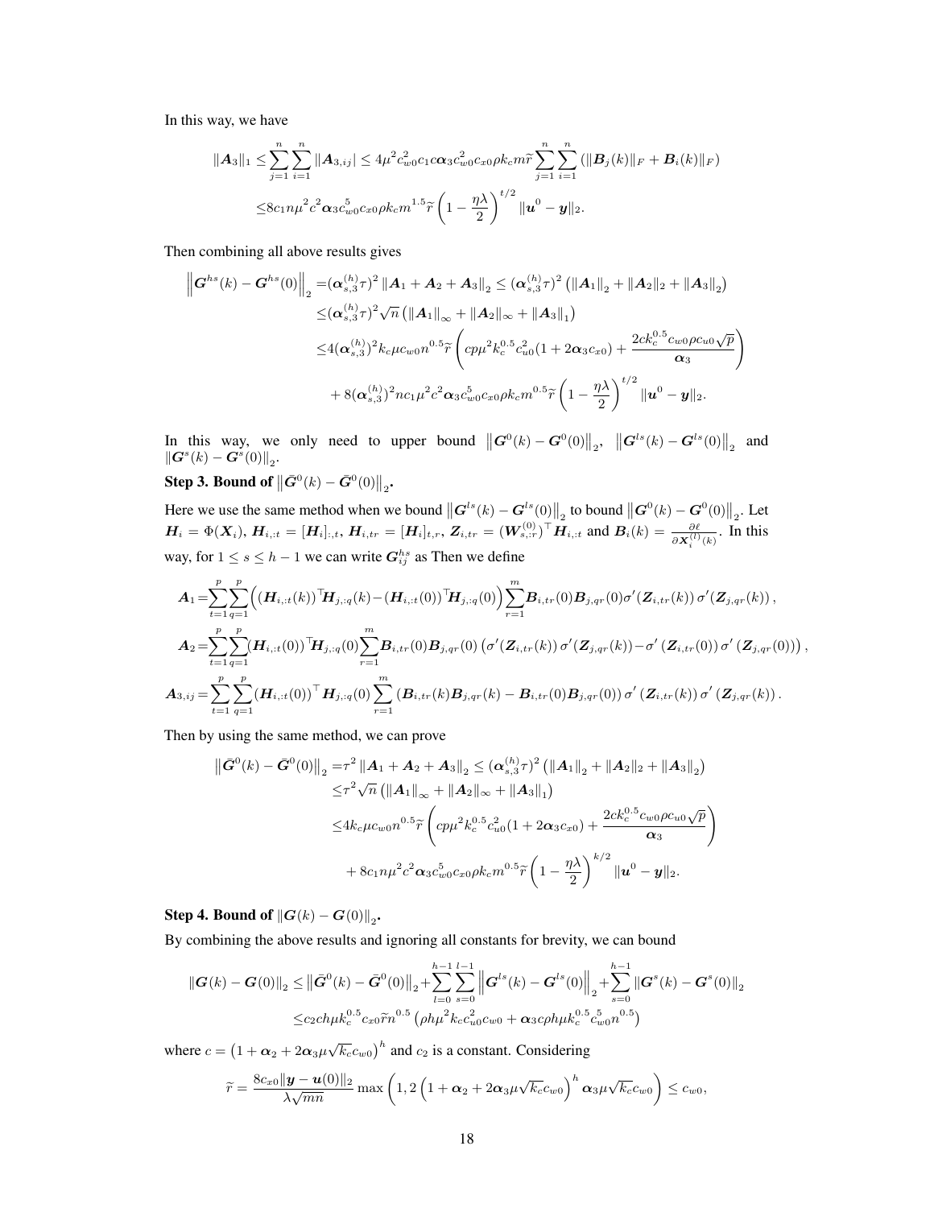In this way, we have

$$
\begin{aligned}
\|\boldsymbol{A}_3\|_1 \leq & \sum_{j=1}^{n}\sum_{i=1}^{n} \|\boldsymbol{A}_{3,ij}| \leq 4\mu^2 c_{w0}^2 c_1 c\boldsymbol{\alpha}_3 c_{w0}^2 c_{x0}\rho k_c m\widetilde{r}\sum_{j=1}^{n}\sum_{i=1}^{n}\left(\|\boldsymbol{B}_j(k)\|_F + \boldsymbol{B}_i(k)\|_F\right) \\
\leq & 8c_1 n\mu^2 c^2 \boldsymbol{\alpha}_3 c_{w0}^5 c_{x0}\rho k_c m^{1.5}\widetilde{r}\left(1-\frac{\eta\lambda}{2}\right)^{t/2}\|\boldsymbol{u}^0-\boldsymbol{y}\|_2.
\end{aligned}
$$

Then combining all above results gives

$$
\begin{aligned}
\left\|\boldsymbol{G}^{hs}(k)-\boldsymbol{G}^{hs}(0)\right\|_2 =& (\boldsymbol{\alpha}_{s,3}^{(h)}\tau)^2\left\|\boldsymbol{A}_1+\boldsymbol{A}_2+\boldsymbol{A}_3\right\|_2 \leq (\boldsymbol{\alpha}_{s,3}^{(h)}\tau)^2\left(\|\boldsymbol{A}_1\|_2+\|\boldsymbol{A}_2\|_2+\|\boldsymbol{A}_3\|_2\right) \\
\leq & (\boldsymbol{\alpha}_{s,3}^{(h)}\tau)^2\sqrt{n}\left(\|\boldsymbol{A}_1\|_\infty+\|\boldsymbol{A}_2\|_\infty+\|\boldsymbol{A}_3\|_1\right) \\
\leq & 4(\boldsymbol{\alpha}_{s,3}^{(h)})^2 k_c\mu c_{w0} n^{0.5}\widetilde{r}\left(cp\mu^2 k_c^{0.5}c_{u0}^2(1+2\boldsymbol{\alpha}_3 c_{x0})+\frac{2ck_c^{0.5}c_{w0}\rho c_{u0}\sqrt{p}}{\boldsymbol{\alpha}_3}\right) \\
& + 8(\boldsymbol{\alpha}_{s,3}^{(h)})^2 n c_1\mu^2 c^2\boldsymbol{\alpha}_3 c_{w0}^5 c_{x0}\rho k_c m^{0.5}\widetilde{r}\left(1-\frac{\eta\lambda}{2}\right)^{t/2}\|\boldsymbol{u}^0-\boldsymbol{y}\|_2.
\end{aligned}
$$

In this way, we only need to upper bound $\left\|\boldsymbol{G}^0(k)-\boldsymbol{G}^0(0)\right\|_2$, $\left\|\boldsymbol{G}^{ls}(k)-\boldsymbol{G}^{ls}(0)\right\|_2$ and $\left\|\boldsymbol{G}^s(k)-\boldsymbol{G}^s(0)\right\|_2$.

**Step 3. Bound of $\left\|\bar{\boldsymbol{G}}^0(k)-\bar{\boldsymbol{G}}^0(0)\right\|_2$.**

Here we use the same method when we bound $\left\|\boldsymbol{G}^{ls}(k)-\boldsymbol{G}^{ls}(0)\right\|_2$ to bound $\left\|\boldsymbol{G}^0(k)-\boldsymbol{G}^0(0)\right\|_2$. Let $\boldsymbol{H}_i=\Phi(\boldsymbol{X}_i)$, $\boldsymbol{H}_{i,:t}=[\boldsymbol{H}_i]_{:,t}$, $\boldsymbol{H}_{i,tr}=[\boldsymbol{H}_i]_{t,r}$, $\boldsymbol{Z}_{i,tr}=(\boldsymbol{W}_{s,:r}^{(0)})^\top\boldsymbol{H}_{i,:t}$ and $\boldsymbol{B}_i(k)=\frac{\partial\ell}{\partial\boldsymbol{X}_i^{(l)}(k)}$. In this way, for $1\leq s\leq h-1$ we can write $\boldsymbol{G}_{ij}^{hs}$ as Then we define

$$
\begin{aligned}
\boldsymbol{A}_1=&\sum_{t=1}^{p}\sum_{q=1}^{p}\Big((\boldsymbol{H}_{i,:t}(k))^\top\boldsymbol{H}_{j,:q}(k)-(\boldsymbol{H}_{i,:t}(0))^\top\boldsymbol{H}_{j,:q}(0)\Big)\sum_{r=1}^{m}\boldsymbol{B}_{i,tr}(0)\boldsymbol{B}_{j,qr}(0)\sigma'(\boldsymbol{Z}_{i,tr}(k))\,\sigma'(\boldsymbol{Z}_{j,qr}(k))\,, \\
\boldsymbol{A}_2=&\sum_{t=1}^{p}\sum_{q=1}^{p}(\boldsymbol{H}_{i,:t}(0))^\top\boldsymbol{H}_{j,:q}(0)\sum_{r=1}^{m}\boldsymbol{B}_{i,tr}(0)\boldsymbol{B}_{j,qr}(0)\left(\sigma'(\boldsymbol{Z}_{i,tr}(k))\,\sigma'(\boldsymbol{Z}_{j,qr}(k))-\sigma'\left(\boldsymbol{Z}_{i,tr}(0)\right)\sigma'\left(\boldsymbol{Z}_{j,qr}(0)\right)\right), \\
\boldsymbol{A}_{3,ij}=&\sum_{t=1}^{p}\sum_{q=1}^{p}\left(\boldsymbol{H}_{i,:t}(0)\right)^\top\boldsymbol{H}_{j,:q}(0)\sum_{r=1}^{m}\left(\boldsymbol{B}_{i,tr}(k)\boldsymbol{B}_{j,qr}(k)-\boldsymbol{B}_{i,tr}(0)\boldsymbol{B}_{j,qr}(0)\right)\sigma'\left(\boldsymbol{Z}_{i,tr}(k)\right)\sigma'\left(\boldsymbol{Z}_{j,qr}(k)\right).
\end{aligned}
$$

Then by using the same method, we can prove

$$
\begin{aligned}
\left\|\bar{\boldsymbol{G}}^0(k)-\bar{\boldsymbol{G}}^0(0)\right\|_2 =& \tau^2\left\|\boldsymbol{A}_1+\boldsymbol{A}_2+\boldsymbol{A}_3\right\|_2 \leq (\boldsymbol{\alpha}_{s,3}^{(h)}\tau)^2\left(\|\boldsymbol{A}_1\|_2+\|\boldsymbol{A}_2\|_2+\|\boldsymbol{A}_3\|_2\right) \\
\leq & \tau^2\sqrt{n}\left(\|\boldsymbol{A}_1\|_\infty+\|\boldsymbol{A}_2\|_\infty+\|\boldsymbol{A}_3\|_1\right) \\
\leq & 4k_c\mu c_{w0}n^{0.5}\widetilde{r}\left(cp\mu^2 k_c^{0.5}c_{u0}^2(1+2\boldsymbol{\alpha}_3 c_{x0})+\frac{2ck_c^{0.5}c_{w0}\rho c_{u0}\sqrt{p}}{\boldsymbol{\alpha}_3}\right) \\
& + 8c_1 n\mu^2 c^2\boldsymbol{\alpha}_3 c_{w0}^5 c_{x0}\rho k_c m^{0.5}\widetilde{r}\left(1-\frac{\eta\lambda}{2}\right)^{k/2}\|\boldsymbol{u}^0-\boldsymbol{y}\|_2.
\end{aligned}
$$

**Step 4. Bound of $\left\|\boldsymbol{G}(k)-\boldsymbol{G}(0)\right\|_2$.**

By combining the above results and ignoring all constants for brevity, we can bound

$$
\begin{aligned}
\|\boldsymbol{G}(k)-\boldsymbol{G}(0)\|_2 \leq & \left\|\bar{\boldsymbol{G}}^0(k)-\bar{\boldsymbol{G}}^0(0)\right\|_2+\sum_{l=0}^{h-1}\sum_{s=0}^{l-1}\left\|\boldsymbol{G}^{ls}(k)-\boldsymbol{G}^{ls}(0)\right\|_2+\sum_{s=0}^{h-1}\|\boldsymbol{G}^s(k)-\boldsymbol{G}^s(0)\|_2 \\
\leq & c_2 ch\mu k_c^{0.5}c_{x0}\widetilde{r}n^{0.5}\left(\rho h\mu^2 k_c c_{u0}^2 c_{w0}+\boldsymbol{\alpha}_3 c\rho h\mu k_c^{0.5}c_{w0}^5 n^{0.5}\right)
\end{aligned}
$$

where $c=\left(1+\boldsymbol{\alpha}_2+2\boldsymbol{\alpha}_3\mu\sqrt{k_c}c_{w0}\right)^h$ and $c_2$ is a constant. Considering

$$
\widetilde{r}=\frac{8c_{x0}\|\boldsymbol{y}-\boldsymbol{u}(0)\|_2}{\lambda\sqrt{mn}}\max\left(1,2\left(1+\boldsymbol{\alpha}_2+2\boldsymbol{\alpha}_3\mu\sqrt{k_c}c_{w0}\right)^h\boldsymbol{\alpha}_3\mu\sqrt{k_c}c_{w0}\right)\leq c_{w0},
$$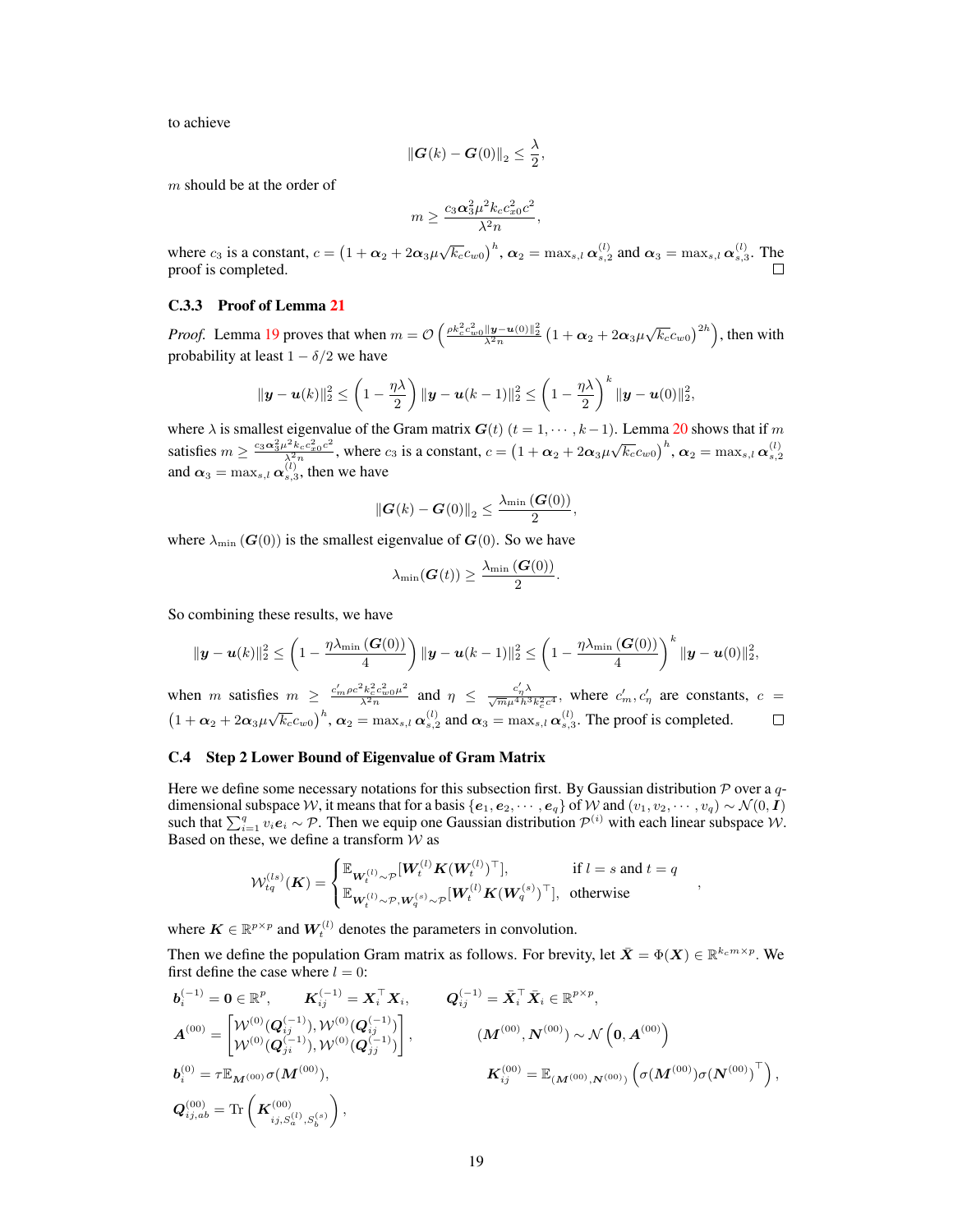to achieve

$$\|\boldsymbol{G}(k) - \boldsymbol{G}(0)\|_2 \leq \frac{\lambda}{2},$$

$m$ should be at the order of

$$m \geq \frac{c_3 \boldsymbol{\alpha}_3^2 \mu^2 k_c c_{x0}^2 c^2}{\lambda^2 n},$$

where $c_3$ is a constant, $c = \left(1 + \boldsymbol{\alpha}_2 + 2\boldsymbol{\alpha}_3 \mu \sqrt{k_c} c_{w0}\right)^h$, $\boldsymbol{\alpha}_2 = \max_{s,l} \boldsymbol{\alpha}_{s,2}^{(l)}$ and $\boldsymbol{\alpha}_3 = \max_{s,l} \boldsymbol{\alpha}_{s,3}^{(l)}$. The proof is completed. □

### C.3.3 Proof of Lemma 21

*Proof.* Lemma 19 proves that when $m = \mathcal{O}\left(\frac{\rho k_c^2 c_{w0}^2 \|\boldsymbol{y} - \boldsymbol{u}(0)\|_2^2}{\lambda^2 n} \left(1 + \boldsymbol{\alpha}_2 + 2\boldsymbol{\alpha}_3 \mu \sqrt{k_c} c_{w0}\right)^{2h}\right)$, then with probability at least $1 - \delta/2$ we have

$$\|\boldsymbol{y} - \boldsymbol{u}(k)\|_2^2 \leq \left(1 - \frac{\eta\lambda}{2}\right) \|\boldsymbol{y} - \boldsymbol{u}(k-1)\|_2^2 \leq \left(1 - \frac{\eta\lambda}{2}\right)^k \|\boldsymbol{y} - \boldsymbol{u}(0)\|_2^2,$$

where $\lambda$ is smallest eigenvalue of the Gram matrix $\boldsymbol{G}(t)$ $(t = 1, \cdots, k-1)$. Lemma 20 shows that if $m$ satisfies $m \geq \frac{c_3 \boldsymbol{\alpha}_3^2 \mu^2 k_c c_{x0}^2 c^2}{\lambda^2 n}$, where $c_3$ is a constant, $c = \left(1 + \boldsymbol{\alpha}_2 + 2\boldsymbol{\alpha}_3 \mu \sqrt{k_c} c_{w0}\right)^h$, $\boldsymbol{\alpha}_2 = \max_{s,l} \boldsymbol{\alpha}_{s,2}^{(l)}$ and $\boldsymbol{\alpha}_3 = \max_{s,l} \boldsymbol{\alpha}_{s,3}^{(l)}$, then we have

$$\|\boldsymbol{G}(k) - \boldsymbol{G}(0)\|_2 \leq \frac{\lambda_{\min}(\boldsymbol{G}(0))}{2},$$

where $\lambda_{\min}(\boldsymbol{G}(0))$ is the smallest eigenvalue of $\boldsymbol{G}(0)$. So we have

$$\lambda_{\min}(\boldsymbol{G}(t)) \geq \frac{\lambda_{\min}(\boldsymbol{G}(0))}{2}.$$

So combining these results, we have

$$\|\boldsymbol{y} - \boldsymbol{u}(k)\|_2^2 \leq \left(1 - \frac{\eta\lambda_{\min}(\boldsymbol{G}(0))}{4}\right) \|\boldsymbol{y} - \boldsymbol{u}(k-1)\|_2^2 \leq \left(1 - \frac{\eta\lambda_{\min}(\boldsymbol{G}(0))}{4}\right)^k \|\boldsymbol{y} - \boldsymbol{u}(0)\|_2^2,$$

when $m$ satisfies $m \geq \frac{c_m' \rho c^2 k_c^2 c_{w0}^2 \mu^2}{\lambda^2 n}$ and $\eta \leq \frac{c_\eta' \lambda}{\sqrt{m}\mu^4 h^3 k_c^2 c^4}$, where $c_m', c_\eta'$ are constants, $c = \left(1 + \boldsymbol{\alpha}_2 + 2\boldsymbol{\alpha}_3 \mu \sqrt{k_c} c_{w0}\right)^h$, $\boldsymbol{\alpha}_2 = \max_{s,l} \boldsymbol{\alpha}_{s,2}^{(l)}$ and $\boldsymbol{\alpha}_3 = \max_{s,l} \boldsymbol{\alpha}_{s,3}^{(l)}$. The proof is completed. □

## C.4 Step 2 Lower Bound of Eigenvalue of Gram Matrix

Here we define some necessary notations for this subsection first. By Gaussian distribution $\mathcal{P}$ over a $q$-dimensional subspace $\mathcal{W}$, it means that for a basis $\{\boldsymbol{e}_1, \boldsymbol{e}_2, \cdots, \boldsymbol{e}_q\}$ of $\mathcal{W}$ and $(v_1, v_2, \cdots, v_q) \sim \mathcal{N}(0, \boldsymbol{I})$ such that $\sum_{i=1}^q v_i \boldsymbol{e}_i \sim \mathcal{P}$. Then we equip one Gaussian distribution $\mathcal{P}^{(i)}$ with each linear subspace $\mathcal{W}$. Based on these, we define a transform $\mathcal{W}$ as

$$\mathcal{W}_{tq}^{(ls)}(\boldsymbol{K}) = \begin{cases} \mathbb{E}_{\boldsymbol{W}_t^{(l)} \sim \mathcal{P}}[\boldsymbol{W}_t^{(l)} \boldsymbol{K} (\boldsymbol{W}_t^{(l)})^\top], & \text{if } l = s \text{ and } t = q \\ \mathbb{E}_{\boldsymbol{W}_t^{(l)} \sim \mathcal{P}, \boldsymbol{W}_q^{(s)} \sim \mathcal{P}}[\boldsymbol{W}_t^{(l)} \boldsymbol{K} (\boldsymbol{W}_q^{(s)})^\top], & \text{otherwise} \end{cases},$$

where $\boldsymbol{K} \in \mathbb{R}^{p \times p}$ and $\boldsymbol{W}_t^{(l)}$ denotes the parameters in convolution.

Then we define the population Gram matrix as follows. For brevity, let $\bar{\boldsymbol{X}} = \Phi(\boldsymbol{X}) \in \mathbb{R}^{k_c m \times p}$. We first define the case where $l = 0$:

$$\boldsymbol{b}_i^{(-1)} = \boldsymbol{0} \in \mathbb{R}^p, \qquad \boldsymbol{K}_{ij}^{(-1)} = \boldsymbol{X}_i^\top \boldsymbol{X}_i, \qquad \boldsymbol{Q}_{ij}^{(-1)} = \bar{\boldsymbol{X}}_i^\top \bar{\boldsymbol{X}}_i \in \mathbb{R}^{p \times p},$$

$$\boldsymbol{A}^{(00)} = \begin{bmatrix} \mathcal{W}^{(0)}(\boldsymbol{Q}_{ij}^{(-1)}), \mathcal{W}^{(0)}(\boldsymbol{Q}_{ij}^{(-1)}) \\ \mathcal{W}^{(0)}(\boldsymbol{Q}_{ji}^{(-1)}), \mathcal{W}^{(0)}(\boldsymbol{Q}_{jj}^{(-1)}) \end{bmatrix}, \qquad (\boldsymbol{M}^{(00)}, \boldsymbol{N}^{(00)}) \sim \mathcal{N}\left(\boldsymbol{0}, \boldsymbol{A}^{(00)}\right)$$

$$\boldsymbol{b}_i^{(0)} = \tau \mathbb{E}_{\boldsymbol{M}^{(00)}} \sigma(\boldsymbol{M}^{(00)}), \qquad \boldsymbol{K}_{ij}^{(00)} = \mathbb{E}_{(\boldsymbol{M}^{(00)}, \boldsymbol{N}^{(00)})}\left(\sigma(\boldsymbol{M}^{(00)}) \sigma(\boldsymbol{N}^{(00)})^\top\right),$$

$$\boldsymbol{Q}_{ij,ab}^{(00)} = \mathrm{Tr}\left(\boldsymbol{K}_{ij,S_a^{(l)},S_b^{(s)}}^{(00)}\right),$$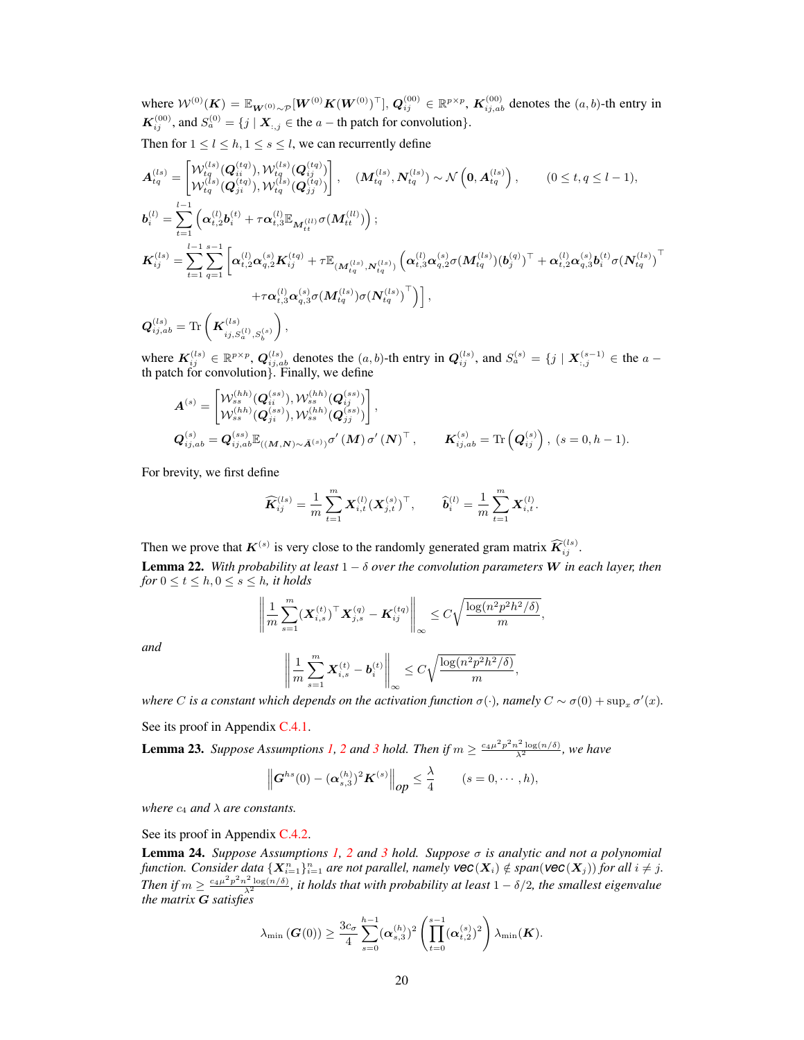where $\mathcal{W}^{(0)}(\boldsymbol{K}) = \mathbb{E}_{\boldsymbol{W}^{(0)}\sim\mathcal{P}}[\boldsymbol{W}^{(0)}\boldsymbol{K}(\boldsymbol{W}^{(0)})^\top]$, $\boldsymbol{Q}_{ij}^{(00)} \in \mathbb{R}^{p\times p}$, $\boldsymbol{K}_{ij,ab}^{(00)}$ denotes the $(a,b)$-th entry in $\boldsymbol{K}_{ij}^{(00)}$, and $S_a^{(0)} = \{j \mid \boldsymbol{X}_{:,j} \in$ the $a-$th patch for convolution$\}$.

Then for $1 \le l \le h, 1 \le s \le l$, we can recurrently define

$$
\boldsymbol{A}_{tq}^{(ls)} = \begin{bmatrix} \mathcal{W}_{tq}^{(ls)}(\boldsymbol{Q}_{ii}^{(tq)}), \mathcal{W}_{tq}^{(ls)}(\boldsymbol{Q}_{ij}^{(tq)}) \\ \mathcal{W}_{tq}^{(ls)}(\boldsymbol{Q}_{ji}^{(tq)}), \mathcal{W}_{tq}^{(ls)}(\boldsymbol{Q}_{jj}^{(tq)}) \end{bmatrix}, \quad (\boldsymbol{M}_{tq}^{(ls)}, \boldsymbol{N}_{tq}^{(ls)}) \sim \mathcal{N}\left(\boldsymbol{0}, \boldsymbol{A}_{tq}^{(ls)}\right), \qquad (0 \le t, q \le l-1),
$$

$$
\boldsymbol{b}_i^{(l)} = \sum_{t=1}^{l-1}\left(\boldsymbol{\alpha}_{t,2}^{(l)}\boldsymbol{b}_i^{(t)} + \tau\boldsymbol{\alpha}_{t,3}^{(l)}\mathbb{E}_{\boldsymbol{M}_{tt}^{(ll)}}\sigma(\boldsymbol{M}_{tt}^{(ll)})\right);
$$

$$
\begin{aligned}
\boldsymbol{K}_{ij}^{(ls)} = \sum_{t=1}^{l-1}\sum_{q=1}^{s-1}\Big[&\boldsymbol{\alpha}_{t,2}^{(l)}\boldsymbol{\alpha}_{q,2}^{(s)}\boldsymbol{K}_{ij}^{(tq)} + \tau\mathbb{E}_{(\boldsymbol{M}_{tq}^{(ls)},\boldsymbol{N}_{tq}^{(ls)})}\Big(\boldsymbol{\alpha}_{t,3}^{(l)}\boldsymbol{\alpha}_{q,2}^{(s)}\sigma(\boldsymbol{M}_{tq}^{(ls)})(\boldsymbol{b}_j^{(q)})^\top + \boldsymbol{\alpha}_{t,2}^{(l)}\boldsymbol{\alpha}_{q,3}^{(s)}\boldsymbol{b}_i^{(t)}\sigma(\boldsymbol{N}_{tq}^{(ls)})^\top \\
&+\tau\boldsymbol{\alpha}_{t,3}^{(l)}\boldsymbol{\alpha}_{q,3}^{(s)}\sigma(\boldsymbol{M}_{tq}^{(ls)})\sigma(\boldsymbol{N}_{tq}^{(ls)})^\top\Big)\Big],
\end{aligned}
$$

$$
\boldsymbol{Q}_{ij,ab}^{(ls)} = \mathrm{Tr}\left(\boldsymbol{K}_{ij,S_a^{(l)},S_b^{(s)}}^{(ls)}\right),
$$

where $\boldsymbol{K}_{ij}^{(ls)} \in \mathbb{R}^{p\times p}$, $\boldsymbol{Q}_{ij,ab}^{(ls)}$ denotes the $(a,b)$-th entry in $\boldsymbol{Q}_{ij}^{(ls)}$, and $S_a^{(s)} = \{j \mid \boldsymbol{X}_{:,j}^{(s-1)} \in$ the $a-$th patch for convolution$\}$. Finally, we define

$$
\boldsymbol{A}^{(s)} = \begin{bmatrix} \mathcal{W}_{ss}^{(hh)}(\boldsymbol{Q}_{ii}^{(ss)}), \mathcal{W}_{ss}^{(hh)}(\boldsymbol{Q}_{ij}^{(ss)}) \\ \mathcal{W}_{ss}^{(hh)}(\boldsymbol{Q}_{ji}^{(ss)}), \mathcal{W}_{ss}^{(hh)}(\boldsymbol{Q}_{jj}^{(ss)}) \end{bmatrix},
$$

$$
\boldsymbol{Q}_{ij,ab}^{(s)} = \boldsymbol{Q}_{ij,ab}^{(ss)}\mathbb{E}_{((\boldsymbol{M},\boldsymbol{N})\sim\bar{\boldsymbol{A}}^{(s)})}\sigma'(\boldsymbol{M})\,\sigma'(\boldsymbol{N})^\top, \qquad \boldsymbol{K}_{ij,ab}^{(s)} = \mathrm{Tr}\left(\boldsymbol{Q}_{ij}^{(s)}\right),\ (s = 0, h-1).
$$

For brevity, we first define

$$
\widehat{\boldsymbol{K}}_{ij}^{(ls)} = \frac{1}{m}\sum_{t=1}^{m}\boldsymbol{X}_{i,t}^{(l)}(\boldsymbol{X}_{j,t}^{(s)})^\top, \qquad \widehat{\boldsymbol{b}}_i^{(l)} = \frac{1}{m}\sum_{t=1}^{m}\boldsymbol{X}_{i,t}^{(l)}.
$$

Then we prove that $\boldsymbol{K}^{(s)}$ is very close to the randomly generated gram matrix $\widehat{\boldsymbol{K}}_{ij}^{(ls)}$.

**Lemma 22.** *With probability at least $1-\delta$ over the convolution parameters $\boldsymbol{W}$ in each layer, then for $0 \le t \le h, 0 \le s \le h$, it holds*

$$
\left\|\frac{1}{m}\sum_{s=1}^{m}(\boldsymbol{X}_{i,s}^{(t)})^\top\boldsymbol{X}_{j,s}^{(q)} - \boldsymbol{K}_{ij}^{(tq)}\right\|_\infty \le C\sqrt{\frac{\log(n^2p^2h^2/\delta)}{m}},
$$

*and*

$$
\left\|\frac{1}{m}\sum_{s=1}^{m}\boldsymbol{X}_{i,s}^{(t)} - \boldsymbol{b}_i^{(t)}\right\|_\infty \le C\sqrt{\frac{\log(n^2p^2h^2/\delta)}{m}},
$$

*where $C$ is a constant which depends on the activation function $\sigma(\cdot)$, namely $C \sim \sigma(0) + \sup_x\sigma'(x)$.*

See its proof in Appendix C.4.1.

**Lemma 23.** *Suppose Assumptions 1, 2 and 3 hold. Then if $m \ge \frac{c_4\mu^2p^2n^2\log(n/\delta)}{\lambda^2}$, we have*

$$
\left\|\boldsymbol{G}^{hs}(0) - (\boldsymbol{\alpha}_{s,3}^{(h)})^2\boldsymbol{K}^{(s)}\right\|_{op} \le \frac{\lambda}{4} \qquad (s = 0, \cdots, h),
$$

*where $c_4$ and $\lambda$ are constants.*

See its proof in Appendix C.4.2.

**Lemma 24.** *Suppose Assumptions 1, 2 and 3 hold. Suppose $\sigma$ is analytic and not a polynomial function. Consider data $\{\boldsymbol{X}_{i=1}^n\}_{i=1}^n$ are not parallel, namely $\mathbf{vec}(\boldsymbol{X}_i) \notin span(\mathbf{vec}(\boldsymbol{X}_j))$ for all $i \neq j$. Then if $m \ge \frac{c_4\mu^2p^2n^2\log(n/\delta)}{\lambda^2}$, it holds that with probability at least $1-\delta/2$, the smallest eigenvalue the matrix $\boldsymbol{G}$ satisfies*

$$
\lambda_{\min}\left(\boldsymbol{G}(0)\right) \ge \frac{3c_\sigma}{4}\sum_{s=0}^{h-1}(\boldsymbol{\alpha}_{s,3}^{(h)})^2\left(\prod_{t=0}^{s-1}(\boldsymbol{\alpha}_{t,2}^{(s)})^2\right)\lambda_{\min}(\boldsymbol{K}).
$$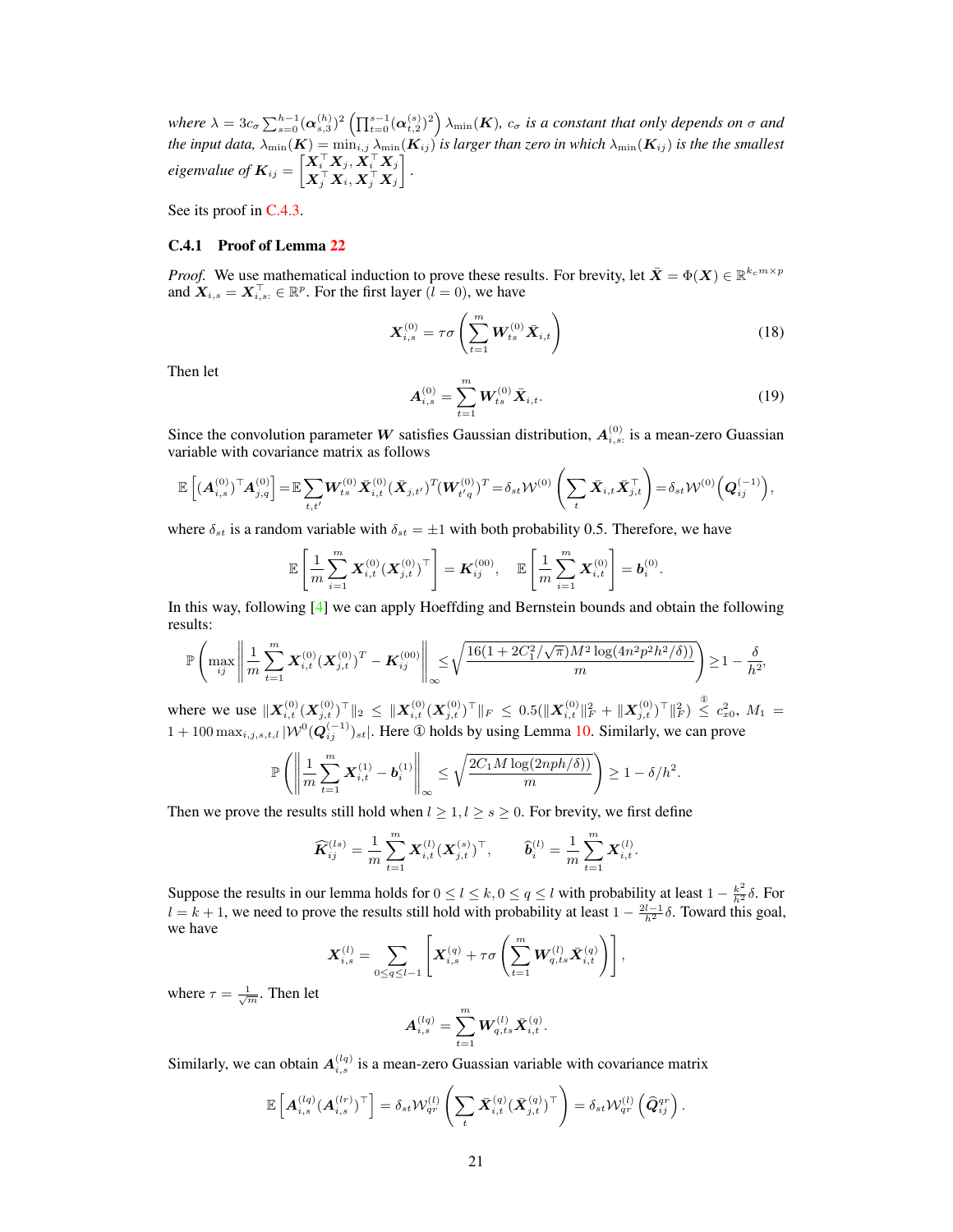*where* $\lambda = 3c_\sigma \sum_{s=0}^{h-1} (\boldsymbol{\alpha}_{s,3}^{(h)})^2 \left(\prod_{t=0}^{s-1} (\boldsymbol{\alpha}_{t,2}^{(s)})^2\right) \lambda_{\min}(\boldsymbol{K})$*,* $c_\sigma$ *is a constant that only depends on* $\sigma$ *and the input data,* $\lambda_{\min}(\boldsymbol{K}) = \min_{i,j} \lambda_{\min}(\boldsymbol{K}_{ij})$ *is larger than zero in which* $\lambda_{\min}(\boldsymbol{K}_{ij})$ *is the the smallest eigenvalue of* $\boldsymbol{K}_{ij} = \begin{bmatrix} \boldsymbol{X}_i^\top \boldsymbol{X}_j, \boldsymbol{X}_i^\top \boldsymbol{X}_j \\ \boldsymbol{X}_j^\top \boldsymbol{X}_i, \boldsymbol{X}_j^\top \boldsymbol{X}_j \end{bmatrix}$*.*

See its proof in C.4.3.

### C.4.1 Proof of Lemma 22

*Proof.* We use mathematical induction to prove these results. For brevity, let $\bar{\boldsymbol{X}} = \Phi(\boldsymbol{X}) \in \mathbb{R}^{k_c m \times p}$ and $\boldsymbol{X}_{i,s} = \boldsymbol{X}_{i,s:}^\top \in \mathbb{R}^p$. For the first layer ($l = 0$), we have

$$\boldsymbol{X}_{i,s}^{(0)} = \tau\sigma\left(\sum_{t=1}^{m} \boldsymbol{W}_{ts}^{(0)} \bar{\boldsymbol{X}}_{i,t}\right) \tag{18}$$

Then let

$$\boldsymbol{A}_{i,s}^{(0)} = \sum_{t=1}^{m} \boldsymbol{W}_{ts}^{(0)} \bar{\boldsymbol{X}}_{i,t}. \tag{19}$$

Since the convolution parameter $\boldsymbol{W}$ satisfies Gaussian distribution, $\boldsymbol{A}_{i,s:}^{(0)}$ is a mean-zero Guassian variable with covariance matrix as follows

$$\mathbb{E}\left[(\boldsymbol{A}_{i,s}^{(0)})^\top \boldsymbol{A}_{j,q}^{(0)}\right] = \mathbb{E}\sum_{t,t'} \boldsymbol{W}_{ts}^{(0)} \bar{\boldsymbol{X}}_{i,t}^{(0)} (\bar{\boldsymbol{X}}_{j,t'})^T (\boldsymbol{W}_{t'q}^{(0)})^T = \delta_{st} \mathcal{W}^{(0)}\left(\sum_t \bar{\boldsymbol{X}}_{i,t} \bar{\boldsymbol{X}}_{j,t}^\top\right) = \delta_{st} \mathcal{W}^{(0)}\left(\boldsymbol{Q}_{ij}^{(-1)}\right),$$

where $\delta_{st}$ is a random variable with $\delta_{st} = \pm 1$ with both probability 0.5. Therefore, we have

$$\mathbb{E}\left[\frac{1}{m}\sum_{i=1}^{m} \boldsymbol{X}_{i,t}^{(0)} (\boldsymbol{X}_{j,t}^{(0)})^\top\right] = \boldsymbol{K}_{ij}^{(00)}, \quad \mathbb{E}\left[\frac{1}{m}\sum_{i=1}^{m} \boldsymbol{X}_{i,t}^{(0)}\right] = \boldsymbol{b}_i^{(0)}.$$

In this way, following [4] we can apply Hoeffding and Bernstein bounds and obtain the following results:

$$\mathbb{P}\left(\max_{ij}\left\|\frac{1}{m}\sum_{t=1}^{m} \boldsymbol{X}_{i,t}^{(0)} (\boldsymbol{X}_{j,t}^{(0)})^T - \boldsymbol{K}_{ij}^{(00)}\right\|_\infty \le \sqrt{\frac{16(1 + 2C_1^2/\sqrt{\pi}) M^2 \log(4n^2 p^2 h^2/\delta))}{m}}\right) \ge 1 - \frac{\delta}{h^2},$$

where we use $\|\boldsymbol{X}_{i,t}^{(0)} (\boldsymbol{X}_{j,t}^{(0)})^\top\|_2 \le \|\boldsymbol{X}_{i,t}^{(0)} (\boldsymbol{X}_{j,t}^{(0)})^\top\|_F \le 0.5(\|\boldsymbol{X}_{i,t}^{(0)}\|_F^2 + \|\boldsymbol{X}_{j,t}^{(0)})^\top\|_F^2) \overset{①}{\le} c_{x0}^2$, $M_1 = 1 + 100 \max_{i,j,s,t,l} |\mathcal{W}^0(\boldsymbol{Q}_{ij}^{(-1)})_{st}|$. Here ① holds by using Lemma 10. Similarly, we can prove

$$\mathbb{P}\left(\left\|\frac{1}{m}\sum_{t=1}^{m} \boldsymbol{X}_{i,t}^{(1)} - \boldsymbol{b}_i^{(1)}\right\|_\infty \le \sqrt{\frac{2C_1 M \log(2nph/\delta))}{m}}\right) \ge 1 - \delta/h^2.$$

Then we prove the results still hold when $l \ge 1, l \ge s \ge 0$. For brevity, we first define

$$\widehat{\boldsymbol{K}}_{ij}^{(ls)} = \frac{1}{m}\sum_{t=1}^{m} \boldsymbol{X}_{i,t}^{(l)} (\boldsymbol{X}_{j,t}^{(s)})^\top, \qquad \widehat{\boldsymbol{b}}_i^{(l)} = \frac{1}{m}\sum_{t=1}^{m} \boldsymbol{X}_{i,t}^{(l)}.$$

Suppose the results in our lemma holds for $0 \le l \le k, 0 \le q \le l$ with probability at least $1 - \frac{k^2}{h^2}\delta$. For $l = k+1$, we need to prove the results still hold with probability at least $1 - \frac{2l-1}{h^2}\delta$. Toward this goal, we have

$$\boldsymbol{X}_{i,s}^{(l)} = \sum_{0 \le q \le l-1}\left[\boldsymbol{X}_{i,s}^{(q)} + \tau\sigma\left(\sum_{t=1}^{m} \boldsymbol{W}_{q,ts}^{(l)} \bar{\boldsymbol{X}}_{i,t}^{(q)}\right)\right],$$

where $\tau = \frac{1}{\sqrt{m}}$. Then let

$$\boldsymbol{A}_{i,s}^{(lq)} = \sum_{t=1}^{m} \boldsymbol{W}_{q,ts}^{(l)} \bar{\boldsymbol{X}}_{i,t}^{(q)}.$$

Similarly, we can obtain $\boldsymbol{A}_{i,s}^{(lq)}$ is a mean-zero Guassian variable with covariance matrix

$$\mathbb{E}\left[\boldsymbol{A}_{i,s}^{(lq)} (\boldsymbol{A}_{i,s}^{(lr)})^\top\right] = \delta_{st} \mathcal{W}_{qr}^{(l)}\left(\sum_t \bar{\boldsymbol{X}}_{i,t}^{(q)} (\bar{\boldsymbol{X}}_{j,t}^{(q)})^\top\right) = \delta_{st} \mathcal{W}_{qr}^{(l)}\left(\widehat{\boldsymbol{Q}}_{ij}^{qr}\right).$$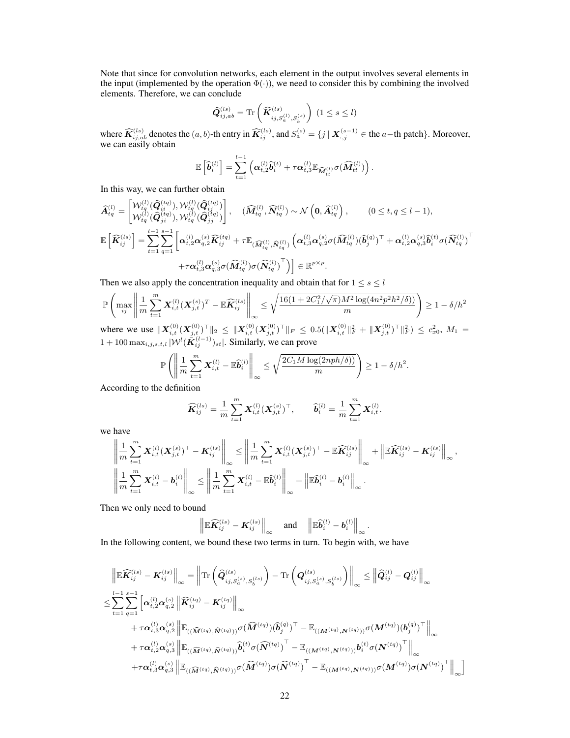Note that since for convolution networks, each element in the output involves several elements in the input (implemented by the operation $\Phi(\cdot)$), we need to consider this by combining the involved elements. Therefore, we can conclude

$$
\widehat{\boldsymbol{Q}}_{ij,ab}^{(ls)} = \mathrm{Tr}\left(\widehat{\boldsymbol{K}}_{ij,S_a^{(l)},S_b^{(s)}}^{(ls)}\right) \ (1 \le s \le l)
$$

where $\widehat{\boldsymbol{K}}_{ij,ab}^{(ls)}$ denotes the $(a,b)$-th entry in $\widehat{\boldsymbol{K}}_{ij}^{(ls)}$, and $S_a^{(s)} = \{j \mid \boldsymbol{X}_{:,j}^{(s-1)} \in \text{the } a\text{−th patch}\}$. Moreover, we can easily obtain

$$
\mathbb{E}\left[\widehat{\boldsymbol{b}}_i^{(l)}\right] = \sum_{t=1}^{l-1}\left(\boldsymbol{\alpha}_{t,2}^{(l)}\widehat{\boldsymbol{b}}_i^{(t)} + \tau\boldsymbol{\alpha}_{t,3}^{(l)}\mathbb{E}_{\widehat{\boldsymbol{M}}_{tt}^{(l)}}\sigma(\widehat{\boldsymbol{M}}_{tt}^{(l)})\right).
$$

In this way, we can further obtain

$$
\widehat{\boldsymbol{A}}_{tq}^{(l)} = \begin{bmatrix}\mathcal{W}_{tq}^{(l)}(\widehat{\boldsymbol{Q}}_{ii}^{(tq)}), \mathcal{W}_{tq}^{(l)}(\widehat{\boldsymbol{Q}}_{ij}^{(tq)})\\ \mathcal{W}_{tq}^{(l)}(\widehat{\boldsymbol{Q}}_{ji}^{(tq)}), \mathcal{W}_{tq}^{(l)}(\widehat{\boldsymbol{Q}}_{jj}^{(tq)})\end{bmatrix}, \quad (\widehat{\boldsymbol{M}}_{tq}^{(l)}, \widehat{\boldsymbol{N}}_{tq}^{(l)}) \sim \mathcal{N}\left(\boldsymbol{0}, \widehat{\boldsymbol{A}}_{tq}^{(l)}\right), \qquad (0 \le t, q \le l-1),
$$

$$
\begin{aligned}
\mathbb{E}\left[\widehat{\boldsymbol{K}}_{ij}^{(ls)}\right] = \sum_{t=1}^{l-1}\sum_{q=1}^{s-1}\Big[&\boldsymbol{\alpha}_{t,2}^{(l)}\boldsymbol{\alpha}_{q,2}^{(s)}\widehat{\boldsymbol{K}}_{ij}^{(tq)} + \tau\mathbb{E}_{(\widehat{\boldsymbol{M}}_{tq}^{(l)},\widehat{\boldsymbol{N}}_{tq}^{(l)})}\Big(\boldsymbol{\alpha}_{t,3}^{(l)}\boldsymbol{\alpha}_{q,2}^{(s)}\sigma(\widehat{\boldsymbol{M}}_{tq}^{(l)})(\widehat{\boldsymbol{b}}_j^{(q)})^\top + \boldsymbol{\alpha}_{t,2}^{(l)}\boldsymbol{\alpha}_{q,3}^{(s)}\widehat{\boldsymbol{b}}_i^{(t)}\sigma(\widehat{\boldsymbol{N}}_{tq}^{(l)})^\top\\
&+\tau\boldsymbol{\alpha}_{t,3}^{(l)}\boldsymbol{\alpha}_{q,3}^{(s)}\sigma(\widehat{\boldsymbol{M}}_{tq}^{(l)})\sigma(\widehat{\boldsymbol{N}}_{tq}^{(l)})^\top\Big)\Big] \in \mathbb{R}^{p\times p}.
\end{aligned}
$$

Then we also apply the concentration inequality and obtain that for $1 \le s \le l$

$$
\mathbb{P}\left(\max_{ij}\left\|\frac{1}{m}\sum_{t=1}^m \boldsymbol{X}_{i,t}^{(l)}(\boldsymbol{X}_{j,t}^{(s)})^T - \mathbb{E}\widehat{\boldsymbol{K}}_{ij}^{(ls)}\right\|_\infty \le \sqrt{\frac{16(1+2C_1^2/\sqrt{\pi})M^2\log(4n^2p^2h^2/\delta))}{m}}\right) \ge 1-\delta/h^2
$$

where we use $\|\boldsymbol{X}_{i,t}^{(0)}(\boldsymbol{X}_{j,t}^{(0)})^\top\|_2 \le \|\boldsymbol{X}_{i,t}^{(0)}(\boldsymbol{X}_{j,t}^{(0)})^\top\|_F \le 0.5(\|\boldsymbol{X}_{i,t}^{(0)}\|_F^2 + \|\boldsymbol{X}_{j,t}^{(0)})^\top\|_F^2) \le c_{x0}^2$, $M_1 = 1 + 100\max_{i,j,s,t,l}|\mathcal{W}^l(\bar{\boldsymbol{K}}_{ij}^{(l-1)})_{st}|$. Similarly, we can prove

$$
\mathbb{P}\left(\left\|\frac{1}{m}\sum_{t=1}^m \boldsymbol{X}_{i,t}^{(l)} - \mathbb{E}\widehat{\boldsymbol{b}}_i^{(l)}\right\|_\infty \le \sqrt{\frac{2C_1M\log(2nph/\delta))}{m}}\right) \ge 1-\delta/h^2.
$$

According to the definition

$$
\widehat{\boldsymbol{K}}_{ij}^{(ls)} = \frac{1}{m}\sum_{t=1}^m \boldsymbol{X}_{i,t}^{(l)}(\boldsymbol{X}_{j,t}^{(s)})^\top, \qquad \widehat{\boldsymbol{b}}_i^{(l)} = \frac{1}{m}\sum_{t=1}^m \boldsymbol{X}_{i,t}^{(l)}.
$$

we have

$$
\begin{aligned}
&\left\|\frac{1}{m}\sum_{t=1}^m \boldsymbol{X}_{i,t}^{(l)}(\boldsymbol{X}_{j,t}^{(s)})^\top - \boldsymbol{K}_{ij}^{(ls)}\right\|_\infty \le \left\|\frac{1}{m}\sum_{t=1}^m \boldsymbol{X}_{i,t}^{(l)}(\boldsymbol{X}_{j,t}^{(s)})^\top - \mathbb{E}\widehat{\boldsymbol{K}}_{ij}^{(ls)}\right\|_\infty + \left\|\mathbb{E}\widehat{\boldsymbol{K}}_{ij}^{(ls)} - \boldsymbol{K}_{ij}^{(ls)}\right\|_\infty,\\
&\left\|\frac{1}{m}\sum_{t=1}^m \boldsymbol{X}_{i,t}^{(l)} - \boldsymbol{b}_i^{(l)}\right\|_\infty \le \left\|\frac{1}{m}\sum_{t=1}^m \boldsymbol{X}_{i,t}^{(l)} - \mathbb{E}\widehat{\boldsymbol{b}}_i^{(l)}\right\|_\infty + \left\|\mathbb{E}\widehat{\boldsymbol{b}}_i^{(l)} - \boldsymbol{b}_i^{(l)}\right\|_\infty.
\end{aligned}
$$

Then we only need to bound

$$
\left\|\mathbb{E}\widehat{\boldsymbol{K}}_{ij}^{(ls)} - \boldsymbol{K}_{ij}^{(ls)}\right\|_\infty \quad \text{and} \quad \left\|\mathbb{E}\widehat{\boldsymbol{b}}_i^{(l)} - \boldsymbol{b}_i^{(l)}\right\|_\infty.
$$

In the following content, we bound these two terms in turn. To begin with, we have

$$
\begin{aligned}
&\left\|\mathbb{E}\widehat{\boldsymbol{K}}_{ij}^{(ls)} - \boldsymbol{K}_{ij}^{(ls)}\right\|_\infty = \left\|\mathrm{Tr}\left(\widehat{\boldsymbol{Q}}_{ij,S_a^{(s)},S_b^{(ls)}}^{(ls)}\right) - \mathrm{Tr}\left(\boldsymbol{Q}_{ij,S_a^{(s)},S_b^{(ls)}}^{(ls)}\right)\right\|_\infty \le \left\|\widehat{\boldsymbol{Q}}_{ij}^{(l)} - \boldsymbol{Q}_{ij}^{(l)}\right\|_\infty\\
\le&\sum_{t=1}^{l-1}\sum_{q=1}^{s-1}\Big[\boldsymbol{\alpha}_{t,2}^{(l)}\boldsymbol{\alpha}_{q,2}^{(s)}\left\|\widehat{\boldsymbol{K}}_{ij}^{(tq)} - \boldsymbol{K}_{ij}^{(tq)}\right\|_\infty\\
&+\tau\boldsymbol{\alpha}_{t,3}^{(l)}\boldsymbol{\alpha}_{q,2}^{(s)}\left\|\mathbb{E}_{((\widehat{\boldsymbol{M}}^{(tq)},\widehat{\boldsymbol{N}}^{(tq)}))}\sigma(\widehat{\boldsymbol{M}}^{(tq)})(\widehat{\boldsymbol{b}}_j^{(q)})^\top - \mathbb{E}_{((\boldsymbol{M}^{(tq)},\boldsymbol{N}^{(tq)}))}\sigma(\boldsymbol{M}^{(tq)})(\boldsymbol{b}_j^{(q)})^\top\right\|_\infty\\
&+\tau\boldsymbol{\alpha}_{t,2}^{(l)}\boldsymbol{\alpha}_{q,3}^{(s)}\left\|\mathbb{E}_{((\widehat{\boldsymbol{M}}^{(tq)},\widehat{\boldsymbol{N}}^{(tq)}))}\widehat{\boldsymbol{b}}_i^{(t)}\sigma(\widehat{\boldsymbol{N}}^{(tq)})^\top - \mathbb{E}_{((\boldsymbol{M}^{(tq)},\boldsymbol{N}^{(tq)}))}\boldsymbol{b}_i^{(t)}\sigma(\boldsymbol{N}^{(tq)})^\top\right\|_\infty\\
&+\tau\boldsymbol{\alpha}_{t,3}^{(l)}\boldsymbol{\alpha}_{q,3}^{(s)}\left\|\mathbb{E}_{((\widehat{\boldsymbol{M}}^{(tq)},\widehat{\boldsymbol{N}}^{(tq)}))}\sigma(\widehat{\boldsymbol{M}}^{(tq)})\sigma(\widehat{\boldsymbol{N}}^{(tq)})^\top - \mathbb{E}_{((\boldsymbol{M}^{(tq)},\boldsymbol{N}^{(tq)}))}\sigma(\boldsymbol{M}^{(tq)})\sigma(\boldsymbol{N}^{(tq)})^\top\right\|_\infty\Big]
\end{aligned}
$$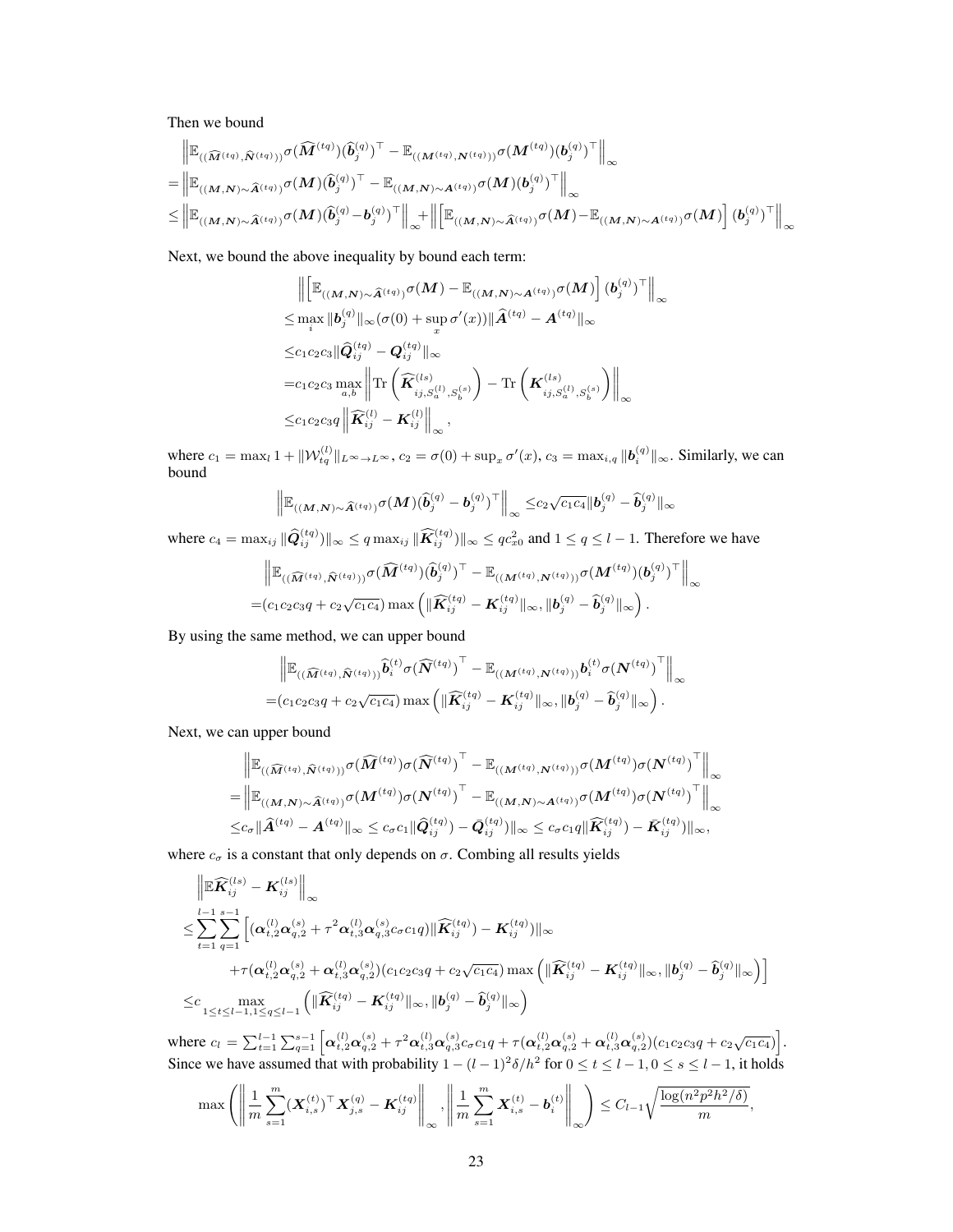Then we bound

$$
\begin{aligned}
&\left\|\mathbb{E}_{((\widehat{\boldsymbol{M}}^{(tq)},\widehat{\boldsymbol{N}}^{(tq)}))}\sigma(\widehat{\boldsymbol{M}}^{(tq)})(\widehat{\boldsymbol{b}}_j^{(q)})^\top-\mathbb{E}_{((\boldsymbol{M}^{(tq)},\boldsymbol{N}^{(tq)}))}\sigma(\boldsymbol{M}^{(tq)})(\boldsymbol{b}_j^{(q)})^\top\right\|_\infty\\
=&\left\|\mathbb{E}_{((\boldsymbol{M},\boldsymbol{N})\sim\widehat{\boldsymbol{A}}^{(tq)})}\sigma(\boldsymbol{M})(\widehat{\boldsymbol{b}}_j^{(q)})^\top-\mathbb{E}_{((\boldsymbol{M},\boldsymbol{N})\sim\boldsymbol{A}^{(tq)})}\sigma(\boldsymbol{M})(\boldsymbol{b}_j^{(q)})^\top\right\|_\infty\\
\leq&\left\|\mathbb{E}_{((\boldsymbol{M},\boldsymbol{N})\sim\widehat{\boldsymbol{A}}^{(tq)})}\sigma(\boldsymbol{M})(\widehat{\boldsymbol{b}}_j^{(q)}-\boldsymbol{b}_j^{(q)})^\top\right\|_\infty+\left\|\left[\mathbb{E}_{((\boldsymbol{M},\boldsymbol{N})\sim\widehat{\boldsymbol{A}}^{(tq)})}\sigma(\boldsymbol{M})-\mathbb{E}_{((\boldsymbol{M},\boldsymbol{N})\sim\boldsymbol{A}^{(tq)})}\sigma(\boldsymbol{M})\right](\boldsymbol{b}_j^{(q)})^\top\right\|_\infty
\end{aligned}
$$

Next, we bound the above inequality by bound each term:

$$
\begin{aligned}
&\left\|\left[\mathbb{E}_{((\boldsymbol{M},\boldsymbol{N})\sim\widehat{\boldsymbol{A}}^{(tq)})}\sigma(\boldsymbol{M})-\mathbb{E}_{((\boldsymbol{M},\boldsymbol{N})\sim\boldsymbol{A}^{(tq)})}\sigma(\boldsymbol{M})\right](\boldsymbol{b}_j^{(q)})^\top\right\|_\infty\\
\leq&\max_i\|\boldsymbol{b}_j^{(q)}\|_\infty(\sigma(0)+\sup_x\sigma'(x))\|\widehat{\boldsymbol{A}}^{(tq)}-\boldsymbol{A}^{(tq)}\|_\infty\\
\leq&c_1c_2c_3\|\widehat{\boldsymbol{Q}}_{ij}^{(tq)}-\boldsymbol{Q}_{ij}^{(tq)}\|_\infty\\
=&c_1c_2c_3\max_{a,b}\left\|\operatorname{Tr}\left(\widehat{\boldsymbol{K}}_{ij,S_a^{(l)},S_b^{(s)}}^{(ls)}\right)-\operatorname{Tr}\left(\boldsymbol{K}_{ij,S_a^{(l)},S_b^{(s)}}^{(ls)}\right)\right\|_\infty\\
\leq&c_1c_2c_3q\left\|\widehat{\boldsymbol{K}}_{ij}^{(l)}-\boldsymbol{K}_{ij}^{(l)}\right\|_\infty,
\end{aligned}
$$

where $c_1=\max_l 1+\|\mathcal{W}_{tq}^{(l)}\|_{L^\infty\to L^\infty}$, $c_2=\sigma(0)+\sup_x\sigma'(x)$, $c_3=\max_{i,q}\|\boldsymbol{b}_i^{(q)}\|_\infty$. Similarly, we can bound

$$
\left\|\mathbb{E}_{((\boldsymbol{M},\boldsymbol{N})\sim\widehat{\boldsymbol{A}}^{(tq)})}\sigma(\boldsymbol{M})(\widehat{\boldsymbol{b}}_j^{(q)}-\boldsymbol{b}_j^{(q)})^\top\right\|_\infty\leq c_2\sqrt{c_1c_4}\|\boldsymbol{b}_j^{(q)}-\widehat{\boldsymbol{b}}_j^{(q)}\|_\infty
$$

where $c_4=\max_{ij}\|\widehat{\boldsymbol{Q}}_{ij}^{(tq)})\|_\infty\leq q\max_{ij}\|\widehat{\boldsymbol{K}}_{ij}^{(tq)})\|_\infty\leq qc_{x0}^2$ and $1\leq q\leq l-1$. Therefore we have

$$
\begin{aligned}
&\left\|\mathbb{E}_{((\widehat{\boldsymbol{M}}^{(tq)},\widehat{\boldsymbol{N}}^{(tq)}))}\sigma(\widehat{\boldsymbol{M}}^{(tq)})(\widehat{\boldsymbol{b}}_j^{(q)})^\top-\mathbb{E}_{((\boldsymbol{M}^{(tq)},\boldsymbol{N}^{(tq)}))}\sigma(\boldsymbol{M}^{(tq)})(\boldsymbol{b}_j^{(q)})^\top\right\|_\infty\\
=&(c_1c_2c_3q+c_2\sqrt{c_1c_4})\max\left(\|\widehat{\boldsymbol{K}}_{ij}^{(tq)}-\boldsymbol{K}_{ij}^{(tq)}\|_\infty,\|\boldsymbol{b}_j^{(q)}-\widehat{\boldsymbol{b}}_j^{(q)}\|_\infty\right).
\end{aligned}
$$

By using the same method, we can upper bound

$$
\begin{aligned}
&\left\|\mathbb{E}_{((\widehat{\boldsymbol{M}}^{(tq)},\widehat{\boldsymbol{N}}^{(tq)}))}\widehat{\boldsymbol{b}}_i^{(t)}\sigma(\widehat{\boldsymbol{N}}^{(tq)})^\top-\mathbb{E}_{((\boldsymbol{M}^{(tq)},\boldsymbol{N}^{(tq)}))}\boldsymbol{b}_i^{(t)}\sigma(\boldsymbol{N}^{(tq)})^\top\right\|_\infty\\
=&(c_1c_2c_3q+c_2\sqrt{c_1c_4})\max\left(\|\widehat{\boldsymbol{K}}_{ij}^{(tq)}-\boldsymbol{K}_{ij}^{(tq)}\|_\infty,\|\boldsymbol{b}_j^{(q)}-\widehat{\boldsymbol{b}}_j^{(q)}\|_\infty\right).
\end{aligned}
$$

Next, we can upper bound

$$
\begin{aligned}
&\left\|\mathbb{E}_{((\widehat{\boldsymbol{M}}^{(tq)},\widehat{\boldsymbol{N}}^{(tq)}))}\sigma(\widehat{\boldsymbol{M}}^{(tq)})\sigma(\widehat{\boldsymbol{N}}^{(tq)})^\top-\mathbb{E}_{((\boldsymbol{M}^{(tq)},\boldsymbol{N}^{(tq)}))}\sigma(\boldsymbol{M}^{(tq)})\sigma(\boldsymbol{N}^{(tq)})^\top\right\|_\infty\\
=&\left\|\mathbb{E}_{((\boldsymbol{M},\boldsymbol{N})\sim\widehat{\boldsymbol{A}}^{(tq)})}\sigma(\boldsymbol{M}^{(tq)})\sigma(\boldsymbol{N}^{(tq)})^\top-\mathbb{E}_{((\boldsymbol{M},\boldsymbol{N})\sim\boldsymbol{A}^{(tq)})}\sigma(\boldsymbol{M}^{(tq)})\sigma(\boldsymbol{N}^{(tq)})^\top\right\|_\infty\\
\leq&c_\sigma\|\widehat{\boldsymbol{A}}^{(tq)}-\boldsymbol{A}^{(tq)}\|_\infty\leq c_\sigma c_1\|\widehat{\boldsymbol{Q}}_{ij}^{(tq)})-\bar{\boldsymbol{Q}}_{ij}^{(tq)})\|_\infty\leq c_\sigma c_1q\|\widehat{\boldsymbol{K}}_{ij}^{(tq)})-\bar{\boldsymbol{K}}_{ij}^{(tq)})\|_\infty,
\end{aligned}
$$

where $c_\sigma$ is a constant that only depends on $\sigma$. Combing all results yields

$$
\begin{aligned}
&\left\|\mathbb{E}\widehat{\boldsymbol{K}}_{ij}^{(ls)}-\boldsymbol{K}_{ij}^{(ls)}\right\|_\infty\\
\leq&\sum_{t=1}^{l-1}\sum_{q=1}^{s-1}\Big[(\boldsymbol{\alpha}_{t,2}^{(l)}\boldsymbol{\alpha}_{q,2}^{(s)}+\tau^2\boldsymbol{\alpha}_{t,3}^{(l)}\boldsymbol{\alpha}_{q,3}^{(s)}c_\sigma c_1q)\|\widehat{\boldsymbol{K}}_{ij}^{(tq)})-\boldsymbol{K}_{ij}^{(tq)})\|_\infty\\
&+\tau(\boldsymbol{\alpha}_{t,2}^{(l)}\boldsymbol{\alpha}_{q,2}^{(s)}+\boldsymbol{\alpha}_{t,3}^{(l)}\boldsymbol{\alpha}_{q,2}^{(s)})(c_1c_2c_3q+c_2\sqrt{c_1c_4})\max\left(\|\widehat{\boldsymbol{K}}_{ij}^{(tq)}-\boldsymbol{K}_{ij}^{(tq)}\|_\infty,\|\boldsymbol{b}_j^{(q)}-\widehat{\boldsymbol{b}}_j^{(q)}\|_\infty\right)\Big]\\
\leq&c\max_{1\leq t\leq l-1,1\leq q\leq l-1}\left(\|\widehat{\boldsymbol{K}}_{ij}^{(tq)}-\boldsymbol{K}_{ij}^{(tq)}\|_\infty,\|\boldsymbol{b}_j^{(q)}-\widehat{\boldsymbol{b}}_j^{(q)}\|_\infty\right)
\end{aligned}
$$

where $c_l=\sum_{t=1}^{l-1}\sum_{q=1}^{s-1}\left[\boldsymbol{\alpha}_{t,2}^{(l)}\boldsymbol{\alpha}_{q,2}^{(s)}+\tau^2\boldsymbol{\alpha}_{t,3}^{(l)}\boldsymbol{\alpha}_{q,3}^{(s)}c_\sigma c_1q+\tau(\boldsymbol{\alpha}_{t,2}^{(l)}\boldsymbol{\alpha}_{q,2}^{(s)}+\boldsymbol{\alpha}_{t,3}^{(l)}\boldsymbol{\alpha}_{q,2}^{(s)})(c_1c_2c_3q+c_2\sqrt{c_1c_4})\right]$. Since we have assumed that with probability $1-(l-1)^2\delta/h^2$ for $0\leq t\leq l-1, 0\leq s\leq l-1$, it holds

$$
\max\left(\left\|\frac{1}{m}\sum_{s=1}^m(\boldsymbol{X}_{i,s}^{(t)})^\top\boldsymbol{X}_{j,s}^{(q)}-\boldsymbol{K}_{ij}^{(tq)}\right\|_\infty,\left\|\frac{1}{m}\sum_{s=1}^m\boldsymbol{X}_{i,s}^{(t)}-\boldsymbol{b}_i^{(t)}\right\|_\infty\right)\leq C_{l-1}\sqrt{\frac{\log(n^2p^2h^2/\delta)}{m}},
$$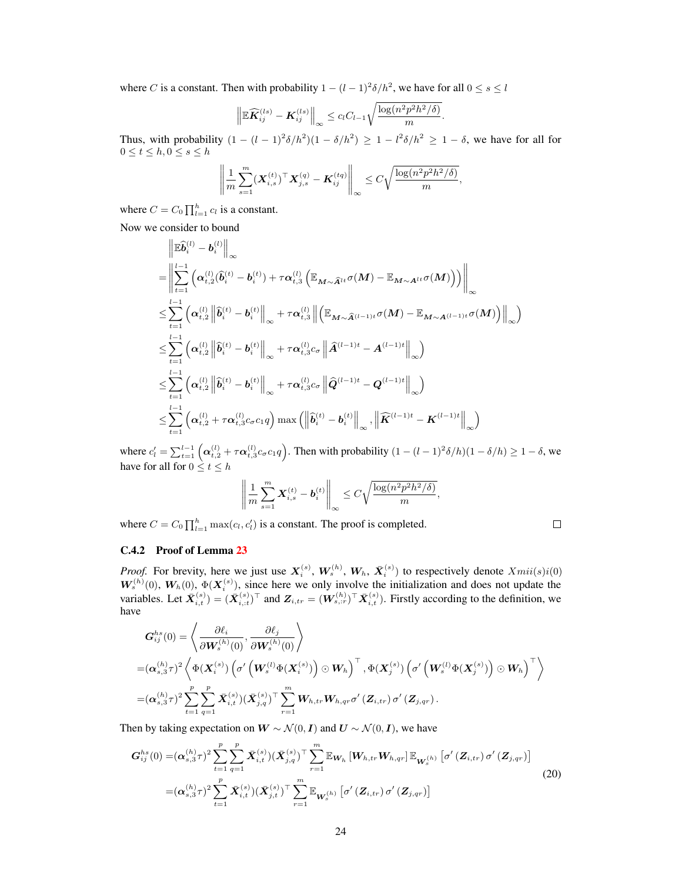where $C$ is a constant. Then with probability $1-(l-1)^2\delta/h^2$, we have for all $0 \le s \le l$

$$\left\|\mathbb{E}\widehat{\boldsymbol{K}}_{ij}^{(ls)} - \boldsymbol{K}_{ij}^{(ls)}\right\|_\infty \le c_l C_{l-1}\sqrt{\frac{\log(n^2p^2h^2/\delta)}{m}}.$$

Thus, with probability $(1-(l-1)^2\delta/h^2)(1-\delta/h^2) \ge 1 - l^2\delta/h^2 \ge 1-\delta$, we have for all for $0 \le t \le h, 0 \le s \le h$

$$\left\|\frac{1}{m}\sum_{s=1}^{m}(\boldsymbol{X}_{i,s}^{(t)})^\top \boldsymbol{X}_{j,s}^{(q)} - \boldsymbol{K}_{ij}^{(tq)}\right\|_\infty \le C\sqrt{\frac{\log(n^2p^2h^2/\delta)}{m}},$$

where $C = C_0\prod_{l=1}^h c_l$ is a constant.

Now we consider to bound

$$\begin{aligned}
&\left\|\mathbb{E}\widehat{\boldsymbol{b}}_i^{(l)} - \boldsymbol{b}_i^{(l)}\right\|_\infty \\
=&\left\|\sum_{t=1}^{l-1}\left(\boldsymbol{\alpha}_{t,2}^{(l)}(\widehat{\boldsymbol{b}}_i^{(t)} - \boldsymbol{b}_i^{(t)}) + \tau\boldsymbol{\alpha}_{t,3}^{(l)}\left(\mathbb{E}_{\boldsymbol{M}\sim\widehat{\boldsymbol{A}}^{lt}}\sigma(\boldsymbol{M}) - \mathbb{E}_{\boldsymbol{M}\sim\boldsymbol{A}^{lt}}\sigma(\boldsymbol{M})\right)\right)\right\|_\infty \\
\le&\sum_{t=1}^{l-1}\left(\boldsymbol{\alpha}_{t,2}^{(l)}\left\|\widehat{\boldsymbol{b}}_i^{(t)} - \boldsymbol{b}_i^{(t)}\right\|_\infty + \tau\boldsymbol{\alpha}_{t,3}^{(l)}\left\|\left(\mathbb{E}_{\boldsymbol{M}\sim\widehat{\boldsymbol{A}}^{(l-1)t}}\sigma(\boldsymbol{M}) - \mathbb{E}_{\boldsymbol{M}\sim\boldsymbol{A}^{(l-1)t}}\sigma(\boldsymbol{M})\right)\right\|_\infty\right) \\
\le&\sum_{t=1}^{l-1}\left(\boldsymbol{\alpha}_{t,2}^{(l)}\left\|\widehat{\boldsymbol{b}}_i^{(t)} - \boldsymbol{b}_i^{(t)}\right\|_\infty + \tau\boldsymbol{\alpha}_{t,3}^{(l)}c_\sigma\left\|\widehat{\boldsymbol{A}}^{(l-1)t} - \boldsymbol{A}^{(l-1)t}\right\|_\infty\right) \\
\le&\sum_{t=1}^{l-1}\left(\boldsymbol{\alpha}_{t,2}^{(l)}\left\|\widehat{\boldsymbol{b}}_i^{(t)} - \boldsymbol{b}_i^{(t)}\right\|_\infty + \tau\boldsymbol{\alpha}_{t,3}^{(l)}c_\sigma\left\|\widehat{\boldsymbol{Q}}^{(l-1)t} - \boldsymbol{Q}^{(l-1)t}\right\|_\infty\right) \\
\le&\sum_{t=1}^{l-1}\left(\boldsymbol{\alpha}_{t,2}^{(l)} + \tau\boldsymbol{\alpha}_{t,3}^{(l)}c_\sigma c_1 q\right)\max\left(\left\|\widehat{\boldsymbol{b}}_i^{(t)} - \boldsymbol{b}_i^{(t)}\right\|_\infty, \left\|\widehat{\boldsymbol{K}}^{(l-1)t} - \boldsymbol{K}^{(l-1)t}\right\|_\infty\right)
\end{aligned}$$

where $c_l' = \sum_{t=1}^{l-1}\left(\boldsymbol{\alpha}_{t,2}^{(l)} + \tau\boldsymbol{\alpha}_{t,3}^{(l)}c_\sigma c_1 q\right)$. Then with probability $(1-(l-1)^2\delta/h)(1-\delta/h) \ge 1-\delta$, we have for all for $0 \le t \le h$

$$\left\|\frac{1}{m}\sum_{s=1}^{m}\boldsymbol{X}_{i,s}^{(t)} - \boldsymbol{b}_i^{(t)}\right\|_\infty \le C\sqrt{\frac{\log(n^2p^2h^2/\delta)}{m}},$$

where $C = C_0\prod_{l=1}^h \max(c_l, c_l')$ is a constant. The proof is completed. $\square$

### C.4.2 Proof of Lemma 23

*Proof.* For brevity, here we just use $\boldsymbol{X}_i^{(s)}$, $\boldsymbol{W}_s^{(h)}$, $\boldsymbol{W}_h$, $\bar{\boldsymbol{X}}_i^{(s)}$) to respectively denote $Xmii(s)i(0)$ $\boldsymbol{W}_s^{(h)}(0)$, $\boldsymbol{W}_h(0)$, $\Phi(\boldsymbol{X}_i^{(s)})$, since here we only involve the initialization and does not update the variables. Let $\bar{\boldsymbol{X}}_{i,t}^{(s)}) = (\bar{\boldsymbol{X}}_{i,:t}^{(s)})^\top$ and $\boldsymbol{Z}_{i,tr} = (\boldsymbol{W}_{s,:r}^{(h)})^\top\bar{\boldsymbol{X}}_{i,t}^{(s)})$. Firstly according to the definition, we have

$$\begin{aligned}
&\boldsymbol{G}_{ij}^{hs}(0) = \left\langle \frac{\partial \ell_i}{\partial \boldsymbol{W}_s^{(h)}(0)}, \frac{\partial \ell_j}{\partial \boldsymbol{W}_s^{(h)}(0)}\right\rangle \\
=&(\boldsymbol{\alpha}_{s,3}^{(h)}\tau)^2\left\langle \Phi(\boldsymbol{X}_i^{(s)})\left(\sigma'\left(\boldsymbol{W}_s^{(l)}\Phi(\boldsymbol{X}_i^{(s)})\right)\odot\boldsymbol{W}_h\right)^\top, \Phi(\boldsymbol{X}_j^{(s)})\left(\sigma'\left(\boldsymbol{W}_s^{(l)}\Phi(\boldsymbol{X}_j^{(s)})\right)\odot\boldsymbol{W}_h\right)^\top\right\rangle \\
=&(\boldsymbol{\alpha}_{s,3}^{(h)}\tau)^2\sum_{t=1}^{p}\sum_{q=1}^{p}\bar{\boldsymbol{X}}_{i,t}^{(s)}(\bar{\boldsymbol{X}}_{j,q}^{(s)})^\top\sum_{r=1}^{m}\boldsymbol{W}_{h,tr}\boldsymbol{W}_{h,qr}\sigma'\left(\boldsymbol{Z}_{i,tr}\right)\sigma'\left(\boldsymbol{Z}_{j,qr}\right).
\end{aligned}$$

Then by taking expectation on $\boldsymbol{W}\sim\mathcal{N}(0,\boldsymbol{I})$ and $\boldsymbol{U}\sim\mathcal{N}(0,\boldsymbol{I})$, we have

$$\begin{aligned}
\boldsymbol{G}_{ij}^{hs}(0) =&(\boldsymbol{\alpha}_{s,3}^{(h)}\tau)^2\sum_{t=1}^{p}\sum_{q=1}^{p}\bar{\boldsymbol{X}}_{i,t}^{(s)}(\bar{\boldsymbol{X}}_{j,q}^{(s)})^\top\sum_{r=1}^{m}\mathbb{E}_{\boldsymbol{W}_h}\left[\boldsymbol{W}_{h,tr}\boldsymbol{W}_{h,qr}\right]\mathbb{E}_{\boldsymbol{W}_s^{(h)}}\left[\sigma'\left(\boldsymbol{Z}_{i,tr}\right)\sigma'\left(\boldsymbol{Z}_{j,qr}\right)\right] \\
=&(\boldsymbol{\alpha}_{s,3}^{(h)}\tau)^2\sum_{t=1}^{p}\bar{\boldsymbol{X}}_{i,t}^{(s)}(\bar{\boldsymbol{X}}_{j,t}^{(s)})^\top\sum_{r=1}^{m}\mathbb{E}_{\boldsymbol{W}_s^{(h)}}\left[\sigma'\left(\boldsymbol{Z}_{i,tr}\right)\sigma'\left(\boldsymbol{Z}_{j,qr}\right)\right]
\end{aligned} \tag{20}$$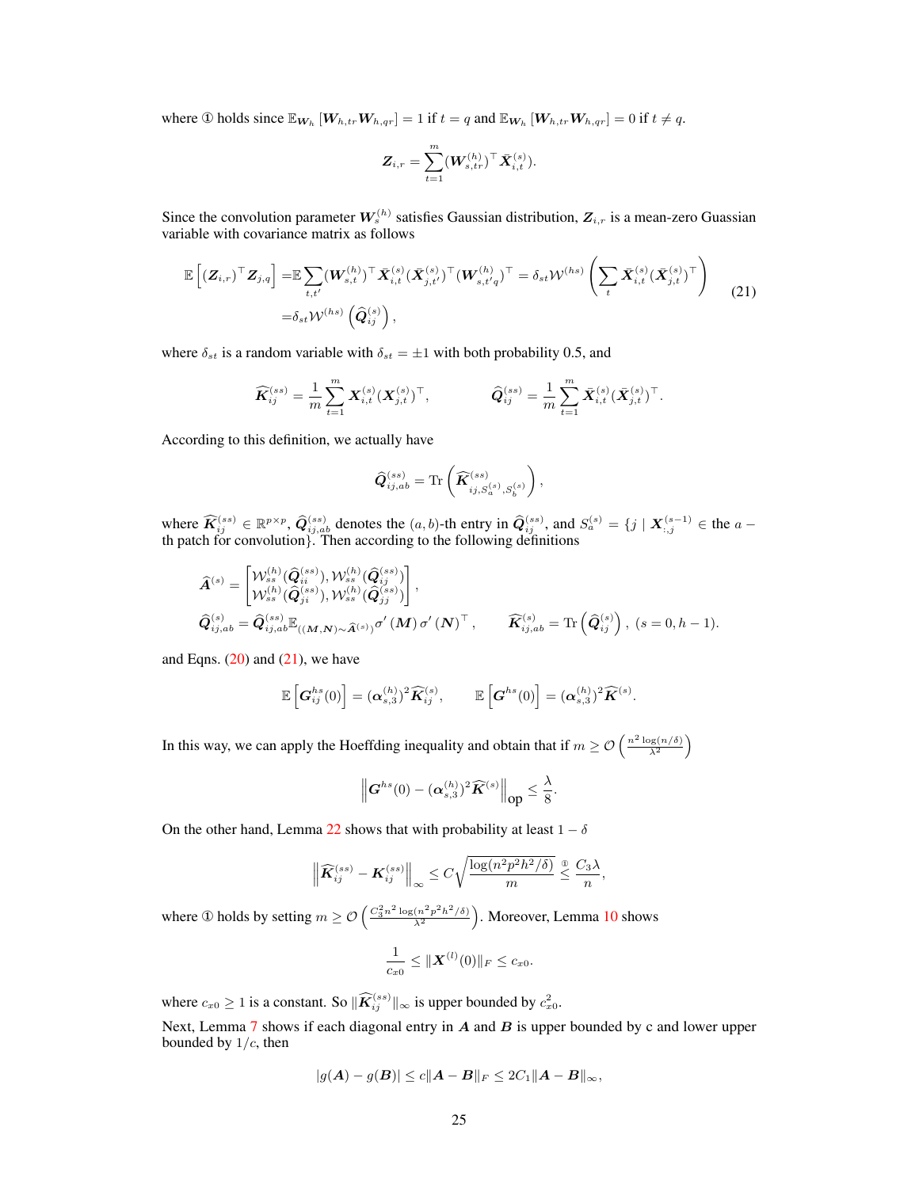where ① holds since $\mathbb{E}_{\boldsymbol{W}_h}[\boldsymbol{W}_{h,tr}\boldsymbol{W}_{h,qr}] = 1$ if $t = q$ and $\mathbb{E}_{\boldsymbol{W}_h}[\boldsymbol{W}_{h,tr}\boldsymbol{W}_{h,qr}] = 0$ if $t \neq q$.

$$\boldsymbol{Z}_{i,r} = \sum_{t=1}^{m} (\boldsymbol{W}_{s,tr}^{(h)})^\top \bar{\boldsymbol{X}}_{i,t}^{(s)}.$$

Since the convolution parameter $\boldsymbol{W}_s^{(h)}$ satisfies Gaussian distribution, $\boldsymbol{Z}_{i,r}$ is a mean-zero Guassian variable with covariance matrix as follows

$$\begin{aligned}
\mathbb{E}\left[(\boldsymbol{Z}_{i,r})^\top \boldsymbol{Z}_{j,q}\right] =& \mathbb{E}\sum_{t,t'} (\boldsymbol{W}_{s,t}^{(h)})^\top \bar{\boldsymbol{X}}_{i,t}^{(s)} (\bar{\boldsymbol{X}}_{j,t'}^{(s)})^\top (\boldsymbol{W}_{s,t'q}^{(h)})^\top = \delta_{st}\mathcal{W}^{(hs)}\left(\sum_t \bar{\boldsymbol{X}}_{i,t}^{(s)}(\bar{\boldsymbol{X}}_{j,t}^{(s)})^\top\right) \\
=& \delta_{st}\mathcal{W}^{(hs)}\left(\widehat{\boldsymbol{Q}}_{ij}^{(s)}\right),
\end{aligned} \tag{21}$$

where $\delta_{st}$ is a random variable with $\delta_{st} = \pm 1$ with both probability 0.5, and

$$\widehat{\boldsymbol{K}}_{ij}^{(ss)} = \frac{1}{m}\sum_{t=1}^{m} \boldsymbol{X}_{i,t}^{(s)}(\boldsymbol{X}_{j,t}^{(s)})^\top, \qquad \widehat{\boldsymbol{Q}}_{ij}^{(ss)} = \frac{1}{m}\sum_{t=1}^{m} \bar{\boldsymbol{X}}_{i,t}^{(s)}(\bar{\boldsymbol{X}}_{j,t}^{(s)})^\top.$$

According to this definition, we actually have

$$\widehat{\boldsymbol{Q}}_{ij,ab}^{(ss)} = \operatorname{Tr}\left(\widehat{\boldsymbol{K}}_{ij,S_a^{(s)},S_b^{(s)}}^{(ss)}\right),$$

where $\widehat{\boldsymbol{K}}_{ij}^{(ss)} \in \mathbb{R}^{p\times p}$, $\widehat{\boldsymbol{Q}}_{ij,ab}^{(ss)}$ denotes the $(a,b)$-th entry in $\widehat{\boldsymbol{Q}}_{ij}^{(ss)}$, and $S_a^{(s)} = \{j \mid \boldsymbol{X}_{:,j}^{(s-1)} \in \text{the } a-\text{th patch for convolution}\}$. Then according to the following definitions

$$\begin{aligned}
&\widehat{\boldsymbol{A}}^{(s)} = \begin{bmatrix} \mathcal{W}_{ss}^{(h)}(\widehat{\boldsymbol{Q}}_{ii}^{(ss)}), \mathcal{W}_{ss}^{(h)}(\widehat{\boldsymbol{Q}}_{ij}^{(ss)}) \\ \mathcal{W}_{ss}^{(h)}(\widehat{\boldsymbol{Q}}_{ji}^{(ss)}), \mathcal{W}_{ss}^{(h)}(\widehat{\boldsymbol{Q}}_{jj}^{(ss)}) \end{bmatrix}, \\
&\widehat{\boldsymbol{Q}}_{ij,ab}^{(s)} = \widehat{\boldsymbol{Q}}_{ij,ab}^{(ss)}\mathbb{E}_{((\boldsymbol{M},\boldsymbol{N})\sim\widehat{\boldsymbol{A}}^{(s)})}\sigma'(\boldsymbol{M})\,\sigma'(\boldsymbol{N})^\top, \qquad \widehat{\boldsymbol{K}}_{ij,ab}^{(s)} = \operatorname{Tr}\left(\widehat{\boldsymbol{Q}}_{ij}^{(s)}\right),\ (s = 0, h-1).
\end{aligned}$$

and Eqns. (20) and (21), we have

$$\mathbb{E}\left[\boldsymbol{G}_{ij}^{hs}(0)\right] = (\boldsymbol{\alpha}_{s,3}^{(h)})^2\widehat{\boldsymbol{K}}_{ij}^{(s)}, \qquad \mathbb{E}\left[\boldsymbol{G}^{hs}(0)\right] = (\boldsymbol{\alpha}_{s,3}^{(h)})^2\widehat{\boldsymbol{K}}^{(s)}.$$

In this way, we can apply the Hoeffding inequality and obtain that if $m \geq \mathcal{O}\left(\frac{n^2\log(n/\delta)}{\lambda^2}\right)$

$$\left\|\boldsymbol{G}^{hs}(0) - (\boldsymbol{\alpha}_{s,3}^{(h)})^2\widehat{\boldsymbol{K}}^{(s)}\right\|_{\text{op}} \leq \frac{\lambda}{8}.$$

On the other hand, Lemma 22 shows that with probability at least $1-\delta$

$$\left\|\widehat{\boldsymbol{K}}_{ij}^{(ss)} - \boldsymbol{K}_{ij}^{(ss)}\right\|_\infty \leq C\sqrt{\frac{\log(n^2p^2h^2/\delta)}{m}} \overset{①}{\leq} \frac{C_3\lambda}{n},$$

where ① holds by setting $m \geq \mathcal{O}\left(\frac{C_3^2 n^2\log(n^2p^2h^2/\delta)}{\lambda^2}\right)$. Moreover, Lemma 10 shows

$$\frac{1}{c_{x0}} \leq \|\boldsymbol{X}^{(l)}(0)\|_F \leq c_{x0}.$$

where $c_{x0} \geq 1$ is a constant. So $\|\widehat{\boldsymbol{K}}_{ij}^{(ss)}\|_\infty$ is upper bounded by $c_{x0}^2$.

Next, Lemma 7 shows if each diagonal entry in $\boldsymbol{A}$ and $\boldsymbol{B}$ is upper bounded by c and lower upper bounded by $1/c$, then

$$|g(\boldsymbol{A}) - g(\boldsymbol{B})| \leq c\|\boldsymbol{A}-\boldsymbol{B}\|_F \leq 2C_1\|\boldsymbol{A}-\boldsymbol{B}\|_\infty,$$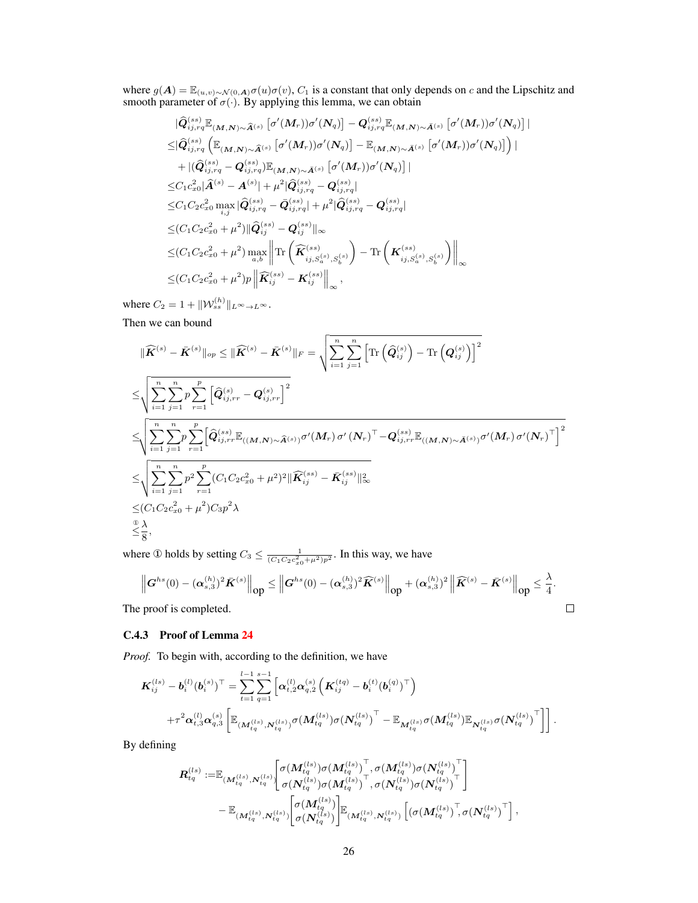where $g(\boldsymbol{A}) = \mathbb{E}_{(u,v)\sim\mathcal{N}(0,\boldsymbol{A})}\sigma(u)\sigma(v)$, $C_1$ is a constant that only depends on $c$ and the Lipschitz and smooth parameter of $\sigma(\cdot)$. By applying this lemma, we can obtain

$$
\begin{aligned}
&|\widehat{\boldsymbol{Q}}^{(ss)}_{ij,rq}\mathbb{E}_{(\boldsymbol{M},\boldsymbol{N})\sim\widehat{\boldsymbol{A}}^{(s)}}\left[\sigma'(\boldsymbol{M}_r))\sigma'(\boldsymbol{N}_q)\right] - \boldsymbol{Q}^{(ss)}_{ij,rq}\mathbb{E}_{(\boldsymbol{M},\boldsymbol{N})\sim\bar{\boldsymbol{A}}^{(s)}}\left[\sigma'(\boldsymbol{M}_r))\sigma'(\boldsymbol{N}_q)\right]| \\
\leq&|\widehat{\boldsymbol{Q}}^{(ss)}_{ij,rq}\left(\mathbb{E}_{(\boldsymbol{M},\boldsymbol{N})\sim\widehat{\boldsymbol{A}}^{(s)}}\left[\sigma'(\boldsymbol{M}_r))\sigma'(\boldsymbol{N}_q)\right] - \mathbb{E}_{(\boldsymbol{M},\boldsymbol{N})\sim\bar{\boldsymbol{A}}^{(s)}}\left[\sigma'(\boldsymbol{M}_r))\sigma'(\boldsymbol{N}_q)\right]\right)| \\
&+|(\widehat{\boldsymbol{Q}}^{(ss)}_{ij,rq} - \boldsymbol{Q}^{(ss)}_{ij,rq})\mathbb{E}_{(\boldsymbol{M},\boldsymbol{N})\sim\bar{\boldsymbol{A}}^{(s)}}\left[\sigma'(\boldsymbol{M}_r))\sigma'(\boldsymbol{N}_q)\right]| \\
\leq& C_1c_{x0}^2|\widehat{\boldsymbol{A}}^{(s)} - \boldsymbol{A}^{(s)}| + \mu^2|\widehat{\boldsymbol{Q}}^{(ss)}_{ij,rq} - \boldsymbol{Q}^{(ss)}_{ij,rq}| \\
\leq& C_1C_2c_{x0}^2\max_{i,j}|\widehat{\boldsymbol{Q}}^{(ss)}_{ij,rq} - \bar{\boldsymbol{Q}}^{(ss)}_{ij,rq}| + \mu^2|\widehat{\boldsymbol{Q}}^{(ss)}_{ij,rq} - \boldsymbol{Q}^{(ss)}_{ij,rq}| \\
\leq&(C_1C_2c_{x0}^2+\mu^2)\|\widehat{\boldsymbol{Q}}^{(ss)}_{ij} - \boldsymbol{Q}^{(ss)}_{ij}\|_\infty \\
\leq&(C_1C_2c_{x0}^2+\mu^2)\max_{a,b}\left\|\mathrm{Tr}\left(\widehat{\boldsymbol{K}}^{(ss)}_{ij,S_a^{(s)},S_b^{(s)}}\right) - \mathrm{Tr}\left(\boldsymbol{K}^{(ss)}_{ij,S_a^{(s)},S_b^{(s)}}\right)\right\|_\infty \\
\leq&(C_1C_2c_{x0}^2+\mu^2)p\left\|\widehat{\boldsymbol{K}}^{(ss)}_{ij} - \boldsymbol{K}^{(ss)}_{ij}\right\|_\infty,
\end{aligned}
$$

where $C_2 = 1 + \|\mathcal{W}^{(h)}_{ss}\|_{L^\infty\to L^\infty}$.

Then we can bound

$$
\begin{aligned}
&\|\widehat{\boldsymbol{K}}^{(s)} - \bar{\boldsymbol{K}}^{(s)}\|_{op} \leq \|\widehat{\boldsymbol{K}}^{(s)} - \bar{\boldsymbol{K}}^{(s)}\|_F = \sqrt{\sum_{i=1}^n\sum_{j=1}^n\left[\mathrm{Tr}\left(\widehat{\boldsymbol{Q}}^{(s)}_{ij}\right) - \mathrm{Tr}\left(\boldsymbol{Q}^{(s)}_{ij}\right)\right]^2} \\
\leq&\sqrt{\sum_{i=1}^n\sum_{j=1}^n p\sum_{r=1}^p\left[\widehat{\boldsymbol{Q}}^{(s)}_{ij,rr} - \boldsymbol{Q}^{(s)}_{ij,rr}\right]^2} \\
\leq&\sqrt{\sum_{i=1}^n\sum_{j=1}^n p\sum_{r=1}^p\left[\widehat{\boldsymbol{Q}}^{(ss)}_{ij,rr}\mathbb{E}_{((\boldsymbol{M},\boldsymbol{N})\sim\widehat{\boldsymbol{A}}^{(s)})}\sigma'(\boldsymbol{M}_r)\,\sigma'\left(\boldsymbol{N}_r\right)^\top - \boldsymbol{Q}^{(ss)}_{ij,rr}\mathbb{E}_{((\boldsymbol{M},\boldsymbol{N})\sim\bar{\boldsymbol{A}}^{(s)})}\sigma'(\boldsymbol{M}_r)\,\sigma'(\boldsymbol{N}_r)^\top\right]^2} \\
\leq&\sqrt{\sum_{i=1}^n\sum_{j=1}^n p^2\sum_{r=1}^p(C_1C_2c_{x0}^2+\mu^2)^2\|\widehat{\boldsymbol{K}}^{(ss)}_{ij} - \bar{\boldsymbol{K}}^{(ss)}_{ij}\|_\infty^2} \\
\leq&(C_1C_2c_{x0}^2+\mu^2)C_3p^2\lambda \\
\overset{①}{\leq}&\frac{\lambda}{8},
\end{aligned}
$$

where ① holds by setting $C_3 \leq \frac{1}{(C_1C_2c_{x0}^2+\mu^2)p^2}$. In this way, we have

$$
\left\|\boldsymbol{G}^{hs}(0) - (\boldsymbol{\alpha}^{(h)}_{s,3})^2\bar{\boldsymbol{K}}^{(s)}\right\|_{\text{op}} \leq \left\|\boldsymbol{G}^{hs}(0) - (\boldsymbol{\alpha}^{(h)}_{s,3})^2\widehat{\boldsymbol{K}}^{(s)}\right\|_{\text{op}} + (\boldsymbol{\alpha}^{(h)}_{s,3})^2\left\|\widehat{\boldsymbol{K}}^{(s)} - \bar{\boldsymbol{K}}^{(s)}\right\|_{\text{op}} \leq \frac{\lambda}{4}.
$$

The proof is completed. □

#### C.4.3 Proof of Lemma 24

*Proof.* To begin with, according to the definition, we have

$$
\begin{aligned}
\boldsymbol{K}^{(ls)}_{ij} - \boldsymbol{b}^{(l)}_i(\boldsymbol{b}^{(s)}_i)^\top =& \sum_{t=1}^{l-1}\sum_{q=1}^{s-1}\left[\boldsymbol{\alpha}^{(l)}_{t,2}\boldsymbol{\alpha}^{(s)}_{q,2}\left(\boldsymbol{K}^{(tq)}_{ij} - \boldsymbol{b}^{(t)}_i(\boldsymbol{b}^{(q)}_i)^\top\right)\right. \\
&\left.+\tau^2\boldsymbol{\alpha}^{(l)}_{t,3}\boldsymbol{\alpha}^{(s)}_{q,3}\left[\mathbb{E}_{(\boldsymbol{M}^{(ls)}_{tq},\boldsymbol{N}^{(ls)}_{tq})}\sigma(\boldsymbol{M}^{(ls)}_{tq})\sigma(\boldsymbol{N}^{(ls)}_{tq})^\top - \mathbb{E}_{\boldsymbol{M}^{(ls)}_{tq}}\sigma(\boldsymbol{M}^{(ls)}_{tq})\mathbb{E}_{\boldsymbol{N}^{(ls)}_{tq}}\sigma(\boldsymbol{N}^{(ls)}_{tq})^\top\right]\right].
\end{aligned}
$$

By defining

$$
\begin{aligned}
\boldsymbol{R}^{(ls)}_{tq} :=&\mathbb{E}_{(\boldsymbol{M}^{(ls)}_{tq},\boldsymbol{N}^{(ls)}_{tq})}\begin{bmatrix}\sigma(\boldsymbol{M}^{(ls)}_{tq})\sigma(\boldsymbol{M}^{(ls)}_{tq})^\top, \sigma(\boldsymbol{M}^{(ls)}_{tq})\sigma(\boldsymbol{N}^{(ls)}_{tq})^\top \\ \sigma(\boldsymbol{N}^{(ls)}_{tq})\sigma(\boldsymbol{M}^{(ls)}_{tq})^\top, \sigma(\boldsymbol{N}^{(ls)}_{tq})\sigma(\boldsymbol{N}^{(ls)}_{tq})^\top\end{bmatrix} \\
&-\mathbb{E}_{(\boldsymbol{M}^{(ls)}_{tq},\boldsymbol{N}^{(ls)}_{tq})}\begin{bmatrix}\sigma(\boldsymbol{M}^{(ls)}_{tq}) \\ \sigma(\boldsymbol{N}^{(ls)}_{tq})\end{bmatrix}\mathbb{E}_{(\boldsymbol{M}^{(ls)}_{tq},\boldsymbol{N}^{(ls)}_{tq})}\left[(\sigma(\boldsymbol{M}^{(ls)}_{tq})^\top, \sigma(\boldsymbol{N}^{(ls)}_{tq})^\top\right],
\end{aligned}
$$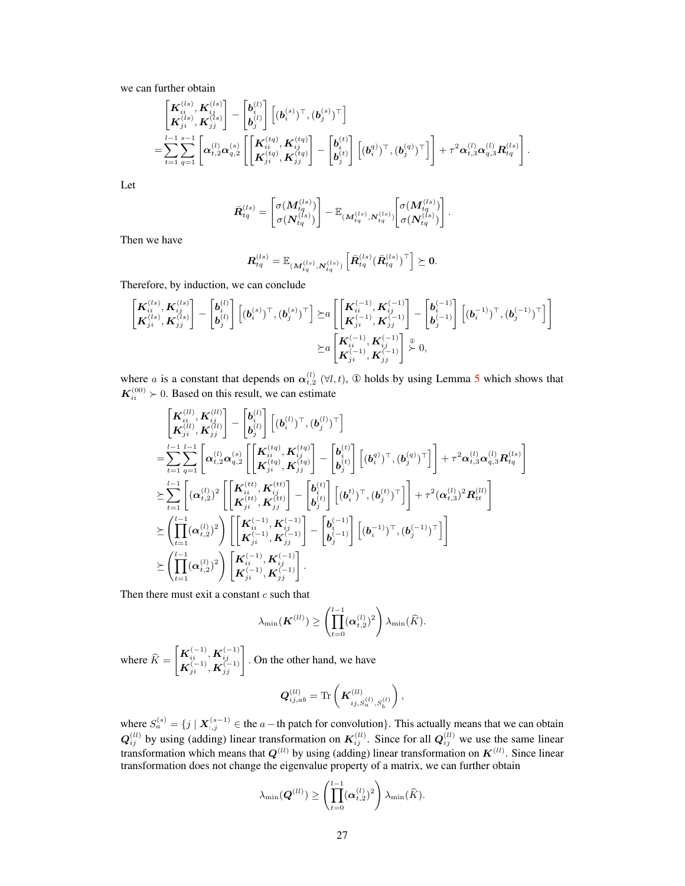we can further obtain

$$
\begin{aligned}
&\begin{bmatrix} \boldsymbol{K}_{ii}^{(ls)}, \boldsymbol{K}_{ij}^{(ls)} \\ \boldsymbol{K}_{ji}^{(ls)}, \boldsymbol{K}_{jj}^{(ls)} \end{bmatrix} - \begin{bmatrix} \boldsymbol{b}_i^{(l)} \\ \boldsymbol{b}_j^{(l)} \end{bmatrix} \left[ (\boldsymbol{b}_i^{(s)})^\top, (\boldsymbol{b}_j^{(s)})^\top \right] \\
=& \sum_{t=1}^{l-1} \sum_{q=1}^{s-1} \left[ \boldsymbol{\alpha}_{t,2}^{(l)} \boldsymbol{\alpha}_{q,2}^{(s)} \left[ \begin{bmatrix} \boldsymbol{K}_{ii}^{(tq)}, \boldsymbol{K}_{ij}^{(tq)} \\ \boldsymbol{K}_{ji}^{(tq)}, \boldsymbol{K}_{jj}^{(tq)} \end{bmatrix} - \begin{bmatrix} \boldsymbol{b}_i^{(t)} \\ \boldsymbol{b}_j^{(t)} \end{bmatrix} \left[ (\boldsymbol{b}_i^{(q)})^\top, (\boldsymbol{b}_j^{(q)})^\top \right] \right] + \tau^2 \boldsymbol{\alpha}_{t,3}^{(l)} \boldsymbol{\alpha}_{q,3}^{(l)} \boldsymbol{R}_{tq}^{(ls)} \right].
\end{aligned}
$$

Let

$$
\bar{\boldsymbol{R}}_{tq}^{(ls)} = \begin{bmatrix} \sigma(\boldsymbol{M}_{tq}^{(ls)}) \\ \sigma(\boldsymbol{N}_{tq}^{(ls)}) \end{bmatrix} - \mathbb{E}_{(\boldsymbol{M}_{tq}^{(ls)}, \boldsymbol{N}_{tq}^{(ls)})} \begin{bmatrix} \sigma(\boldsymbol{M}_{tq}^{(ls)}) \\ \sigma(\boldsymbol{N}_{tq}^{(ls)}) \end{bmatrix}.
$$

Then we have

$$
\boldsymbol{R}_{tq}^{(ls)} = \mathbb{E}_{(\boldsymbol{M}_{tq}^{(ls)}, \boldsymbol{N}_{tq}^{(ls)})} \left[ \bar{\boldsymbol{R}}_{tq}^{(ls)} (\bar{\boldsymbol{R}}_{tq}^{(ls)})^\top \right] \succeq \boldsymbol{0}.
$$

Therefore, by induction, we can conclude

$$
\begin{aligned}
\begin{bmatrix} \boldsymbol{K}_{ii}^{(ls)}, \boldsymbol{K}_{ij}^{(ls)} \\ \boldsymbol{K}_{ji}^{(ls)}, \boldsymbol{K}_{jj}^{(ls)} \end{bmatrix} - \begin{bmatrix} \boldsymbol{b}_i^{(l)} \\ \boldsymbol{b}_j^{(l)} \end{bmatrix} \left[ (\boldsymbol{b}_i^{(s)})^\top, (\boldsymbol{b}_j^{(s)})^\top \right] \succeq& a \left[ \begin{bmatrix} \boldsymbol{K}_{ii}^{(-1)}, \boldsymbol{K}_{ij}^{(-1)} \\ \boldsymbol{K}_{ji}^{(-1)}, \boldsymbol{K}_{jj}^{(-1)} \end{bmatrix} - \begin{bmatrix} \boldsymbol{b}_i^{(-1)} \\ \boldsymbol{b}_j^{(-1)} \end{bmatrix} \left[ (\boldsymbol{b}_i^{-1)})^\top, (\boldsymbol{b}_j^{(-1)})^\top \right] \right] \\
\succeq& a \begin{bmatrix} \boldsymbol{K}_{ii}^{(-1)}, \boldsymbol{K}_{ij}^{(-1)} \\ \boldsymbol{K}_{ji}^{(-1)}, \boldsymbol{K}_{jj}^{(-1)} \end{bmatrix} \overset{①}{\succ} 0,
\end{aligned}
$$

where $a$ is a constant that depends on $\boldsymbol{\alpha}_{t,2}^{(l)}$ $(\forall l, t)$, ① holds by using Lemma 5 which shows that $\boldsymbol{K}_{ii}^{(00)} \succ 0$. Based on this result, we can estimate

$$
\begin{aligned}
&\begin{bmatrix} \boldsymbol{K}_{ii}^{(ll)}, \boldsymbol{K}_{ij}^{(ll)} \\ \boldsymbol{K}_{ji}^{(ll)}, \boldsymbol{K}_{jj}^{(ll)} \end{bmatrix} - \begin{bmatrix} \boldsymbol{b}_i^{(l)} \\ \boldsymbol{b}_j^{(l)} \end{bmatrix} \left[ (\boldsymbol{b}_i^{(l)})^\top, (\boldsymbol{b}_j^{(l)})^\top \right] \\
=& \sum_{t=1}^{l-1} \sum_{q=1}^{l-1} \left[ \boldsymbol{\alpha}_{t,2}^{(l)} \boldsymbol{\alpha}_{q,2}^{(s)} \left[ \begin{bmatrix} \boldsymbol{K}_{ii}^{(tq)}, \boldsymbol{K}_{ij}^{(tq)} \\ \boldsymbol{K}_{ji}^{(tq)}, \boldsymbol{K}_{jj}^{(tq)} \end{bmatrix} - \begin{bmatrix} \boldsymbol{b}_i^{(t)} \\ \boldsymbol{b}_j^{(t)} \end{bmatrix} \left[ (\boldsymbol{b}_i^{q)})^\top, (\boldsymbol{b}_j^{(q)})^\top \right] \right] + \tau^2 \boldsymbol{\alpha}_{t,3}^{(l)} \boldsymbol{\alpha}_{q,3}^{(l)} \boldsymbol{R}_{tq}^{(ls)} \right] \\
\succeq& \sum_{t=1}^{l-1} \left[ (\boldsymbol{\alpha}_{t,2}^{(l)})^2 \left[ \begin{bmatrix} \boldsymbol{K}_{ii}^{(tt)}, \boldsymbol{K}_{ij}^{(tt)} \\ \boldsymbol{K}_{ji}^{(tt)}, \boldsymbol{K}_{jj}^{(tt)} \end{bmatrix} - \begin{bmatrix} \boldsymbol{b}_i^{(t)} \\ \boldsymbol{b}_j^{(t)} \end{bmatrix} \left[ (\boldsymbol{b}_i^{(t)})^\top, (\boldsymbol{b}_j^{(t)})^\top \right] \right] + \tau^2 (\boldsymbol{\alpha}_{t,3}^{(l)})^2 \boldsymbol{R}_{tt}^{(ll)} \right] \\
\succeq& \left( \prod_{t=1}^{l-1} (\boldsymbol{\alpha}_{t,2}^{(l)})^2 \right) \left[ \begin{bmatrix} \boldsymbol{K}_{ii}^{(-1)}, \boldsymbol{K}_{ij}^{(-1)} \\ \boldsymbol{K}_{ji}^{(-1)}, \boldsymbol{K}_{jj}^{(-1)} \end{bmatrix} - \begin{bmatrix} \boldsymbol{b}_i^{(-1)} \\ \boldsymbol{b}_j^{(-1)} \end{bmatrix} \left[ (\boldsymbol{b}_i^{-1)})^\top, (\boldsymbol{b}_j^{(-1)})^\top \right] \right] \\
\succeq& \left( \prod_{t=1}^{l-1} (\boldsymbol{\alpha}_{t,2}^{(l)})^2 \right) \begin{bmatrix} \boldsymbol{K}_{ii}^{(-1)}, \boldsymbol{K}_{ij}^{(-1)} \\ \boldsymbol{K}_{ji}^{(-1)}, \boldsymbol{K}_{jj}^{(-1)} \end{bmatrix}.
\end{aligned}
$$

Then there must exit a constant $c$ such that

$$
\lambda_{\min}(\boldsymbol{K}^{(ll)}) \geq \left( \prod_{t=0}^{l-1} (\boldsymbol{\alpha}_{t,2}^{(l)})^2 \right) \lambda_{\min}(\widehat{K}).
$$

where $\widehat{K} = \begin{bmatrix} \boldsymbol{K}_{ii}^{(-1)}, \boldsymbol{K}_{ij}^{(-1)} \\ \boldsymbol{K}_{ji}^{(-1)}, \boldsymbol{K}_{jj}^{(-1)} \end{bmatrix}$. On the other hand, we have

$$
\boldsymbol{Q}_{ij,ab}^{(ll)} = \operatorname{Tr}\left( \boldsymbol{K}_{ij, S_a^{(l)}, S_b^{(l)}}^{(ll)} \right),
$$

where $S_a^{(s)} = \{ j \mid \boldsymbol{X}_{:,j}^{(s-1)} \in \text{the } a-\text{th patch for convolution} \}$. This actually means that we can obtain $\boldsymbol{Q}_{ij}^{(ll)}$ by using (adding) linear transformation on $\boldsymbol{K}_{ij}^{(ll)}$. Since for all $\boldsymbol{Q}_{ij}^{(ll)}$ we use the same linear transformation which means that $\boldsymbol{Q}^{(ll)}$ by using (adding) linear transformation on $\boldsymbol{K}^{(ll)}$. Since linear transformation does not change the eigenvalue property of a matrix, we can further obtain

$$
\lambda_{\min}(\boldsymbol{Q}^{(ll)}) \geq \left( \prod_{t=0}^{l-1} (\boldsymbol{\alpha}_{t,2}^{(l)})^2 \right) \lambda_{\min}(\widehat{K}).
$$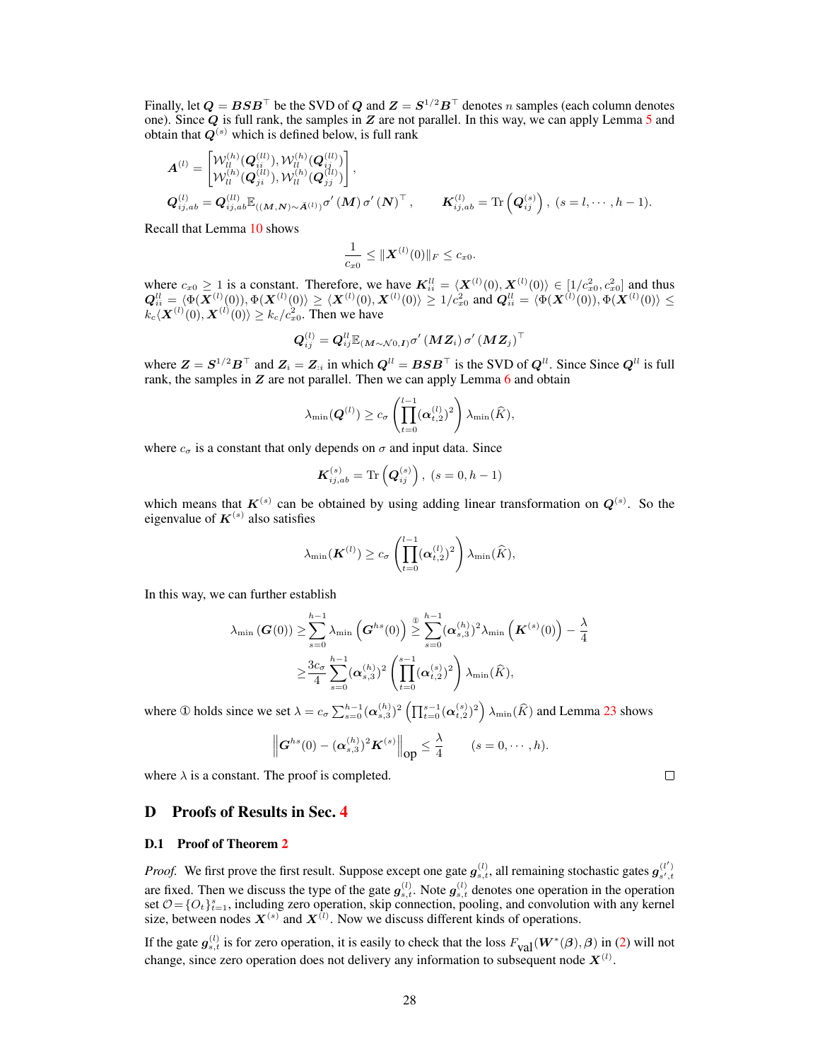Finally, let $\boldsymbol{Q} = \boldsymbol{B}\boldsymbol{S}\boldsymbol{B}^\top$ be the SVD of $\boldsymbol{Q}$ and $\boldsymbol{Z} = \boldsymbol{S}^{1/2}\boldsymbol{B}^\top$ denotes $n$ samples (each column denotes one). Since $\boldsymbol{Q}$ is full rank, the samples in $\boldsymbol{Z}$ are not parallel. In this way, we can apply Lemma 5 and obtain that $\boldsymbol{Q}^{(s)}$ which is defined below, is full rank

$$
\boldsymbol{A}^{(l)} = \begin{bmatrix} \mathcal{W}_{ll}^{(h)}(\boldsymbol{Q}_{ii}^{(ll)}), \mathcal{W}_{ll}^{(h)}(\boldsymbol{Q}_{ij}^{(ll)}) \\ \mathcal{W}_{ll}^{(h)}(\boldsymbol{Q}_{ji}^{(ll)}), \mathcal{W}_{ll}^{(h)}(\boldsymbol{Q}_{jj}^{(ll)}) \end{bmatrix},
$$

$$
\boldsymbol{Q}_{ij,ab}^{(l)} = \boldsymbol{Q}_{ij,ab}^{(ll)} \mathbb{E}_{((\boldsymbol{M},\boldsymbol{N})\sim \bar{\boldsymbol{A}}^{(l)})} \sigma'(\boldsymbol{M})\, \sigma'(\boldsymbol{N})^\top, \qquad \boldsymbol{K}_{ij,ab}^{(l)} = \mathrm{Tr}\left(\boldsymbol{Q}_{ij}^{(s)}\right),\ (s = l, \cdots, h-1).
$$

Recall that Lemma 10 shows

$$
\frac{1}{c_{x0}} \leq \|\boldsymbol{X}^{(l)}(0)\|_F \leq c_{x0}.
$$

where $c_{x0} \geq 1$ is a constant. Therefore, we have $\boldsymbol{K}_{ii}^{ll} = \langle \boldsymbol{X}^{(l)}(0), \boldsymbol{X}^{(l)}(0)\rangle \in [1/c_{x0}^2, c_{x0}^2]$ and thus $\boldsymbol{Q}_{ii}^{ll} = \langle \Phi(\boldsymbol{X}^{(l)}(0)), \Phi(\boldsymbol{X}^{(l)}(0))\rangle \geq \langle \boldsymbol{X}^{(l)}(0), \boldsymbol{X}^{(l)}(0)\rangle \geq 1/c_{x0}^2$ and $\boldsymbol{Q}_{ii}^{ll} = \langle \Phi(\boldsymbol{X}^{(l)}(0)), \Phi(\boldsymbol{X}^{(l)}(0))\rangle \leq k_c \langle \boldsymbol{X}^{(l)}(0), \boldsymbol{X}^{(l)}(0)\rangle \geq k_c/c_{x0}^2$. Then we have

$$
\boldsymbol{Q}_{ij}^{(l)} = \boldsymbol{Q}_{ij}^{ll} \mathbb{E}_{(\boldsymbol{M}\sim\mathcal{N}0,\boldsymbol{I})} \sigma'(\boldsymbol{M}\boldsymbol{Z}_i)\, \sigma'(\boldsymbol{M}\boldsymbol{Z}_j)^\top
$$

where $\boldsymbol{Z} = \boldsymbol{S}^{1/2}\boldsymbol{B}^\top$ and $\boldsymbol{Z}_i = \boldsymbol{Z}_{:i}$ in which $\boldsymbol{Q}^{ll} = \boldsymbol{B}\boldsymbol{S}\boldsymbol{B}^\top$ is the SVD of $\boldsymbol{Q}^{ll}$. Since Since $\boldsymbol{Q}^{ll}$ is full rank, the samples in $\boldsymbol{Z}$ are not parallel. Then we can apply Lemma 6 and obtain

$$
\lambda_{\min}(\boldsymbol{Q}^{(l)}) \geq c_\sigma \left( \prod_{t=0}^{l-1} (\boldsymbol{\alpha}_{t,2}^{(l)})^2 \right) \lambda_{\min}(\widehat{K}),
$$

where $c_\sigma$ is a constant that only depends on $\sigma$ and input data. Since

$$
\boldsymbol{K}_{ij,ab}^{(s)} = \mathrm{Tr}\left(\boldsymbol{Q}_{ij}^{(s)}\right),\ (s = 0, h-1)
$$

which means that $\boldsymbol{K}^{(s)}$ can be obtained by using adding linear transformation on $\boldsymbol{Q}^{(s)}$. So the eigenvalue of $\boldsymbol{K}^{(s)}$ also satisfies

$$
\lambda_{\min}(\boldsymbol{K}^{(l)}) \geq c_\sigma \left( \prod_{t=0}^{l-1} (\boldsymbol{\alpha}_{t,2}^{(l)})^2 \right) \lambda_{\min}(\widehat{K}),
$$

In this way, we can further establish

$$
\begin{aligned}
\lambda_{\min}(\boldsymbol{G}(0)) \geq& \sum_{s=0}^{h-1} \lambda_{\min}\left(\boldsymbol{G}^{hs}(0)\right) \overset{①}{\geq} \sum_{s=0}^{h-1} (\boldsymbol{\alpha}_{s,3}^{(h)})^2 \lambda_{\min}\left(\boldsymbol{K}^{(s)}(0)\right) - \frac{\lambda}{4} \\
\geq& \frac{3c_\sigma}{4} \sum_{s=0}^{h-1} (\boldsymbol{\alpha}_{s,3}^{(h)})^2 \left( \prod_{t=0}^{s-1} (\boldsymbol{\alpha}_{t,2}^{(s)})^2 \right) \lambda_{\min}(\widehat{K}),
\end{aligned}
$$

where ① holds since we set $\lambda = c_\sigma \sum_{s=0}^{h-1} (\boldsymbol{\alpha}_{s,3}^{(h)})^2 \left( \prod_{t=0}^{s-1} (\boldsymbol{\alpha}_{t,2}^{(s)})^2 \right) \lambda_{\min}(\widehat{K})$ and Lemma 23 shows

$$
\left\| \boldsymbol{G}^{hs}(0) - (\boldsymbol{\alpha}_{s,3}^{(h)})^2 \boldsymbol{K}^{(s)} \right\|_{\mathrm{op}} \leq \frac{\lambda}{4} \qquad (s = 0, \cdots, h).
$$

where $\lambda$ is a constant. The proof is completed. □

# D Proofs of Results in Sec. 4

## D.1 Proof of Theorem 2

*Proof.* We first prove the first result. Suppose except one gate $\boldsymbol{g}_{s,t}^{(l)}$, all remaining stochastic gates $\boldsymbol{g}_{s',t}^{(l')}$ are fixed. Then we discuss the type of the gate $\boldsymbol{g}_{s,t}^{(l)}$. Note $\boldsymbol{g}_{s,t}^{(l)}$ denotes one operation in the operation set $\mathcal{O} = \{O_t\}_{t=1}^s$, including zero operation, skip connection, pooling, and convolution with any kernel size, between nodes $\boldsymbol{X}^{(s)}$ and $\boldsymbol{X}^{(l)}$. Now we discuss different kinds of operations.

If the gate $\boldsymbol{g}_{s,t}^{(l)}$ is for zero operation, it is easily to check that the loss $F_{\mathrm{val}}(\boldsymbol{W}^*(\boldsymbol{\beta}), \boldsymbol{\beta})$ in (2) will not change, since zero operation does not delivery any information to subsequent node $\boldsymbol{X}^{(l)}$.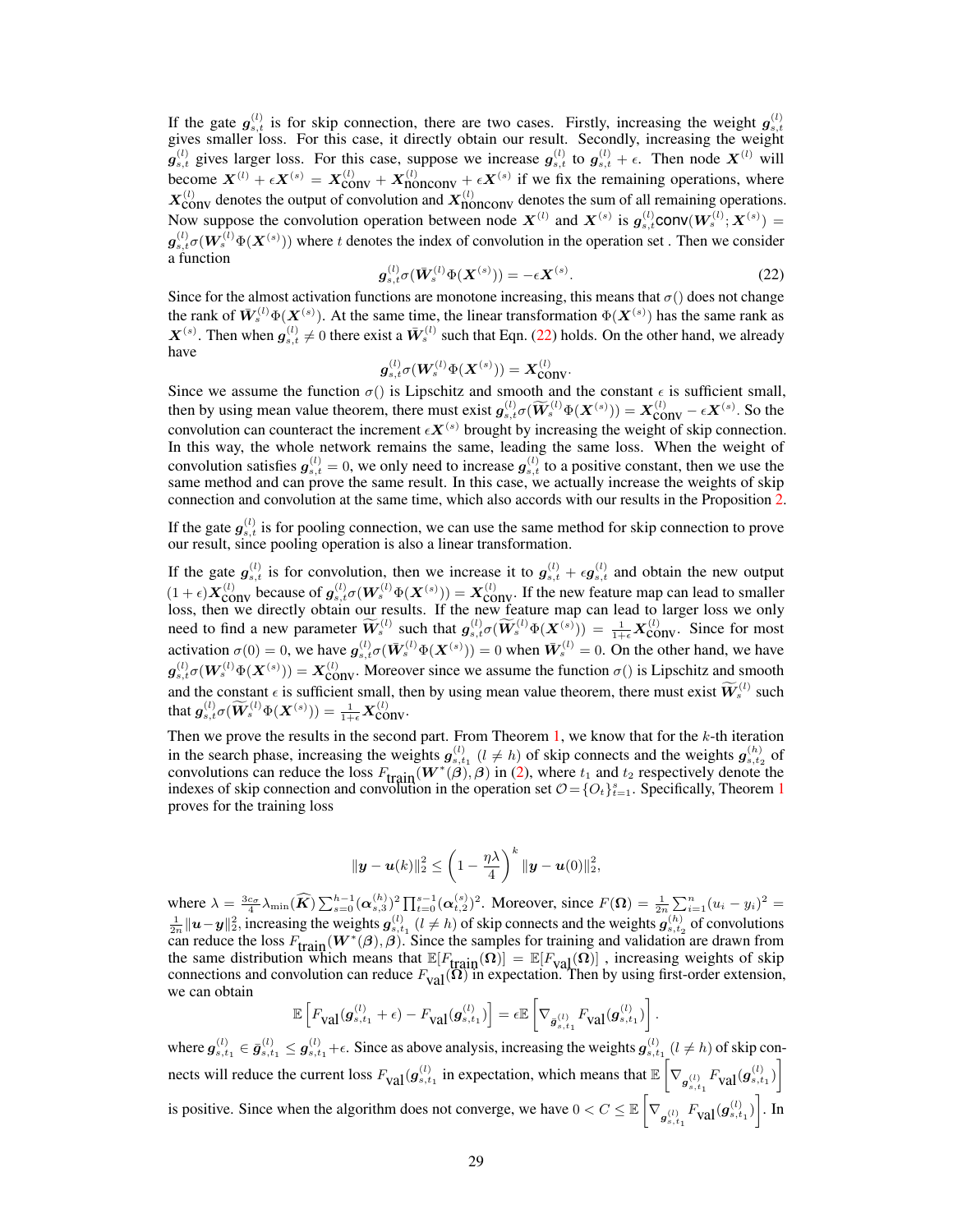If the gate $\boldsymbol{g}_{s,t}^{(l)}$ is for skip connection, there are two cases. Firstly, increasing the weight $\boldsymbol{g}_{s,t}^{(l)}$ gives smaller loss. For this case, it directly obtain our result. Secondly, increasing the weight $\boldsymbol{g}_{s,t}^{(l)}$ gives larger loss. For this case, suppose we increase $\boldsymbol{g}_{s,t}^{(l)}$ to $\boldsymbol{g}_{s,t}^{(l)} + \epsilon$. Then node $\boldsymbol{X}^{(l)}$ will become $\boldsymbol{X}^{(l)} + \epsilon \boldsymbol{X}^{(s)} = \boldsymbol{X}_{\text{conv}}^{(l)} + \boldsymbol{X}_{\text{nonconv}}^{(l)} + \epsilon \boldsymbol{X}^{(s)}$ if we fix the remaining operations, where $\boldsymbol{X}_{\text{conv}}^{(l)}$ denotes the output of convolution and $\boldsymbol{X}_{\text{nonconv}}^{(l)}$ denotes the sum of all remaining operations. Now suppose the convolution operation between node $\boldsymbol{X}^{(l)}$ and $\boldsymbol{X}^{(s)}$ is $\boldsymbol{g}_{s,t}^{(l)} \text{conv}(\boldsymbol{W}_s^{(l)}; \boldsymbol{X}^{(s)}) = \boldsymbol{g}_{s,t}^{(l)} \sigma(\boldsymbol{W}_s^{(l)} \Phi(\boldsymbol{X}^{(s)}))$ where $t$ denotes the index of convolution in the operation set . Then we consider a function

$$\boldsymbol{g}_{s,t}^{(l)} \sigma(\bar{\boldsymbol{W}}_s^{(l)} \Phi(\boldsymbol{X}^{(s)})) = -\epsilon \boldsymbol{X}^{(s)}. \tag{22}$$

Since for the almost activation functions are monotone increasing, this means that $\sigma()$ does not change the rank of $\bar{\boldsymbol{W}}_s^{(l)} \Phi(\boldsymbol{X}^{(s)})$. At the same time, the linear transformation $\Phi(\boldsymbol{X}^{(s)})$ has the same rank as $\boldsymbol{X}^{(s)}$. Then when $\boldsymbol{g}_{s,t}^{(l)} \neq 0$ there exist a $\bar{\boldsymbol{W}}_s^{(l)}$ such that Eqn. (22) holds. On the other hand, we already have

$$\boldsymbol{g}_{s,t}^{(l)} \sigma(\boldsymbol{W}_s^{(l)} \Phi(\boldsymbol{X}^{(s)})) = \boldsymbol{X}_{\text{conv}}^{(l)}.$$

Since we assume the function $\sigma()$ is Lipschitz and smooth and the constant $\epsilon$ is sufficient small, then by using mean value theorem, there must exist $\boldsymbol{g}_{s,t}^{(l)} \sigma(\widetilde{\boldsymbol{W}}_s^{(l)} \Phi(\boldsymbol{X}^{(s)})) = \boldsymbol{X}_{\text{conv}}^{(l)} - \epsilon \boldsymbol{X}^{(s)}$. So the convolution can counteract the increment $\epsilon \boldsymbol{X}^{(s)}$ brought by increasing the weight of skip connection. In this way, the whole network remains the same, leading the same loss. When the weight of convolution satisfies $\boldsymbol{g}_{s,t}^{(l)} = 0$, we only need to increase $\boldsymbol{g}_{s,t}^{(l)}$ to a positive constant, then we use the same method and can prove the same result. In this case, we actually increase the weights of skip connection and convolution at the same time, which also accords with our results in the Proposition 2.

If the gate $\boldsymbol{g}_{s,t}^{(l)}$ is for pooling connection, we can use the same method for skip connection to prove our result, since pooling operation is also a linear transformation.

If the gate $\boldsymbol{g}_{s,t}^{(l)}$ is for convolution, then we increase it to $\boldsymbol{g}_{s,t}^{(l)} + \epsilon \boldsymbol{g}_{s,t}^{(l)}$ and obtain the new output $(1+\epsilon)\boldsymbol{X}_{\text{conv}}^{(l)}$ because of $\boldsymbol{g}_{s,t}^{(l)} \sigma(\boldsymbol{W}_s^{(l)} \Phi(\boldsymbol{X}^{(s)})) = \boldsymbol{X}_{\text{conv}}^{(l)}$. If the new feature map can lead to smaller loss, then we directly obtain our results. If the new feature map can lead to larger loss we only need to find a new parameter $\widetilde{\boldsymbol{W}}_s^{(l)}$ such that $\boldsymbol{g}_{s,t}^{(l)} \sigma(\widetilde{\boldsymbol{W}}_s^{(l)} \Phi(\boldsymbol{X}^{(s)})) = \frac{1}{1+\epsilon} \boldsymbol{X}_{\text{conv}}^{(l)}$. Since for most activation $\sigma(0) = 0$, we have $\boldsymbol{g}_{s,t}^{(l)} \sigma(\bar{\boldsymbol{W}}_s^{(l)} \Phi(\boldsymbol{X}^{(s)})) = 0$ when $\bar{\boldsymbol{W}}_s^{(l)} = 0$. On the other hand, we have $\boldsymbol{g}_{s,t}^{(l)} \sigma(\boldsymbol{W}_s^{(l)} \Phi(\boldsymbol{X}^{(s)})) = \boldsymbol{X}_{\text{conv}}^{(l)}$. Moreover since we assume the function $\sigma()$ is Lipschitz and smooth and the constant $\epsilon$ is sufficient small, then by using mean value theorem, there must exist $\widetilde{\boldsymbol{W}}_s^{(l)}$ such that $\boldsymbol{g}_{s,t}^{(l)} \sigma(\widetilde{\boldsymbol{W}}_s^{(l)} \Phi(\boldsymbol{X}^{(s)})) = \frac{1}{1+\epsilon} \boldsymbol{X}_{\text{conv}}^{(l)}$.

Then we prove the results in the second part. From Theorem 1, we know that for the $k$-th iteration in the search phase, increasing the weights $\boldsymbol{g}_{s,t_1}^{(l)}$ $(l \neq h)$ of skip connects and the weights $\boldsymbol{g}_{s,t_2}^{(h)}$ of convolutions can reduce the loss $F_{\text{train}}(\boldsymbol{W}^*(\boldsymbol{\beta}), \boldsymbol{\beta})$ in (2), where $t_1$ and $t_2$ respectively denote the indexes of skip connection and convolution in the operation set $\mathcal{O} = \{O_t\}_{t=1}^s$. Specifically, Theorem 1 proves for the training loss

$$\|\boldsymbol{y} - \boldsymbol{u}(k)\|_2^2 \leq \left(1 - \frac{\eta\lambda}{4}\right)^k \|\boldsymbol{y} - \boldsymbol{u}(0)\|_2^2,$$

where $\lambda = \frac{3c_\sigma}{4} \lambda_{\min}(\widehat{\boldsymbol{K}}) \sum_{s=0}^{h-1} (\boldsymbol{\alpha}_{s,3}^{(h)})^2 \prod_{t=0}^{s-1} (\boldsymbol{\alpha}_{t,2}^{(s)})^2$. Moreover, since $F(\boldsymbol{\Omega}) = \frac{1}{2n} \sum_{i=1}^n (u_i - y_i)^2 = \frac{1}{2n} \|\boldsymbol{u} - \boldsymbol{y}\|_2^2$, increasing the weights $\boldsymbol{g}_{s,t_1}^{(l)}$ $(l \neq h)$ of skip connects and the weights $\boldsymbol{g}_{s,t_2}^{(h)}$ of convolutions can reduce the loss $F_{\text{train}}(\boldsymbol{W}^*(\boldsymbol{\beta}), \boldsymbol{\beta})$. Since the samples for training and validation are drawn from the same distribution which means that $\mathbb{E}[F_{\text{train}}(\boldsymbol{\Omega})] = \mathbb{E}[F_{\text{val}}(\boldsymbol{\Omega})]$ , increasing weights of skip connections and convolution can reduce $F_{\text{val}}(\boldsymbol{\Omega})$ in expectation. Then by using first-order extension, we can obtain

$$\mathbb{E}\left[F_{\text{val}}(\boldsymbol{g}_{s,t_1}^{(l)} + \epsilon) - F_{\text{val}}(\boldsymbol{g}_{s,t_1}^{(l)})\right] = \epsilon \mathbb{E}\left[\nabla_{\bar{\boldsymbol{g}}_{s,t_1}^{(l)}} F_{\text{val}}(\boldsymbol{g}_{s,t_1}^{(l)})\right].$$

where $\boldsymbol{g}_{s,t_1}^{(l)} \in \bar{\boldsymbol{g}}_{s,t_1}^{(l)} \leq \boldsymbol{g}_{s,t_1}^{(l)} + \epsilon$. Since as above analysis, increasing the weights $\boldsymbol{g}_{s,t_1}^{(l)}$ $(l \neq h)$ of skip connects will reduce the current loss $F_{\text{val}}(\boldsymbol{g}_{s,t_1}^{(l)}$ in expectation, which means that $\mathbb{E}\left[\nabla_{\boldsymbol{g}_{s,t_1}^{(l)}} F_{\text{val}}(\boldsymbol{g}_{s,t_1}^{(l)})\right]$ is positive. Since when the algorithm does not converge, we have $0 < C \leq \mathbb{E}\left[\nabla_{\boldsymbol{g}_{s,t_1}^{(l)}} F_{\text{val}}(\boldsymbol{g}_{s,t_1}^{(l)})\right]$. In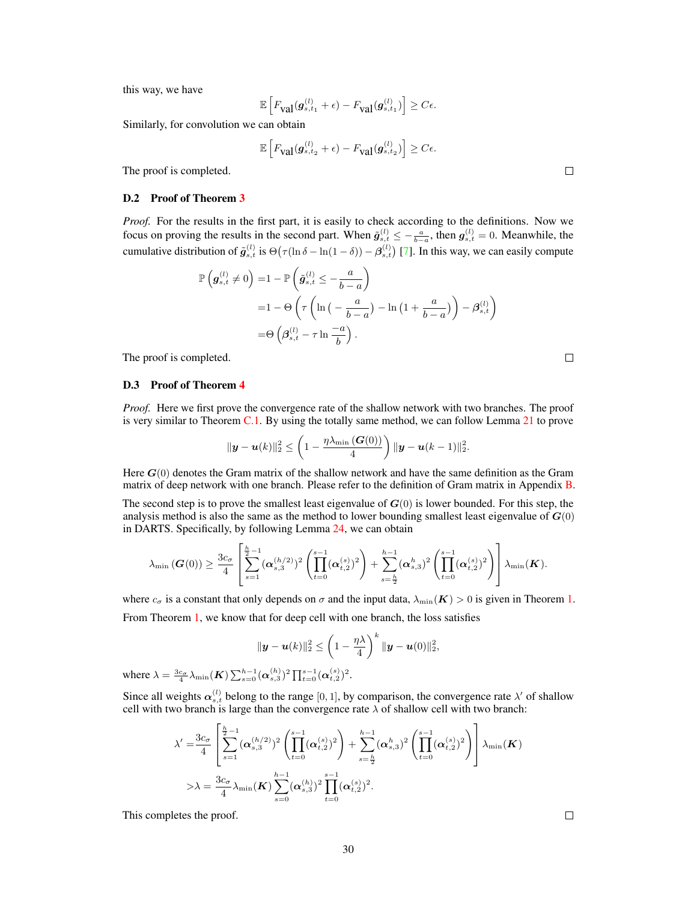this way, we have

$$\mathbb{E}\left[F_{\text{val}}(\boldsymbol{g}_{s,t_1}^{(l)}+\epsilon)-F_{\text{val}}(\boldsymbol{g}_{s,t_1}^{(l)})\right]\geq C\epsilon.$$

Similarly, for convolution we can obtain

$$\mathbb{E}\left[F_{\text{val}}(\boldsymbol{g}_{s,t_2}^{(l)}+\epsilon)-F_{\text{val}}(\boldsymbol{g}_{s,t_2}^{(l)})\right]\geq C\epsilon.$$

The proof is completed. ∎

### D.2 Proof of Theorem 3

*Proof.* For the results in the first part, it is easily to check according to the definitions. Now we focus on proving the results in the second part. When $\tilde{\boldsymbol{g}}_{s,t}^{(l)}\leq -\frac{a}{b-a}$, then $\boldsymbol{g}_{s,t}^{(l)}=0$. Meanwhile, the cumulative distribution of $\tilde{\boldsymbol{g}}_{s,t}^{(l)}$ is $\Theta\big(\tau(\ln\delta-\ln(1-\delta))-\boldsymbol{\beta}_{s,t}^{(l)}\big)$ [7]. In this way, we can easily compute

$$\begin{aligned}
\mathbb{P}\left(\boldsymbol{g}_{s,t}^{(l)}\neq 0\right)=&1-\mathbb{P}\left(\tilde{\boldsymbol{g}}_{s,t}^{(l)}\leq -\frac{a}{b-a}\right)\\
=&1-\Theta\left(\tau\left(\ln\big(-\frac{a}{b-a}\big)-\ln\big(1+\frac{a}{b-a}\big)\right)-\boldsymbol{\beta}_{s,t}^{(l)}\right)\\
=&\Theta\left(\boldsymbol{\beta}_{s,t}^{(l)}-\tau\ln\frac{-a}{b}\right).
\end{aligned}$$

The proof is completed. ∎

### D.3 Proof of Theorem 4

*Proof.* Here we first prove the convergence rate of the shallow network with two branches. The proof is very similar to Theorem C.1. By using the totally same method, we can follow Lemma 21 to prove

$$\|\boldsymbol{y}-\boldsymbol{u}(k)\|_2^2\leq\left(1-\frac{\eta\lambda_{\min}\left(\boldsymbol{G}(0)\right)}{4}\right)\|\boldsymbol{y}-\boldsymbol{u}(k-1)\|_2^2.$$

Here $\boldsymbol{G}(0)$ denotes the Gram matrix of the shallow network and have the same definition as the Gram matrix of deep network with one branch. Please refer to the definition of Gram matrix in Appendix B.

The second step is to prove the smallest least eigenvalue of $\boldsymbol{G}(0)$ is lower bounded. For this step, the analysis method is also the same as the method to lower bounding smallest least eigenvalue of $\boldsymbol{G}(0)$ in DARTS. Specifically, by following Lemma 24, we can obtain

$$\lambda_{\min}\left(\boldsymbol{G}(0)\right)\geq\frac{3c_\sigma}{4}\left[\sum_{s=1}^{\frac{h}{2}-1}(\boldsymbol{\alpha}_{s,3}^{(h/2)})^2\left(\prod_{t=0}^{s-1}(\boldsymbol{\alpha}_{t,2}^{(s)})^2\right)+\sum_{s=\frac{h}{2}}^{h-1}(\boldsymbol{\alpha}_{s,3}^{h})^2\left(\prod_{t=0}^{s-1}(\boldsymbol{\alpha}_{t,2}^{(s)})^2\right)\right]\lambda_{\min}(\boldsymbol{K}).$$

where $c_\sigma$ is a constant that only depends on $\sigma$ and the input data, $\lambda_{\min}(\boldsymbol{K})>0$ is given in Theorem 1.

From Theorem 1, we know that for deep cell with one branch, the loss satisfies

$$\|\boldsymbol{y}-\boldsymbol{u}(k)\|_2^2\leq\left(1-\frac{\eta\lambda}{4}\right)^k\|\boldsymbol{y}-\boldsymbol{u}(0)\|_2^2,$$

where $\lambda=\frac{3c_\sigma}{4}\lambda_{\min}(\boldsymbol{K})\sum_{s=0}^{h-1}(\boldsymbol{\alpha}_{s,3}^{(h)})^2\prod_{t=0}^{s-1}(\boldsymbol{\alpha}_{t,2}^{(s)})^2$.

Since all weights $\boldsymbol{\alpha}_{s,t}^{(l)}$ belong to the range $[0,1]$, by comparison, the convergence rate $\lambda'$ of shallow cell with two branch is large than the convergence rate $\lambda$ of shallow cell with two branch:

$$\begin{aligned}
\lambda'=&\frac{3c_\sigma}{4}\left[\sum_{s=1}^{\frac{h}{2}-1}(\boldsymbol{\alpha}_{s,3}^{(h/2)})^2\left(\prod_{t=0}^{s-1}(\boldsymbol{\alpha}_{t,2}^{(s)})\right)+\sum_{s=\frac{h}{2}}^{h-1}(\boldsymbol{\alpha}_{s,3}^{h})^2\left(\prod_{t=0}^{s-1}(\boldsymbol{\alpha}_{t,2}^{(s)})^2\right)\right]\lambda_{\min}(\boldsymbol{K})\\
>&\lambda=\frac{3c_\sigma}{4}\lambda_{\min}(\boldsymbol{K})\sum_{s=0}^{h-1}(\boldsymbol{\alpha}_{s,3}^{(h)})^2\prod_{t=0}^{s-1}(\boldsymbol{\alpha}_{t,2}^{(s)})^2.
\end{aligned}$$

This completes the proof. ∎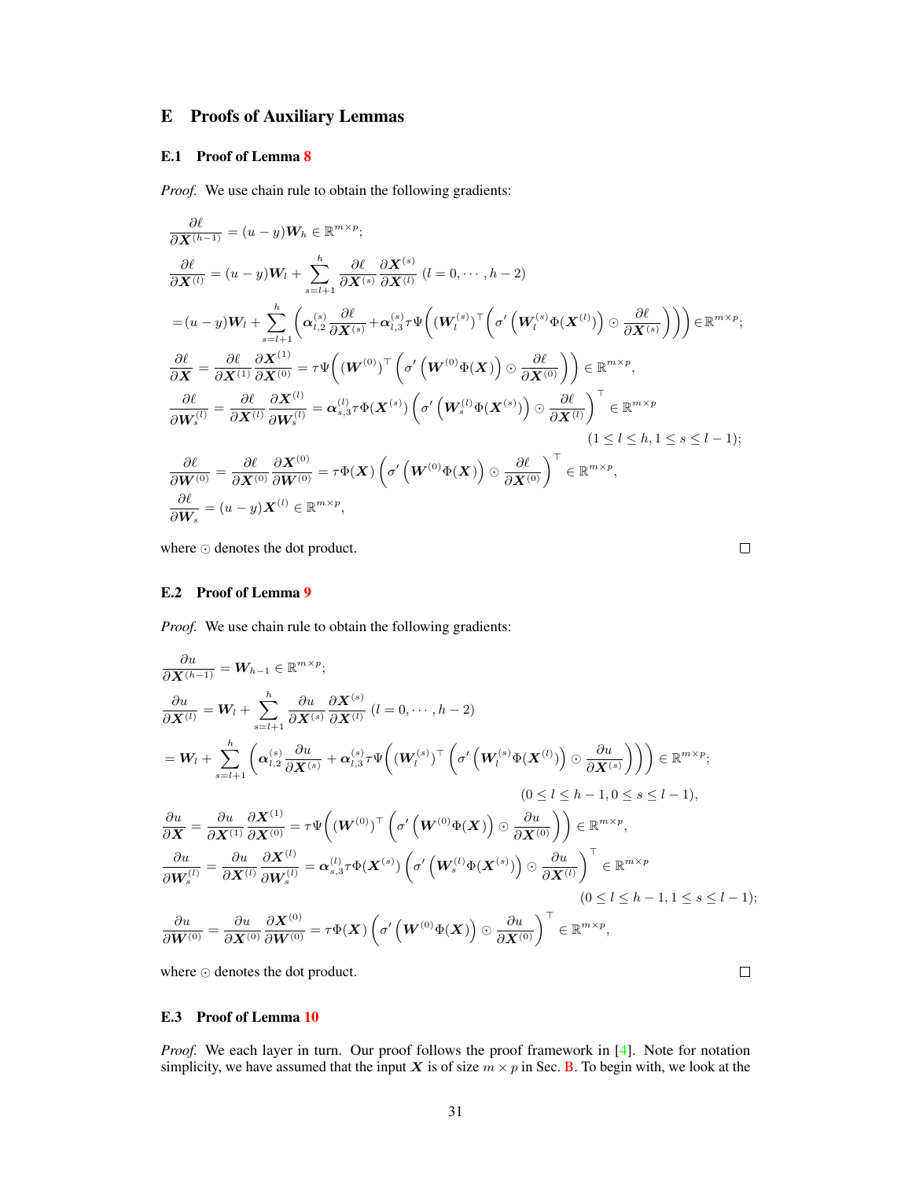# E Proofs of Auxiliary Lemmas

## E.1 Proof of Lemma 8

*Proof.* We use chain rule to obtain the following gradients:

$$
\begin{aligned}
&\frac{\partial \ell}{\partial \boldsymbol{X}^{(h-1)}} = (u-y)\boldsymbol{W}_h \in \mathbb{R}^{m\times p};\\
&\frac{\partial \ell}{\partial \boldsymbol{X}^{(l)}} = (u-y)\boldsymbol{W}_l + \sum_{s=l+1}^{h} \frac{\partial \ell}{\partial \boldsymbol{X}^{(s)}} \frac{\partial \boldsymbol{X}^{(s)}}{\partial \boldsymbol{X}^{(l)}} \ (l=0,\cdots,h-2)\\
&= (u-y)\boldsymbol{W}_l + \sum_{s=l+1}^{h}\left(\boldsymbol{\alpha}_{l,2}^{(s)} \frac{\partial \ell}{\partial \boldsymbol{X}^{(s)}} + \boldsymbol{\alpha}_{l,3}^{(s)} \tau \Psi\Big( (\boldsymbol{W}_l^{(s)})^\top \Big(\sigma'\left(\boldsymbol{W}_l^{(s)}\Phi(\boldsymbol{X}^{(l)})\right) \odot \frac{\partial \ell}{\partial \boldsymbol{X}^{(s)}}\Big)\Big)\right) \in \mathbb{R}^{m\times p};\\
&\frac{\partial \ell}{\partial \boldsymbol{X}} = \frac{\partial \ell}{\partial \boldsymbol{X}^{(1)}} \frac{\partial \boldsymbol{X}^{(1)}}{\partial \boldsymbol{X}^{(0)}} = \tau \Psi\Big( (\boldsymbol{W}^{(0)})^\top \Big(\sigma'\left(\boldsymbol{W}^{(0)}\Phi(\boldsymbol{X})\right) \odot \frac{\partial \ell}{\partial \boldsymbol{X}^{(0)}}\Big)\Big) \in \mathbb{R}^{m\times p},\\
&\frac{\partial \ell}{\partial \boldsymbol{W}_s^{(l)}} = \frac{\partial \ell}{\partial \boldsymbol{X}^{(l)}} \frac{\partial \boldsymbol{X}^{(l)}}{\partial \boldsymbol{W}_s^{(l)}} = \boldsymbol{\alpha}_{s,3}^{(l)} \tau \Phi(\boldsymbol{X}^{(s)}) \left(\sigma'\left(\boldsymbol{W}_s^{(l)}\Phi(\boldsymbol{X}^{(s)})\right) \odot \frac{\partial \ell}{\partial \boldsymbol{X}^{(l)}}\right)^\top \in \mathbb{R}^{m\times p}\\
&\hspace{25em} (1\le l \le h, 1\le s \le l-1);\\
&\frac{\partial \ell}{\partial \boldsymbol{W}^{(0)}} = \frac{\partial \ell}{\partial \boldsymbol{X}^{(0)}} \frac{\partial \boldsymbol{X}^{(0)}}{\partial \boldsymbol{W}^{(0)}} = \tau \Phi(\boldsymbol{X}) \left(\sigma'\left(\boldsymbol{W}^{(0)}\Phi(\boldsymbol{X})\right) \odot \frac{\partial \ell}{\partial \boldsymbol{X}^{(0)}}\right)^\top \in \mathbb{R}^{m\times p},\\
&\frac{\partial \ell}{\partial \boldsymbol{W}_s} = (u-y)\boldsymbol{X}^{(l)} \in \mathbb{R}^{m\times p},
\end{aligned}
$$

where $\odot$ denotes the dot product. □

## E.2 Proof of Lemma 9

*Proof.* We use chain rule to obtain the following gradients:

$$
\begin{aligned}
&\frac{\partial u}{\partial \boldsymbol{X}^{(h-1)}} = \boldsymbol{W}_{h-1} \in \mathbb{R}^{m\times p};\\
&\frac{\partial u}{\partial \boldsymbol{X}^{(l)}} = \boldsymbol{W}_l + \sum_{s=l+1}^{h} \frac{\partial u}{\partial \boldsymbol{X}^{(s)}} \frac{\partial \boldsymbol{X}^{(s)}}{\partial \boldsymbol{X}^{(l)}} \ (l=0,\cdots,h-2)\\
&= \boldsymbol{W}_l + \sum_{s=l+1}^{h}\left(\boldsymbol{\alpha}_{l,2}^{(s)} \frac{\partial u}{\partial \boldsymbol{X}^{(s)}} + \boldsymbol{\alpha}_{l,3}^{(s)} \tau \Psi\Big( (\boldsymbol{W}_l^{(s)})^\top \Big(\sigma'\left(\boldsymbol{W}_l^{(s)}\Phi(\boldsymbol{X}^{(l)})\right) \odot \frac{\partial u}{\partial \boldsymbol{X}^{(s)}}\Big)\Big)\right) \in \mathbb{R}^{m\times p};\\
&\hspace{25em} (0\le l \le h-1, 0\le s \le l-1),\\
&\frac{\partial u}{\partial \boldsymbol{X}} = \frac{\partial u}{\partial \boldsymbol{X}^{(1)}} \frac{\partial \boldsymbol{X}^{(1)}}{\partial \boldsymbol{X}^{(0)}} = \tau \Psi\Big( (\boldsymbol{W}^{(0)})^\top \Big(\sigma'\left(\boldsymbol{W}^{(0)}\Phi(\boldsymbol{X})\right) \odot \frac{\partial u}{\partial \boldsymbol{X}^{(0)}}\Big)\Big) \in \mathbb{R}^{m\times p},\\
&\frac{\partial u}{\partial \boldsymbol{W}_s^{(l)}} = \frac{\partial u}{\partial \boldsymbol{X}^{(l)}} \frac{\partial \boldsymbol{X}^{(l)}}{\partial \boldsymbol{W}_s^{(l)}} = \boldsymbol{\alpha}_{s,3}^{(l)} \tau \Phi(\boldsymbol{X}^{(s)}) \left(\sigma'\left(\boldsymbol{W}_s^{(l)}\Phi(\boldsymbol{X}^{(s)})\right) \odot \frac{\partial u}{\partial \boldsymbol{X}^{(l)}}\right)^\top \in \mathbb{R}^{m\times p}\\
&\hspace{25em} (0\le l \le h-1, 1\le s \le l-1);\\
&\frac{\partial u}{\partial \boldsymbol{W}^{(0)}} = \frac{\partial u}{\partial \boldsymbol{X}^{(0)}} \frac{\partial \boldsymbol{X}^{(0)}}{\partial \boldsymbol{W}^{(0)}} = \tau \Phi(\boldsymbol{X}) \left(\sigma'\left(\boldsymbol{W}^{(0)}\Phi(\boldsymbol{X})\right) \odot \frac{\partial u}{\partial \boldsymbol{X}^{(0)}}\right)^\top \in \mathbb{R}^{m\times p},
\end{aligned}
$$

where $\odot$ denotes the dot product. □

## E.3 Proof of Lemma 10

*Proof.* We each layer in turn. Our proof follows the proof framework in [4]. Note for notation simplicity, we have assumed that the input $\boldsymbol{X}$ is of size $m \times p$ in Sec. B. To begin with, we look at the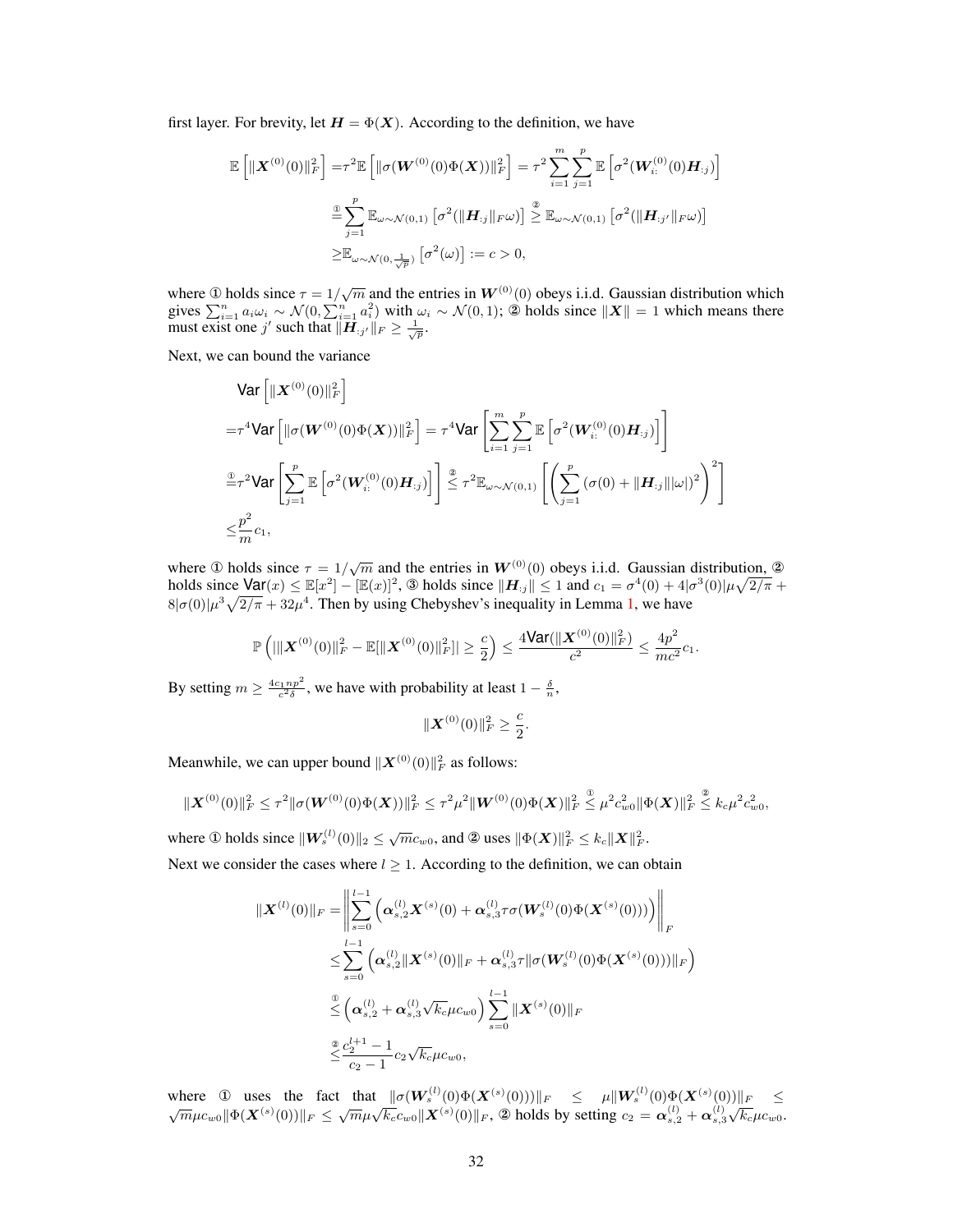first layer. For brevity, let $\boldsymbol{H} = \Phi(\boldsymbol{X})$. According to the definition, we have

$$
\begin{aligned}
\mathbb{E}\left[\|\boldsymbol{X}^{(0)}(0)\|_F^2\right] =& \tau^2 \mathbb{E}\left[\|\sigma(\boldsymbol{W}^{(0)}(0)\Phi(\boldsymbol{X}))\|_F^2\right] = \tau^2 \sum_{i=1}^{m}\sum_{j=1}^{p} \mathbb{E}\left[\sigma^2(\boldsymbol{W}_{i:}^{(0)}(0)\boldsymbol{H}_{:j})\right] \\
\overset{①}{=}& \sum_{j=1}^{p} \mathbb{E}_{\omega\sim\mathcal{N}(0,1)}\left[\sigma^2(\|\boldsymbol{H}_{:j}\|_F \omega)\right] \overset{②}{\geq} \mathbb{E}_{\omega\sim\mathcal{N}(0,1)}\left[\sigma^2(\|\boldsymbol{H}_{:j'}\|_F \omega)\right] \\
\geq& \mathbb{E}_{\omega\sim\mathcal{N}(0,\frac{1}{\sqrt{p}})}\left[\sigma^2(\omega)\right] := c > 0,
\end{aligned}
$$

where ① holds since $\tau = 1/\sqrt{m}$ and the entries in $\boldsymbol{W}^{(0)}(0)$ obeys i.i.d. Gaussian distribution which gives $\sum_{i=1}^n a_i\omega_i \sim \mathcal{N}(0, \sum_{i=1}^n a_i^2)$ with $\omega_i \sim \mathcal{N}(0,1)$; ② holds since $\|\boldsymbol{X}\| = 1$ which means there must exist one $j'$ such that $\|\boldsymbol{H}_{:j'}\|_F \geq \frac{1}{\sqrt{p}}$.

Next, we can bound the variance

$$
\begin{aligned}
&\mathsf{Var}\left[\|\boldsymbol{X}^{(0)}(0)\|_F^2\right] \\
=& \tau^4 \mathsf{Var}\left[\|\sigma(\boldsymbol{W}^{(0)}(0)\Phi(\boldsymbol{X}))\|_F^2\right] = \tau^4 \mathsf{Var}\left[\sum_{i=1}^{m}\sum_{j=1}^{p} \mathbb{E}\left[\sigma^2(\boldsymbol{W}_{i:}^{(0)}(0)\boldsymbol{H}_{:j})\right]\right] \\
\overset{①}{=}& \tau^2 \mathsf{Var}\left[\sum_{j=1}^{p} \mathbb{E}\left[\sigma^2(\boldsymbol{W}_{i:}^{(0)}(0)\boldsymbol{H}_{:j})\right]\right] \overset{②}{\leq} \tau^2 \mathbb{E}_{\omega\sim\mathcal{N}(0,1)}\left[\left(\sum_{j=1}^{p}\left(\sigma(0) + \|\boldsymbol{H}_{:j}\||\omega|\right)^2\right)^2\right] \\
\leq& \frac{p^2}{m} c_1,
\end{aligned}
$$

where ① holds since $\tau = 1/\sqrt{m}$ and the entries in $\boldsymbol{W}^{(0)}(0)$ obeys i.i.d. Gaussian distribution, ② holds since $\mathsf{Var}(x) \leq \mathbb{E}[x^2] - [\mathbb{E}(x)]^2$, ③ holds since $\|\boldsymbol{H}_{:j}\| \leq 1$ and $c_1 = \sigma^4(0) + 4|\sigma^3(0)|\mu\sqrt{2/\pi} + 8|\sigma(0)|\mu^3\sqrt{2/\pi} + 32\mu^4$. Then by using Chebyshev's inequality in Lemma 1, we have

$$
\mathbb{P}\left(|\|\boldsymbol{X}^{(0)}(0)\|_F^2 - \mathbb{E}[\|\boldsymbol{X}^{(0)}(0)\|_F^2]| \geq \frac{c}{2}\right) \leq \frac{4\mathsf{Var}(\|\boldsymbol{X}^{(0)}(0)\|_F^2)}{c^2} \leq \frac{4p^2}{mc^2} c_1.
$$

By setting $m \geq \frac{4c_1 np^2}{c^2\delta}$, we have with probability at least $1 - \frac{\delta}{n}$,

$$
\|\boldsymbol{X}^{(0)}(0)\|_F^2 \geq \frac{c}{2}.
$$

Meanwhile, we can upper bound $\|\boldsymbol{X}^{(0)}(0)\|_F^2$ as follows:

$$
\|\boldsymbol{X}^{(0)}(0)\|_F^2 \leq \tau^2 \|\sigma(\boldsymbol{W}^{(0)}(0)\Phi(\boldsymbol{X}))\|_F^2 \leq \tau^2\mu^2 \|\boldsymbol{W}^{(0)}(0)\Phi(\boldsymbol{X})\|_F^2 \overset{①}{\leq} \mu^2 c_{w0}^2 \|\Phi(\boldsymbol{X})\|_F^2 \overset{②}{\leq} k_c \mu^2 c_{w0}^2,
$$

where ① holds since $\|\boldsymbol{W}_s^{(l)}(0)\|_2 \leq \sqrt{m} c_{w0}$, and ② uses $\|\Phi(\boldsymbol{X})\|_F^2 \leq k_c \|\boldsymbol{X}\|_F^2$.

Next we consider the cases where $l \geq 1$. According to the definition, we can obtain

$$
\begin{aligned}
\|\boldsymbol{X}^{(l)}(0)\|_F =& \left\|\sum_{s=0}^{l-1}\left(\boldsymbol{\alpha}_{s,2}^{(l)}\boldsymbol{X}^{(s)}(0) + \boldsymbol{\alpha}_{s,3}^{(l)}\tau\sigma(\boldsymbol{W}_s^{(l)}(0)\Phi(\boldsymbol{X}^{(s)}(0)))\right)\right\|_F \\
\leq& \sum_{s=0}^{l-1}\left(\boldsymbol{\alpha}_{s,2}^{(l)}\|\boldsymbol{X}^{(s)}(0)\|_F + \boldsymbol{\alpha}_{s,3}^{(l)}\tau\|\sigma(\boldsymbol{W}_s^{(l)}(0)\Phi(\boldsymbol{X}^{(s)}(0)))\|_F\right) \\
\overset{①}{\leq}& \left(\boldsymbol{\alpha}_{s,2}^{(l)} + \boldsymbol{\alpha}_{s,3}^{(l)}\sqrt{k_c}\mu c_{w0}\right)\sum_{s=0}^{l-1}\|\boldsymbol{X}^{(s)}(0)\|_F \\
\overset{②}{\leq}& \frac{c_2^{l+1} - 1}{c_2 - 1} c_2 \sqrt{k_c}\mu c_{w0},
\end{aligned}
$$

where ① uses the fact that $\|\sigma(\boldsymbol{W}_s^{(l)}(0)\Phi(\boldsymbol{X}^{(s)}(0)))\|_F \leq \mu\|\boldsymbol{W}_s^{(l)}(0)\Phi(\boldsymbol{X}^{(s)}(0))\|_F \leq \sqrt{m}\mu c_{w0}\|\Phi(\boldsymbol{X}^{(s)}(0))\|_F \leq \sqrt{m}\mu\sqrt{k_c}c_{w0}\|\boldsymbol{X}^{(s)}(0)\|_F$, ② holds by setting $c_2 = \boldsymbol{\alpha}_{s,2}^{(l)} + \boldsymbol{\alpha}_{s,3}^{(l)}\sqrt{k_c}\mu c_{w0}$.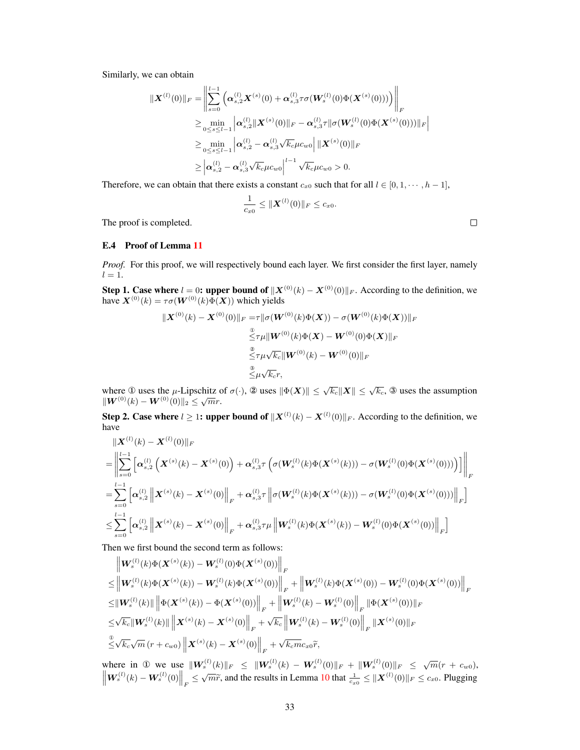Similarly, we can obtain

$$
\begin{aligned}
\|\boldsymbol{X}^{(l)}(0)\|_F =& \left\|\sum_{s=0}^{l-1}\left(\boldsymbol{\alpha}_{s,2}^{(l)}\boldsymbol{X}^{(s)}(0) + \boldsymbol{\alpha}_{s,3}^{(l)}\tau\sigma(\boldsymbol{W}_s^{(l)}(0)\Phi(\boldsymbol{X}^{(s)}(0)))\right)\right\|_F \\
\geq & \min_{0\leq s\leq l-1}\left|\boldsymbol{\alpha}_{s,2}^{(l)}\|\boldsymbol{X}^{(s)}(0)\|_F - \boldsymbol{\alpha}_{s,3}^{(l)}\tau\|\sigma(\boldsymbol{W}_s^{(l)}(0)\Phi(\boldsymbol{X}^{(s)}(0)))\|_F\right| \\
\geq & \min_{0\leq s\leq l-1}\left|\boldsymbol{\alpha}_{s,2}^{(l)} - \boldsymbol{\alpha}_{s,3}^{(l)}\sqrt{k_c}\mu c_{w0}\right| \|\boldsymbol{X}^{(s)}(0)\|_F \\
\geq & \left|\boldsymbol{\alpha}_{s,2}^{(l)} - \boldsymbol{\alpha}_{s,3}^{(l)}\sqrt{k_c}\mu c_{w0}\right|^{l-1}\sqrt{k_c}\mu c_{w0} > 0.
\end{aligned}
$$

Therefore, we can obtain that there exists a constant $c_{x0}$ such that for all $l \in [0, 1, \cdots, h-1]$,

$$
\frac{1}{c_{x0}} \leq \|\boldsymbol{X}^{(l)}(0)\|_F \leq c_{x0}.
$$

The proof is completed. □

### E.4 Proof of Lemma 11

*Proof.* For this proof, we will respectively bound each layer. We first consider the first layer, namely $l = 1$.

**Step 1. Case where $l = 0$: upper bound of $\|\boldsymbol{X}^{(0)}(k) - \boldsymbol{X}^{(0)}(0)\|_F$.** According to the definition, we have $\boldsymbol{X}^{(0)}(k) = \tau\sigma(\boldsymbol{W}^{(0)}(k)\Phi(\boldsymbol{X}))$ which yields

$$
\begin{aligned}
\|\boldsymbol{X}^{(0)}(k) - \boldsymbol{X}^{(0)}(0)\|_F =& \tau\|\sigma(\boldsymbol{W}^{(0)}(k)\Phi(\boldsymbol{X})) - \sigma(\boldsymbol{W}^{(0)}(k)\Phi(\boldsymbol{X}))\|_F \\
\overset{①}{\leq} & \tau\mu\|\boldsymbol{W}^{(0)}(k)\Phi(\boldsymbol{X}) - \boldsymbol{W}^{(0)}(0)\Phi(\boldsymbol{X})\|_F \\
\overset{②}{\leq} & \tau\mu\sqrt{k_c}\|\boldsymbol{W}^{(0)}(k) - \boldsymbol{W}^{(0)}(0)\|_F \\
\overset{③}{\leq} & \mu\sqrt{k_c}r,
\end{aligned}
$$

where ① uses the $\mu$-Lipschitz of $\sigma(\cdot)$, ② uses $\|\Phi(\boldsymbol{X})\| \leq \sqrt{k_c}\|\boldsymbol{X}\| \leq \sqrt{k_c}$, ③ uses the assumption $\|\boldsymbol{W}^{(0)}(k) - \boldsymbol{W}^{(0)}(0)\|_2 \leq \sqrt{m}r$.

**Step 2. Case where $l \geq 1$: upper bound of $\|\boldsymbol{X}^{(l)}(k) - \boldsymbol{X}^{(l)}(0)\|_F$.** According to the definition, we have

$$
\begin{aligned}
&\|\boldsymbol{X}^{(l)}(k) - \boldsymbol{X}^{(l)}(0)\|_F \\
=& \left\|\sum_{s=0}^{l-1}\left[\boldsymbol{\alpha}_{s,2}^{(l)}\left(\boldsymbol{X}^{(s)}(k) - \boldsymbol{X}^{(s)}(0)\right) + \boldsymbol{\alpha}_{s,3}^{(l)}\tau\left(\sigma(\boldsymbol{W}_s^{(l)}(k)\Phi(\boldsymbol{X}^{(s)}(k))) - \sigma(\boldsymbol{W}_s^{(l)}(0)\Phi(\boldsymbol{X}^{(s)}(0)))\right)\right]\right\|_F \\
=& \sum_{s=0}^{l-1}\left[\boldsymbol{\alpha}_{s,2}^{(l)}\left\|\boldsymbol{X}^{(s)}(k) - \boldsymbol{X}^{(s)}(0)\right\|_F + \boldsymbol{\alpha}_{s,3}^{(l)}\tau\left\|\sigma(\boldsymbol{W}_s^{(l)}(k)\Phi(\boldsymbol{X}^{(s)}(k))) - \sigma(\boldsymbol{W}_s^{(l)}(0)\Phi(\boldsymbol{X}^{(s)}(0)))\right\|_F\right] \\
\leq & \sum_{s=0}^{l-1}\left[\boldsymbol{\alpha}_{s,2}^{(l)}\left\|\boldsymbol{X}^{(s)}(k) - \boldsymbol{X}^{(s)}(0)\right\|_F + \boldsymbol{\alpha}_{s,3}^{(l)}\tau\mu\left\|\boldsymbol{W}_s^{(l)}(k)\Phi(\boldsymbol{X}^{(s)}(k)) - \boldsymbol{W}_s^{(l)}(0)\Phi(\boldsymbol{X}^{(s)}(0))\right\|_F\right]
\end{aligned}
$$

Then we first bound the second term as follows:

$$
\begin{aligned}
&\left\|\boldsymbol{W}_s^{(l)}(k)\Phi(\boldsymbol{X}^{(s)}(k)) - \boldsymbol{W}_s^{(l)}(0)\Phi(\boldsymbol{X}^{(s)}(0))\right\|_F \\
\leq & \left\|\boldsymbol{W}_s^{(l)}(k)\Phi(\boldsymbol{X}^{(s)}(k)) - \boldsymbol{W}_s^{(l)}(k)\Phi(\boldsymbol{X}^{(s)}(0))\right\|_F + \left\|\boldsymbol{W}_s^{(l)}(k)\Phi(\boldsymbol{X}^{(s)}(0)) - \boldsymbol{W}_s^{(l)}(0)\Phi(\boldsymbol{X}^{(s)}(0))\right\|_F \\
\leq & \|\boldsymbol{W}_s^{(l)}(k)\|\left\|\Phi(\boldsymbol{X}^{(s)}(k)) - \Phi(\boldsymbol{X}^{(s)}(0))\right\|_F + \left\|\boldsymbol{W}_s^{(l)}(k) - \boldsymbol{W}_s^{(l)}(0)\right\|_F\|\Phi(\boldsymbol{X}^{(s)}(0))\|_F \\
\leq & \sqrt{k_c}\|\boldsymbol{W}_s^{(l)}(k)\|\left\|\boldsymbol{X}^{(s)}(k) - \boldsymbol{X}^{(s)}(0)\right\|_F + \sqrt{k_c}\left\|\boldsymbol{W}_s^{(l)}(k) - \boldsymbol{W}_s^{(l)}(0)\right\|_F\|\boldsymbol{X}^{(s)}(0)\|_F \\
\overset{①}{\leq} & \sqrt{k_c}\sqrt{m}\left(r + c_{w0}\right)\left\|\boldsymbol{X}^{(s)}(k) - \boldsymbol{X}^{(s)}(0)\right\|_F + \sqrt{k_c m}c_{x0}\widetilde{r},
\end{aligned}
$$

where in ① we use $\|\boldsymbol{W}_s^{(l)}(k)\|_F \leq \|\boldsymbol{W}_s^{(l)}(k) - \boldsymbol{W}_s^{(l)}(0)\|_F + \|\boldsymbol{W}_s^{(l)}(0)\|_F \leq \sqrt{m}(r + c_{w0})$, $\left\|\boldsymbol{W}_s^{(l)}(k) - \boldsymbol{W}_s^{(l)}(0)\right\|_F \leq \sqrt{m}\widetilde{r}$, and the results in Lemma 10 that $\frac{1}{c_{x0}} \leq \|\boldsymbol{X}^{(l)}(0)\|_F \leq c_{x0}$. Plugging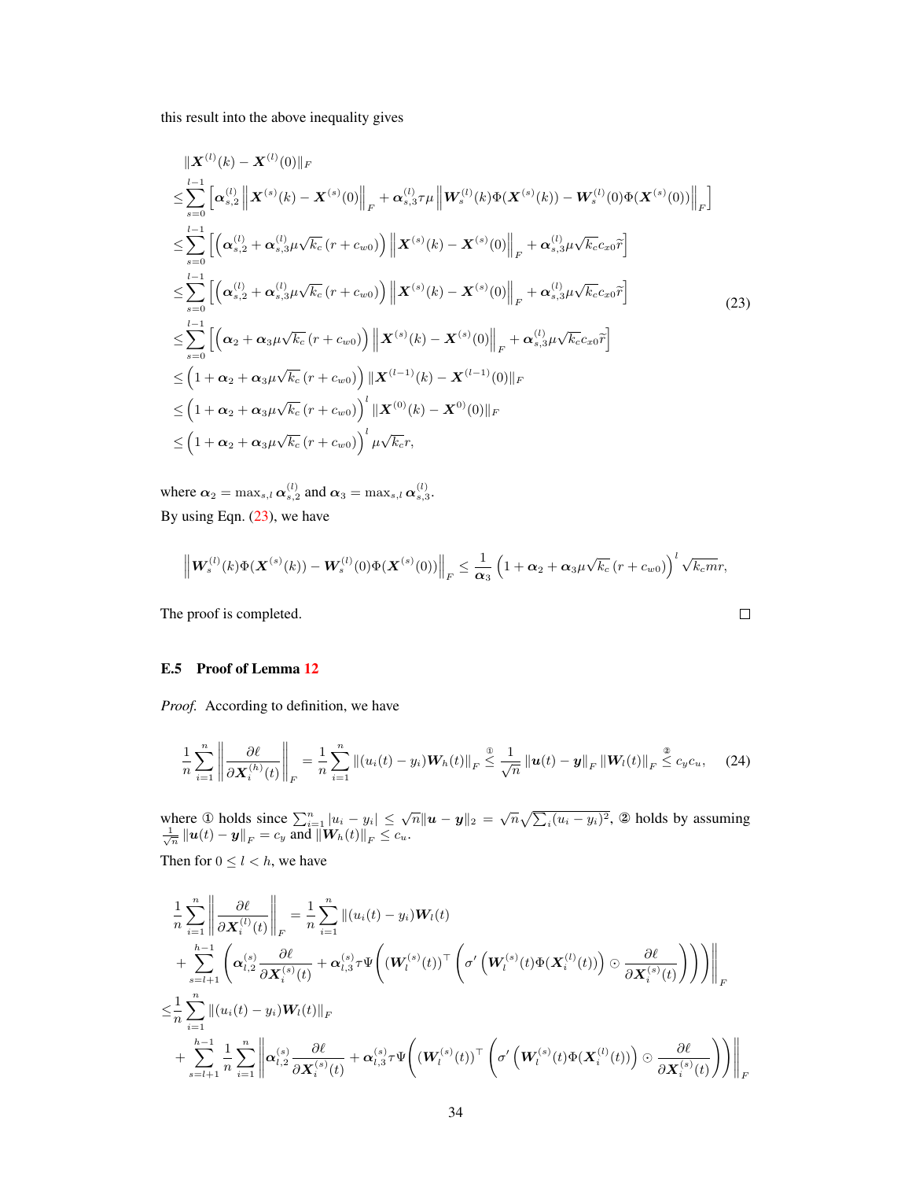this result into the above inequality gives

$$
\begin{aligned}
&\|\boldsymbol{X}^{(l)}(k) - \boldsymbol{X}^{(l)}(0)\|_F \\
\leq& \sum_{s=0}^{l-1} \left[ \boldsymbol{\alpha}_{s,2}^{(l)} \left\| \boldsymbol{X}^{(s)}(k) - \boldsymbol{X}^{(s)}(0) \right\|_F + \boldsymbol{\alpha}_{s,3}^{(l)} \tau \mu \left\| \boldsymbol{W}_s^{(l)}(k) \Phi(\boldsymbol{X}^{(s)}(k)) - \boldsymbol{W}_s^{(l)}(0) \Phi(\boldsymbol{X}^{(s)}(0)) \right\|_F \right] \\
\leq& \sum_{s=0}^{l-1} \left[ \left( \boldsymbol{\alpha}_{s,2}^{(l)} + \boldsymbol{\alpha}_{s,3}^{(l)} \mu \sqrt{k_c} \left( r + c_{w0} \right) \right) \left\| \boldsymbol{X}^{(s)}(k) - \boldsymbol{X}^{(s)}(0) \right\|_F + \boldsymbol{\alpha}_{s,3}^{(l)} \mu \sqrt{k_c} c_{x0} \widetilde{r} \right] \\
\leq& \sum_{s=0}^{l-1} \left[ \left( \boldsymbol{\alpha}_{s,2}^{(l)} + \boldsymbol{\alpha}_{s,3}^{(l)} \mu \sqrt{k_c} \left( r + c_{w0} \right) \right) \left\| \boldsymbol{X}^{(s)}(k) - \boldsymbol{X}^{(s)}(0) \right\|_F + \boldsymbol{\alpha}_{s,3}^{(l)} \mu \sqrt{k_c} c_{x0} \widetilde{r} \right] \\
\leq& \sum_{s=0}^{l-1} \left[ \left( \boldsymbol{\alpha}_{2} + \boldsymbol{\alpha}_{3} \mu \sqrt{k_c} \left( r + c_{w0} \right) \right) \left\| \boldsymbol{X}^{(s)}(k) - \boldsymbol{X}^{(s)}(0) \right\|_F + \boldsymbol{\alpha}_{s,3}^{(l)} \mu \sqrt{k_c} c_{x0} \widetilde{r} \right] \\
\leq& \left( 1 + \boldsymbol{\alpha}_{2} + \boldsymbol{\alpha}_{3} \mu \sqrt{k_c} \left( r + c_{w0} \right) \right) \|\boldsymbol{X}^{(l-1)}(k) - \boldsymbol{X}^{(l-1)}(0)\|_F \\
\leq& \left( 1 + \boldsymbol{\alpha}_{2} + \boldsymbol{\alpha}_{3} \mu \sqrt{k_c} \left( r + c_{w0} \right) \right)^l \|\boldsymbol{X}^{(0)}(k) - \boldsymbol{X}^{0)}(0)\|_F \\
\leq& \left( 1 + \boldsymbol{\alpha}_{2} + \boldsymbol{\alpha}_{3} \mu \sqrt{k_c} \left( r + c_{w0} \right) \right)^l \mu \sqrt{k_c} r,
\end{aligned}
\tag{23}
$$

where $\boldsymbol{\alpha}_2 = \max_{s,l} \boldsymbol{\alpha}_{s,2}^{(l)}$ and $\boldsymbol{\alpha}_3 = \max_{s,l} \boldsymbol{\alpha}_{s,3}^{(l)}$.

By using Eqn. (23), we have

$$
\left\| \boldsymbol{W}_s^{(l)}(k) \Phi(\boldsymbol{X}^{(s)}(k)) - \boldsymbol{W}_s^{(l)}(0) \Phi(\boldsymbol{X}^{(s)}(0)) \right\|_F \leq \frac{1}{\boldsymbol{\alpha}_3} \left( 1 + \boldsymbol{\alpha}_{2} + \boldsymbol{\alpha}_{3} \mu \sqrt{k_c} \left( r + c_{w0} \right) \right)^l \sqrt{k_c m} r,
$$

The proof is completed. ☐

### E.5 Proof of Lemma 12

*Proof.* According to definition, we have

$$
\frac{1}{n} \sum_{i=1}^n \left\| \frac{\partial \ell}{\partial \boldsymbol{X}_i^{(h)}(t)} \right\|_F = \frac{1}{n} \sum_{i=1}^n \|(u_i(t) - y_i) \boldsymbol{W}_h(t)\|_F \overset{①}{\leq} \frac{1}{\sqrt{n}} \|\boldsymbol{u}(t) - \boldsymbol{y}\|_F \|\boldsymbol{W}_l(t)\|_F \overset{②}{\leq} c_y c_u, \tag{24}
$$

where ① holds since $\sum_{i=1}^n |u_i - y_i| \leq \sqrt{n} \|\boldsymbol{u} - \boldsymbol{y}\|_2 = \sqrt{n} \sqrt{\sum_i (u_i - y_i)^2}$, ② holds by assuming $\frac{1}{\sqrt{n}} \|\boldsymbol{u}(t) - \boldsymbol{y}\|_F = c_y$ and $\|\boldsymbol{W}_h(t)\|_F \leq c_u$.

Then for $0 \leq l < h$, we have

$$
\begin{aligned}
&\frac{1}{n} \sum_{i=1}^n \left\| \frac{\partial \ell}{\partial \boldsymbol{X}_i^{(l)}(t)} \right\|_F = \frac{1}{n} \sum_{i=1}^n \Bigg\| (u_i(t) - y_i) \boldsymbol{W}_l(t) \\
&+ \sum_{s=l+1}^{h-1} \left( \boldsymbol{\alpha}_{l,2}^{(s)} \frac{\partial \ell}{\partial \boldsymbol{X}_i^{(s)}(t)} + \boldsymbol{\alpha}_{l,3}^{(s)} \tau \Psi \left( (\boldsymbol{W}_l^{(s)}(t))^\top \left( \sigma' \left( \boldsymbol{W}_l^{(s)}(t) \Phi(\boldsymbol{X}_i^{(l)}(t)) \right) \odot \frac{\partial \ell}{\partial \boldsymbol{X}_i^{(s)}(t)} \right) \right) \right) \Bigg\|_F \\
\leq& \frac{1}{n} \sum_{i=1}^n \|(u_i(t) - y_i) \boldsymbol{W}_l(t)\|_F \\
&+ \sum_{s=l+1}^{h-1} \frac{1}{n} \sum_{i=1}^n \left\| \boldsymbol{\alpha}_{l,2}^{(s)} \frac{\partial \ell}{\partial \boldsymbol{X}_i^{(s)}(t)} + \boldsymbol{\alpha}_{l,3}^{(s)} \tau \Psi \left( (\boldsymbol{W}_l^{(s)}(t))^\top \left( \sigma' \left( \boldsymbol{W}_l^{(s)}(t) \Phi(\boldsymbol{X}_i^{(l)}(t)) \right) \odot \frac{\partial \ell}{\partial \boldsymbol{X}_i^{(s)}(t)} \right) \right) \right\|_F
\end{aligned}
$$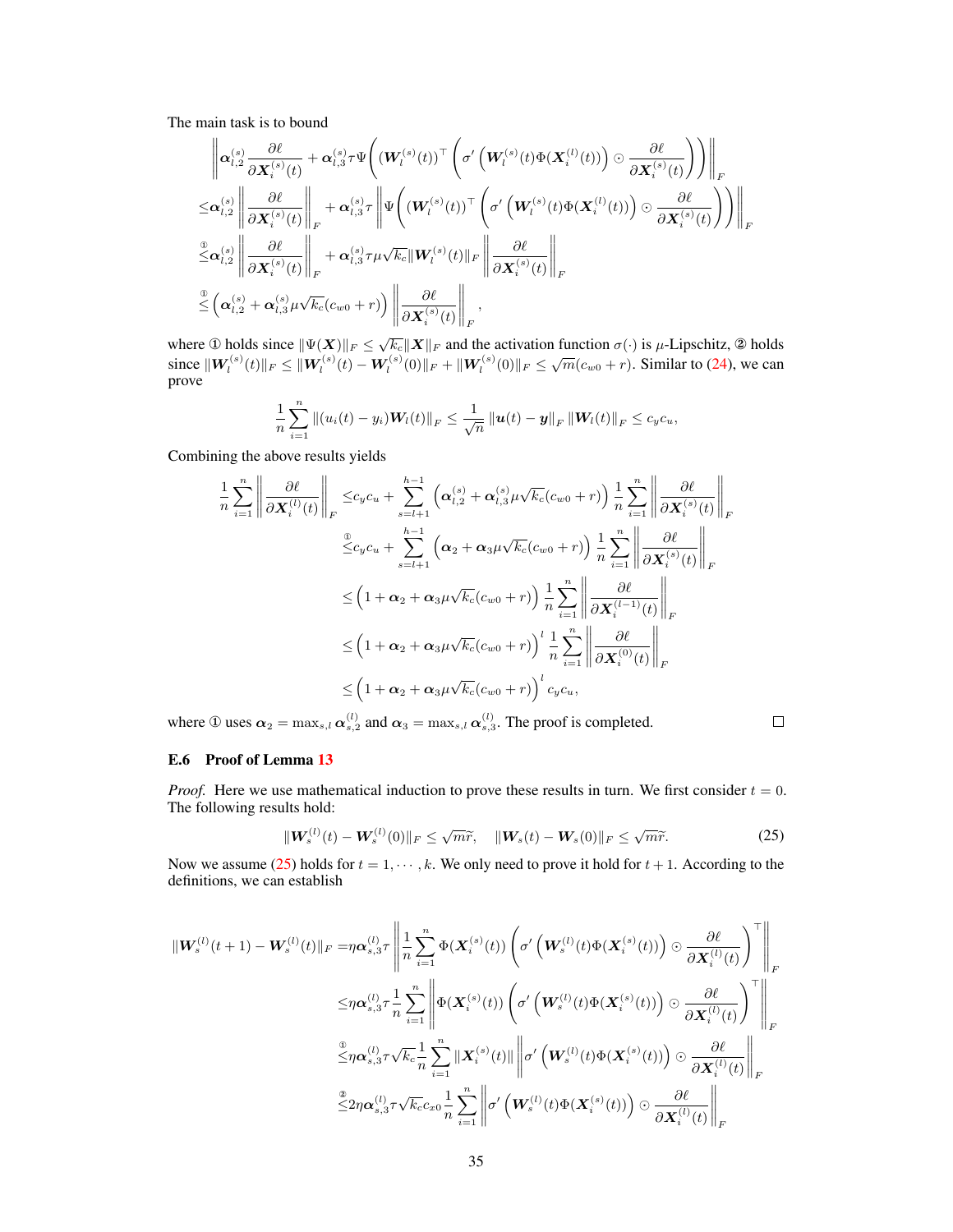The main task is to bound

$$
\begin{aligned}
&\left\| \boldsymbol{\alpha}_{l,2}^{(s)} \frac{\partial \ell}{\partial \boldsymbol{X}_i^{(s)}(t)} + \boldsymbol{\alpha}_{l,3}^{(s)} \tau \Psi\left( (\boldsymbol{W}_l^{(s)}(t))^\top \left( \sigma'\left( \boldsymbol{W}_l^{(s)}(t) \Phi(\boldsymbol{X}_i^{(l)}(t)) \right) \odot \frac{\partial \ell}{\partial \boldsymbol{X}_i^{(s)}(t)} \right) \right) \right\|_F \\
\leq & \boldsymbol{\alpha}_{l,2}^{(s)} \left\| \frac{\partial \ell}{\partial \boldsymbol{X}_i^{(s)}(t)} \right\|_F + \boldsymbol{\alpha}_{l,3}^{(s)} \tau \left\| \Psi\left( (\boldsymbol{W}_l^{(s)}(t))^\top \left( \sigma'\left( \boldsymbol{W}_l^{(s)}(t) \Phi(\boldsymbol{X}_i^{(l)}(t)) \right) \odot \frac{\partial \ell}{\partial \boldsymbol{X}_i^{(s)}(t)} \right) \right) \right\|_F \\
\overset{①}{\leq} & \boldsymbol{\alpha}_{l,2}^{(s)} \left\| \frac{\partial \ell}{\partial \boldsymbol{X}_i^{(s)}(t)} \right\|_F + \boldsymbol{\alpha}_{l,3}^{(s)} \tau \mu \sqrt{k_c} \|\boldsymbol{W}_l^{(s)}(t)\|_F \left\| \frac{\partial \ell}{\partial \boldsymbol{X}_i^{(s)}(t)} \right\|_F \\
\overset{①}{\leq} & \left( \boldsymbol{\alpha}_{l,2}^{(s)} + \boldsymbol{\alpha}_{l,3}^{(s)} \mu \sqrt{k_c} (c_{w0} + r) \right) \left\| \frac{\partial \ell}{\partial \boldsymbol{X}_i^{(s)}(t)} \right\|_F,
\end{aligned}
$$

where ① holds since $\|\Psi(\boldsymbol{X})\|_F \leq \sqrt{k_c} \|\boldsymbol{X}\|_F$ and the activation function $\sigma(\cdot)$ is $\mu$-Lipschitz, ② holds since $\|\boldsymbol{W}_l^{(s)}(t)\|_F \leq \|\boldsymbol{W}_l^{(s)}(t) - \boldsymbol{W}_l^{(s)}(0)\|_F + \|\boldsymbol{W}_l^{(s)}(0)\|_F \leq \sqrt{m}(c_{w0} + r)$. Similar to (24), we can prove

$$
\frac{1}{n} \sum_{i=1}^n \|(u_i(t) - y_i) \boldsymbol{W}_l(t)\|_F \leq \frac{1}{\sqrt{n}} \|\boldsymbol{u}(t) - \boldsymbol{y}\|_F \|\boldsymbol{W}_l(t)\|_F \leq c_y c_u,
$$

Combining the above results yields

$$
\begin{aligned}
\frac{1}{n} \sum_{i=1}^n \left\| \frac{\partial \ell}{\partial \boldsymbol{X}_i^{(l)}(t)} \right\|_F \leq & c_y c_u + \sum_{s=l+1}^{h-1} \left( \boldsymbol{\alpha}_{l,2}^{(s)} + \boldsymbol{\alpha}_{l,3}^{(s)} \mu \sqrt{k_c} (c_{w0} + r) \right) \frac{1}{n} \sum_{i=1}^n \left\| \frac{\partial \ell}{\partial \boldsymbol{X}_i^{(s)}(t)} \right\|_F \\
\overset{①}{\leq} & c_y c_u + \sum_{s=l+1}^{h-1} \left( \boldsymbol{\alpha}_2 + \boldsymbol{\alpha}_3 \mu \sqrt{k_c} (c_{w0} + r) \right) \frac{1}{n} \sum_{i=1}^n \left\| \frac{\partial \ell}{\partial \boldsymbol{X}_i^{(s)}(t)} \right\|_F \\
\leq & \left( 1 + \boldsymbol{\alpha}_2 + \boldsymbol{\alpha}_3 \mu \sqrt{k_c} (c_{w0} + r) \right) \frac{1}{n} \sum_{i=1}^n \left\| \frac{\partial \ell}{\partial \boldsymbol{X}_i^{(l-1)}(t)} \right\|_F \\
\leq & \left( 1 + \boldsymbol{\alpha}_2 + \boldsymbol{\alpha}_3 \mu \sqrt{k_c} (c_{w0} + r) \right)^l \frac{1}{n} \sum_{i=1}^n \left\| \frac{\partial \ell}{\partial \boldsymbol{X}_i^{(0)}(t)} \right\|_F \\
\leq & \left( 1 + \boldsymbol{\alpha}_2 + \boldsymbol{\alpha}_3 \mu \sqrt{k_c} (c_{w0} + r) \right)^l c_y c_u,
\end{aligned}
$$

where ① uses $\boldsymbol{\alpha}_2 = \max_{s,l} \boldsymbol{\alpha}_{s,2}^{(l)}$ and $\boldsymbol{\alpha}_3 = \max_{s,l} \boldsymbol{\alpha}_{s,3}^{(l)}$. The proof is completed. □

### E.6 Proof of Lemma 13

*Proof.* Here we use mathematical induction to prove these results in turn. We first consider $t = 0$. The following results hold:

$$
\|\boldsymbol{W}_s^{(l)}(t) - \boldsymbol{W}_s^{(l)}(0)\|_F \leq \sqrt{m}\tilde{r}, \quad \|\boldsymbol{W}_s(t) - \boldsymbol{W}_s(0)\|_F \leq \sqrt{m}\tilde{r}. \tag{25}
$$

Now we assume (25) holds for $t = 1, \cdots, k$. We only need to prove it hold for $t+1$. According to the definitions, we can establish

$$
\begin{aligned}
\|\boldsymbol{W}_s^{(l)}(t+1) - \boldsymbol{W}_s^{(l)}(t)\|_F = & \eta \boldsymbol{\alpha}_{s,3}^{(l)} \tau \left\| \frac{1}{n} \sum_{i=1}^n \Phi(\boldsymbol{X}_i^{(s)}(t)) \left( \sigma'\left( \boldsymbol{W}_s^{(l)}(t) \Phi(\boldsymbol{X}_i^{(s)}(t)) \right) \odot \frac{\partial \ell}{\partial \boldsymbol{X}_i^{(l)}(t)} \right)^\top \right\|_F \\
\leq & \eta \boldsymbol{\alpha}_{s,3}^{(l)} \tau \frac{1}{n} \sum_{i=1}^n \left\| \Phi(\boldsymbol{X}_i^{(s)}(t)) \left( \sigma'\left( \boldsymbol{W}_s^{(l)}(t) \Phi(\boldsymbol{X}_i^{(s)}(t)) \right) \odot \frac{\partial \ell}{\partial \boldsymbol{X}_i^{(l)}(t)} \right)^\top \right\|_F \\
\overset{①}{\leq} & \eta \boldsymbol{\alpha}_{s,3}^{(l)} \tau \sqrt{k_c} \frac{1}{n} \sum_{i=1}^n \|\boldsymbol{X}_i^{(s)}(t)\| \left\| \sigma'\left( \boldsymbol{W}_s^{(l)}(t) \Phi(\boldsymbol{X}_i^{(s)}(t)) \right) \odot \frac{\partial \ell}{\partial \boldsymbol{X}_i^{(l)}(t)} \right\|_F \\
\overset{②}{\leq} & 2\eta \boldsymbol{\alpha}_{s,3}^{(l)} \tau \sqrt{k_c} c_{x0} \frac{1}{n} \sum_{i=1}^n \left\| \sigma'\left( \boldsymbol{W}_s^{(l)}(t) \Phi(\boldsymbol{X}_i^{(s)}(t)) \right) \odot \frac{\partial \ell}{\partial \boldsymbol{X}_i^{(l)}(t)} \right\|_F
\end{aligned}
$$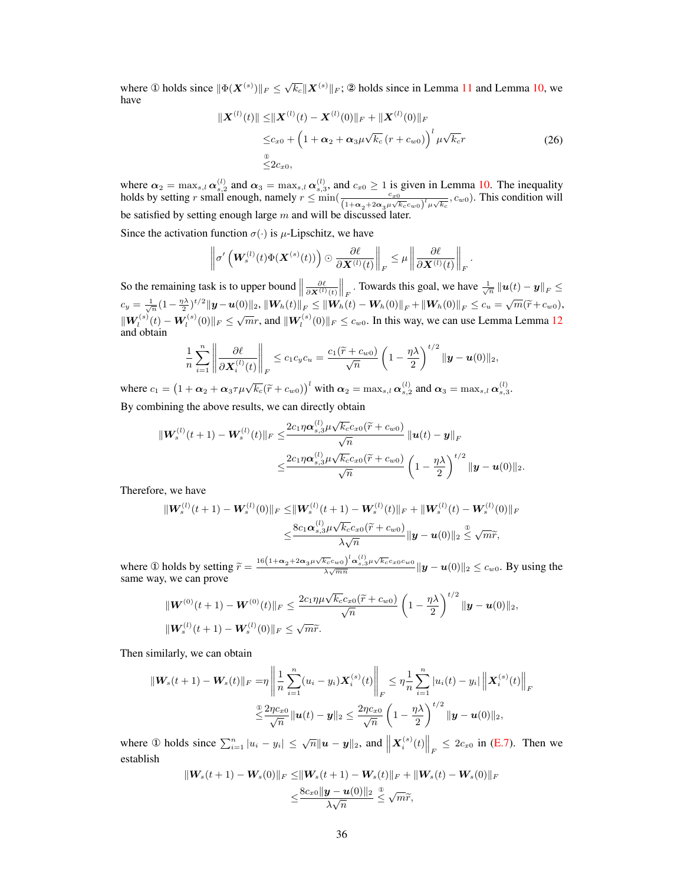where ① holds since $\|\Phi(\boldsymbol{X}^{(s)})\|_F \leq \sqrt{k_c}\|\boldsymbol{X}^{(s)}\|_F$; ② holds since in Lemma 11 and Lemma 10, we have

$$
\begin{aligned}
\|\boldsymbol{X}^{(l)}(t)\| \leq & \|\boldsymbol{X}^{(l)}(t) - \boldsymbol{X}^{(l)}(0)\|_F + \|\boldsymbol{X}^{(l)}(0)\|_F \\
\leq & c_{x0} + \left(1 + \boldsymbol{\alpha}_2 + \boldsymbol{\alpha}_3 \mu\sqrt{k_c}\,(r + c_{w0})\right)^l \mu\sqrt{k_c} r \\
\overset{①}{\leq} & 2c_{x0},
\end{aligned} \tag{26}
$$

where $\boldsymbol{\alpha}_2 = \max_{s,l} \boldsymbol{\alpha}_{s,2}^{(l)}$ and $\boldsymbol{\alpha}_3 = \max_{s,l} \boldsymbol{\alpha}_{s,3}^{(l)}$, and $c_{x0} \geq 1$ is given in Lemma 10. The inequality holds by setting $r$ small enough, namely $r \leq \min(\frac{c_{x0}}{\left(1+\boldsymbol{\alpha}_2+2\boldsymbol{\alpha}_3\mu\sqrt{k_c}c_{w0}\right)^l \mu\sqrt{k_c}}, c_{w0})$. This condition will be satisfied by setting enough large $m$ and will be discussed later.

Since the activation function $\sigma(\cdot)$ is $\mu$-Lipschitz, we have

$$
\left\| \sigma'\left(\boldsymbol{W}_s^{(l)}(t)\Phi(\boldsymbol{X}^{(s)}(t))\right) \odot \frac{\partial \ell}{\partial \boldsymbol{X}^{(l)}(t)} \right\|_F \leq \mu \left\| \frac{\partial \ell}{\partial \boldsymbol{X}^{(l)}(t)} \right\|_F .
$$

So the remaining task is to upper bound $\left\|\frac{\partial \ell}{\partial \boldsymbol{X}^{(l)}(t)}\right\|_F$. Towards this goal, we have $\frac{1}{\sqrt{n}}\|\boldsymbol{u}(t)-\boldsymbol{y}\|_F \leq c_y = \frac{1}{\sqrt{n}}(1-\frac{\eta\lambda}{2})^{t/2}\|\boldsymbol{y}-\boldsymbol{u}(0)\|_2$, $\|\boldsymbol{W}_h(t)\|_F \leq \|\boldsymbol{W}_h(t)-\boldsymbol{W}_h(0)\|_F + \|\boldsymbol{W}_h(0)\|_F \leq c_u = \sqrt{m}(\widetilde{r}+c_{w0})$, $\|\boldsymbol{W}_l^{(s)}(t)-\boldsymbol{W}_l^{(s)}(0)\|_F \leq \sqrt{m}r$, and $\|\boldsymbol{W}_l^{(s)}(0)\|_F \leq c_{w0}$. In this way, we can use Lemma Lemma 12 and obtain

$$
\frac{1}{n}\sum_{i=1}^n \left\| \frac{\partial \ell}{\partial \boldsymbol{X}_i^{(l)}(t)} \right\|_F \leq c_1 c_y c_u = \frac{c_1(\widetilde{r}+c_{w0})}{\sqrt{n}} \left(1-\frac{\eta\lambda}{2}\right)^{t/2} \|\boldsymbol{y}-\boldsymbol{u}(0)\|_2,
$$

where $c_1 = \left(1+\boldsymbol{\alpha}_2+\boldsymbol{\alpha}_3\tau\mu\sqrt{k_c}(\widetilde{r}+c_{w0})\right)^l$ with $\boldsymbol{\alpha}_2 = \max_{s,l}\boldsymbol{\alpha}_{s,2}^{(l)}$ and $\boldsymbol{\alpha}_3 = \max_{s,l}\boldsymbol{\alpha}_{s,3}^{(l)}$.

By combining the above results, we can directly obtain

$$
\begin{aligned}
\|\boldsymbol{W}_s^{(l)}(t+1) - \boldsymbol{W}_s^{(l)}(t)\|_F \leq & \frac{2c_1\eta\boldsymbol{\alpha}_{s,3}^{(l)}\mu\sqrt{k_c}c_{x0}(\widetilde{r}+c_{w0})}{\sqrt{n}} \|\boldsymbol{u}(t)-\boldsymbol{y}\|_F \\
\leq & \frac{2c_1\eta\boldsymbol{\alpha}_{s,3}^{(l)}\mu\sqrt{k_c}c_{x0}(\widetilde{r}+c_{w0})}{\sqrt{n}} \left(1-\frac{\eta\lambda}{2}\right)^{t/2} \|\boldsymbol{y}-\boldsymbol{u}(0)\|_2.
\end{aligned}
$$

Therefore, we have

$$
\begin{aligned}
\|\boldsymbol{W}_s^{(l)}(t+1) - \boldsymbol{W}_s^{(l)}(0)\|_F \leq & \|\boldsymbol{W}_s^{(l)}(t+1) - \boldsymbol{W}_s^{(l)}(t)\|_F + \|\boldsymbol{W}_s^{(l)}(t) - \boldsymbol{W}_s^{(l)}(0)\|_F \\
\leq & \frac{8c_1\boldsymbol{\alpha}_{s,3}^{(l)}\mu\sqrt{k_c}c_{x0}(\widetilde{r}+c_{w0})}{\lambda\sqrt{n}} \|\boldsymbol{y}-\boldsymbol{u}(0)\|_2 \overset{①}{\leq} \sqrt{m}\widetilde{r},
\end{aligned}
$$

where ① holds by setting $\widetilde{r} = \frac{16\left(1+\boldsymbol{\alpha}_2+2\boldsymbol{\alpha}_3\mu\sqrt{k_c}c_{w0}\right)^l \boldsymbol{\alpha}_{s,3}^{(l)}\mu\sqrt{k_c}c_{x0}c_{w0}}{\lambda\sqrt{mn}}\|\boldsymbol{y}-\boldsymbol{u}(0)\|_2 \leq c_{w0}$. By using the same way, we can prove

$$
\begin{aligned}
& \|\boldsymbol{W}^{(0)}(t+1) - \boldsymbol{W}^{(0)}(t)\|_F \leq \frac{2c_1\eta\mu\sqrt{k_c}c_{x0}(\widetilde{r}+c_{w0})}{\sqrt{n}} \left(1-\frac{\eta\lambda}{2}\right)^{t/2} \|\boldsymbol{y}-\boldsymbol{u}(0)\|_2, \\
& \|\boldsymbol{W}_s^{(l)}(t+1) - \boldsymbol{W}_s^{(l)}(0)\|_F \leq \sqrt{m}\widetilde{r}.
\end{aligned}
$$

Then similarly, we can obtain

$$
\begin{aligned}
\|\boldsymbol{W}_s(t+1) - \boldsymbol{W}_s(t)\|_F = & \eta \left\| \frac{1}{n}\sum_{i=1}^n (u_i - y_i)\boldsymbol{X}_i^{(s)}(t) \right\|_F \leq \eta\frac{1}{n}\sum_{i=1}^n |u_i(t)-y_i| \left\|\boldsymbol{X}_i^{(s)}(t)\right\|_F \\
\overset{①}{\leq} & \frac{2\eta c_{x0}}{\sqrt{n}} \|\boldsymbol{u}(t)-\boldsymbol{y}\|_2 \leq \frac{2\eta c_{x0}}{\sqrt{n}} \left(1-\frac{\eta\lambda}{2}\right)^{t/2} \|\boldsymbol{y}-\boldsymbol{u}(0)\|_2,
\end{aligned}
$$

where ① holds since $\sum_{i=1}^n |u_i - y_i| \leq \sqrt{n}\|\boldsymbol{u}-\boldsymbol{y}\|_2$, and $\left\|\boldsymbol{X}_i^{(s)}(t)\right\|_F \leq 2c_{x0}$ in (E.7). Then we establish

$$
\begin{aligned}
\|\boldsymbol{W}_s(t+1) - \boldsymbol{W}_s(0)\|_F \leq & \|\boldsymbol{W}_s(t+1) - \boldsymbol{W}_s(t)\|_F + \|\boldsymbol{W}_s(t) - \boldsymbol{W}_s(0)\|_F \\
\leq & \frac{8c_{x0}\|\boldsymbol{y}-\boldsymbol{u}(0)\|_2}{\lambda\sqrt{n}} \overset{①}{\leq} \sqrt{m}\widetilde{r},
\end{aligned}
$$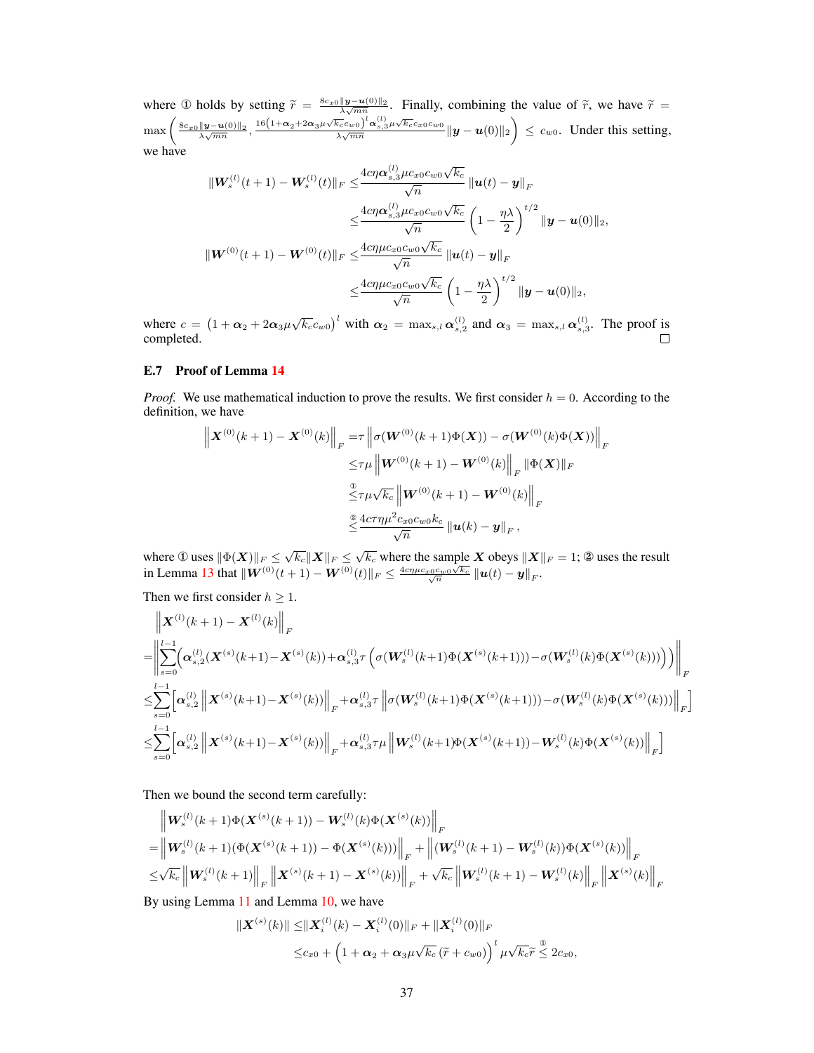where ① holds by setting $\widetilde{r} = \frac{8c_{x0}\|\boldsymbol{y}-\boldsymbol{u}(0)\|_2}{\lambda\sqrt{mn}}$. Finally, combining the value of $\widetilde{r}$, we have $\widetilde{r} = \max\left(\frac{8c_{x0}\|\boldsymbol{y}-\boldsymbol{u}(0)\|_2}{\lambda\sqrt{mn}}, \frac{16\left(1+\boldsymbol{\alpha}_2+2\boldsymbol{\alpha}_3\mu\sqrt{k_c}c_{w0}\right)^l \boldsymbol{\alpha}_{s,3}^{(l)}\mu\sqrt{k_c}c_{x0}c_{w0}}{\lambda\sqrt{mn}}\|\boldsymbol{y}-\boldsymbol{u}(0)\|_2\right) \leq c_{w0}$. Under this setting, we have

$$
\begin{aligned}
\|\boldsymbol{W}_s^{(l)}(t+1) - \boldsymbol{W}_s^{(l)}(t)\|_F \leq & \frac{4c\eta\boldsymbol{\alpha}_{s,3}^{(l)}\mu c_{x0}c_{w0}\sqrt{k_c}}{\sqrt{n}}\|\boldsymbol{u}(t)-\boldsymbol{y}\|_F \\
\leq & \frac{4c\eta\boldsymbol{\alpha}_{s,3}^{(l)}\mu c_{x0}c_{w0}\sqrt{k_c}}{\sqrt{n}}\left(1-\frac{\eta\lambda}{2}\right)^{t/2}\|\boldsymbol{y}-\boldsymbol{u}(0)\|_2, \\
\|\boldsymbol{W}^{(0)}(t+1) - \boldsymbol{W}^{(0)}(t)\|_F \leq & \frac{4c\eta\mu c_{x0}c_{w0}\sqrt{k_c}}{\sqrt{n}}\|\boldsymbol{u}(t)-\boldsymbol{y}\|_F \\
\leq & \frac{4c\eta\mu c_{x0}c_{w0}\sqrt{k_c}}{\sqrt{n}}\left(1-\frac{\eta\lambda}{2}\right)^{t/2}\|\boldsymbol{y}-\boldsymbol{u}(0)\|_2,
\end{aligned}
$$

where $c = \left(1+\boldsymbol{\alpha}_2+2\boldsymbol{\alpha}_3\mu\sqrt{k_c}c_{w0}\right)^l$ with $\boldsymbol{\alpha}_2 = \max_{s,l}\boldsymbol{\alpha}_{s,2}^{(l)}$ and $\boldsymbol{\alpha}_3 = \max_{s,l}\boldsymbol{\alpha}_{s,3}^{(l)}$. The proof is completed. $\square$

### E.7 Proof of Lemma 14

*Proof.* We use mathematical induction to prove the results. We first consider $h=0$. According to the definition, we have

$$
\begin{aligned}
\left\|\boldsymbol{X}^{(0)}(k+1) - \boldsymbol{X}^{(0)}(k)\right\|_F = & \tau\left\|\sigma(\boldsymbol{W}^{(0)}(k+1)\Phi(\boldsymbol{X})) - \sigma(\boldsymbol{W}^{(0)}(k)\Phi(\boldsymbol{X}))\right\|_F \\
\leq & \tau\mu\left\|\boldsymbol{W}^{(0)}(k+1) - \boldsymbol{W}^{(0)}(k)\right\|_F\|\Phi(\boldsymbol{X})\|_F \\
\overset{①}{\leq} & \tau\mu\sqrt{k_c}\left\|\boldsymbol{W}^{(0)}(k+1) - \boldsymbol{W}^{(0)}(k)\right\|_F \\
\overset{②}{\leq} & \frac{4c\tau\eta\mu^2 c_{x0}c_{w0}k_c}{\sqrt{n}}\|\boldsymbol{u}(k)-\boldsymbol{y}\|_F,
\end{aligned}
$$

where ① uses $\|\Phi(\boldsymbol{X})\|_F \leq \sqrt{k_c}\|\boldsymbol{X}\|_F \leq \sqrt{k_c}$ where the sample $\boldsymbol{X}$ obeys $\|\boldsymbol{X}\|_F = 1$; ② uses the result in Lemma 13 that $\|\boldsymbol{W}^{(0)}(t+1) - \boldsymbol{W}^{(0)}(t)\|_F \leq \frac{4c\eta\mu c_{x0}c_{w0}\sqrt{k_c}}{\sqrt{n}}\|\boldsymbol{u}(t)-\boldsymbol{y}\|_F$.

Then we first consider $h \geq 1$.

$$
\begin{aligned}
& \left\|\boldsymbol{X}^{(l)}(k+1) - \boldsymbol{X}^{(l)}(k)\right\|_F \\
= & \left\|\sum_{s=0}^{l-1}\left(\boldsymbol{\alpha}_{s,2}^{(l)}(\boldsymbol{X}^{(s)}(k+1) - \boldsymbol{X}^{(s)}(k)) + \boldsymbol{\alpha}_{s,3}^{(l)}\tau\left(\sigma(\boldsymbol{W}_s^{(l)}(k+1)\Phi(\boldsymbol{X}^{(s)}(k+1))) - \sigma(\boldsymbol{W}_s^{(l)}(k)\Phi(\boldsymbol{X}^{(s)}(k)))\right)\right)\right\|_F \\
\leq & \sum_{s=0}^{l-1}\left[\boldsymbol{\alpha}_{s,2}^{(l)}\left\|\boldsymbol{X}^{(s)}(k+1) - \boldsymbol{X}^{(s)}(k)\right\|_F + \boldsymbol{\alpha}_{s,3}^{(l)}\tau\left\|\sigma(\boldsymbol{W}_s^{(l)}(k+1)\Phi(\boldsymbol{X}^{(s)}(k+1))) - \sigma(\boldsymbol{W}_s^{(l)}(k)\Phi(\boldsymbol{X}^{(s)}(k)))\right\|_F\right] \\
\leq & \sum_{s=0}^{l-1}\left[\boldsymbol{\alpha}_{s,2}^{(l)}\left\|\boldsymbol{X}^{(s)}(k+1) - \boldsymbol{X}^{(s)}(k)\right\|_F + \boldsymbol{\alpha}_{s,3}^{(l)}\tau\mu\left\|\boldsymbol{W}_s^{(l)}(k+1)\Phi(\boldsymbol{X}^{(s)}(k+1)) - \boldsymbol{W}_s^{(l)}(k)\Phi(\boldsymbol{X}^{(s)}(k))\right\|_F\right]
\end{aligned}
$$

Then we bound the second term carefully:

$$
\begin{aligned}
& \left\|\boldsymbol{W}_s^{(l)}(k+1)\Phi(\boldsymbol{X}^{(s)}(k+1)) - \boldsymbol{W}_s^{(l)}(k)\Phi(\boldsymbol{X}^{(s)}(k))\right\|_F \\
= & \left\|\boldsymbol{W}_s^{(l)}(k+1)(\Phi(\boldsymbol{X}^{(s)}(k+1)) - \Phi(\boldsymbol{X}^{(s)}(k)))\right\|_F + \left\|(\boldsymbol{W}_s^{(l)}(k+1) - \boldsymbol{W}_s^{(l)}(k))\Phi(\boldsymbol{X}^{(s)}(k))\right\|_F \\
\leq & \sqrt{k_c}\left\|\boldsymbol{W}_s^{(l)}(k+1)\right\|_F\left\|\boldsymbol{X}^{(s)}(k+1) - \boldsymbol{X}^{(s)}(k)\right\|_F + \sqrt{k_c}\left\|\boldsymbol{W}_s^{(l)}(k+1) - \boldsymbol{W}_s^{(l)}(k)\right\|_F\left\|\boldsymbol{X}^{(s)}(k)\right\|_F
\end{aligned}
$$

By using Lemma 11 and Lemma 10, we have

$$
\begin{aligned}
\|\boldsymbol{X}^{(s)}(k)\| \leq & \|\boldsymbol{X}_i^{(l)}(k) - \boldsymbol{X}_i^{(l)}(0)\|_F + \|\boldsymbol{X}_i^{(l)}(0)\|_F \\
\leq & c_{x0} + \left(1+\boldsymbol{\alpha}_2+\boldsymbol{\alpha}_3\mu\sqrt{k_c}\left(\widetilde{r}+c_{w0}\right)\right)^l\mu\sqrt{k_c}\widetilde{r} \overset{①}{\leq} 2c_{x0},
\end{aligned}
$$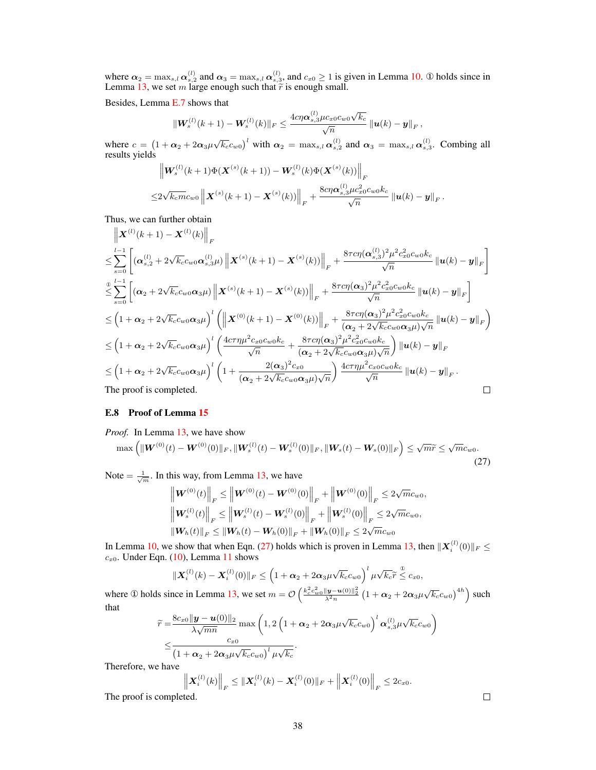where $\boldsymbol{\alpha}_2 = \max_{s,l} \boldsymbol{\alpha}_{s,2}^{(l)}$ and $\boldsymbol{\alpha}_3 = \max_{s,l} \boldsymbol{\alpha}_{s,3}^{(l)}$, and $c_{x0} \geq 1$ is given in Lemma 10. ① holds since in Lemma 13, we set $m$ large enough such that $\widetilde{r}$ is enough small.

Besides, Lemma E.7 shows that

$$\|\boldsymbol{W}_s^{(l)}(k+1) - \boldsymbol{W}_s^{(l)}(k)\|_F \leq \frac{4c\eta \boldsymbol{\alpha}_{s,3}^{(l)} \mu c_{x0} c_{w0} \sqrt{k_c}}{\sqrt{n}} \|\boldsymbol{u}(k) - \boldsymbol{y}\|_F,$$

where $c = \left(1 + \boldsymbol{\alpha}_2 + 2\boldsymbol{\alpha}_3 \mu \sqrt{k_c} c_{w0}\right)^l$ with $\boldsymbol{\alpha}_2 = \max_{s,l} \boldsymbol{\alpha}_{s,2}^{(l)}$ and $\boldsymbol{\alpha}_3 = \max_{s,l} \boldsymbol{\alpha}_{s,3}^{(l)}$. Combing all results yields

$$\begin{aligned}
&\left\|\boldsymbol{W}_s^{(l)}(k+1)\Phi(\boldsymbol{X}^{(s)}(k+1)) - \boldsymbol{W}_s^{(l)}(k)\Phi(\boldsymbol{X}^{(s)}(k))\right\|_F \\
\leq & 2\sqrt{k_c m} c_{w0} \left\|\boldsymbol{X}^{(s)}(k+1) - \boldsymbol{X}^{(s)}(k))\right\|_F + \frac{8c\eta \boldsymbol{\alpha}_{s,3}^{(l)} \mu c_{x0}^2 c_{w0} k_c}{\sqrt{n}} \|\boldsymbol{u}(k) - \boldsymbol{y}\|_F.
\end{aligned}$$

Thus, we can further obtain

$$\begin{aligned}
&\left\|\boldsymbol{X}^{(l)}(k+1) - \boldsymbol{X}^{(l)}(k)\right\|_F \\
\leq & \sum_{s=0}^{l-1} \left[ (\boldsymbol{\alpha}_{s,2}^{(l)} + 2\sqrt{k_c} c_{w0} \boldsymbol{\alpha}_{s,3}^{(l)} \mu) \left\|\boldsymbol{X}^{(s)}(k+1) - \boldsymbol{X}^{(s)}(k))\right\|_F + \frac{8\tau c\eta (\boldsymbol{\alpha}_{s,3}^{(l)})^2 \mu^2 c_{x0}^2 c_{w0} k_c}{\sqrt{n}} \|\boldsymbol{u}(k) - \boldsymbol{y}\|_F \right] \\
\overset{①}{\leq} & \sum_{s=0}^{l-1} \left[ (\boldsymbol{\alpha}_2 + 2\sqrt{k_c} c_{w0} \boldsymbol{\alpha}_3 \mu) \left\|\boldsymbol{X}^{(s)}(k+1) - \boldsymbol{X}^{(s)}(k))\right\|_F + \frac{8\tau c\eta (\boldsymbol{\alpha}_3)^2 \mu^2 c_{x0}^2 c_{w0} k_c}{\sqrt{n}} \|\boldsymbol{u}(k) - \boldsymbol{y}\|_F \right] \\
\leq & \left(1 + \boldsymbol{\alpha}_2 + 2\sqrt{k_c} c_{w0} \boldsymbol{\alpha}_3 \mu\right)^l \left( \left\|\boldsymbol{X}^{(0)}(k+1) - \boldsymbol{X}^{(0)}(k))\right\|_F + \frac{8\tau c\eta (\boldsymbol{\alpha}_3)^2 \mu^2 c_{x0}^2 c_{w0} k_c}{(\boldsymbol{\alpha}_2 + 2\sqrt{k_c} c_{w0} \boldsymbol{\alpha}_3 \mu)\sqrt{n}} \|\boldsymbol{u}(k) - \boldsymbol{y}\|_F \right) \\
\leq & \left(1 + \boldsymbol{\alpha}_2 + 2\sqrt{k_c} c_{w0} \boldsymbol{\alpha}_3 \mu\right)^l \left( \frac{4c\tau\eta \mu^2 c_{x0} c_{w0} k_c}{\sqrt{n}} + \frac{8\tau c\eta (\boldsymbol{\alpha}_3)^2 \mu^2 c_{x0}^2 c_{w0} k_c}{(\boldsymbol{\alpha}_2 + 2\sqrt{k_c} c_{w0} \boldsymbol{\alpha}_3 \mu)\sqrt{n}} \right) \|\boldsymbol{u}(k) - \boldsymbol{y}\|_F \\
\leq & \left(1 + \boldsymbol{\alpha}_2 + 2\sqrt{k_c} c_{w0} \boldsymbol{\alpha}_3 \mu\right)^l \left(1 + \frac{2(\boldsymbol{\alpha}_3)^2 c_{x0}}{(\boldsymbol{\alpha}_2 + 2\sqrt{k_c} c_{w0} \boldsymbol{\alpha}_3 \mu)\sqrt{n}}\right) \frac{4c\tau\eta \mu^2 c_{x0} c_{w0} k_c}{\sqrt{n}} \|\boldsymbol{u}(k) - \boldsymbol{y}\|_F.
\end{aligned}$$

The proof is completed. □

### E.8 Proof of Lemma 15

*Proof.* In Lemma 13, we have show

$$\max\left(\|\boldsymbol{W}^{(0)}(t) - \boldsymbol{W}^{(0)}(0)\|_F, \|\boldsymbol{W}_s^{(l)}(t) - \boldsymbol{W}_s^{(l)}(0)\|_F, \|\boldsymbol{W}_s(t) - \boldsymbol{W}_s(0)\|_F\right) \leq \sqrt{m}\widetilde{r} \leq \sqrt{m} c_{w0}. \tag{27}$$

Note $= \frac{1}{\sqrt{m}}$. In this way, from Lemma 13, we have

$$\begin{aligned}
\left\|\boldsymbol{W}^{(0)}(t)\right\|_F &\leq \left\|\boldsymbol{W}^{(0)}(t) - \boldsymbol{W}^{(0)}(0)\right\|_F + \left\|\boldsymbol{W}^{(0)}(0)\right\|_F \leq 2\sqrt{m} c_{w0}, \\
\left\|\boldsymbol{W}_s^{(l)}(t)\right\|_F &\leq \left\|\boldsymbol{W}_s^{(l)}(t) - \boldsymbol{W}_s^{(l)}(0)\right\|_F + \left\|\boldsymbol{W}_s^{(l)}(0)\right\|_F \leq 2\sqrt{m} c_{w0}, \\
\|\boldsymbol{W}_h(t)\|_F &\leq \|\boldsymbol{W}_h(t) - \boldsymbol{W}_h(0)\|_F + \|\boldsymbol{W}_h(0)\|_F \leq 2\sqrt{m} c_{w0}
\end{aligned}$$

In Lemma 10, we show that when Eqn. (27) holds which is proven in Lemma 13, then $\|\boldsymbol{X}_i^{(l)}(0)\|_F \leq c_{x0}$. Under Eqn. (10), Lemma 11 shows

$$\|\boldsymbol{X}_i^{(l)}(k) - \boldsymbol{X}_i^{(l)}(0)\|_F \leq \left(1 + \boldsymbol{\alpha}_2 + 2\boldsymbol{\alpha}_3 \mu \sqrt{k_c} c_{w0}\right)^l \mu \sqrt{k_c} \widetilde{r} \overset{①}{\leq} c_{x0},$$

where ① holds since in Lemma 13, we set $m = \mathcal{O}\left(\frac{k_c^2 c_{w0}^2 \|\boldsymbol{y} - \boldsymbol{u}(0)\|_2^2}{\lambda^2 n} \left(1 + \boldsymbol{\alpha}_2 + 2\boldsymbol{\alpha}_3 \mu \sqrt{k_c} c_{w0}\right)^{4h}\right)$ such that

$$\begin{aligned}
\widetilde{r} =& \frac{8c_{x0}\|\boldsymbol{y} - \boldsymbol{u}(0)\|_2}{\lambda\sqrt{mn}} \max\left(1, 2\left(1 + \boldsymbol{\alpha}_2 + 2\boldsymbol{\alpha}_3 \mu \sqrt{k_c} c_{w0}\right)^l \boldsymbol{\alpha}_{s,3}^{(l)} \mu \sqrt{k_c} c_{w0}\right) \\
\leq & \frac{c_{x0}}{\left(1 + \boldsymbol{\alpha}_2 + 2\boldsymbol{\alpha}_3 \mu \sqrt{k_c} c_{w0}\right)^l \mu \sqrt{k_c}}.
\end{aligned}$$

Therefore, we have

$$\left\|\boldsymbol{X}_i^{(l)}(k)\right\|_F \leq \|\boldsymbol{X}_i^{(l)}(k) - \boldsymbol{X}_i^{(l)}(0)\|_F + \left\|\boldsymbol{X}_i^{(l)}(0)\right\|_F \leq 2c_{x0}.$$

The proof is completed. □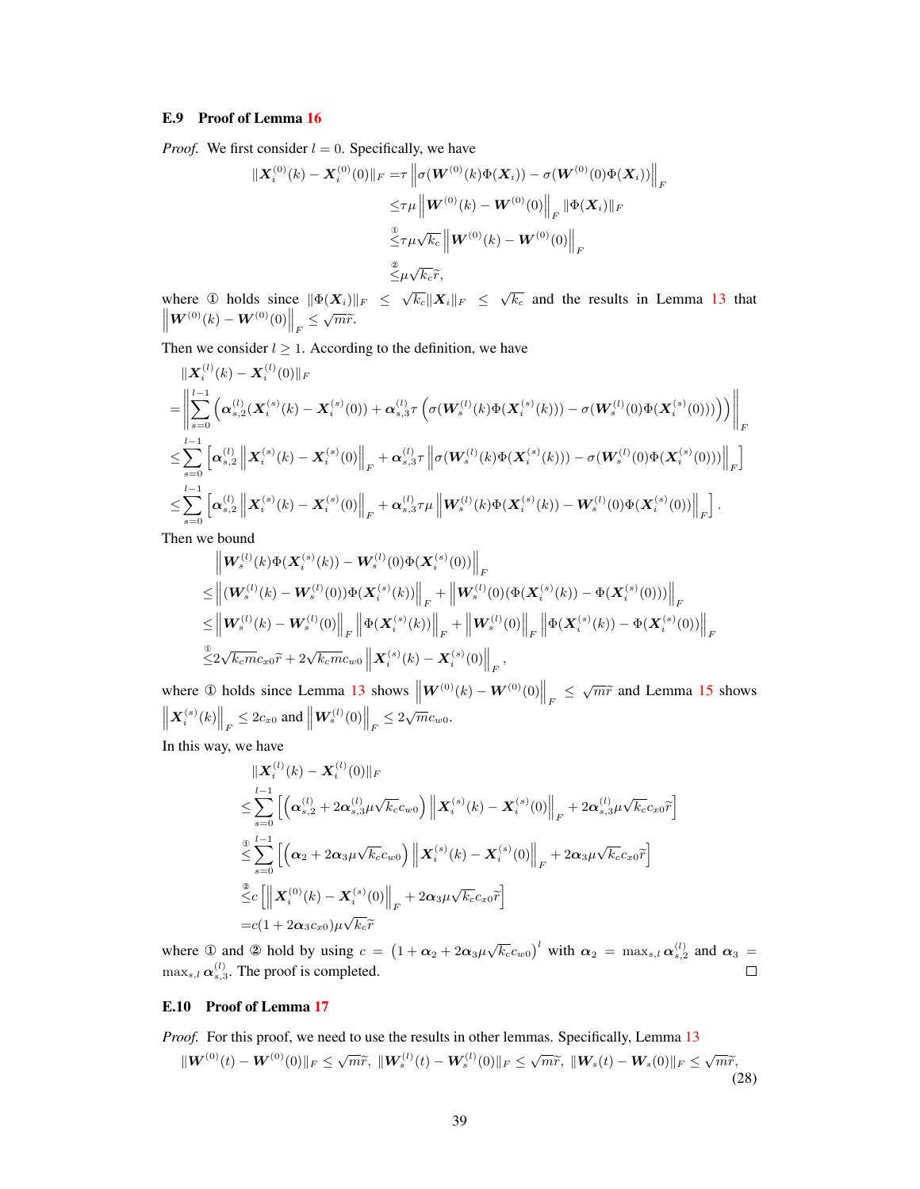### E.9 Proof of Lemma 16

*Proof.* We first consider $l = 0$. Specifically, we have

$$
\begin{aligned}
\|\boldsymbol{X}_i^{(0)}(k) - \boldsymbol{X}_i^{(0)}(0)\|_F =& \tau \left\| \sigma(\boldsymbol{W}^{(0)}(k)\Phi(\boldsymbol{X}_i)) - \sigma(\boldsymbol{W}^{(0)}(0)\Phi(\boldsymbol{X}_i)) \right\|_F \\
\leq& \tau\mu \left\| \boldsymbol{W}^{(0)}(k) - \boldsymbol{W}^{(0)}(0) \right\|_F \|\Phi(\boldsymbol{X}_i)\|_F \\
\overset{①}{\leq}& \tau\mu\sqrt{k_c} \left\| \boldsymbol{W}^{(0)}(k) - \boldsymbol{W}^{(0)}(0) \right\|_F \\
\overset{②}{\leq}& \mu\sqrt{k_c}\widetilde{r},
\end{aligned}
$$

where ① holds since $\|\Phi(\boldsymbol{X}_i)\|_F \leq \sqrt{k_c}\|\boldsymbol{X}_i\|_F \leq \sqrt{k_c}$ and the results in Lemma 13 that $\left\|\boldsymbol{W}^{(0)}(k) - \boldsymbol{W}^{(0)}(0)\right\|_F \leq \sqrt{m}\widetilde{r}$.

Then we consider $l \geq 1$. According to the definition, we have

$$
\begin{aligned}
&\|\boldsymbol{X}_i^{(l)}(k) - \boldsymbol{X}_i^{(l)}(0)\|_F \\
=& \left\| \sum_{s=0}^{l-1} \left( \boldsymbol{\alpha}_{s,2}^{(l)}(\boldsymbol{X}_i^{(s)}(k) - \boldsymbol{X}_i^{(s)}(0)) + \boldsymbol{\alpha}_{s,3}^{(l)}\tau \left( \sigma(\boldsymbol{W}_s^{(l)}(k)\Phi(\boldsymbol{X}_i^{(s)}(k))) - \sigma(\boldsymbol{W}_s^{(l)}(0)\Phi(\boldsymbol{X}_i^{(s)}(0))) \right) \right) \right\|_F \\
\leq& \sum_{s=0}^{l-1} \left[ \boldsymbol{\alpha}_{s,2}^{(l)} \left\| \boldsymbol{X}_i^{(s)}(k) - \boldsymbol{X}_i^{(s)}(0) \right\|_F + \boldsymbol{\alpha}_{s,3}^{(l)}\tau \left\| \sigma(\boldsymbol{W}_s^{(l)}(k)\Phi(\boldsymbol{X}_i^{(s)}(k))) - \sigma(\boldsymbol{W}_s^{(l)}(0)\Phi(\boldsymbol{X}_i^{(s)}(0))) \right\|_F \right] \\
\leq& \sum_{s=0}^{l-1} \left[ \boldsymbol{\alpha}_{s,2}^{(l)} \left\| \boldsymbol{X}_i^{(s)}(k) - \boldsymbol{X}_i^{(s)}(0) \right\|_F + \boldsymbol{\alpha}_{s,3}^{(l)}\tau\mu \left\| \boldsymbol{W}_s^{(l)}(k)\Phi(\boldsymbol{X}_i^{(s)}(k)) - \boldsymbol{W}_s^{(l)}(0)\Phi(\boldsymbol{X}_i^{(s)}(0)) \right\|_F \right].
\end{aligned}
$$

Then we bound

$$
\begin{aligned}
& \left\| \boldsymbol{W}_s^{(l)}(k)\Phi(\boldsymbol{X}_i^{(s)}(k)) - \boldsymbol{W}_s^{(l)}(0)\Phi(\boldsymbol{X}_i^{(s)}(0)) \right\|_F \\
\leq& \left\| (\boldsymbol{W}_s^{(l)}(k) - \boldsymbol{W}_s^{(l)}(0))\Phi(\boldsymbol{X}_i^{(s)}(k)) \right\|_F + \left\| \boldsymbol{W}_s^{(l)}(0)(\Phi(\boldsymbol{X}_i^{(s)}(k)) - \Phi(\boldsymbol{X}_i^{(s)}(0))) \right\|_F \\
\leq& \left\| \boldsymbol{W}_s^{(l)}(k) - \boldsymbol{W}_s^{(l)}(0) \right\|_F \left\| \Phi(\boldsymbol{X}_i^{(s)}(k)) \right\|_F + \left\| \boldsymbol{W}_s^{(l)}(0) \right\|_F \left\| \Phi(\boldsymbol{X}_i^{(s)}(k)) - \Phi(\boldsymbol{X}_i^{(s)}(0)) \right\|_F \\
\overset{①}{\leq}& 2\sqrt{k_c m} c_{x0}\widetilde{r} + 2\sqrt{k_c m} c_{w0} \left\| \boldsymbol{X}_i^{(s)}(k) - \boldsymbol{X}_i^{(s)}(0) \right\|_F,
\end{aligned}
$$

where ① holds since Lemma 13 shows $\left\|\boldsymbol{W}^{(0)}(k) - \boldsymbol{W}^{(0)}(0)\right\|_F \leq \sqrt{m}\widetilde{r}$ and Lemma 15 shows $\left\|\boldsymbol{X}_i^{(s)}(k)\right\|_F \leq 2c_{x0}$ and $\left\|\boldsymbol{W}_s^{(l)}(0)\right\|_F \leq 2\sqrt{m}c_{w0}$.

In this way, we have

$$
\begin{aligned}
&\|\boldsymbol{X}_i^{(l)}(k) - \boldsymbol{X}_i^{(l)}(0)\|_F \\
\leq& \sum_{s=0}^{l-1} \left[ \left( \boldsymbol{\alpha}_{s,2}^{(l)} + 2\boldsymbol{\alpha}_{s,3}^{(l)}\mu\sqrt{k_c}c_{w0} \right) \left\| \boldsymbol{X}_i^{(s)}(k) - \boldsymbol{X}_i^{(s)}(0) \right\|_F + 2\boldsymbol{\alpha}_{s,3}^{(l)}\mu\sqrt{k_c}c_{x0}\widetilde{r} \right] \\
\overset{①}{\leq}& \sum_{s=0}^{l-1} \left[ \left( \boldsymbol{\alpha}_2 + 2\boldsymbol{\alpha}_3\mu\sqrt{k_c}c_{w0} \right) \left\| \boldsymbol{X}_i^{(s)}(k) - \boldsymbol{X}_i^{(s)}(0) \right\|_F + 2\boldsymbol{\alpha}_3\mu\sqrt{k_c}c_{x0}\widetilde{r} \right] \\
\overset{②}{\leq}& c \left[ \left\| \boldsymbol{X}_i^{(0)}(k) - \boldsymbol{X}_i^{(s)}(0) \right\|_F + 2\boldsymbol{\alpha}_3\mu\sqrt{k_c}c_{x0}\widetilde{r} \right] \\
=& c(1 + 2\boldsymbol{\alpha}_3 c_{x0})\mu\sqrt{k_c}\widetilde{r}
\end{aligned}
$$

where ① and ② hold by using $c = \left(1 + \boldsymbol{\alpha}_2 + 2\boldsymbol{\alpha}_3\mu\sqrt{k_c}c_{w0}\right)^l$ with $\boldsymbol{\alpha}_2 = \max_{s,l}\boldsymbol{\alpha}_{s,2}^{(l)}$ and $\boldsymbol{\alpha}_3 = \max_{s,l}\boldsymbol{\alpha}_{s,3}^{(l)}$. The proof is completed. □

### E.10 Proof of Lemma 17

*Proof.* For this proof, we need to use the results in other lemmas. Specifically, Lemma 13

$$
\|\boldsymbol{W}^{(0)}(t) - \boldsymbol{W}^{(0)}(0)\|_F \leq \sqrt{m}\widetilde{r},\ \|\boldsymbol{W}_s^{(l)}(t) - \boldsymbol{W}_s^{(l)}(0)\|_F \leq \sqrt{m}\widetilde{r},\ \|\boldsymbol{W}_s(t) - \boldsymbol{W}_s(0)\|_F \leq \sqrt{m}\widetilde{r}, \tag{28}
$$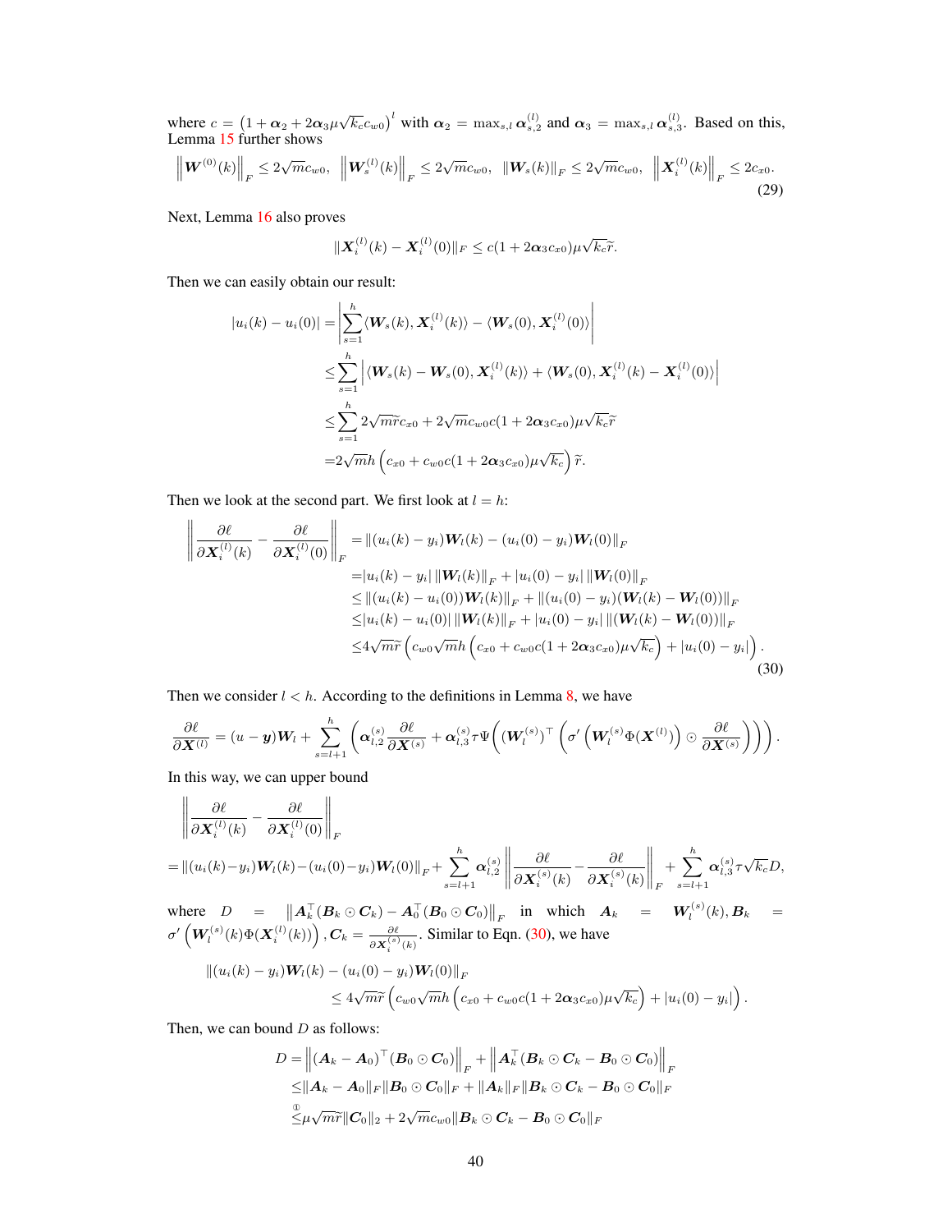where $c = \left(1 + \boldsymbol{\alpha}_2 + 2\boldsymbol{\alpha}_3 \mu \sqrt{k_c} c_{w0}\right)^l$ with $\boldsymbol{\alpha}_2 = \max_{s,l} \boldsymbol{\alpha}_{s,2}^{(l)}$ and $\boldsymbol{\alpha}_3 = \max_{s,l} \boldsymbol{\alpha}_{s,3}^{(l)}$. Based on this, Lemma 15 further shows

$$
\left\|\boldsymbol{W}^{(0)}(k)\right\|_F \leq 2\sqrt{m} c_{w0}, \quad \left\|\boldsymbol{W}_s^{(l)}(k)\right\|_F \leq 2\sqrt{m} c_{w0}, \quad \|\boldsymbol{W}_s(k)\|_F \leq 2\sqrt{m} c_{w0}, \quad \left\|\boldsymbol{X}_i^{(l)}(k)\right\|_F \leq 2 c_{x0}. \tag{29}
$$

Next, Lemma 16 also proves

$$
\|\boldsymbol{X}_i^{(l)}(k) - \boldsymbol{X}_i^{(l)}(0)\|_F \leq c(1 + 2\boldsymbol{\alpha}_3 c_{x0}) \mu \sqrt{k_c} \widetilde{r}.
$$

Then we can easily obtain our result:

$$
\begin{aligned}
|u_i(k) - u_i(0)| &= \left| \sum_{s=1}^h \langle \boldsymbol{W}_s(k), \boldsymbol{X}_i^{(l)}(k) \rangle - \langle \boldsymbol{W}_s(0), \boldsymbol{X}_i^{(l)}(0) \rangle \right| \\
&\leq \sum_{s=1}^h \left| \langle \boldsymbol{W}_s(k) - \boldsymbol{W}_s(0), \boldsymbol{X}_i^{(l)}(k) \rangle + \langle \boldsymbol{W}_s(0), \boldsymbol{X}_i^{(l)}(k) - \boldsymbol{X}_i^{(l)}(0) \rangle \right| \\
&\leq \sum_{s=1}^h 2\sqrt{m}\widetilde{r} c_{x0} + 2\sqrt{m} c_{w0} c(1 + 2\boldsymbol{\alpha}_3 c_{x0}) \mu \sqrt{k_c} \widetilde{r} \\
&= 2\sqrt{m} h \left( c_{x0} + c_{w0} c (1 + 2\boldsymbol{\alpha}_3 c_{x0}) \mu \sqrt{k_c} \right) \widetilde{r}.
\end{aligned}
$$

Then we look at the second part. We first look at $l = h$:

$$
\begin{aligned}
\left\| \frac{\partial \ell}{\partial \boldsymbol{X}_i^{(l)}(k)} - \frac{\partial \ell}{\partial \boldsymbol{X}_i^{(l)}(0)} \right\|_F &= \|(u_i(k) - y_i)\boldsymbol{W}_l(k) - (u_i(0) - y_i)\boldsymbol{W}_l(0)\|_F \\
&= |u_i(k) - y_i| \, \|\boldsymbol{W}_l(k)\|_F + |u_i(0) - y_i| \, \|\boldsymbol{W}_l(0)\|_F \\
&\leq \|(u_i(k) - u_i(0))\boldsymbol{W}_l(k)\|_F + \|(u_i(0) - y_i)(\boldsymbol{W}_l(k) - \boldsymbol{W}_l(0))\|_F \\
&\leq |u_i(k) - u_i(0)| \, \|\boldsymbol{W}_l(k)\|_F + |u_i(0) - y_i| \, \|(\boldsymbol{W}_l(k) - \boldsymbol{W}_l(0))\|_F \\
&\leq 4\sqrt{m}\widetilde{r} \left( c_{w0}\sqrt{m} h \left( c_{x0} + c_{w0} c(1 + 2\boldsymbol{\alpha}_3 c_{x0}) \mu \sqrt{k_c} \right) + |u_i(0) - y_i| \right).
\end{aligned} \tag{30}
$$

Then we consider $l < h$. According to the definitions in Lemma 8, we have

$$
\frac{\partial \ell}{\partial \boldsymbol{X}^{(l)}} = (u - \boldsymbol{y})\boldsymbol{W}_l + \sum_{s=l+1}^h \left( \boldsymbol{\alpha}_{l,2}^{(s)} \frac{\partial \ell}{\partial \boldsymbol{X}^{(s)}} + \boldsymbol{\alpha}_{l,3}^{(s)} \tau \Psi \left( (\boldsymbol{W}_l^{(s)})^\top \left( \sigma' \left( \boldsymbol{W}_l^{(s)} \Phi(\boldsymbol{X}^{(l)}) \right) \odot \frac{\partial \ell}{\partial \boldsymbol{X}^{(s)}} \right) \right) \right).
$$

In this way, we can upper bound

$$
\begin{aligned}
&\left\| \frac{\partial \ell}{\partial \boldsymbol{X}_i^{(l)}(k)} - \frac{\partial \ell}{\partial \boldsymbol{X}_i^{(l)}(0)} \right\|_F \\
=& \|(u_i(k) - y_i)\boldsymbol{W}_l(k) - (u_i(0) - y_i)\boldsymbol{W}_l(0)\|_F + \sum_{s=l+1}^h \boldsymbol{\alpha}_{l,2}^{(s)} \left\| \frac{\partial \ell}{\partial \boldsymbol{X}_i^{(s)}(k)} - \frac{\partial \ell}{\partial \boldsymbol{X}_i^{(s)}(k)} \right\|_F + \sum_{s=l+1}^h \boldsymbol{\alpha}_{l,3}^{(s)} \tau \sqrt{k_c} D,
\end{aligned}
$$

where $D = \left\| \boldsymbol{A}_k^\top (\boldsymbol{B}_k \odot \boldsymbol{C}_k) - \boldsymbol{A}_0^\top (\boldsymbol{B}_0 \odot \boldsymbol{C}_0) \right\|_F$ in which $\boldsymbol{A}_k = \boldsymbol{W}_l^{(s)}(k), \boldsymbol{B}_k = \sigma' \left( \boldsymbol{W}_l^{(s)}(k) \Phi(\boldsymbol{X}_i^{(l)}(k)) \right), \boldsymbol{C}_k = \frac{\partial \ell}{\partial \boldsymbol{X}_i^{(s)}(k)}$. Similar to Eqn. (30), we have

$$
\begin{aligned}
&\|(u_i(k) - y_i)\boldsymbol{W}_l(k) - (u_i(0) - y_i)\boldsymbol{W}_l(0)\|_F \\
&\qquad \leq 4\sqrt{m}\widetilde{r} \left( c_{w0}\sqrt{m} h \left( c_{x0} + c_{w0} c(1 + 2\boldsymbol{\alpha}_3 c_{x0}) \mu \sqrt{k_c} \right) + |u_i(0) - y_i| \right).
\end{aligned}
$$

Then, we can bound $D$ as follows:

$$
\begin{aligned}
D &= \left\| (\boldsymbol{A}_k - \boldsymbol{A}_0)^\top (\boldsymbol{B}_0 \odot \boldsymbol{C}_0) \right\|_F + \left\| \boldsymbol{A}_k^\top (\boldsymbol{B}_k \odot \boldsymbol{C}_k - \boldsymbol{B}_0 \odot \boldsymbol{C}_0) \right\|_F \\
&\leq \|\boldsymbol{A}_k - \boldsymbol{A}_0\|_F \|\boldsymbol{B}_0 \odot \boldsymbol{C}_0\|_F + \|\boldsymbol{A}_k\|_F \|\boldsymbol{B}_k \odot \boldsymbol{C}_k - \boldsymbol{B}_0 \odot \boldsymbol{C}_0\|_F \\
&\overset{①}{\leq} \mu \sqrt{m}\widetilde{r} \|\boldsymbol{C}_0\|_2 + 2\sqrt{m} c_{w0} \|\boldsymbol{B}_k \odot \boldsymbol{C}_k - \boldsymbol{B}_0 \odot \boldsymbol{C}_0\|_F
\end{aligned}
$$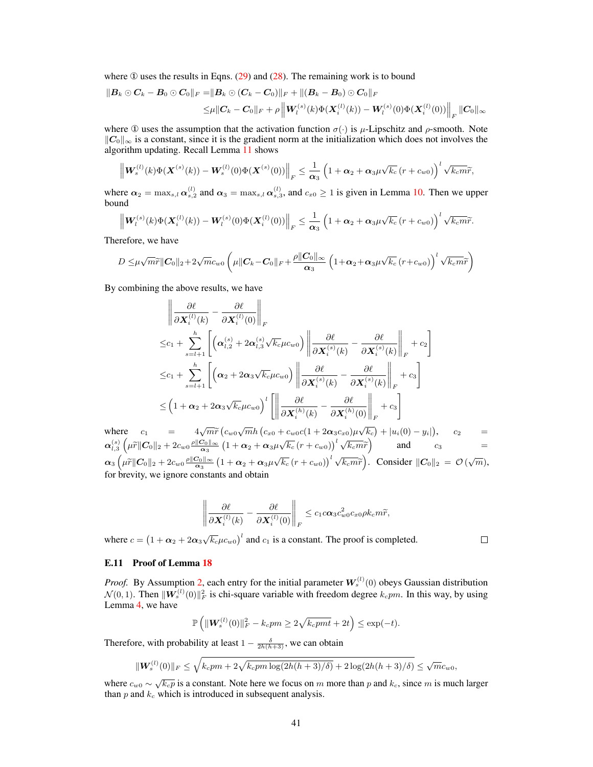where ① uses the results in Eqns. (29) and (28). The remaining work is to bound

$$
\begin{aligned}
\|\boldsymbol{B}_k \odot \boldsymbol{C}_k - \boldsymbol{B}_0 \odot \boldsymbol{C}_0\|_F =& \|\boldsymbol{B}_k \odot (\boldsymbol{C}_k - \boldsymbol{C}_0)\|_F + \|(\boldsymbol{B}_k - \boldsymbol{B}_0) \odot \boldsymbol{C}_0\|_F \\
\leq& \mu\|\boldsymbol{C}_k - \boldsymbol{C}_0\|_F + \rho \left\|\boldsymbol{W}_l^{(s)}(k)\Phi(\boldsymbol{X}_i^{(l)}(k)) - \boldsymbol{W}_l^{(s)}(0)\Phi(\boldsymbol{X}_i^{(l)}(0))\right\|_F \|\boldsymbol{C}_0\|_\infty
\end{aligned}
$$

where ① uses the assumption that the activation function $\sigma(\cdot)$ is $\mu$-Lipschitz and $\rho$-smooth. Note $\|\boldsymbol{C}_0\|_\infty$ is a constant, since it is the gradient norm at the initialization which does not involves the algorithm updating. Recall Lemma 11 shows

$$
\left\|\boldsymbol{W}_s^{(l)}(k)\Phi(\boldsymbol{X}^{(s)}(k)) - \boldsymbol{W}_s^{(l)}(0)\Phi(\boldsymbol{X}^{(s)}(0))\right\|_F \leq \frac{1}{\boldsymbol{\alpha}_3}\left(1 + \boldsymbol{\alpha}_2 + \boldsymbol{\alpha}_3\mu\sqrt{k_c}\,(r + c_{w0})\right)^l \sqrt{k_c m\widetilde{r}},
$$

where $\boldsymbol{\alpha}_2 = \max_{s,l} \boldsymbol{\alpha}_{s,2}^{(l)}$ and $\boldsymbol{\alpha}_3 = \max_{s,l} \boldsymbol{\alpha}_{s,3}^{(l)}$, and $c_{x0} \geq 1$ is given in Lemma 10. Then we upper bound

$$
\left\|\boldsymbol{W}_l^{(s)}(k)\Phi(\boldsymbol{X}_i^{(l)}(k)) - \boldsymbol{W}_l^{(s)}(0)\Phi(\boldsymbol{X}_i^{(l)}(0))\right\|_F \leq \frac{1}{\boldsymbol{\alpha}_3}\left(1 + \boldsymbol{\alpha}_2 + \boldsymbol{\alpha}_3\mu\sqrt{k_c}\,(r + c_{w0})\right)^l \sqrt{k_c m\widetilde{r}}.
$$

Therefore, we have

$$
D \leq \mu\sqrt{m\widetilde{r}}\|\boldsymbol{C}_0\|_2 + 2\sqrt{m}c_{w0}\left(\mu\|\boldsymbol{C}_k - \boldsymbol{C}_0\|_F + \frac{\rho\|\boldsymbol{C}_0\|_\infty}{\boldsymbol{\alpha}_3}\left(1 + \boldsymbol{\alpha}_2 + \boldsymbol{\alpha}_3\mu\sqrt{k_c}\,(r + c_{w0})\right)^l \sqrt{k_c m\widetilde{r}}\right)
$$

By combining the above results, we have

$$
\begin{aligned}
&\left\|\frac{\partial \ell}{\partial \boldsymbol{X}_i^{(l)}(k)} - \frac{\partial \ell}{\partial \boldsymbol{X}_i^{(l)}(0)}\right\|_F \\
\leq& c_1 + \sum_{s=l+1}^{h}\left[\left(\boldsymbol{\alpha}_{l,2}^{(s)} + 2\boldsymbol{\alpha}_{l,3}^{(s)}\sqrt{k_c}\mu c_{w0}\right)\left\|\frac{\partial \ell}{\partial \boldsymbol{X}_i^{(s)}(k)} - \frac{\partial \ell}{\partial \boldsymbol{X}_i^{(s)}(k)}\right\|_F + c_2\right] \\
\leq& c_1 + \sum_{s=l+1}^{h}\left[\left(\boldsymbol{\alpha}_2 + 2\boldsymbol{\alpha}_3\sqrt{k_c}\mu c_{w0}\right)\left\|\frac{\partial \ell}{\partial \boldsymbol{X}_i^{(s)}(k)} - \frac{\partial \ell}{\partial \boldsymbol{X}_i^{(s)}(k)}\right\|_F + c_3\right] \\
\leq& \left(1 + \boldsymbol{\alpha}_2 + 2\boldsymbol{\alpha}_3\sqrt{k_c}\mu c_{w0}\right)^l \left[\left\|\frac{\partial \ell}{\partial \boldsymbol{X}_i^{(h)}(k)} - \frac{\partial \ell}{\partial \boldsymbol{X}_i^{(h)}(0)}\right\|_F + c_3\right]
\end{aligned}
$$

where $c_1 = 4\sqrt{m\widetilde{r}}\left(c_{w0}\sqrt{m}h\left(c_{x0} + c_{w0}c(1 + 2\boldsymbol{\alpha}_3 c_{x0})\mu\sqrt{k_c}\right) + |u_i(0) - y_i|\right)$, $c_2 = \boldsymbol{\alpha}_{l,3}^{(s)}\left(\mu\widetilde{r}\|\boldsymbol{C}_0\|_2 + 2c_{w0}\frac{\rho\|\boldsymbol{C}_0\|_\infty}{\boldsymbol{\alpha}_3}\left(1 + \boldsymbol{\alpha}_2 + \boldsymbol{\alpha}_3\mu\sqrt{k_c}\,(r + c_{w0})\right)^l \sqrt{k_c m\widetilde{r}}\right)$ and $c_3 = \boldsymbol{\alpha}_3\left(\mu\widetilde{r}\|\boldsymbol{C}_0\|_2 + 2c_{w0}\frac{\rho\|\boldsymbol{C}_0\|_\infty}{\boldsymbol{\alpha}_3}\left(1 + \boldsymbol{\alpha}_2 + \boldsymbol{\alpha}_3\mu\sqrt{k_c}\,(r + c_{w0})\right)^l \sqrt{k_c m\widetilde{r}}\right)$. Consider $\|\boldsymbol{C}_0\|_2 = \mathcal{O}(\sqrt{m})$, for brevity, we ignore constants and obtain

$$
\left\|\frac{\partial \ell}{\partial \boldsymbol{X}_i^{(l)}(k)} - \frac{\partial \ell}{\partial \boldsymbol{X}_i^{(l)}(0)}\right\|_F \leq c_1 c\boldsymbol{\alpha}_3 c_{w0}^2 c_{x0}\rho k_c m\widetilde{r},
$$

where $c = \left(1 + \boldsymbol{\alpha}_2 + 2\boldsymbol{\alpha}_3\sqrt{k_c}\mu c_{w0}\right)^l$ and $c_1$ is a constant. The proof is completed. □

### E.11 Proof of Lemma 18

*Proof.* By Assumption 2, each entry for the initial parameter $\boldsymbol{W}_s^{(l)}(0)$ obeys Gaussian distribution $\mathcal{N}(0, 1)$. Then $\|\boldsymbol{W}_s^{(l)}(0)\|_F^2$ is chi-square variable with freedom degree $k_c pm$. In this way, by using Lemma 4, we have

$$
\mathbb{P}\left(\|\boldsymbol{W}_s^{(l)}(0)\|_F^2 - k_c pm \geq 2\sqrt{k_c pmt} + 2t\right) \leq \exp(-t).
$$

Therefore, with probability at least $1 - \frac{\delta}{2h(h+3)}$, we can obtain

$$
\|\boldsymbol{W}_s^{(l)}(0)\|_F \leq \sqrt{k_c pm + 2\sqrt{k_c pm \log(2h(h+3)/\delta)} + 2\log(2h(h+3)/\delta)} \leq \sqrt{m}c_{w0},
$$

where $c_{w0} \sim \sqrt{k_c p}$ is a constant. Note here we focus on $m$ more than $p$ and $k_c$, since $m$ is much larger than $p$ and $k_c$ which is introduced in subsequent analysis.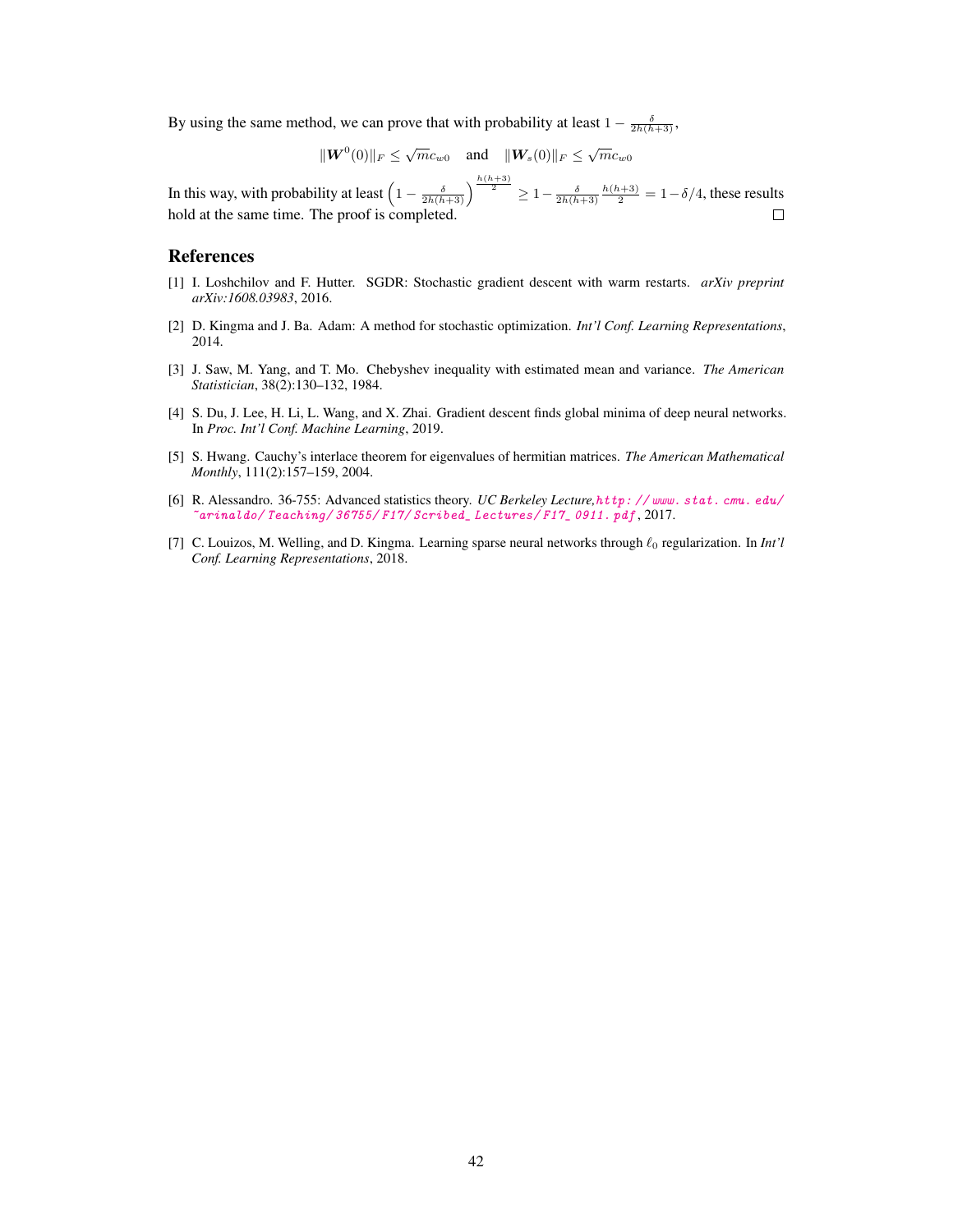By using the same method, we can prove that with probability at least $1 - \frac{\delta}{2h(h+3)}$,

$$\|\boldsymbol{W}^0(0)\|_F \leq \sqrt{m} c_{w0} \quad \text{and} \quad \|\boldsymbol{W}_s(0)\|_F \leq \sqrt{m} c_{w0}$$

In this way, with probability at least $\left(1 - \frac{\delta}{2h(h+3)}\right)^{\frac{h(h+3)}{2}} \geq 1 - \frac{\delta}{2h(h+3)} \frac{h(h+3)}{2} = 1 - \delta/4$, these results hold at the same time. The proof is completed. □

## References

[1] I. Loshchilov and F. Hutter. SGDR: Stochastic gradient descent with warm restarts. *arXiv preprint arXiv:1608.03983*, 2016.

[2] D. Kingma and J. Ba. Adam: A method for stochastic optimization. *Int'l Conf. Learning Representations*, 2014.

[3] J. Saw, M. Yang, and T. Mo. Chebyshev inequality with estimated mean and variance. *The American Statistician*, 38(2):130–132, 1984.

[4] S. Du, J. Lee, H. Li, L. Wang, and X. Zhai. Gradient descent finds global minima of deep neural networks. In *Proc. Int'l Conf. Machine Learning*, 2019.

[5] S. Hwang. Cauchy's interlace theorem for eigenvalues of hermitian matrices. *The American Mathematical Monthly*, 111(2):157–159, 2004.

[6] R. Alessandro. 36-755: Advanced statistics theory. *UC Berkeley Lecture,* http://www.stat.cmu.edu/~arinaldo/Teaching/36755/F17/Scribed_Lectures/F17_0911.pdf, 2017.

[7] C. Louizos, M. Welling, and D. Kingma. Learning sparse neural networks through $\ell_0$ regularization. In *Int'l Conf. Learning Representations*, 2018.